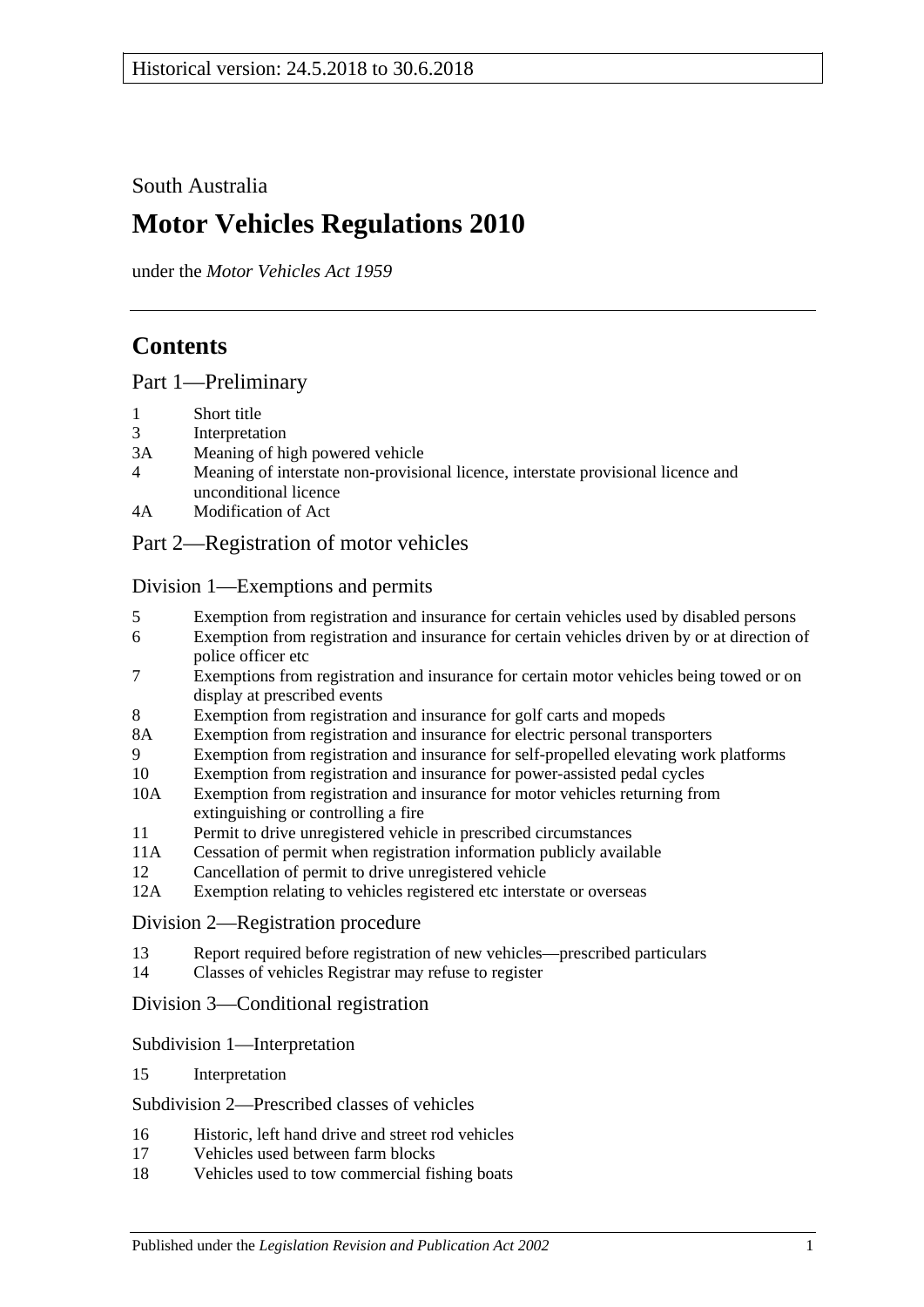Historical version: 24.5.2018 to 30.6.2018

South Australia

# Motor Vehicles Regulations 2010

under the *Motor Vehicles Act 1959*

## Contents

### Part 1—Preliminary

- 1 Short title
- 3 Interpretation
- 3A Meaning of high powered vehicle
- 4 Meaning of interstate non-provisional licence, interstate provisional licence and unconditional licence
- 4A Modification of Act

### Part 2—Registration of motor vehicles

#### Division 1—Exemptions and permits

- 5 Exemption from registration and insurance for certain vehicles used by disabled persons
- 6 Exemption from registration and insurance for certain vehicles driven by or at direction of police officer etc
- 7 Exemptions from registration and insurance for certain motor vehicles being towed or on display at prescribed events
- 8 Exemption from registration and insurance for golf carts and mopeds
- 8A Exemption from registration and insurance for electric personal transporters
- 9 Exemption from registration and insurance for self-propelled elevating work platforms
- 10 Exemption from registration and insurance for power-assisted pedal cycles
- 10A Exemption from registration and insurance for motor vehicles returning from extinguishing or controlling a fire
- 11 Permit to drive unregistered vehicle in prescribed circumstances
- 11A Cessation of permit when registration information publicly available
- 12 Cancellation of permit to drive unregistered vehicle
- 12A Exemption relating to vehicles registered etc interstate or overseas

#### Division 2—Registration procedure

- 13 Report required before registration of new vehicles—prescribed particulars
- 14 Classes of vehicles Registrar may refuse to register

#### Division 3—Conditional registration

##### Subdivision 1—Interpretation

- 15 Interpretation

##### Subdivision 2—Prescribed classes of vehicles

- 16 Historic, left hand drive and street rod vehicles
- 17 Vehicles used between farm blocks
- 18 Vehicles used to tow commercial fishing boats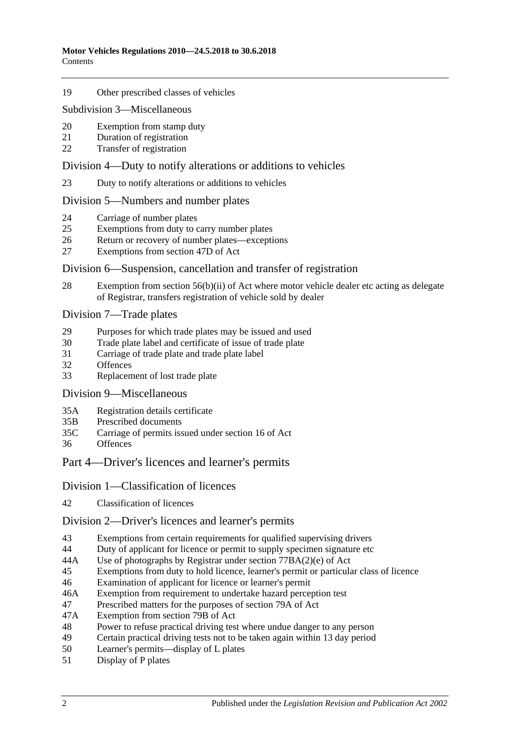19 Other prescribed classes of vehicles

Subdivision 3—Miscellaneous

20 Exemption from stamp duty
21 Duration of registration
22 Transfer of registration

## Division 4—Duty to notify alterations or additions to vehicles

23 Duty to notify alterations or additions to vehicles

## Division 5—Numbers and number plates

24 Carriage of number plates
25 Exemptions from duty to carry number plates
26 Return or recovery of number plates—exceptions
27 Exemptions from section 47D of Act

## Division 6—Suspension, cancellation and transfer of registration

28 Exemption from section 56(b)(ii) of Act where motor vehicle dealer etc acting as delegate of Registrar, transfers registration of vehicle sold by dealer

## Division 7—Trade plates

29 Purposes for which trade plates may be issued and used
30 Trade plate label and certificate of issue of trade plate
31 Carriage of trade plate and trade plate label
32 Offences
33 Replacement of lost trade plate

## Division 9—Miscellaneous

35A Registration details certificate
35B Prescribed documents
35C Carriage of permits issued under section 16 of Act
36 Offences

# Part 4—Driver's licences and learner's permits

## Division 1—Classification of licences

42 Classification of licences

## Division 2—Driver's licences and learner's permits

43 Exemptions from certain requirements for qualified supervising drivers
44 Duty of applicant for licence or permit to supply specimen signature etc
44A Use of photographs by Registrar under section 77BA(2)(e) of Act
45 Exemptions from duty to hold licence, learner's permit or particular class of licence
46 Examination of applicant for licence or learner's permit
46A Exemption from requirement to undertake hazard perception test
47 Prescribed matters for the purposes of section 79A of Act
47A Exemption from section 79B of Act
48 Power to refuse practical driving test where undue danger to any person
49 Certain practical driving tests not to be taken again within 13 day period
50 Learner's permits—display of L plates
51 Display of P plates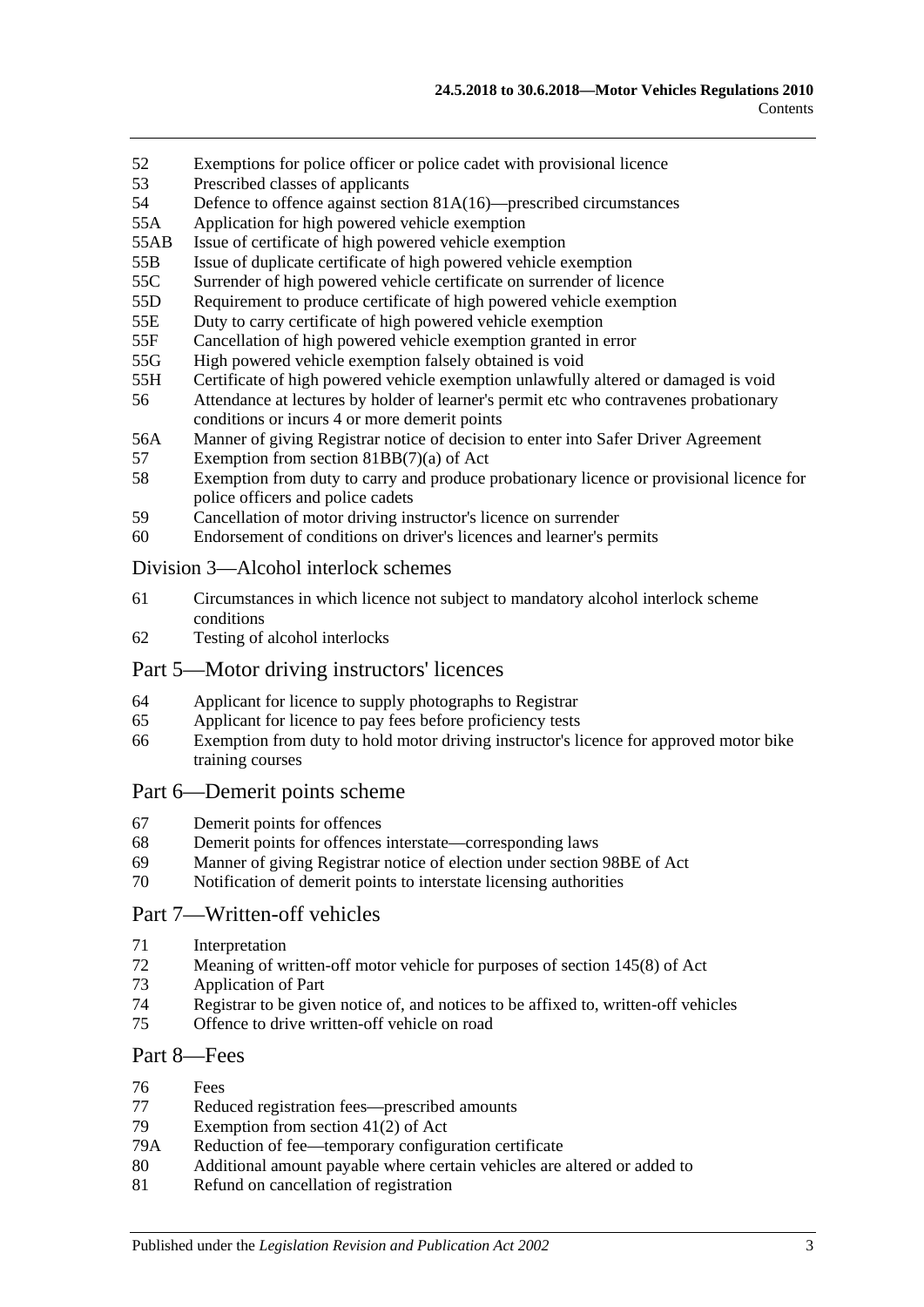52 Exemptions for police officer or police cadet with provisional licence
53 Prescribed classes of applicants
54 Defence to offence against section 81A(16)—prescribed circumstances
55A Application for high powered vehicle exemption
55AB Issue of certificate of high powered vehicle exemption
55B Issue of duplicate certificate of high powered vehicle exemption
55C Surrender of high powered vehicle certificate on surrender of licence
55D Requirement to produce certificate of high powered vehicle exemption
55E Duty to carry certificate of high powered vehicle exemption
55F Cancellation of high powered vehicle exemption granted in error
55G High powered vehicle exemption falsely obtained is void
55H Certificate of high powered vehicle exemption unlawfully altered or damaged is void
56 Attendance at lectures by holder of learner's permit etc who contravenes probationary conditions or incurs 4 or more demerit points
56A Manner of giving Registrar notice of decision to enter into Safer Driver Agreement
57 Exemption from section 81BB(7)(a) of Act
58 Exemption from duty to carry and produce probationary licence or provisional licence for police officers and police cadets
59 Cancellation of motor driving instructor's licence on surrender
60 Endorsement of conditions on driver's licences and learner's permits

## Division 3—Alcohol interlock schemes

61 Circumstances in which licence not subject to mandatory alcohol interlock scheme conditions
62 Testing of alcohol interlocks

## Part 5—Motor driving instructors' licences

64 Applicant for licence to supply photographs to Registrar
65 Applicant for licence to pay fees before proficiency tests
66 Exemption from duty to hold motor driving instructor's licence for approved motor bike training courses

## Part 6—Demerit points scheme

67 Demerit points for offences
68 Demerit points for offences interstate—corresponding laws
69 Manner of giving Registrar notice of election under section 98BE of Act
70 Notification of demerit points to interstate licensing authorities

## Part 7—Written-off vehicles

71 Interpretation
72 Meaning of written-off motor vehicle for purposes of section 145(8) of Act
73 Application of Part
74 Registrar to be given notice of, and notices to be affixed to, written-off vehicles
75 Offence to drive written-off vehicle on road

## Part 8—Fees

76 Fees
77 Reduced registration fees—prescribed amounts
79 Exemption from section 41(2) of Act
79A Reduction of fee—temporary configuration certificate
80 Additional amount payable where certain vehicles are altered or added to
81 Refund on cancellation of registration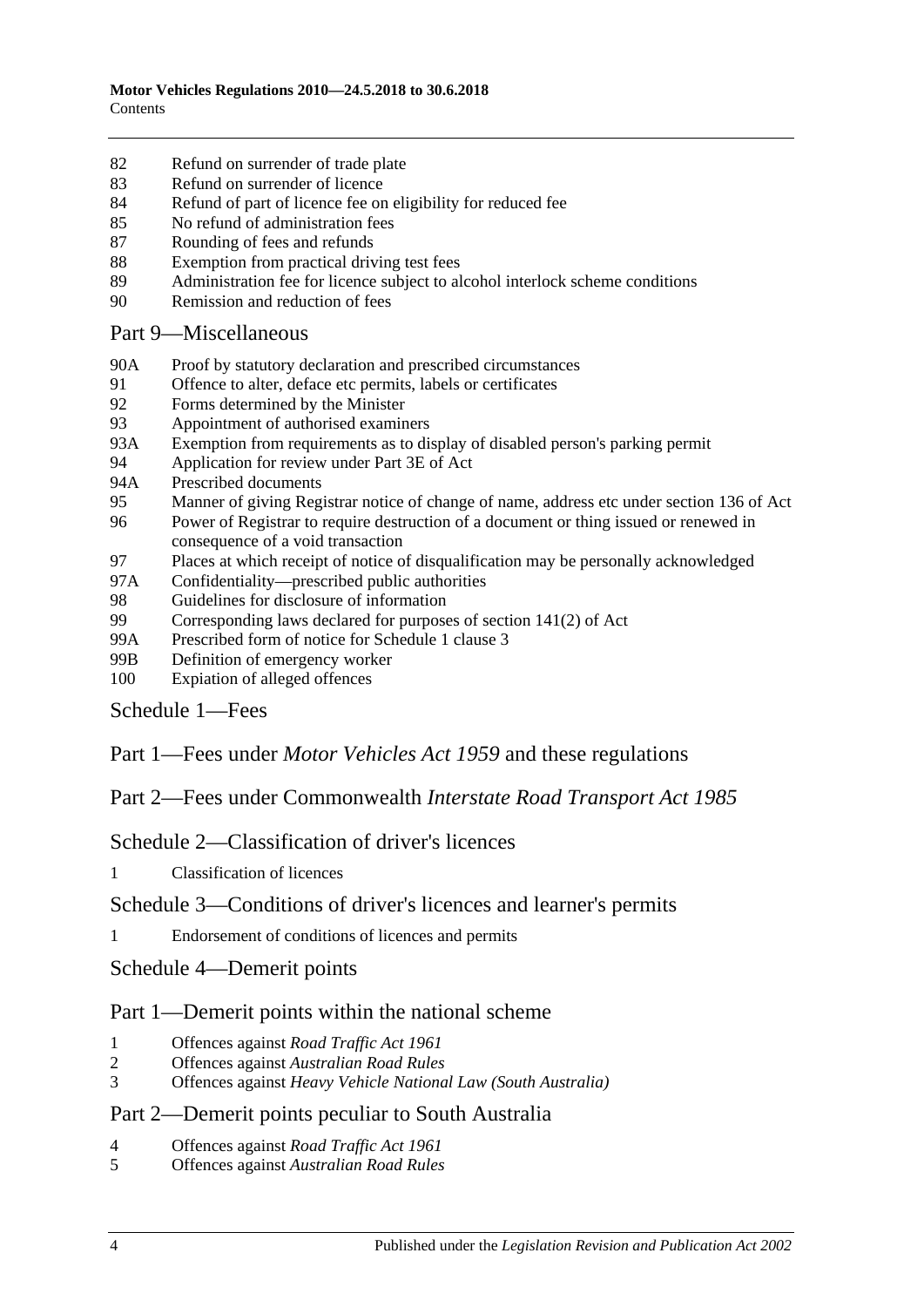82 Refund on surrender of trade plate
83 Refund on surrender of licence
84 Refund of part of licence fee on eligibility for reduced fee
85 No refund of administration fees
87 Rounding of fees and refunds
88 Exemption from practical driving test fees
89 Administration fee for licence subject to alcohol interlock scheme conditions
90 Remission and reduction of fees

## Part 9—Miscellaneous

90A Proof by statutory declaration and prescribed circumstances
91 Offence to alter, deface etc permits, labels or certificates
92 Forms determined by the Minister
93 Appointment of authorised examiners
93A Exemption from requirements as to display of disabled person's parking permit
94 Application for review under Part 3E of Act
94A Prescribed documents
95 Manner of giving Registrar notice of change of name, address etc under section 136 of Act
96 Power of Registrar to require destruction of a document or thing issued or renewed in consequence of a void transaction
97 Places at which receipt of notice of disqualification may be personally acknowledged
97A Confidentiality—prescribed public authorities
98 Guidelines for disclosure of information
99 Corresponding laws declared for purposes of section 141(2) of Act
99A Prescribed form of notice for Schedule 1 clause 3
99B Definition of emergency worker
100 Expiation of alleged offences

## Schedule 1—Fees

## Part 1—Fees under *Motor Vehicles Act 1959* and these regulations

## Part 2—Fees under Commonwealth *Interstate Road Transport Act 1985*

## Schedule 2—Classification of driver's licences

1 Classification of licences

## Schedule 3—Conditions of driver's licences and learner's permits

1 Endorsement of conditions of licences and permits

## Schedule 4—Demerit points

## Part 1—Demerit points within the national scheme

1 Offences against *Road Traffic Act 1961*
2 Offences against *Australian Road Rules*
3 Offences against *Heavy Vehicle National Law (South Australia)*

## Part 2—Demerit points peculiar to South Australia

4 Offences against *Road Traffic Act 1961*
5 Offences against *Australian Road Rules*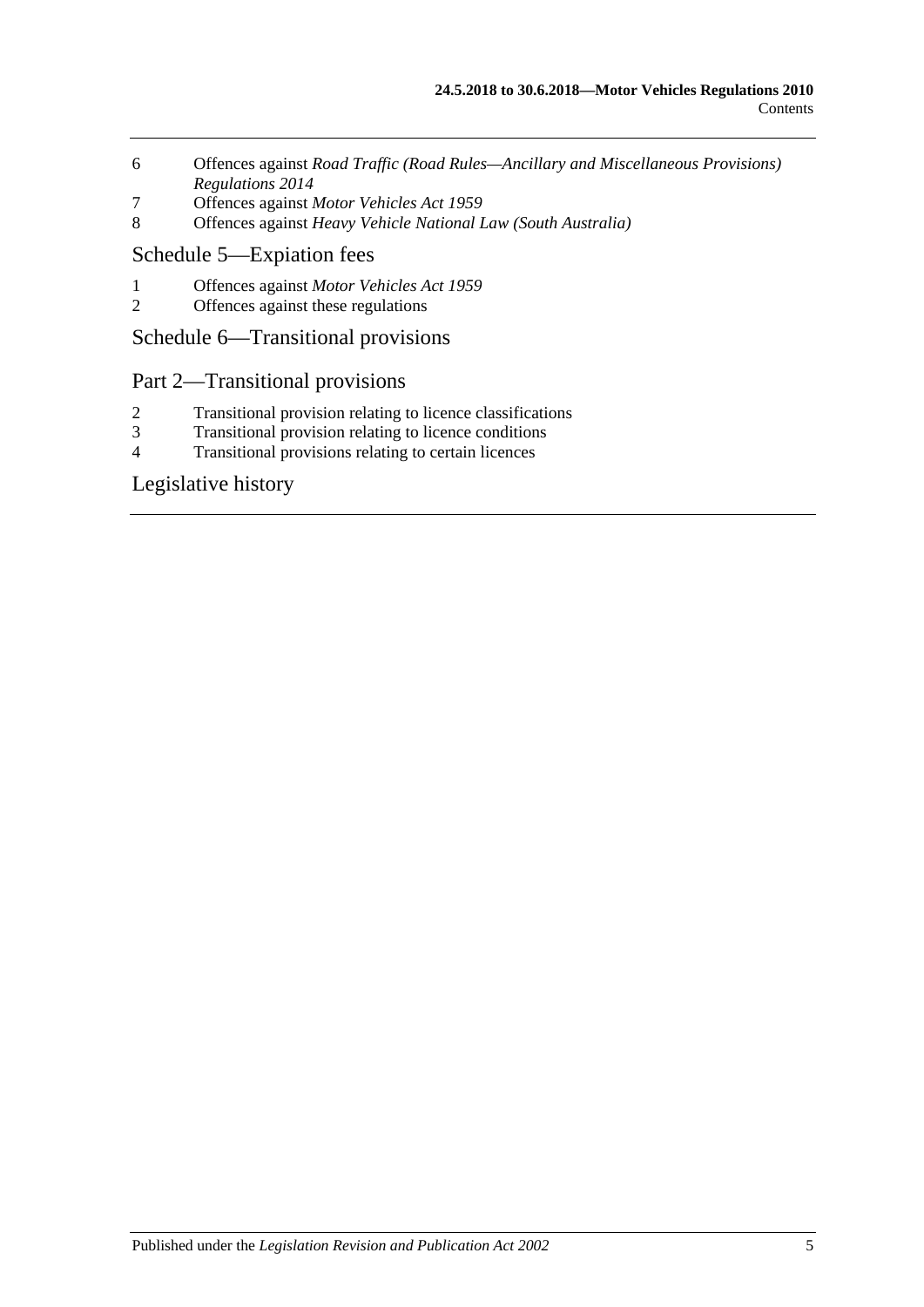6 Offences against *Road Traffic (Road Rules—Ancillary and Miscellaneous Provisions) Regulations 2014*

7 Offences against *Motor Vehicles Act 1959*

8 Offences against *Heavy Vehicle National Law (South Australia)*

## Schedule 5—Expiation fees

1 Offences against *Motor Vehicles Act 1959*

2 Offences against these regulations

## Schedule 6—Transitional provisions

## Part 2—Transitional provisions

2 Transitional provision relating to licence classifications

3 Transitional provision relating to licence conditions

4 Transitional provisions relating to certain licences

## Legislative history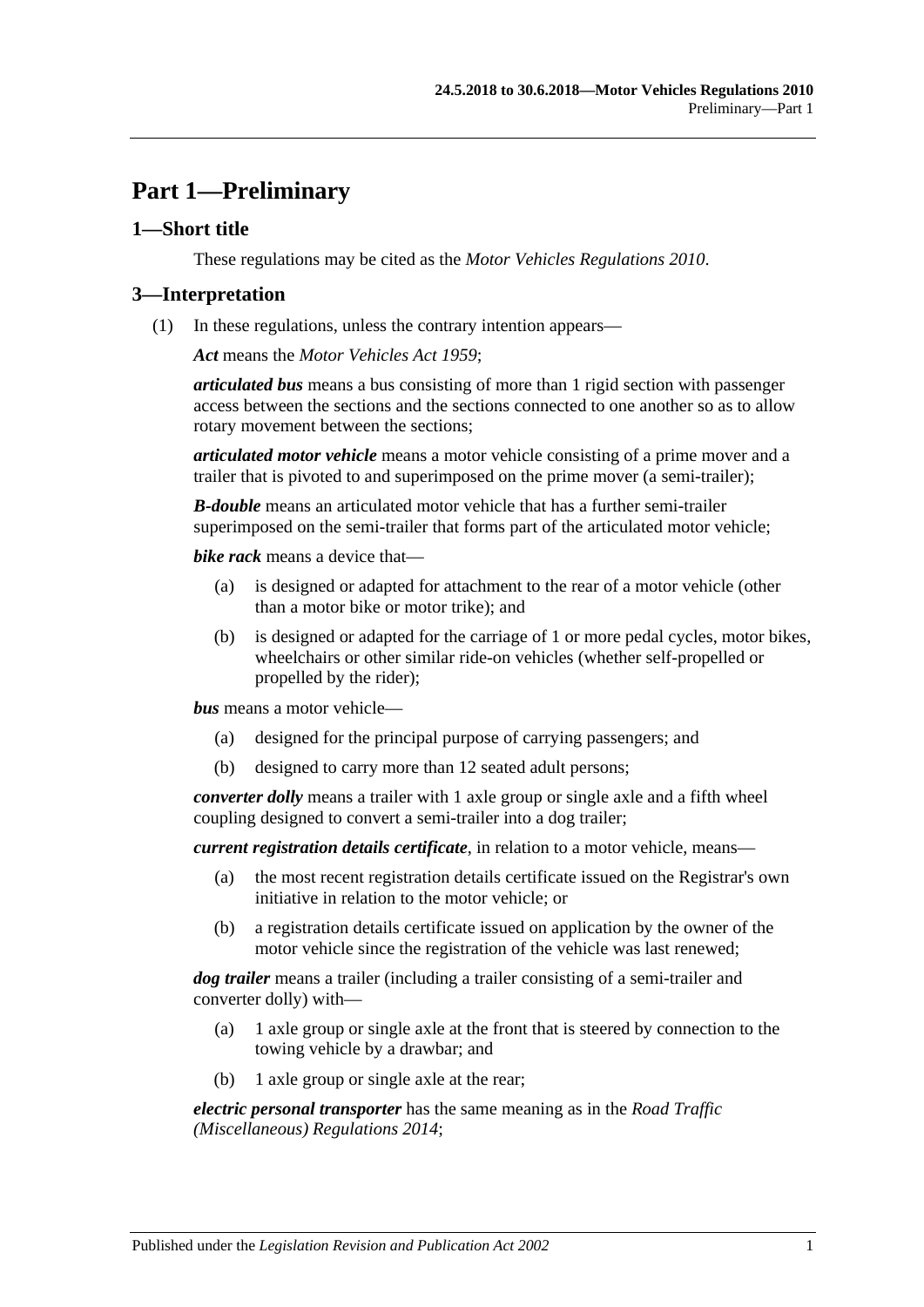# Part 1—Preliminary

## 1—Short title

These regulations may be cited as the *Motor Vehicles Regulations 2010*.

## 3—Interpretation

(1) In these regulations, unless the contrary intention appears—

***Act*** means the *Motor Vehicles Act 1959*;

***articulated bus*** means a bus consisting of more than 1 rigid section with passenger access between the sections and the sections connected to one another so as to allow rotary movement between the sections;

***articulated motor vehicle*** means a motor vehicle consisting of a prime mover and a trailer that is pivoted to and superimposed on the prime mover (a semi-trailer);

***B-double*** means an articulated motor vehicle that has a further semi-trailer superimposed on the semi-trailer that forms part of the articulated motor vehicle;

***bike rack*** means a device that—

(a) is designed or adapted for attachment to the rear of a motor vehicle (other than a motor bike or motor trike); and

(b) is designed or adapted for the carriage of 1 or more pedal cycles, motor bikes, wheelchairs or other similar ride-on vehicles (whether self-propelled or propelled by the rider);

***bus*** means a motor vehicle—

(a) designed for the principal purpose of carrying passengers; and

(b) designed to carry more than 12 seated adult persons;

***converter dolly*** means a trailer with 1 axle group or single axle and a fifth wheel coupling designed to convert a semi-trailer into a dog trailer;

***current registration details certificate***, in relation to a motor vehicle, means—

(a) the most recent registration details certificate issued on the Registrar's own initiative in relation to the motor vehicle; or

(b) a registration details certificate issued on application by the owner of the motor vehicle since the registration of the vehicle was last renewed;

***dog trailer*** means a trailer (including a trailer consisting of a semi-trailer and converter dolly) with—

(a) 1 axle group or single axle at the front that is steered by connection to the towing vehicle by a drawbar; and

(b) 1 axle group or single axle at the rear;

***electric personal transporter*** has the same meaning as in the *Road Traffic (Miscellaneous) Regulations 2014*;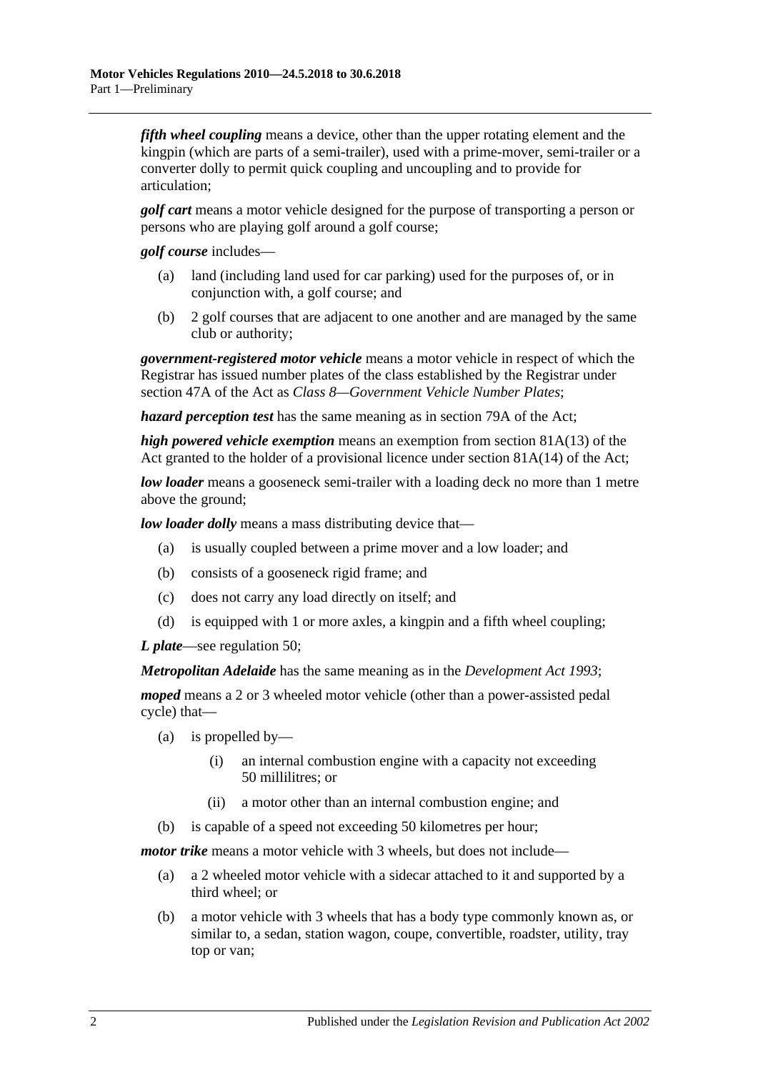***fifth wheel coupling*** means a device, other than the upper rotating element and the kingpin (which are parts of a semi-trailer), used with a prime-mover, semi-trailer or a converter dolly to permit quick coupling and uncoupling and to provide for articulation;

***golf cart*** means a motor vehicle designed for the purpose of transporting a person or persons who are playing golf around a golf course;

***golf course*** includes—

(a) land (including land used for car parking) used for the purposes of, or in conjunction with, a golf course; and

(b) 2 golf courses that are adjacent to one another and are managed by the same club or authority;

***government-registered motor vehicle*** means a motor vehicle in respect of which the Registrar has issued number plates of the class established by the Registrar under section 47A of the Act as *Class 8—Government Vehicle Number Plates*;

***hazard perception test*** has the same meaning as in section 79A of the Act;

***high powered vehicle exemption*** means an exemption from section 81A(13) of the Act granted to the holder of a provisional licence under section 81A(14) of the Act;

***low loader*** means a gooseneck semi-trailer with a loading deck no more than 1 metre above the ground;

***low loader dolly*** means a mass distributing device that—

(a) is usually coupled between a prime mover and a low loader; and

(b) consists of a gooseneck rigid frame; and

(c) does not carry any load directly on itself; and

(d) is equipped with 1 or more axles, a kingpin and a fifth wheel coupling;

***L plate***—see regulation 50;

***Metropolitan Adelaide*** has the same meaning as in the *Development Act 1993*;

***moped*** means a 2 or 3 wheeled motor vehicle (other than a power-assisted pedal cycle) that—

(a) is propelled by—

(i) an internal combustion engine with a capacity not exceeding 50 millilitres; or

(ii) a motor other than an internal combustion engine; and

(b) is capable of a speed not exceeding 50 kilometres per hour;

***motor trike*** means a motor vehicle with 3 wheels, but does not include—

(a) a 2 wheeled motor vehicle with a sidecar attached to it and supported by a third wheel; or

(b) a motor vehicle with 3 wheels that has a body type commonly known as, or similar to, a sedan, station wagon, coupe, convertible, roadster, utility, tray top or van;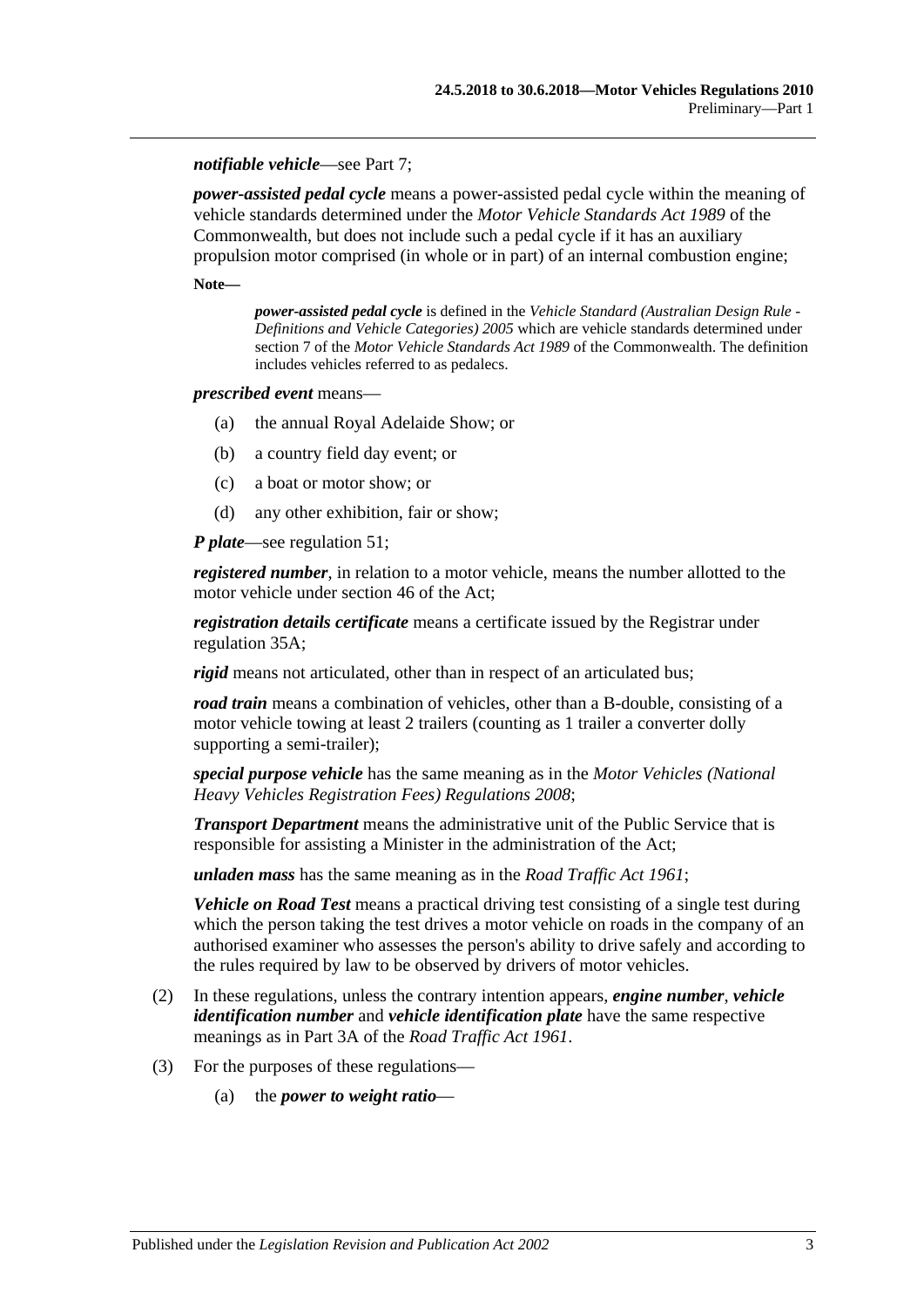***notifiable vehicle***—see Part 7;

***power-assisted pedal cycle*** means a power-assisted pedal cycle within the meaning of vehicle standards determined under the *Motor Vehicle Standards Act 1989* of the Commonwealth, but does not include such a pedal cycle if it has an auxiliary propulsion motor comprised (in whole or in part) of an internal combustion engine;

**Note—**

> ***power-assisted pedal cycle*** is defined in the *Vehicle Standard (Australian Design Rule - Definitions and Vehicle Categories) 2005* which are vehicle standards determined under section 7 of the *Motor Vehicle Standards Act 1989* of the Commonwealth. The definition includes vehicles referred to as pedalecs.

***prescribed event*** means—

(a) the annual Royal Adelaide Show; or

(b) a country field day event; or

(c) a boat or motor show; or

(d) any other exhibition, fair or show;

***P plate***—see regulation 51;

***registered number***, in relation to a motor vehicle, means the number allotted to the motor vehicle under section 46 of the Act;

***registration details certificate*** means a certificate issued by the Registrar under regulation 35A;

***rigid*** means not articulated, other than in respect of an articulated bus;

***road train*** means a combination of vehicles, other than a B-double, consisting of a motor vehicle towing at least 2 trailers (counting as 1 trailer a converter dolly supporting a semi-trailer);

***special purpose vehicle*** has the same meaning as in the *Motor Vehicles (National Heavy Vehicles Registration Fees) Regulations 2008*;

***Transport Department*** means the administrative unit of the Public Service that is responsible for assisting a Minister in the administration of the Act;

***unladen mass*** has the same meaning as in the *Road Traffic Act 1961*;

***Vehicle on Road Test*** means a practical driving test consisting of a single test during which the person taking the test drives a motor vehicle on roads in the company of an authorised examiner who assesses the person's ability to drive safely and according to the rules required by law to be observed by drivers of motor vehicles.

(2) In these regulations, unless the contrary intention appears, ***engine number***, ***vehicle identification number*** and ***vehicle identification plate*** have the same respective meanings as in Part 3A of the *Road Traffic Act 1961*.

(3) For the purposes of these regulations—

(a) the ***power to weight ratio***—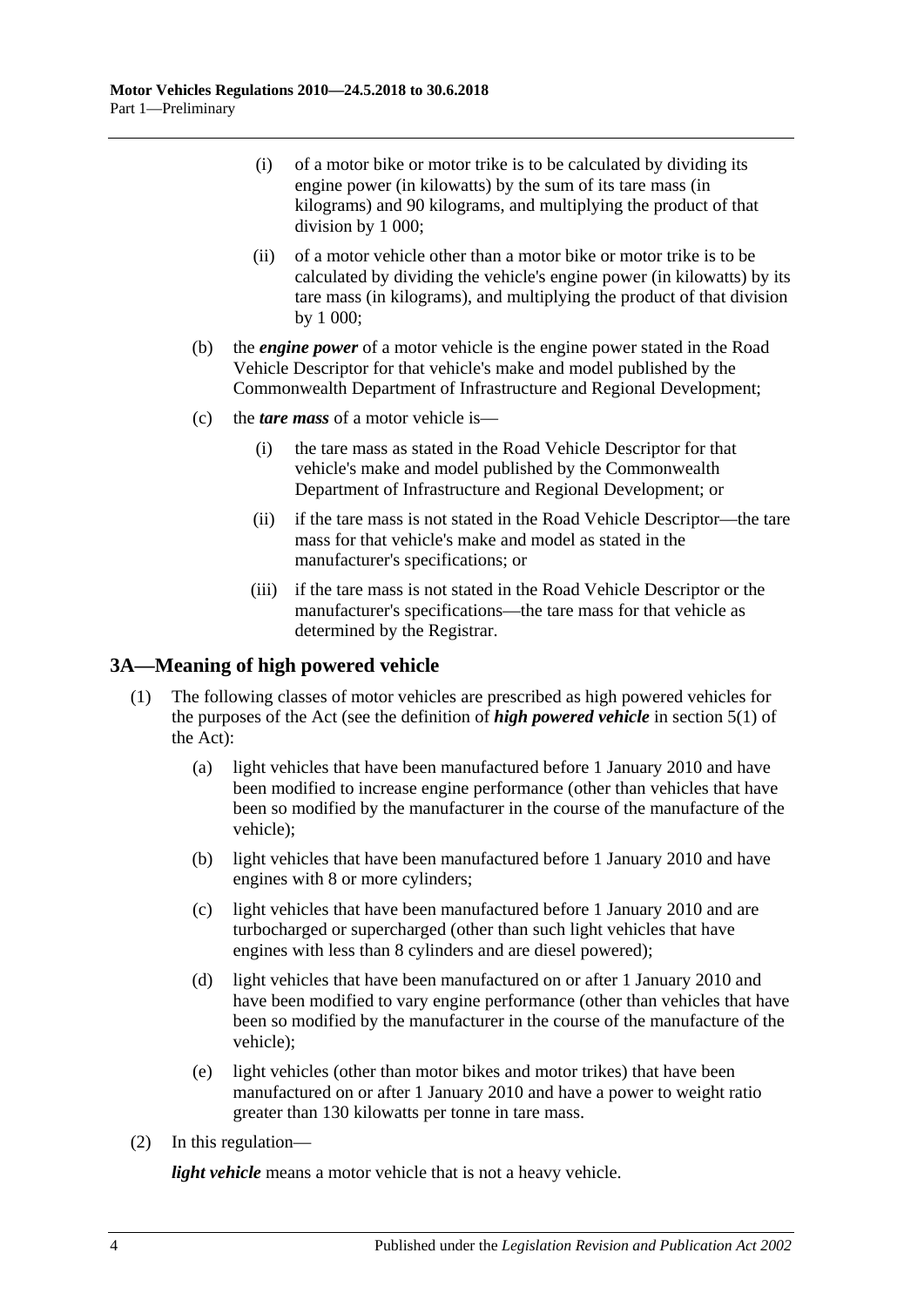(i) of a motor bike or motor trike is to be calculated by dividing its engine power (in kilowatts) by the sum of its tare mass (in kilograms) and 90 kilograms, and multiplying the product of that division by 1 000;

(ii) of a motor vehicle other than a motor bike or motor trike is to be calculated by dividing the vehicle's engine power (in kilowatts) by its tare mass (in kilograms), and multiplying the product of that division by 1 000;

(b) the ***engine power*** of a motor vehicle is the engine power stated in the Road Vehicle Descriptor for that vehicle's make and model published by the Commonwealth Department of Infrastructure and Regional Development;

(c) the ***tare mass*** of a motor vehicle is—

(i) the tare mass as stated in the Road Vehicle Descriptor for that vehicle's make and model published by the Commonwealth Department of Infrastructure and Regional Development; or

(ii) if the tare mass is not stated in the Road Vehicle Descriptor—the tare mass for that vehicle's make and model as stated in the manufacturer's specifications; or

(iii) if the tare mass is not stated in the Road Vehicle Descriptor or the manufacturer's specifications—the tare mass for that vehicle as determined by the Registrar.

## 3A—Meaning of high powered vehicle

(1) The following classes of motor vehicles are prescribed as high powered vehicles for the purposes of the Act (see the definition of ***high powered vehicle*** in section 5(1) of the Act):

(a) light vehicles that have been manufactured before 1 January 2010 and have been modified to increase engine performance (other than vehicles that have been so modified by the manufacturer in the course of the manufacture of the vehicle);

(b) light vehicles that have been manufactured before 1 January 2010 and have engines with 8 or more cylinders;

(c) light vehicles that have been manufactured before 1 January 2010 and are turbocharged or supercharged (other than such light vehicles that have engines with less than 8 cylinders and are diesel powered);

(d) light vehicles that have been manufactured on or after 1 January 2010 and have been modified to vary engine performance (other than vehicles that have been so modified by the manufacturer in the course of the manufacture of the vehicle);

(e) light vehicles (other than motor bikes and motor trikes) that have been manufactured on or after 1 January 2010 and have a power to weight ratio greater than 130 kilowatts per tonne in tare mass.

(2) In this regulation—

***light vehicle*** means a motor vehicle that is not a heavy vehicle.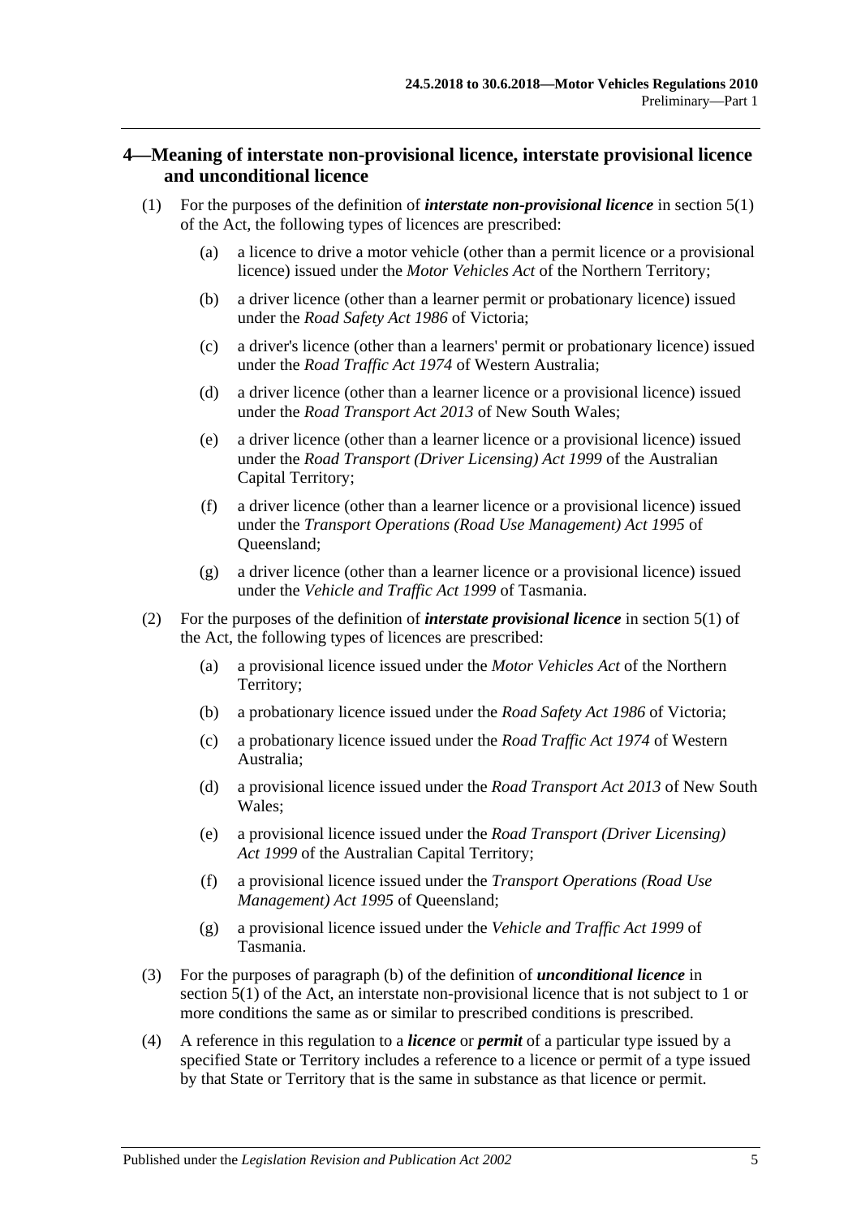## 4—Meaning of interstate non-provisional licence, interstate provisional licence and unconditional licence

(1) For the purposes of the definition of ***interstate non-provisional licence*** in section 5(1) of the Act, the following types of licences are prescribed:

(a) a licence to drive a motor vehicle (other than a permit licence or a provisional licence) issued under the *Motor Vehicles Act* of the Northern Territory;

(b) a driver licence (other than a learner permit or probationary licence) issued under the *Road Safety Act 1986* of Victoria;

(c) a driver's licence (other than a learners' permit or probationary licence) issued under the *Road Traffic Act 1974* of Western Australia;

(d) a driver licence (other than a learner licence or a provisional licence) issued under the *Road Transport Act 2013* of New South Wales;

(e) a driver licence (other than a learner licence or a provisional licence) issued under the *Road Transport (Driver Licensing) Act 1999* of the Australian Capital Territory;

(f) a driver licence (other than a learner licence or a provisional licence) issued under the *Transport Operations (Road Use Management) Act 1995* of Queensland;

(g) a driver licence (other than a learner licence or a provisional licence) issued under the *Vehicle and Traffic Act 1999* of Tasmania.

(2) For the purposes of the definition of ***interstate provisional licence*** in section 5(1) of the Act, the following types of licences are prescribed:

(a) a provisional licence issued under the *Motor Vehicles Act* of the Northern Territory;

(b) a probationary licence issued under the *Road Safety Act 1986* of Victoria;

(c) a probationary licence issued under the *Road Traffic Act 1974* of Western Australia;

(d) a provisional licence issued under the *Road Transport Act 2013* of New South Wales;

(e) a provisional licence issued under the *Road Transport (Driver Licensing) Act 1999* of the Australian Capital Territory;

(f) a provisional licence issued under the *Transport Operations (Road Use Management) Act 1995* of Queensland;

(g) a provisional licence issued under the *Vehicle and Traffic Act 1999* of Tasmania.

(3) For the purposes of paragraph (b) of the definition of ***unconditional licence*** in section 5(1) of the Act, an interstate non-provisional licence that is not subject to 1 or more conditions the same as or similar to prescribed conditions is prescribed.

(4) A reference in this regulation to a ***licence*** or ***permit*** of a particular type issued by a specified State or Territory includes a reference to a licence or permit of a type issued by that State or Territory that is the same in substance as that licence or permit.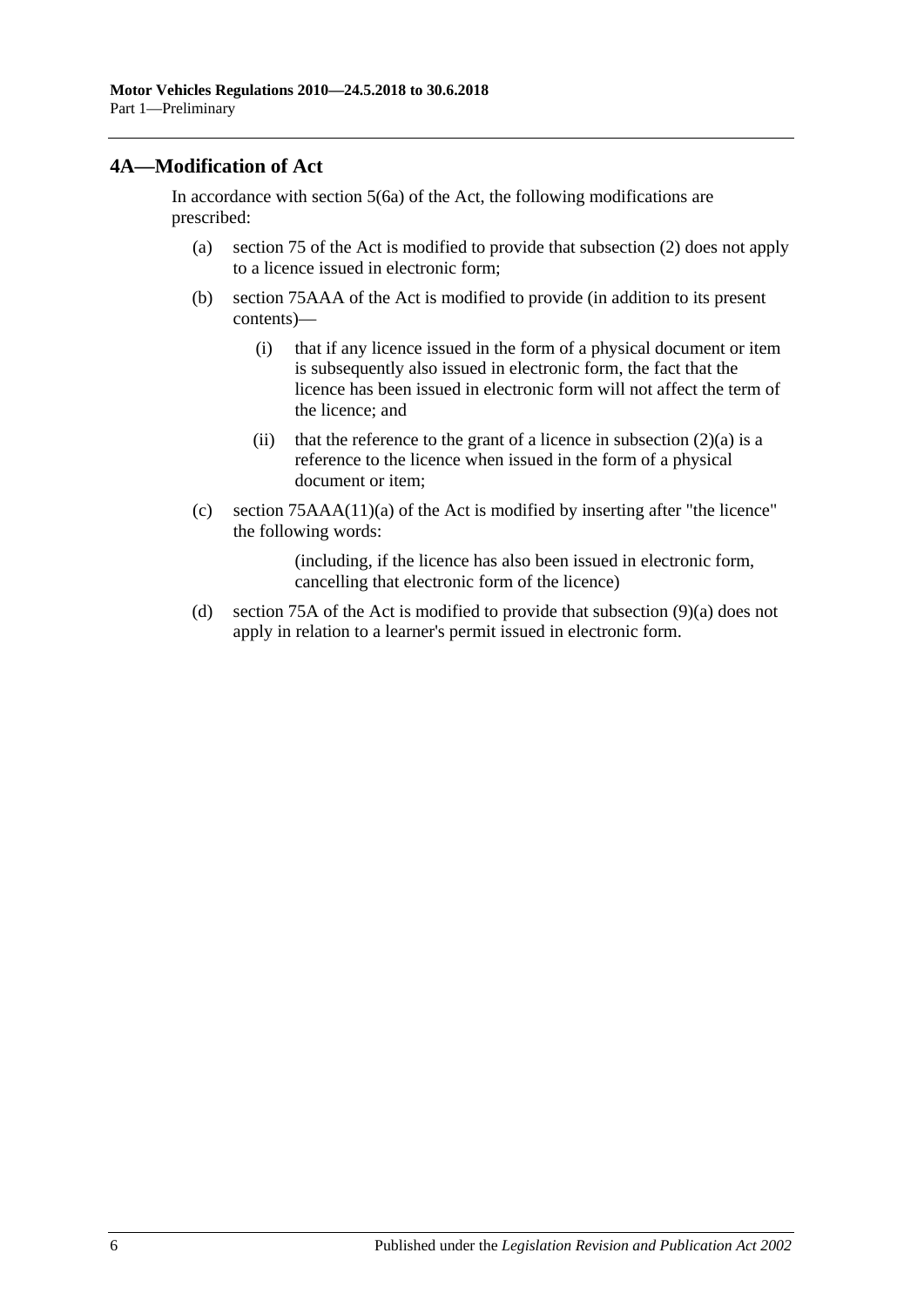## 4A—Modification of Act

In accordance with section 5(6a) of the Act, the following modifications are prescribed:

(a) section 75 of the Act is modified to provide that subsection (2) does not apply to a licence issued in electronic form;

(b) section 75AAA of the Act is modified to provide (in addition to its present contents)—

  (i) that if any licence issued in the form of a physical document or item is subsequently also issued in electronic form, the fact that the licence has been issued in electronic form will not affect the term of the licence; and

  (ii) that the reference to the grant of a licence in subsection (2)(a) is a reference to the licence when issued in the form of a physical document or item;

(c) section 75AAA(11)(a) of the Act is modified by inserting after "the licence" the following words:

> (including, if the licence has also been issued in electronic form, cancelling that electronic form of the licence)

(d) section 75A of the Act is modified to provide that subsection (9)(a) does not apply in relation to a learner's permit issued in electronic form.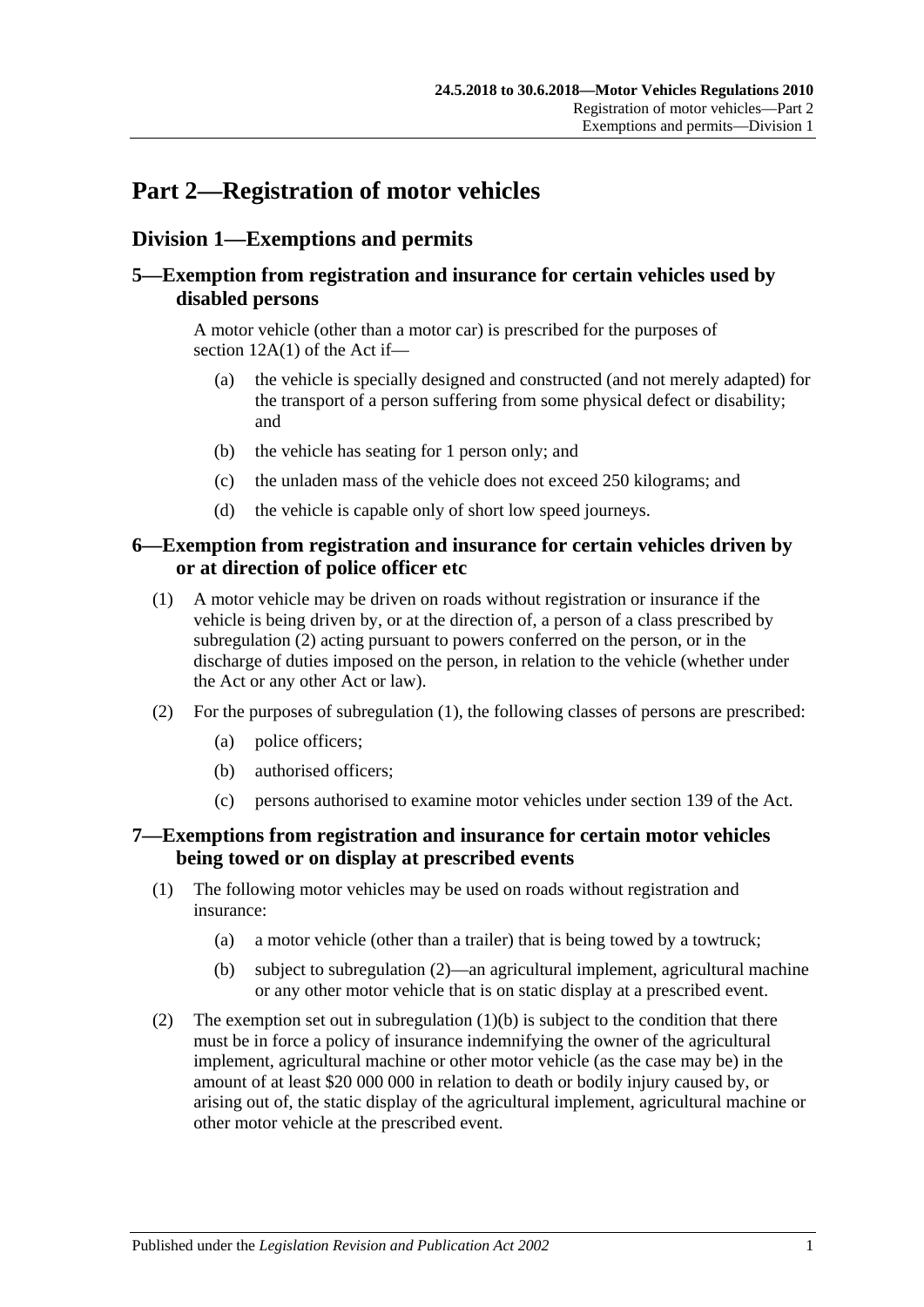# Part 2—Registration of motor vehicles

## Division 1—Exemptions and permits

### 5—Exemption from registration and insurance for certain vehicles used by disabled persons

A motor vehicle (other than a motor car) is prescribed for the purposes of section 12A(1) of the Act if—

(a) the vehicle is specially designed and constructed (and not merely adapted) for the transport of a person suffering from some physical defect or disability; and

(b) the vehicle has seating for 1 person only; and

(c) the unladen mass of the vehicle does not exceed 250 kilograms; and

(d) the vehicle is capable only of short low speed journeys.

### 6—Exemption from registration and insurance for certain vehicles driven by or at direction of police officer etc

(1) A motor vehicle may be driven on roads without registration or insurance if the vehicle is being driven by, or at the direction of, a person of a class prescribed by subregulation (2) acting pursuant to powers conferred on the person, or in the discharge of duties imposed on the person, in relation to the vehicle (whether under the Act or any other Act or law).

(2) For the purposes of subregulation (1), the following classes of persons are prescribed:

(a) police officers;

(b) authorised officers;

(c) persons authorised to examine motor vehicles under section 139 of the Act.

### 7—Exemptions from registration and insurance for certain motor vehicles being towed or on display at prescribed events

(1) The following motor vehicles may be used on roads without registration and insurance:

(a) a motor vehicle (other than a trailer) that is being towed by a towtruck;

(b) subject to subregulation (2)—an agricultural implement, agricultural machine or any other motor vehicle that is on static display at a prescribed event.

(2) The exemption set out in subregulation (1)(b) is subject to the condition that there must be in force a policy of insurance indemnifying the owner of the agricultural implement, agricultural machine or other motor vehicle (as the case may be) in the amount of at least $20 000 000 in relation to death or bodily injury caused by, or arising out of, the static display of the agricultural implement, agricultural machine or other motor vehicle at the prescribed event.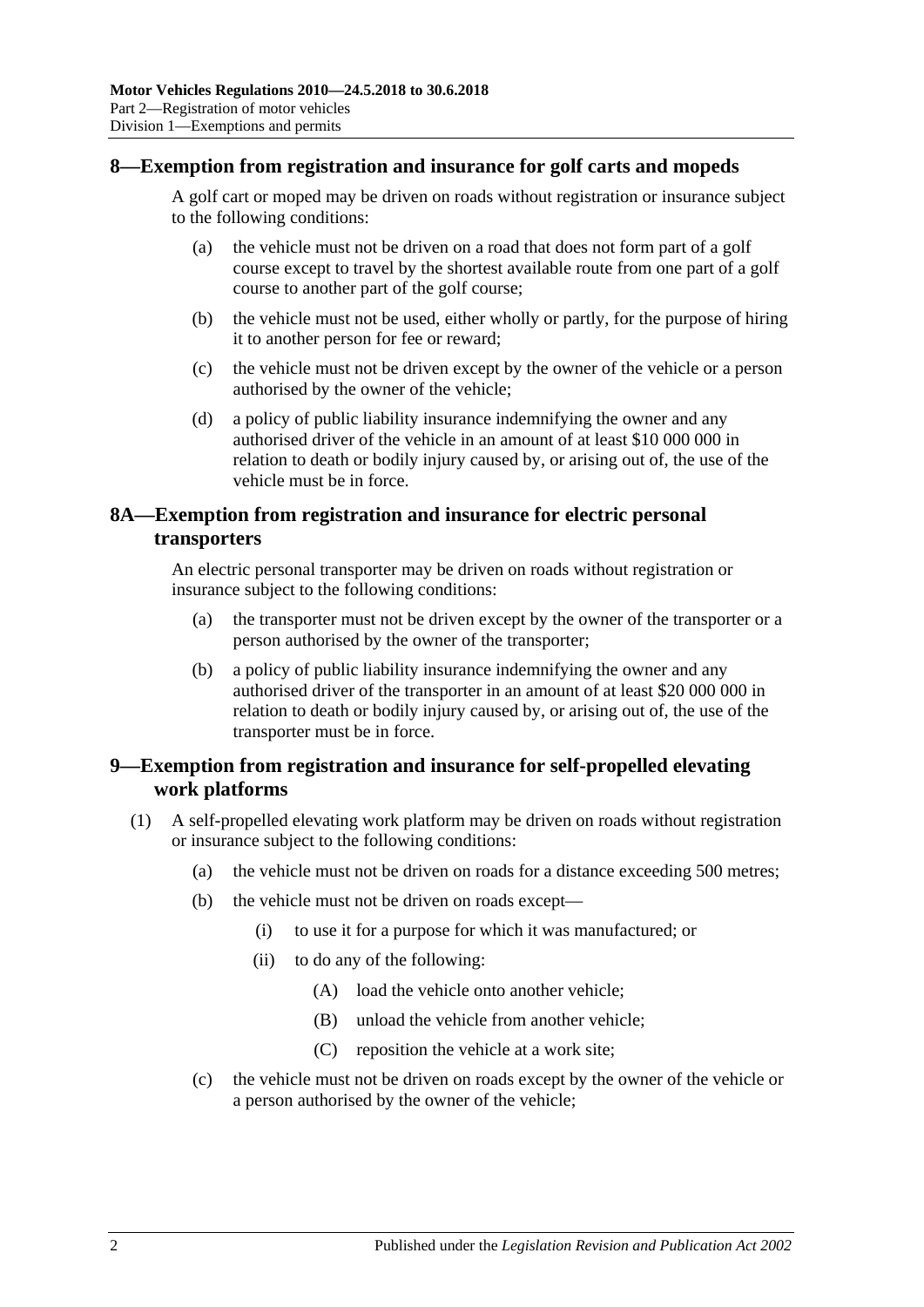## 8—Exemption from registration and insurance for golf carts and mopeds

A golf cart or moped may be driven on roads without registration or insurance subject to the following conditions:

(a) the vehicle must not be driven on a road that does not form part of a golf course except to travel by the shortest available route from one part of a golf course to another part of the golf course;

(b) the vehicle must not be used, either wholly or partly, for the purpose of hiring it to another person for fee or reward;

(c) the vehicle must not be driven except by the owner of the vehicle or a person authorised by the owner of the vehicle;

(d) a policy of public liability insurance indemnifying the owner and any authorised driver of the vehicle in an amount of at least $10 000 000 in relation to death or bodily injury caused by, or arising out of, the use of the vehicle must be in force.

## 8A—Exemption from registration and insurance for electric personal transporters

An electric personal transporter may be driven on roads without registration or insurance subject to the following conditions:

(a) the transporter must not be driven except by the owner of the transporter or a person authorised by the owner of the transporter;

(b) a policy of public liability insurance indemnifying the owner and any authorised driver of the transporter in an amount of at least $20 000 000 in relation to death or bodily injury caused by, or arising out of, the use of the transporter must be in force.

## 9—Exemption from registration and insurance for self-propelled elevating work platforms

(1) A self-propelled elevating work platform may be driven on roads without registration or insurance subject to the following conditions:

(a) the vehicle must not be driven on roads for a distance exceeding 500 metres;

(b) the vehicle must not be driven on roads except—

(i) to use it for a purpose for which it was manufactured; or

(ii) to do any of the following:

(A) load the vehicle onto another vehicle;

(B) unload the vehicle from another vehicle;

(C) reposition the vehicle at a work site;

(c) the vehicle must not be driven on roads except by the owner of the vehicle or a person authorised by the owner of the vehicle;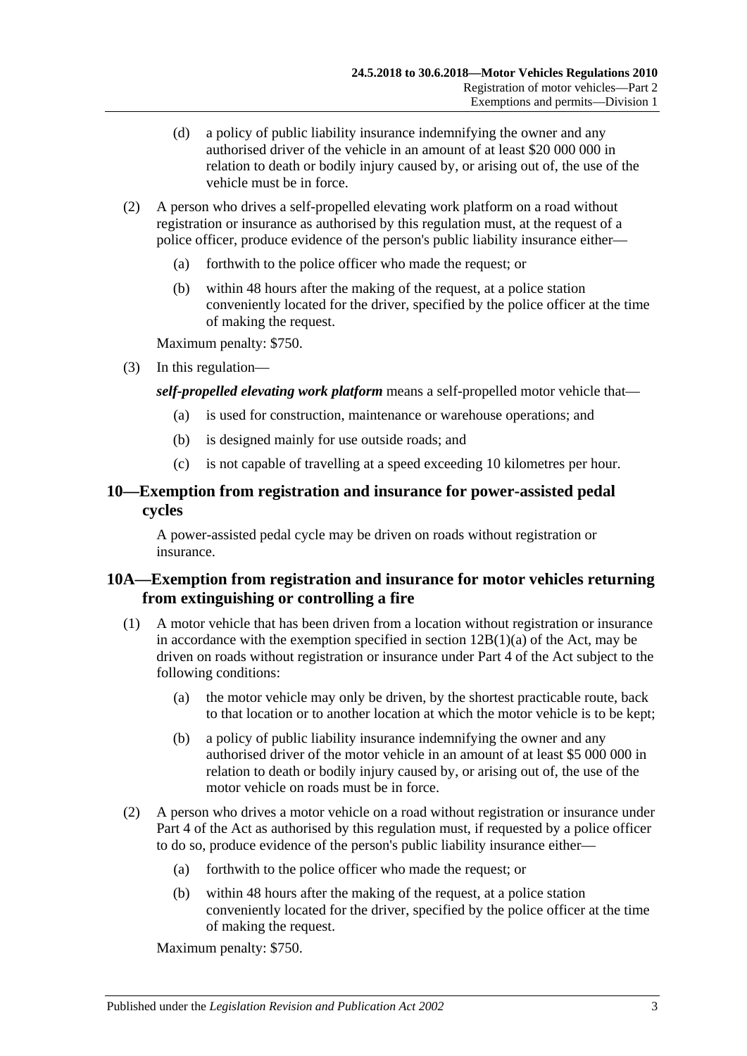(d) a policy of public liability insurance indemnifying the owner and any authorised driver of the vehicle in an amount of at least $20 000 000 in relation to death or bodily injury caused by, or arising out of, the use of the vehicle must be in force.

(2) A person who drives a self-propelled elevating work platform on a road without registration or insurance as authorised by this regulation must, at the request of a police officer, produce evidence of the person's public liability insurance either—

(a) forthwith to the police officer who made the request; or

(b) within 48 hours after the making of the request, at a police station conveniently located for the driver, specified by the police officer at the time of making the request.

Maximum penalty: $750.

(3) In this regulation—

***self-propelled elevating work platform*** means a self-propelled motor vehicle that—

(a) is used for construction, maintenance or warehouse operations; and

(b) is designed mainly for use outside roads; and

(c) is not capable of travelling at a speed exceeding 10 kilometres per hour.

## 10—Exemption from registration and insurance for power-assisted pedal cycles

A power-assisted pedal cycle may be driven on roads without registration or insurance.

## 10A—Exemption from registration and insurance for motor vehicles returning from extinguishing or controlling a fire

(1) A motor vehicle that has been driven from a location without registration or insurance in accordance with the exemption specified in section 12B(1)(a) of the Act, may be driven on roads without registration or insurance under Part 4 of the Act subject to the following conditions:

(a) the motor vehicle may only be driven, by the shortest practicable route, back to that location or to another location at which the motor vehicle is to be kept;

(b) a policy of public liability insurance indemnifying the owner and any authorised driver of the motor vehicle in an amount of at least $5 000 000 in relation to death or bodily injury caused by, or arising out of, the use of the motor vehicle on roads must be in force.

(2) A person who drives a motor vehicle on a road without registration or insurance under Part 4 of the Act as authorised by this regulation must, if requested by a police officer to do so, produce evidence of the person's public liability insurance either—

(a) forthwith to the police officer who made the request; or

(b) within 48 hours after the making of the request, at a police station conveniently located for the driver, specified by the police officer at the time of making the request.

Maximum penalty: $750.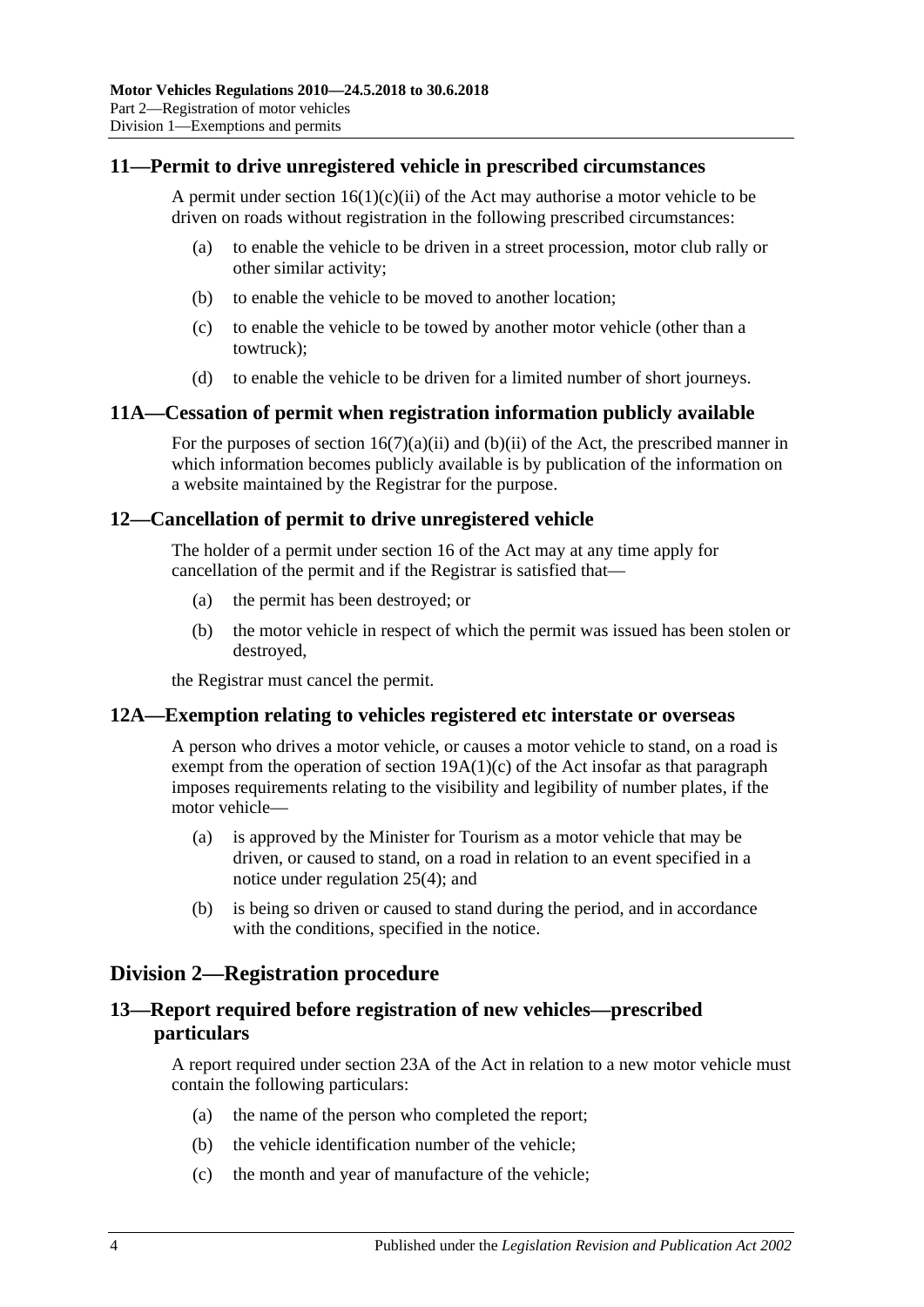## 11—Permit to drive unregistered vehicle in prescribed circumstances

A permit under section 16(1)(c)(ii) of the Act may authorise a motor vehicle to be driven on roads without registration in the following prescribed circumstances:

(a) to enable the vehicle to be driven in a street procession, motor club rally or other similar activity;

(b) to enable the vehicle to be moved to another location;

(c) to enable the vehicle to be towed by another motor vehicle (other than a towtruck);

(d) to enable the vehicle to be driven for a limited number of short journeys.

## 11A—Cessation of permit when registration information publicly available

For the purposes of section 16(7)(a)(ii) and (b)(ii) of the Act, the prescribed manner in which information becomes publicly available is by publication of the information on a website maintained by the Registrar for the purpose.

## 12—Cancellation of permit to drive unregistered vehicle

The holder of a permit under section 16 of the Act may at any time apply for cancellation of the permit and if the Registrar is satisfied that—

(a) the permit has been destroyed; or

(b) the motor vehicle in respect of which the permit was issued has been stolen or destroyed,

the Registrar must cancel the permit.

## 12A—Exemption relating to vehicles registered etc interstate or overseas

A person who drives a motor vehicle, or causes a motor vehicle to stand, on a road is exempt from the operation of section 19A(1)(c) of the Act insofar as that paragraph imposes requirements relating to the visibility and legibility of number plates, if the motor vehicle—

(a) is approved by the Minister for Tourism as a motor vehicle that may be driven, or caused to stand, on a road in relation to an event specified in a notice under regulation 25(4); and

(b) is being so driven or caused to stand during the period, and in accordance with the conditions, specified in the notice.

# Division 2—Registration procedure

## 13—Report required before registration of new vehicles—prescribed particulars

A report required under section 23A of the Act in relation to a new motor vehicle must contain the following particulars:

(a) the name of the person who completed the report;

(b) the vehicle identification number of the vehicle;

(c) the month and year of manufacture of the vehicle;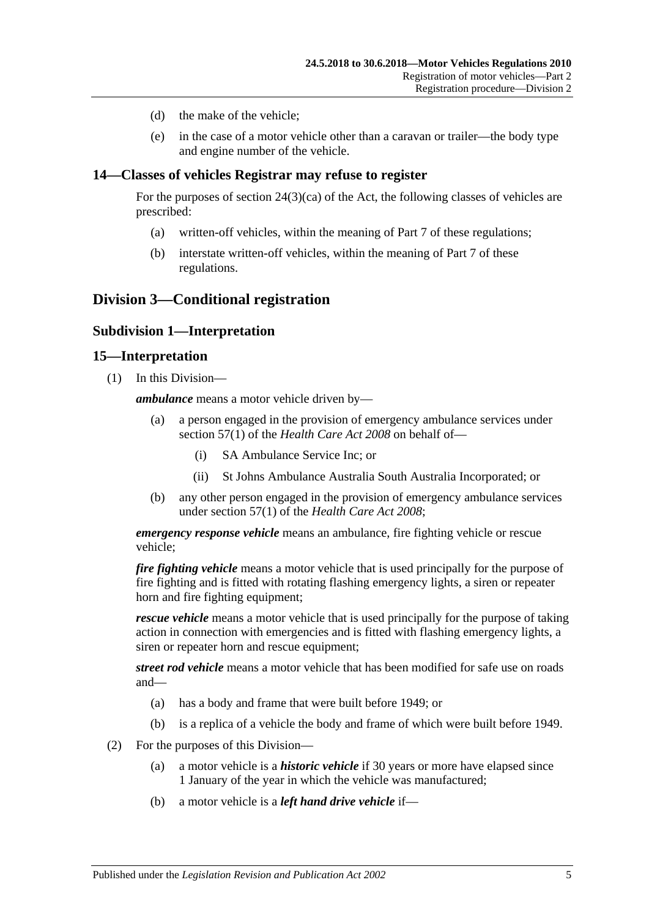(d) the make of the vehicle;

(e) in the case of a motor vehicle other than a caravan or trailer—the body type and engine number of the vehicle.

### 14—Classes of vehicles Registrar may refuse to register

For the purposes of section 24(3)(ca) of the Act, the following classes of vehicles are prescribed:

(a) written-off vehicles, within the meaning of Part 7 of these regulations;

(b) interstate written-off vehicles, within the meaning of Part 7 of these regulations.

## Division 3—Conditional registration

### Subdivision 1—Interpretation

### 15—Interpretation

(1) In this Division—

***ambulance*** means a motor vehicle driven by—

(a) a person engaged in the provision of emergency ambulance services under section 57(1) of the *Health Care Act 2008* on behalf of—

(i) SA Ambulance Service Inc; or

(ii) St Johns Ambulance Australia South Australia Incorporated; or

(b) any other person engaged in the provision of emergency ambulance services under section 57(1) of the *Health Care Act 2008*;

***emergency response vehicle*** means an ambulance, fire fighting vehicle or rescue vehicle;

***fire fighting vehicle*** means a motor vehicle that is used principally for the purpose of fire fighting and is fitted with rotating flashing emergency lights, a siren or repeater horn and fire fighting equipment;

***rescue vehicle*** means a motor vehicle that is used principally for the purpose of taking action in connection with emergencies and is fitted with flashing emergency lights, a siren or repeater horn and rescue equipment;

***street rod vehicle*** means a motor vehicle that has been modified for safe use on roads and—

(a) has a body and frame that were built before 1949; or

(b) is a replica of a vehicle the body and frame of which were built before 1949.

(2) For the purposes of this Division—

(a) a motor vehicle is a ***historic vehicle*** if 30 years or more have elapsed since 1 January of the year in which the vehicle was manufactured;

(b) a motor vehicle is a ***left hand drive vehicle*** if—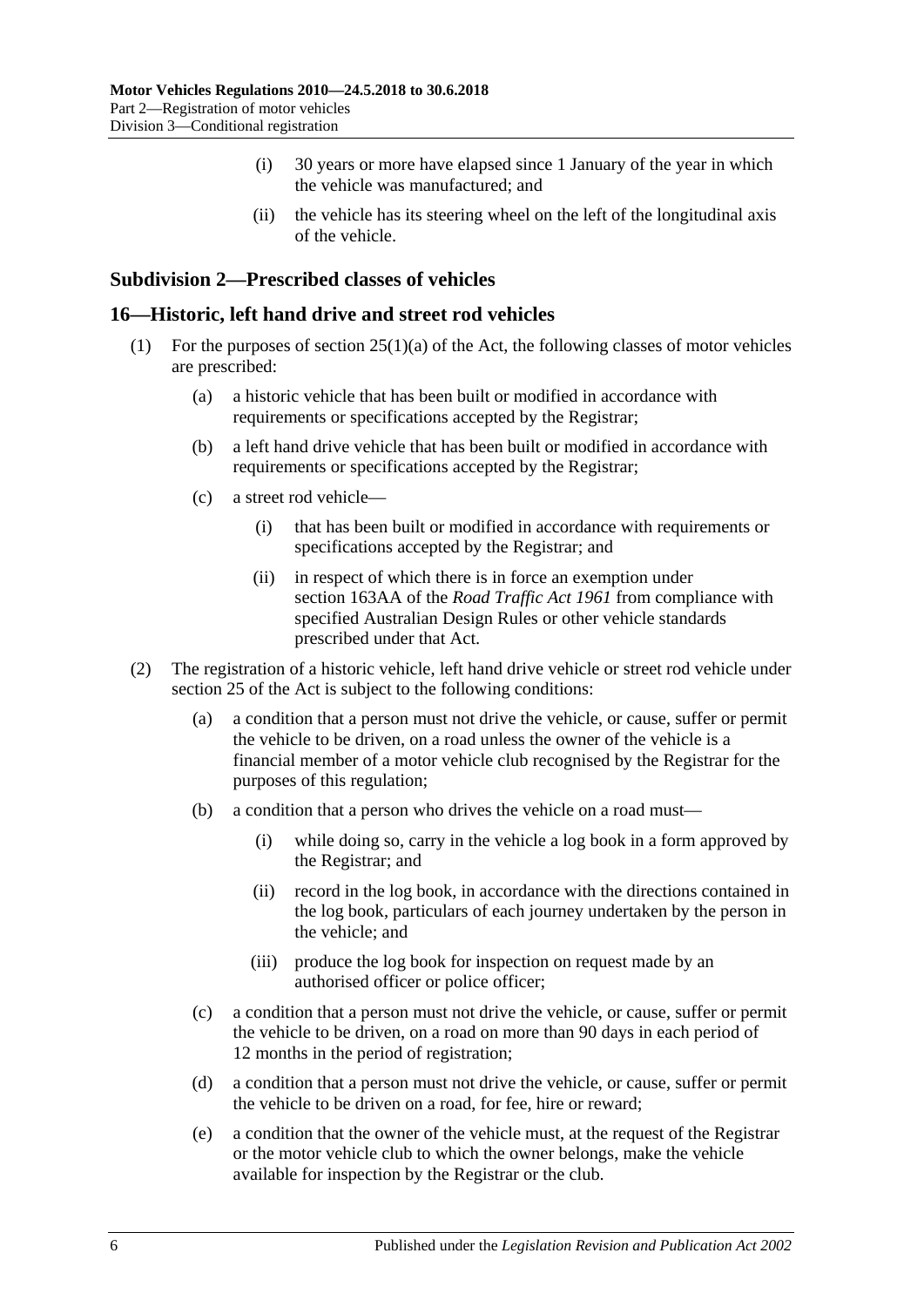(i) 30 years or more have elapsed since 1 January of the year in which the vehicle was manufactured; and

(ii) the vehicle has its steering wheel on the left of the longitudinal axis of the vehicle.

### Subdivision 2—Prescribed classes of vehicles

## 16—Historic, left hand drive and street rod vehicles

(1) For the purposes of section 25(1)(a) of the Act, the following classes of motor vehicles are prescribed:

(a) a historic vehicle that has been built or modified in accordance with requirements or specifications accepted by the Registrar;

(b) a left hand drive vehicle that has been built or modified in accordance with requirements or specifications accepted by the Registrar;

(c) a street rod vehicle—

(i) that has been built or modified in accordance with requirements or specifications accepted by the Registrar; and

(ii) in respect of which there is in force an exemption under section 163AA of the *Road Traffic Act 1961* from compliance with specified Australian Design Rules or other vehicle standards prescribed under that Act.

(2) The registration of a historic vehicle, left hand drive vehicle or street rod vehicle under section 25 of the Act is subject to the following conditions:

(a) a condition that a person must not drive the vehicle, or cause, suffer or permit the vehicle to be driven, on a road unless the owner of the vehicle is a financial member of a motor vehicle club recognised by the Registrar for the purposes of this regulation;

(b) a condition that a person who drives the vehicle on a road must—

(i) while doing so, carry in the vehicle a log book in a form approved by the Registrar; and

(ii) record in the log book, in accordance with the directions contained in the log book, particulars of each journey undertaken by the person in the vehicle; and

(iii) produce the log book for inspection on request made by an authorised officer or police officer;

(c) a condition that a person must not drive the vehicle, or cause, suffer or permit the vehicle to be driven, on a road on more than 90 days in each period of 12 months in the period of registration;

(d) a condition that a person must not drive the vehicle, or cause, suffer or permit the vehicle to be driven on a road, for fee, hire or reward;

(e) a condition that the owner of the vehicle must, at the request of the Registrar or the motor vehicle club to which the owner belongs, make the vehicle available for inspection by the Registrar or the club.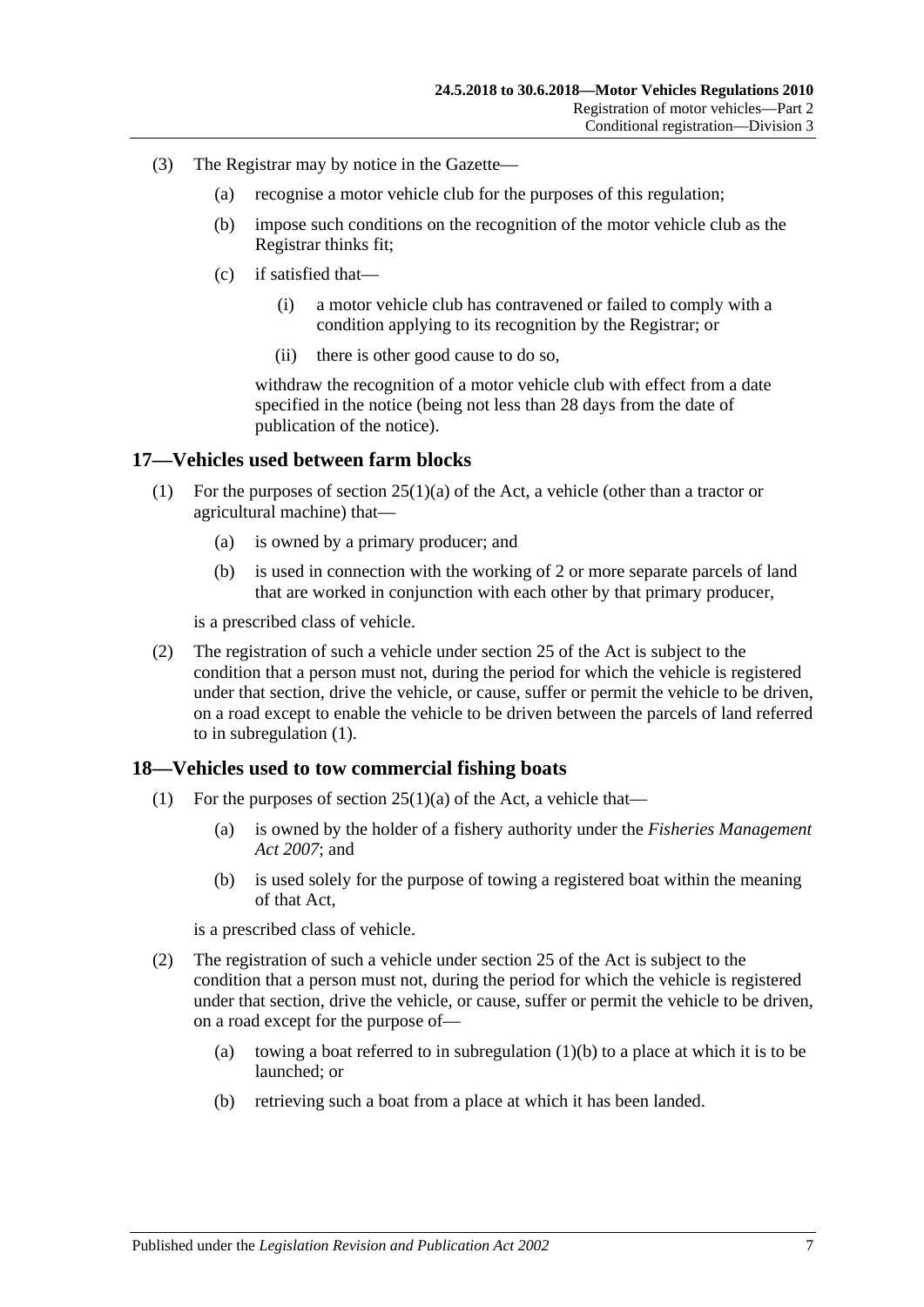(3) The Registrar may by notice in the Gazette—

(a) recognise a motor vehicle club for the purposes of this regulation;

(b) impose such conditions on the recognition of the motor vehicle club as the Registrar thinks fit;

(c) if satisfied that—

(i) a motor vehicle club has contravened or failed to comply with a condition applying to its recognition by the Registrar; or

(ii) there is other good cause to do so,

withdraw the recognition of a motor vehicle club with effect from a date specified in the notice (being not less than 28 days from the date of publication of the notice).

## 17—Vehicles used between farm blocks

(1) For the purposes of section 25(1)(a) of the Act, a vehicle (other than a tractor or agricultural machine) that—

(a) is owned by a primary producer; and

(b) is used in connection with the working of 2 or more separate parcels of land that are worked in conjunction with each other by that primary producer,

is a prescribed class of vehicle.

(2) The registration of such a vehicle under section 25 of the Act is subject to the condition that a person must not, during the period for which the vehicle is registered under that section, drive the vehicle, or cause, suffer or permit the vehicle to be driven, on a road except to enable the vehicle to be driven between the parcels of land referred to in subregulation (1).

## 18—Vehicles used to tow commercial fishing boats

(1) For the purposes of section 25(1)(a) of the Act, a vehicle that—

(a) is owned by the holder of a fishery authority under the *Fisheries Management Act 2007*; and

(b) is used solely for the purpose of towing a registered boat within the meaning of that Act,

is a prescribed class of vehicle.

(2) The registration of such a vehicle under section 25 of the Act is subject to the condition that a person must not, during the period for which the vehicle is registered under that section, drive the vehicle, or cause, suffer or permit the vehicle to be driven, on a road except for the purpose of—

(a) towing a boat referred to in subregulation (1)(b) to a place at which it is to be launched; or

(b) retrieving such a boat from a place at which it has been landed.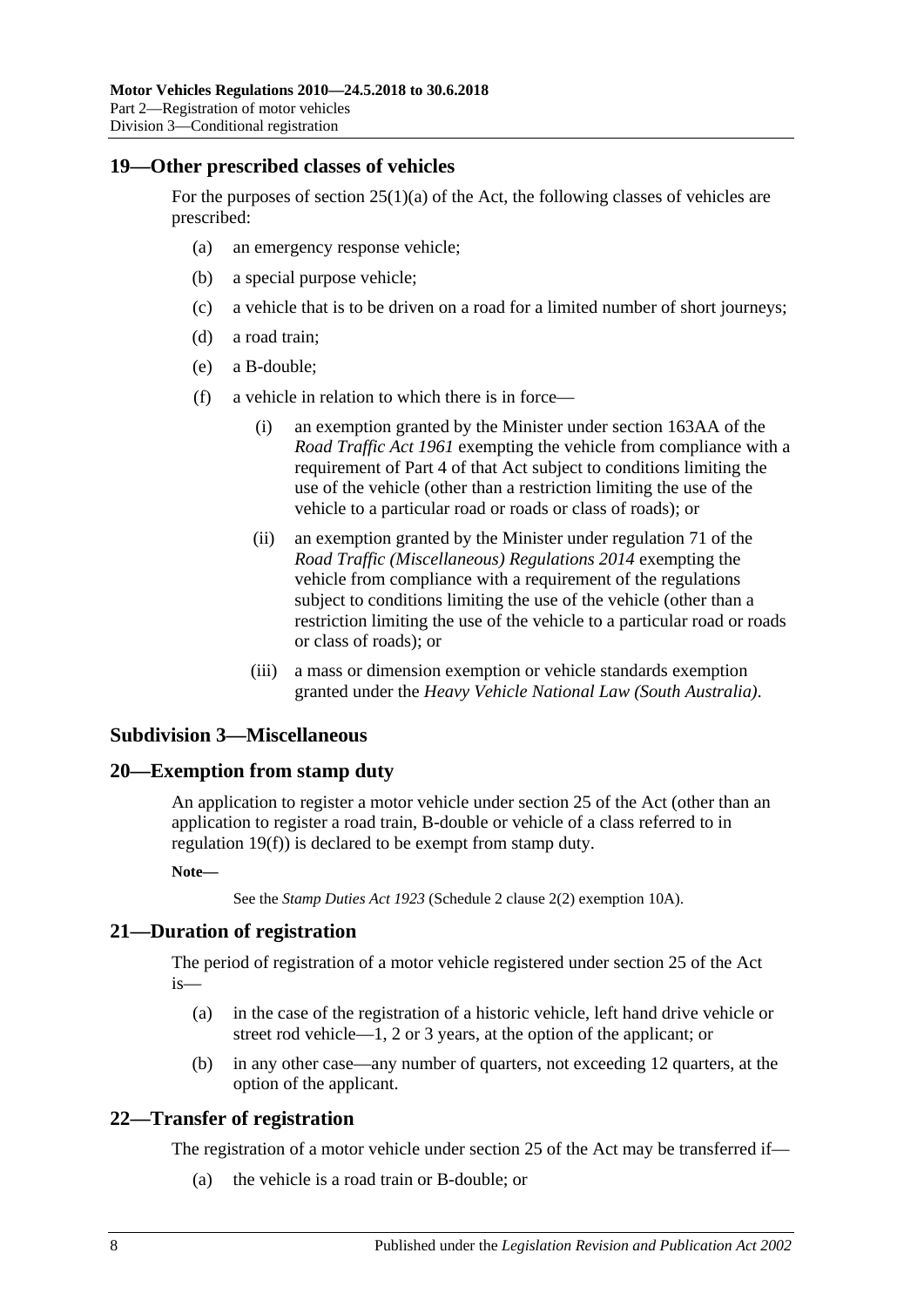## 19—Other prescribed classes of vehicles

For the purposes of section 25(1)(a) of the Act, the following classes of vehicles are prescribed:

(a) an emergency response vehicle;

(b) a special purpose vehicle;

(c) a vehicle that is to be driven on a road for a limited number of short journeys;

(d) a road train;

(e) a B-double;

(f) a vehicle in relation to which there is in force—

(i) an exemption granted by the Minister under section 163AA of the *Road Traffic Act 1961* exempting the vehicle from compliance with a requirement of Part 4 of that Act subject to conditions limiting the use of the vehicle (other than a restriction limiting the use of the vehicle to a particular road or roads or class of roads); or

(ii) an exemption granted by the Minister under regulation 71 of the *Road Traffic (Miscellaneous) Regulations 2014* exempting the vehicle from compliance with a requirement of the regulations subject to conditions limiting the use of the vehicle (other than a restriction limiting the use of the vehicle to a particular road or roads or class of roads); or

(iii) a mass or dimension exemption or vehicle standards exemption granted under the *Heavy Vehicle National Law (South Australia)*.

### Subdivision 3—Miscellaneous

## 20—Exemption from stamp duty

An application to register a motor vehicle under section 25 of the Act (other than an application to register a road train, B-double or vehicle of a class referred to in regulation 19(f)) is declared to be exempt from stamp duty.

**Note—**

See the *Stamp Duties Act 1923* (Schedule 2 clause 2(2) exemption 10A).

## 21—Duration of registration

The period of registration of a motor vehicle registered under section 25 of the Act is—

(a) in the case of the registration of a historic vehicle, left hand drive vehicle or street rod vehicle—1, 2 or 3 years, at the option of the applicant; or

(b) in any other case—any number of quarters, not exceeding 12 quarters, at the option of the applicant.

## 22—Transfer of registration

The registration of a motor vehicle under section 25 of the Act may be transferred if—

(a) the vehicle is a road train or B-double; or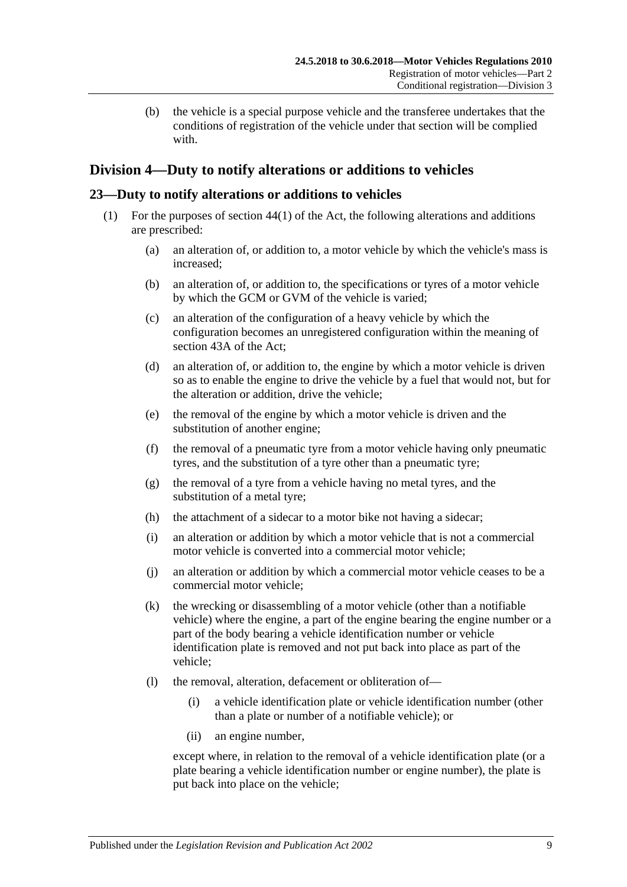(b) the vehicle is a special purpose vehicle and the transferee undertakes that the conditions of registration of the vehicle under that section will be complied with.

## Division 4—Duty to notify alterations or additions to vehicles

### 23—Duty to notify alterations or additions to vehicles

(1) For the purposes of section 44(1) of the Act, the following alterations and additions are prescribed:

- (a) an alteration of, or addition to, a motor vehicle by which the vehicle's mass is increased;
- (b) an alteration of, or addition to, the specifications or tyres of a motor vehicle by which the GCM or GVM of the vehicle is varied;
- (c) an alteration of the configuration of a heavy vehicle by which the configuration becomes an unregistered configuration within the meaning of section 43A of the Act;
- (d) an alteration of, or addition to, the engine by which a motor vehicle is driven so as to enable the engine to drive the vehicle by a fuel that would not, but for the alteration or addition, drive the vehicle;
- (e) the removal of the engine by which a motor vehicle is driven and the substitution of another engine;
- (f) the removal of a pneumatic tyre from a motor vehicle having only pneumatic tyres, and the substitution of a tyre other than a pneumatic tyre;
- (g) the removal of a tyre from a vehicle having no metal tyres, and the substitution of a metal tyre;
- (h) the attachment of a sidecar to a motor bike not having a sidecar;
- (i) an alteration or addition by which a motor vehicle that is not a commercial motor vehicle is converted into a commercial motor vehicle;
- (j) an alteration or addition by which a commercial motor vehicle ceases to be a commercial motor vehicle;
- (k) the wrecking or disassembling of a motor vehicle (other than a notifiable vehicle) where the engine, a part of the engine bearing the engine number or a part of the body bearing a vehicle identification number or vehicle identification plate is removed and not put back into place as part of the vehicle;
- (l) the removal, alteration, defacement or obliteration of—
  - (i) a vehicle identification plate or vehicle identification number (other than a plate or number of a notifiable vehicle); or
  - (ii) an engine number,

  except where, in relation to the removal of a vehicle identification plate (or a plate bearing a vehicle identification number or engine number), the plate is put back into place on the vehicle;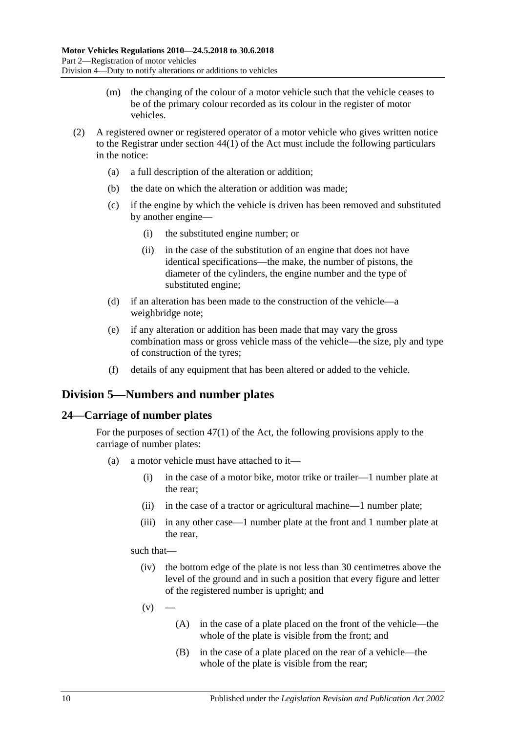(m) the changing of the colour of a motor vehicle such that the vehicle ceases to be of the primary colour recorded as its colour in the register of motor vehicles.

(2) A registered owner or registered operator of a motor vehicle who gives written notice to the Registrar under section 44(1) of the Act must include the following particulars in the notice:

(a) a full description of the alteration or addition;

(b) the date on which the alteration or addition was made;

(c) if the engine by which the vehicle is driven has been removed and substituted by another engine—

(i) the substituted engine number; or

(ii) in the case of the substitution of an engine that does not have identical specifications—the make, the number of pistons, the diameter of the cylinders, the engine number and the type of substituted engine;

(d) if an alteration has been made to the construction of the vehicle—a weighbridge note;

(e) if any alteration or addition has been made that may vary the gross combination mass or gross vehicle mass of the vehicle—the size, ply and type of construction of the tyres;

(f) details of any equipment that has been altered or added to the vehicle.

## Division 5—Numbers and number plates

### 24—Carriage of number plates

For the purposes of section 47(1) of the Act, the following provisions apply to the carriage of number plates:

(a) a motor vehicle must have attached to it—

(i) in the case of a motor bike, motor trike or trailer—1 number plate at the rear;

(ii) in the case of a tractor or agricultural machine—1 number plate;

(iii) in any other case—1 number plate at the front and 1 number plate at the rear,

such that—

(iv) the bottom edge of the plate is not less than 30 centimetres above the level of the ground and in such a position that every figure and letter of the registered number is upright; and

(v) —

(A) in the case of a plate placed on the front of the vehicle—the whole of the plate is visible from the front; and

(B) in the case of a plate placed on the rear of a vehicle—the whole of the plate is visible from the rear;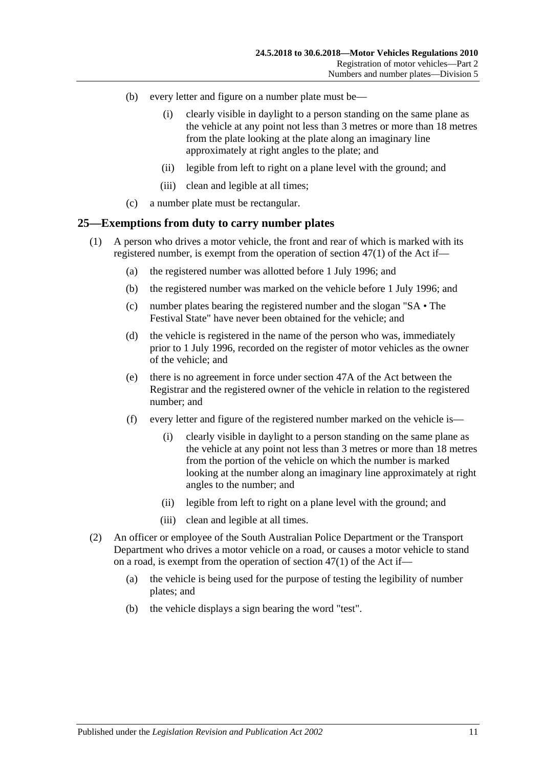(b) every letter and figure on a number plate must be—

(i) clearly visible in daylight to a person standing on the same plane as the vehicle at any point not less than 3 metres or more than 18 metres from the plate looking at the plate along an imaginary line approximately at right angles to the plate; and

(ii) legible from left to right on a plane level with the ground; and

(iii) clean and legible at all times;

(c) a number plate must be rectangular.

## 25—Exemptions from duty to carry number plates

(1) A person who drives a motor vehicle, the front and rear of which is marked with its registered number, is exempt from the operation of section 47(1) of the Act if—

(a) the registered number was allotted before 1 July 1996; and

(b) the registered number was marked on the vehicle before 1 July 1996; and

(c) number plates bearing the registered number and the slogan "SA • The Festival State" have never been obtained for the vehicle; and

(d) the vehicle is registered in the name of the person who was, immediately prior to 1 July 1996, recorded on the register of motor vehicles as the owner of the vehicle; and

(e) there is no agreement in force under section 47A of the Act between the Registrar and the registered owner of the vehicle in relation to the registered number; and

(f) every letter and figure of the registered number marked on the vehicle is—

(i) clearly visible in daylight to a person standing on the same plane as the vehicle at any point not less than 3 metres or more than 18 metres from the portion of the vehicle on which the number is marked looking at the number along an imaginary line approximately at right angles to the number; and

(ii) legible from left to right on a plane level with the ground; and

(iii) clean and legible at all times.

(2) An officer or employee of the South Australian Police Department or the Transport Department who drives a motor vehicle on a road, or causes a motor vehicle to stand on a road, is exempt from the operation of section 47(1) of the Act if—

(a) the vehicle is being used for the purpose of testing the legibility of number plates; and

(b) the vehicle displays a sign bearing the word "test".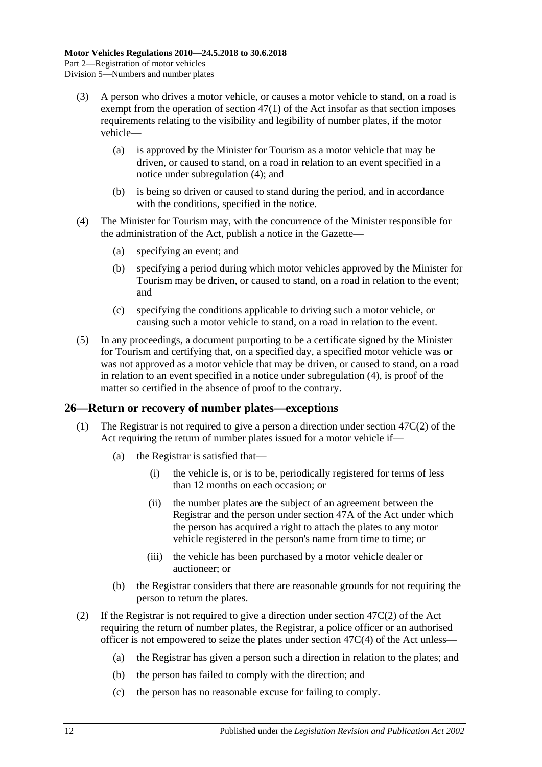(3) A person who drives a motor vehicle, or causes a motor vehicle to stand, on a road is exempt from the operation of section 47(1) of the Act insofar as that section imposes requirements relating to the visibility and legibility of number plates, if the motor vehicle—

(a) is approved by the Minister for Tourism as a motor vehicle that may be driven, or caused to stand, on a road in relation to an event specified in a notice under subregulation (4); and

(b) is being so driven or caused to stand during the period, and in accordance with the conditions, specified in the notice.

(4) The Minister for Tourism may, with the concurrence of the Minister responsible for the administration of the Act, publish a notice in the Gazette—

(a) specifying an event; and

(b) specifying a period during which motor vehicles approved by the Minister for Tourism may be driven, or caused to stand, on a road in relation to the event; and

(c) specifying the conditions applicable to driving such a motor vehicle, or causing such a motor vehicle to stand, on a road in relation to the event.

(5) In any proceedings, a document purporting to be a certificate signed by the Minister for Tourism and certifying that, on a specified day, a specified motor vehicle was or was not approved as a motor vehicle that may be driven, or caused to stand, on a road in relation to an event specified in a notice under subregulation (4), is proof of the matter so certified in the absence of proof to the contrary.

## 26—Return or recovery of number plates—exceptions

(1) The Registrar is not required to give a person a direction under section 47C(2) of the Act requiring the return of number plates issued for a motor vehicle if—

(a) the Registrar is satisfied that—

(i) the vehicle is, or is to be, periodically registered for terms of less than 12 months on each occasion; or

(ii) the number plates are the subject of an agreement between the Registrar and the person under section 47A of the Act under which the person has acquired a right to attach the plates to any motor vehicle registered in the person's name from time to time; or

(iii) the vehicle has been purchased by a motor vehicle dealer or auctioneer; or

(b) the Registrar considers that there are reasonable grounds for not requiring the person to return the plates.

(2) If the Registrar is not required to give a direction under section 47C(2) of the Act requiring the return of number plates, the Registrar, a police officer or an authorised officer is not empowered to seize the plates under section 47C(4) of the Act unless—

(a) the Registrar has given a person such a direction in relation to the plates; and

(b) the person has failed to comply with the direction; and

(c) the person has no reasonable excuse for failing to comply.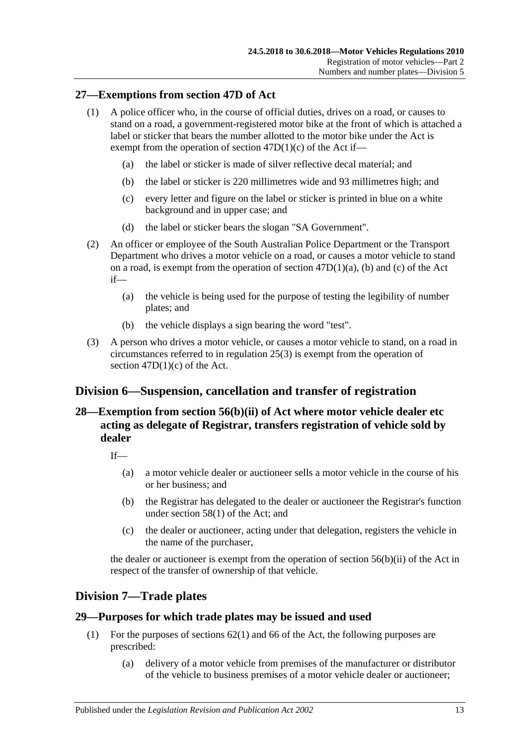## 27—Exemptions from section 47D of Act

(1) A police officer who, in the course of official duties, drives on a road, or causes to stand on a road, a government-registered motor bike at the front of which is attached a label or sticker that bears the number allotted to the motor bike under the Act is exempt from the operation of section 47D(1)(c) of the Act if—

(a) the label or sticker is made of silver reflective decal material; and

(b) the label or sticker is 220 millimetres wide and 93 millimetres high; and

(c) every letter and figure on the label or sticker is printed in blue on a white background and in upper case; and

(d) the label or sticker bears the slogan "SA Government".

(2) An officer or employee of the South Australian Police Department or the Transport Department who drives a motor vehicle on a road, or causes a motor vehicle to stand on a road, is exempt from the operation of section 47D(1)(a), (b) and (c) of the Act if—

(a) the vehicle is being used for the purpose of testing the legibility of number plates; and

(b) the vehicle displays a sign bearing the word "test".

(3) A person who drives a motor vehicle, or causes a motor vehicle to stand, on a road in circumstances referred to in regulation 25(3) is exempt from the operation of section 47D(1)(c) of the Act.

# Division 6—Suspension, cancellation and transfer of registration

## 28—Exemption from section 56(b)(ii) of Act where motor vehicle dealer etc acting as delegate of Registrar, transfers registration of vehicle sold by dealer

If—

(a) a motor vehicle dealer or auctioneer sells a motor vehicle in the course of his or her business; and

(b) the Registrar has delegated to the dealer or auctioneer the Registrar's function under section 58(1) of the Act; and

(c) the dealer or auctioneer, acting under that delegation, registers the vehicle in the name of the purchaser,

the dealer or auctioneer is exempt from the operation of section 56(b)(ii) of the Act in respect of the transfer of ownership of that vehicle.

# Division 7—Trade plates

## 29—Purposes for which trade plates may be issued and used

(1) For the purposes of sections 62(1) and 66 of the Act, the following purposes are prescribed:

(a) delivery of a motor vehicle from premises of the manufacturer or distributor of the vehicle to business premises of a motor vehicle dealer or auctioneer;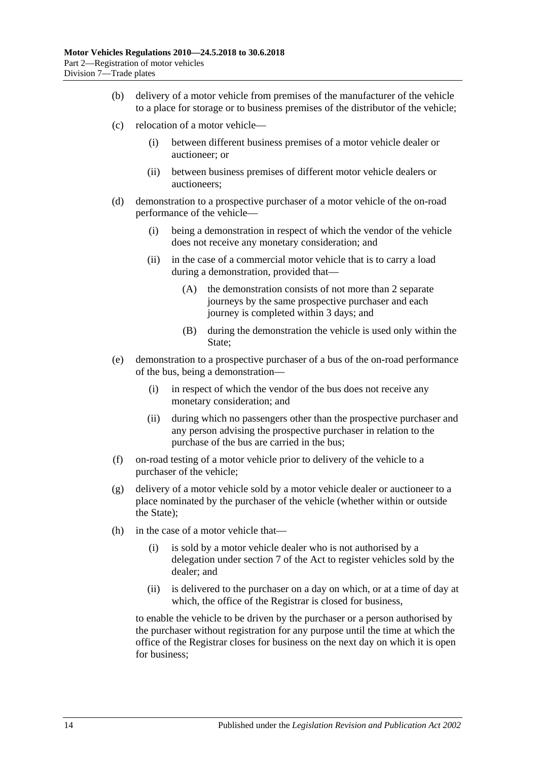(b) delivery of a motor vehicle from premises of the manufacturer of the vehicle to a place for storage or to business premises of the distributor of the vehicle;

(c) relocation of a motor vehicle—

  (i) between different business premises of a motor vehicle dealer or auctioneer; or

  (ii) between business premises of different motor vehicle dealers or auctioneers;

(d) demonstration to a prospective purchaser of a motor vehicle of the on-road performance of the vehicle—

  (i) being a demonstration in respect of which the vendor of the vehicle does not receive any monetary consideration; and

  (ii) in the case of a commercial motor vehicle that is to carry a load during a demonstration, provided that—

    (A) the demonstration consists of not more than 2 separate journeys by the same prospective purchaser and each journey is completed within 3 days; and

    (B) during the demonstration the vehicle is used only within the State;

(e) demonstration to a prospective purchaser of a bus of the on-road performance of the bus, being a demonstration—

  (i) in respect of which the vendor of the bus does not receive any monetary consideration; and

  (ii) during which no passengers other than the prospective purchaser and any person advising the prospective purchaser in relation to the purchase of the bus are carried in the bus;

(f) on-road testing of a motor vehicle prior to delivery of the vehicle to a purchaser of the vehicle;

(g) delivery of a motor vehicle sold by a motor vehicle dealer or auctioneer to a place nominated by the purchaser of the vehicle (whether within or outside the State);

(h) in the case of a motor vehicle that—

  (i) is sold by a motor vehicle dealer who is not authorised by a delegation under section 7 of the Act to register vehicles sold by the dealer; and

  (ii) is delivered to the purchaser on a day on which, or at a time of day at which, the office of the Registrar is closed for business,

to enable the vehicle to be driven by the purchaser or a person authorised by the purchaser without registration for any purpose until the time at which the office of the Registrar closes for business on the next day on which it is open for business;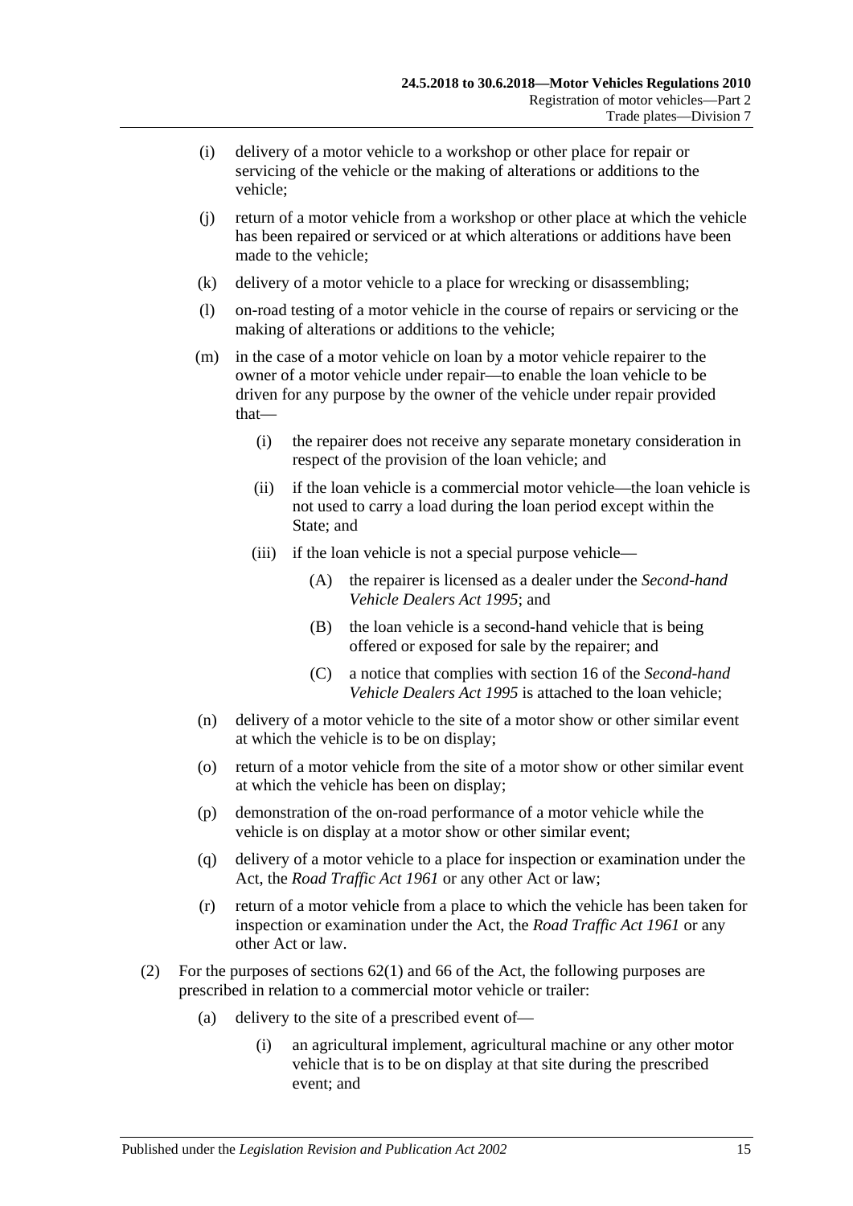(i) delivery of a motor vehicle to a workshop or other place for repair or servicing of the vehicle or the making of alterations or additions to the vehicle;

(j) return of a motor vehicle from a workshop or other place at which the vehicle has been repaired or serviced or at which alterations or additions have been made to the vehicle;

(k) delivery of a motor vehicle to a place for wrecking or disassembling;

(l) on-road testing of a motor vehicle in the course of repairs or servicing or the making of alterations or additions to the vehicle;

(m) in the case of a motor vehicle on loan by a motor vehicle repairer to the owner of a motor vehicle under repair—to enable the loan vehicle to be driven for any purpose by the owner of the vehicle under repair provided that—

(i) the repairer does not receive any separate monetary consideration in respect of the provision of the loan vehicle; and

(ii) if the loan vehicle is a commercial motor vehicle—the loan vehicle is not used to carry a load during the loan period except within the State; and

(iii) if the loan vehicle is not a special purpose vehicle—

(A) the repairer is licensed as a dealer under the *Second-hand Vehicle Dealers Act 1995*; and

(B) the loan vehicle is a second-hand vehicle that is being offered or exposed for sale by the repairer; and

(C) a notice that complies with section 16 of the *Second-hand Vehicle Dealers Act 1995* is attached to the loan vehicle;

(n) delivery of a motor vehicle to the site of a motor show or other similar event at which the vehicle is to be on display;

(o) return of a motor vehicle from the site of a motor show or other similar event at which the vehicle has been on display;

(p) demonstration of the on-road performance of a motor vehicle while the vehicle is on display at a motor show or other similar event;

(q) delivery of a motor vehicle to a place for inspection or examination under the Act, the *Road Traffic Act 1961* or any other Act or law;

(r) return of a motor vehicle from a place to which the vehicle has been taken for inspection or examination under the Act, the *Road Traffic Act 1961* or any other Act or law.

(2) For the purposes of sections 62(1) and 66 of the Act, the following purposes are prescribed in relation to a commercial motor vehicle or trailer:

(a) delivery to the site of a prescribed event of—

(i) an agricultural implement, agricultural machine or any other motor vehicle that is to be on display at that site during the prescribed event; and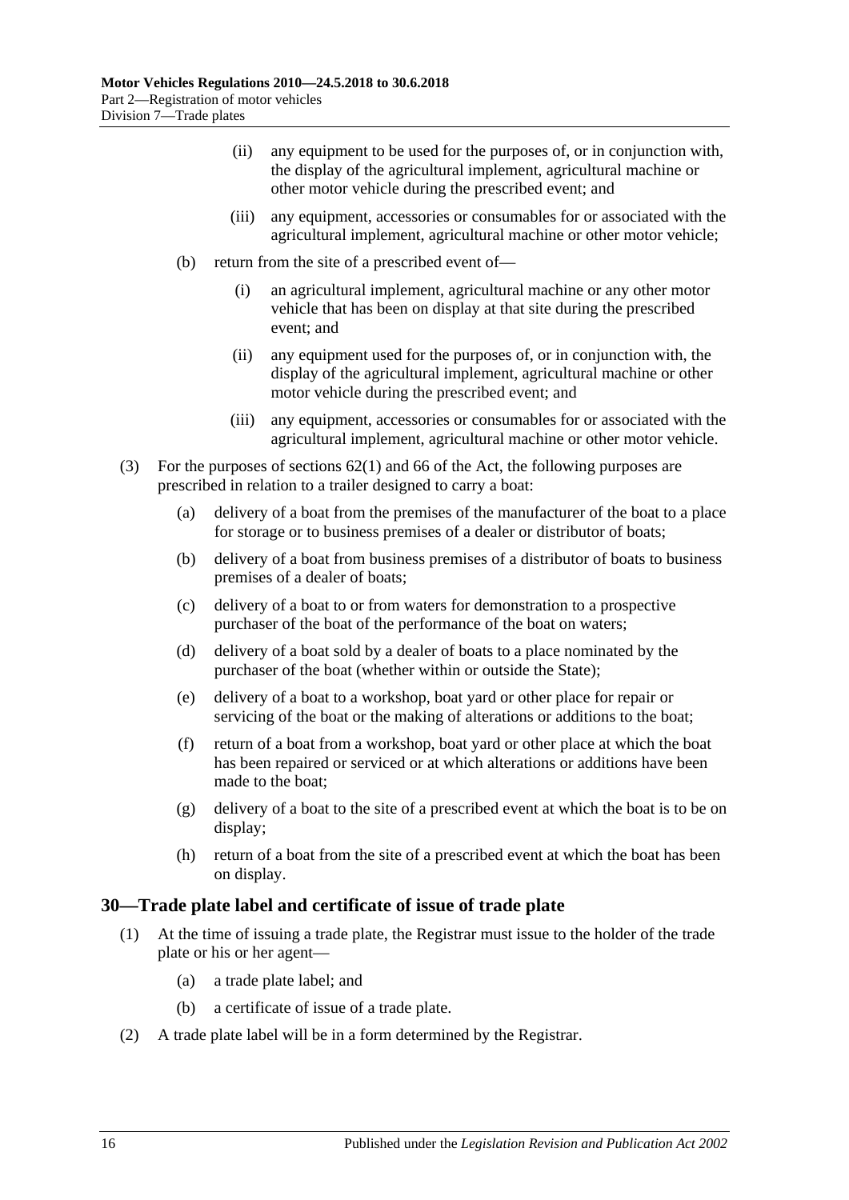(ii) any equipment to be used for the purposes of, or in conjunction with, the display of the agricultural implement, agricultural machine or other motor vehicle during the prescribed event; and

(iii) any equipment, accessories or consumables for or associated with the agricultural implement, agricultural machine or other motor vehicle;

(b) return from the site of a prescribed event of—

(i) an agricultural implement, agricultural machine or any other motor vehicle that has been on display at that site during the prescribed event; and

(ii) any equipment used for the purposes of, or in conjunction with, the display of the agricultural implement, agricultural machine or other motor vehicle during the prescribed event; and

(iii) any equipment, accessories or consumables for or associated with the agricultural implement, agricultural machine or other motor vehicle.

(3) For the purposes of sections 62(1) and 66 of the Act, the following purposes are prescribed in relation to a trailer designed to carry a boat:

(a) delivery of a boat from the premises of the manufacturer of the boat to a place for storage or to business premises of a dealer or distributor of boats;

(b) delivery of a boat from business premises of a distributor of boats to business premises of a dealer of boats;

(c) delivery of a boat to or from waters for demonstration to a prospective purchaser of the boat of the performance of the boat on waters;

(d) delivery of a boat sold by a dealer of boats to a place nominated by the purchaser of the boat (whether within or outside the State);

(e) delivery of a boat to a workshop, boat yard or other place for repair or servicing of the boat or the making of alterations or additions to the boat;

(f) return of a boat from a workshop, boat yard or other place at which the boat has been repaired or serviced or at which alterations or additions have been made to the boat;

(g) delivery of a boat to the site of a prescribed event at which the boat is to be on display;

(h) return of a boat from the site of a prescribed event at which the boat has been on display.

## 30—Trade plate label and certificate of issue of trade plate

(1) At the time of issuing a trade plate, the Registrar must issue to the holder of the trade plate or his or her agent—

(a) a trade plate label; and

(b) a certificate of issue of a trade plate.

(2) A trade plate label will be in a form determined by the Registrar.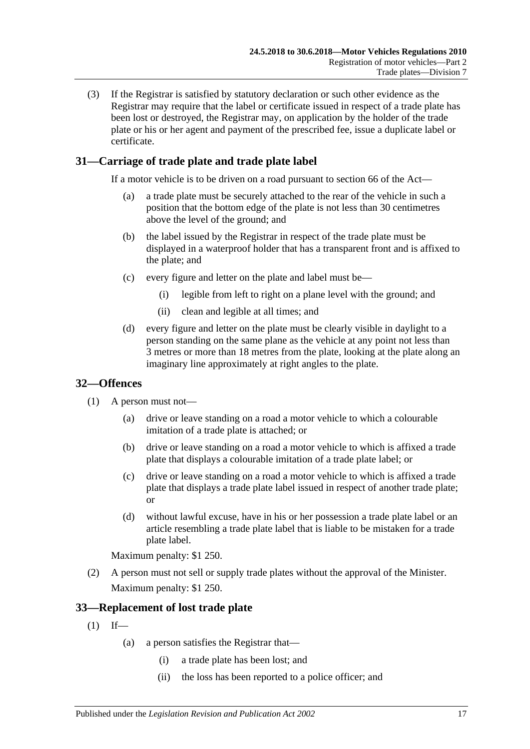(3) If the Registrar is satisfied by statutory declaration or such other evidence as the Registrar may require that the label or certificate issued in respect of a trade plate has been lost or destroyed, the Registrar may, on application by the holder of the trade plate or his or her agent and payment of the prescribed fee, issue a duplicate label or certificate.

## 31—Carriage of trade plate and trade plate label

If a motor vehicle is to be driven on a road pursuant to section 66 of the Act—

(a) a trade plate must be securely attached to the rear of the vehicle in such a position that the bottom edge of the plate is not less than 30 centimetres above the level of the ground; and

(b) the label issued by the Registrar in respect of the trade plate must be displayed in a waterproof holder that has a transparent front and is affixed to the plate; and

(c) every figure and letter on the plate and label must be—

(i) legible from left to right on a plane level with the ground; and

(ii) clean and legible at all times; and

(d) every figure and letter on the plate must be clearly visible in daylight to a person standing on the same plane as the vehicle at any point not less than 3 metres or more than 18 metres from the plate, looking at the plate along an imaginary line approximately at right angles to the plate.

## 32—Offences

(1) A person must not—

(a) drive or leave standing on a road a motor vehicle to which a colourable imitation of a trade plate is attached; or

(b) drive or leave standing on a road a motor vehicle to which is affixed a trade plate that displays a colourable imitation of a trade plate label; or

(c) drive or leave standing on a road a motor vehicle to which is affixed a trade plate that displays a trade plate label issued in respect of another trade plate; or

(d) without lawful excuse, have in his or her possession a trade plate label or an article resembling a trade plate label that is liable to be mistaken for a trade plate label.

Maximum penalty: $1 250.

(2) A person must not sell or supply trade plates without the approval of the Minister.

Maximum penalty: $1 250.

## 33—Replacement of lost trade plate

(1) If—

(a) a person satisfies the Registrar that—

(i) a trade plate has been lost; and

(ii) the loss has been reported to a police officer; and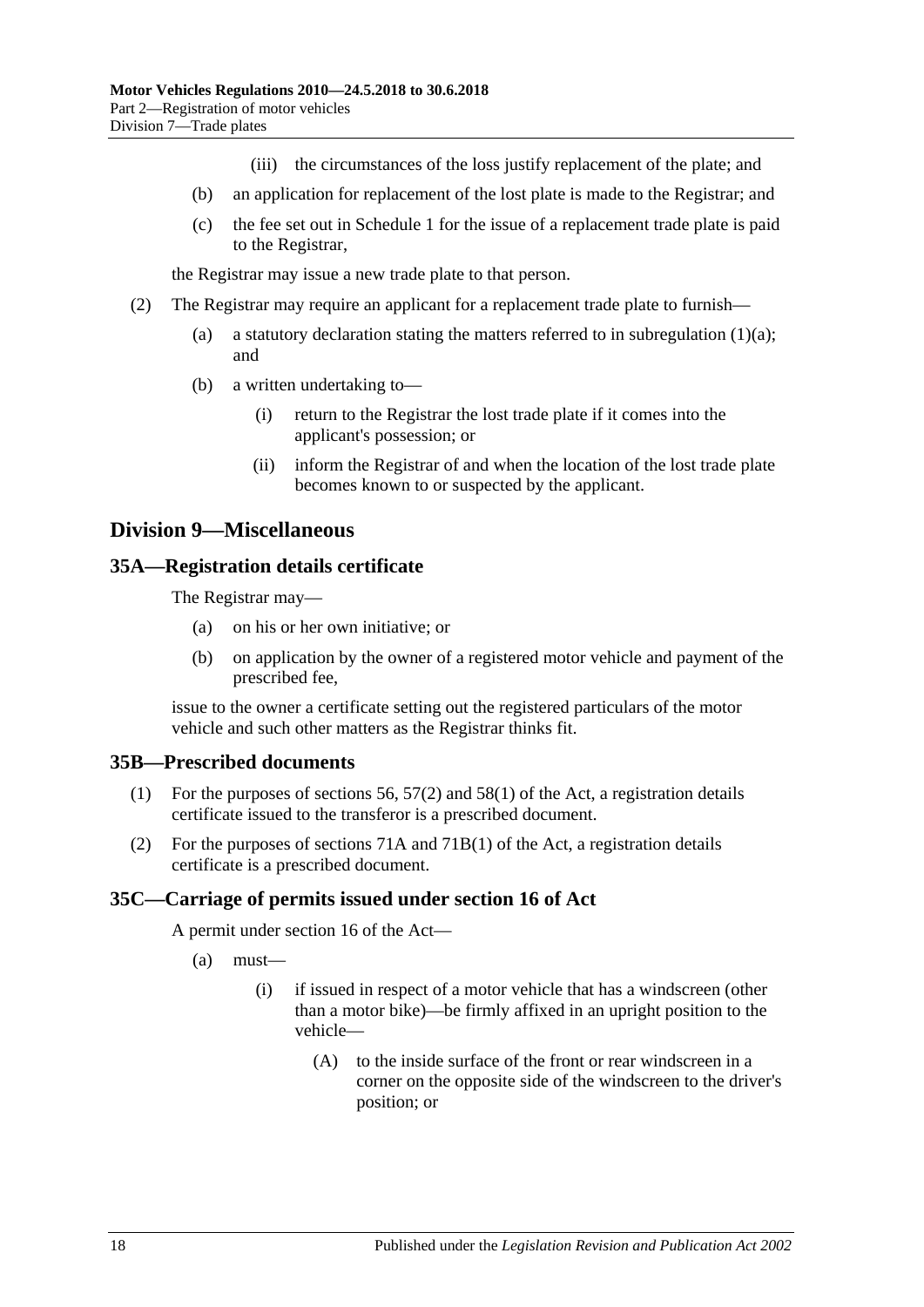(iii) the circumstances of the loss justify replacement of the plate; and

(b) an application for replacement of the lost plate is made to the Registrar; and

(c) the fee set out in Schedule 1 for the issue of a replacement trade plate is paid to the Registrar,

the Registrar may issue a new trade plate to that person.

(2) The Registrar may require an applicant for a replacement trade plate to furnish—

(a) a statutory declaration stating the matters referred to in subregulation (1)(a); and

(b) a written undertaking to—

(i) return to the Registrar the lost trade plate if it comes into the applicant's possession; or

(ii) inform the Registrar of and when the location of the lost trade plate becomes known to or suspected by the applicant.

## Division 9—Miscellaneous

### 35A—Registration details certificate

The Registrar may—

(a) on his or her own initiative; or

(b) on application by the owner of a registered motor vehicle and payment of the prescribed fee,

issue to the owner a certificate setting out the registered particulars of the motor vehicle and such other matters as the Registrar thinks fit.

### 35B—Prescribed documents

(1) For the purposes of sections 56, 57(2) and 58(1) of the Act, a registration details certificate issued to the transferor is a prescribed document.

(2) For the purposes of sections 71A and 71B(1) of the Act, a registration details certificate is a prescribed document.

### 35C—Carriage of permits issued under section 16 of Act

A permit under section 16 of the Act—

(a) must—

(i) if issued in respect of a motor vehicle that has a windscreen (other than a motor bike)—be firmly affixed in an upright position to the vehicle—

(A) to the inside surface of the front or rear windscreen in a corner on the opposite side of the windscreen to the driver's position; or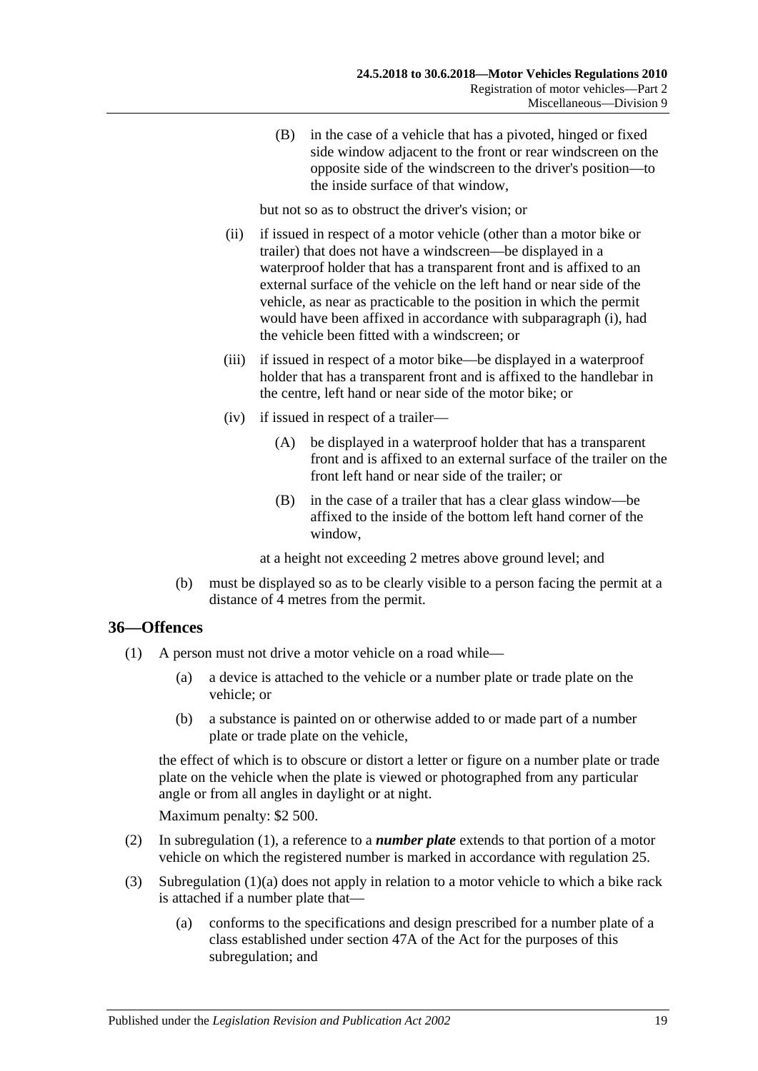(B) in the case of a vehicle that has a pivoted, hinged or fixed side window adjacent to the front or rear windscreen on the opposite side of the windscreen to the driver's position—to the inside surface of that window,

but not so as to obstruct the driver's vision; or

(ii) if issued in respect of a motor vehicle (other than a motor bike or trailer) that does not have a windscreen—be displayed in a waterproof holder that has a transparent front and is affixed to an external surface of the vehicle on the left hand or near side of the vehicle, as near as practicable to the position in which the permit would have been affixed in accordance with subparagraph (i), had the vehicle been fitted with a windscreen; or

(iii) if issued in respect of a motor bike—be displayed in a waterproof holder that has a transparent front and is affixed to the handlebar in the centre, left hand or near side of the motor bike; or

(iv) if issued in respect of a trailer—

(A) be displayed in a waterproof holder that has a transparent front and is affixed to an external surface of the trailer on the front left hand or near side of the trailer; or

(B) in the case of a trailer that has a clear glass window—be affixed to the inside of the bottom left hand corner of the window,

at a height not exceeding 2 metres above ground level; and

(b) must be displayed so as to be clearly visible to a person facing the permit at a distance of 4 metres from the permit.

## 36—Offences

(1) A person must not drive a motor vehicle on a road while—

(a) a device is attached to the vehicle or a number plate or trade plate on the vehicle; or

(b) a substance is painted on or otherwise added to or made part of a number plate or trade plate on the vehicle,

the effect of which is to obscure or distort a letter or figure on a number plate or trade plate on the vehicle when the plate is viewed or photographed from any particular angle or from all angles in daylight or at night.

Maximum penalty: $2 500.

(2) In subregulation (1), a reference to a ***number plate*** extends to that portion of a motor vehicle on which the registered number is marked in accordance with regulation 25.

(3) Subregulation (1)(a) does not apply in relation to a motor vehicle to which a bike rack is attached if a number plate that—

(a) conforms to the specifications and design prescribed for a number plate of a class established under section 47A of the Act for the purposes of this subregulation; and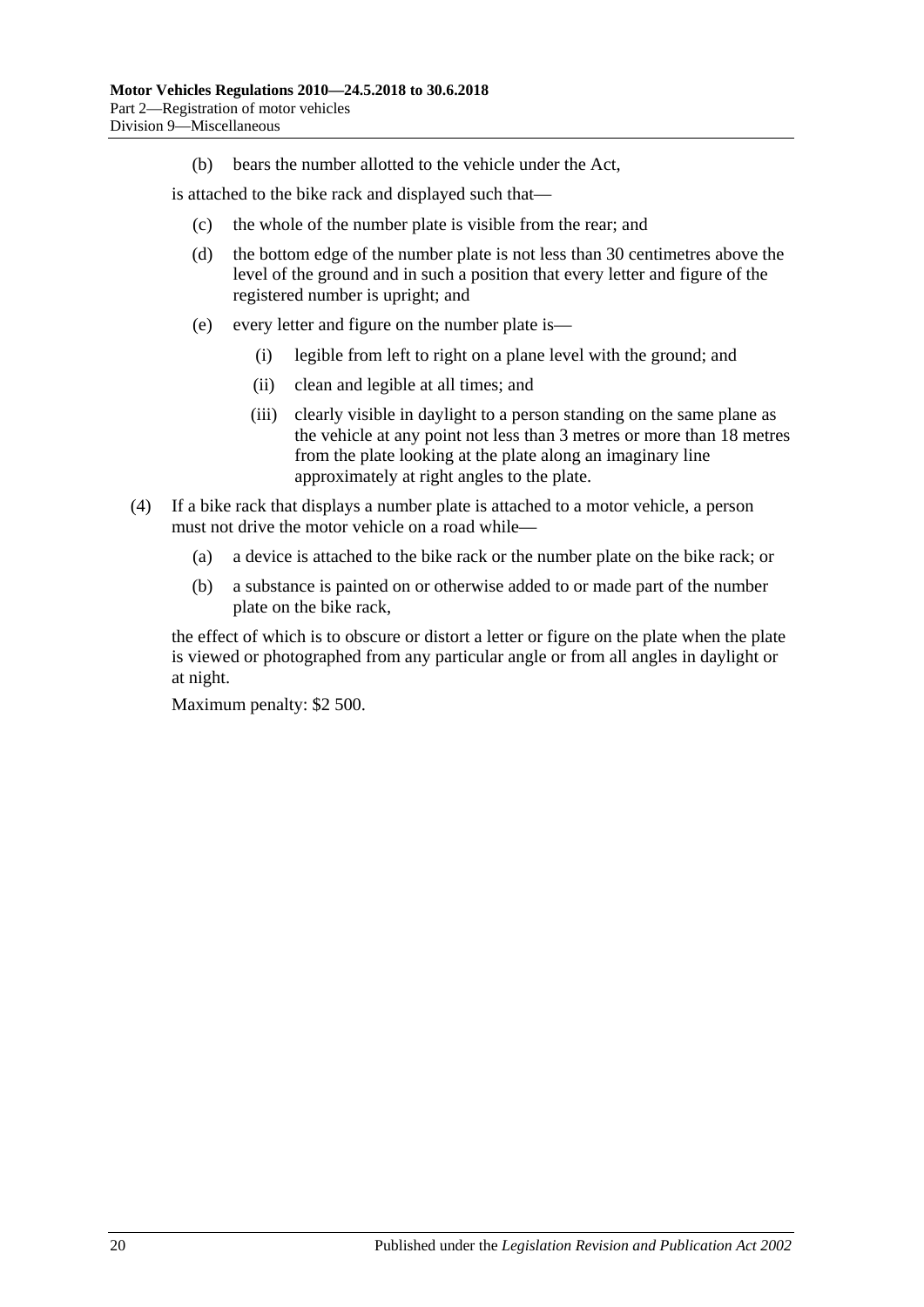(b) bears the number allotted to the vehicle under the Act,

is attached to the bike rack and displayed such that—

(c) the whole of the number plate is visible from the rear; and

(d) the bottom edge of the number plate is not less than 30 centimetres above the level of the ground and in such a position that every letter and figure of the registered number is upright; and

(e) every letter and figure on the number plate is—

(i) legible from left to right on a plane level with the ground; and

(ii) clean and legible at all times; and

(iii) clearly visible in daylight to a person standing on the same plane as the vehicle at any point not less than 3 metres or more than 18 metres from the plate looking at the plate along an imaginary line approximately at right angles to the plate.

(4) If a bike rack that displays a number plate is attached to a motor vehicle, a person must not drive the motor vehicle on a road while—

(a) a device is attached to the bike rack or the number plate on the bike rack; or

(b) a substance is painted on or otherwise added to or made part of the number plate on the bike rack,

the effect of which is to obscure or distort a letter or figure on the plate when the plate is viewed or photographed from any particular angle or from all angles in daylight or at night.

Maximum penalty: $2 500.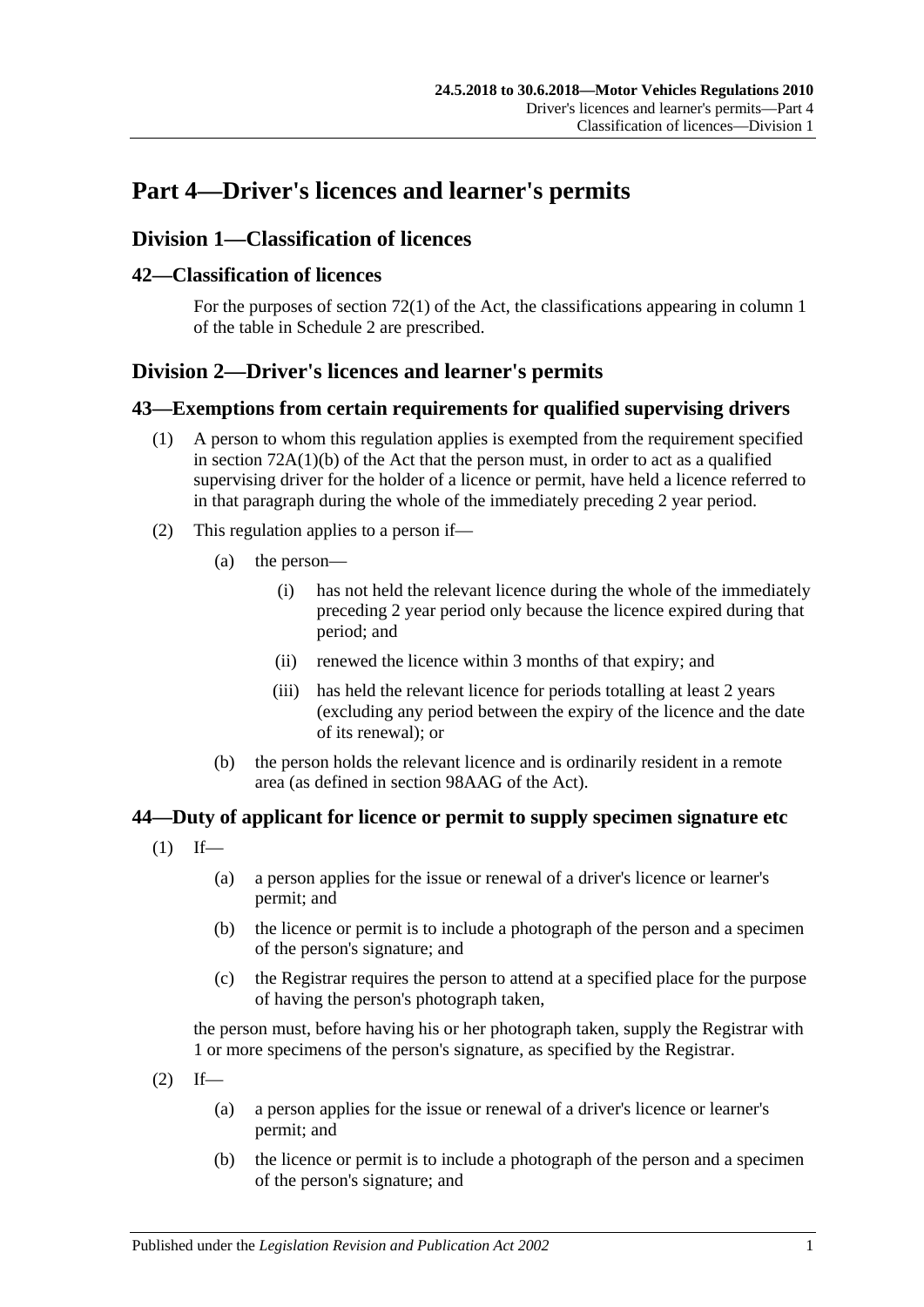# Part 4—Driver's licences and learner's permits

## Division 1—Classification of licences

### 42—Classification of licences

For the purposes of section 72(1) of the Act, the classifications appearing in column 1 of the table in Schedule 2 are prescribed.

## Division 2—Driver's licences and learner's permits

### 43—Exemptions from certain requirements for qualified supervising drivers

(1) A person to whom this regulation applies is exempted from the requirement specified in section 72A(1)(b) of the Act that the person must, in order to act as a qualified supervising driver for the holder of a licence or permit, have held a licence referred to in that paragraph during the whole of the immediately preceding 2 year period.

(2) This regulation applies to a person if—

(a) the person—

(i) has not held the relevant licence during the whole of the immediately preceding 2 year period only because the licence expired during that period; and

(ii) renewed the licence within 3 months of that expiry; and

(iii) has held the relevant licence for periods totalling at least 2 years (excluding any period between the expiry of the licence and the date of its renewal); or

(b) the person holds the relevant licence and is ordinarily resident in a remote area (as defined in section 98AAG of the Act).

### 44—Duty of applicant for licence or permit to supply specimen signature etc

(1) If—

(a) a person applies for the issue or renewal of a driver's licence or learner's permit; and

(b) the licence or permit is to include a photograph of the person and a specimen of the person's signature; and

(c) the Registrar requires the person to attend at a specified place for the purpose of having the person's photograph taken,

the person must, before having his or her photograph taken, supply the Registrar with 1 or more specimens of the person's signature, as specified by the Registrar.

(2) If—

(a) a person applies for the issue or renewal of a driver's licence or learner's permit; and

(b) the licence or permit is to include a photograph of the person and a specimen of the person's signature; and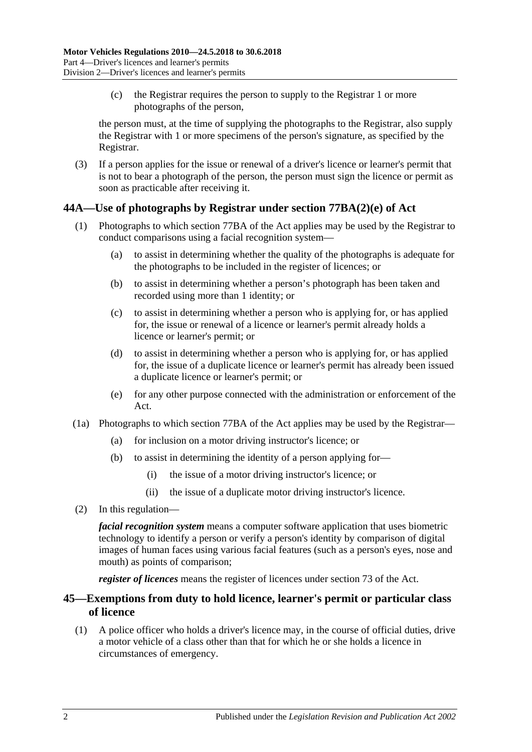(c) the Registrar requires the person to supply to the Registrar 1 or more photographs of the person,

the person must, at the time of supplying the photographs to the Registrar, also supply the Registrar with 1 or more specimens of the person's signature, as specified by the Registrar.

(3) If a person applies for the issue or renewal of a driver's licence or learner's permit that is not to bear a photograph of the person, the person must sign the licence or permit as soon as practicable after receiving it.

## 44A—Use of photographs by Registrar under section 77BA(2)(e) of Act

(1) Photographs to which section 77BA of the Act applies may be used by the Registrar to conduct comparisons using a facial recognition system—

(a) to assist in determining whether the quality of the photographs is adequate for the photographs to be included in the register of licences; or

(b) to assist in determining whether a person's photograph has been taken and recorded using more than 1 identity; or

(c) to assist in determining whether a person who is applying for, or has applied for, the issue or renewal of a licence or learner's permit already holds a licence or learner's permit; or

(d) to assist in determining whether a person who is applying for, or has applied for, the issue of a duplicate licence or learner's permit has already been issued a duplicate licence or learner's permit; or

(e) for any other purpose connected with the administration or enforcement of the Act.

(1a) Photographs to which section 77BA of the Act applies may be used by the Registrar—

(a) for inclusion on a motor driving instructor's licence; or

(b) to assist in determining the identity of a person applying for—

(i) the issue of a motor driving instructor's licence; or

(ii) the issue of a duplicate motor driving instructor's licence.

(2) In this regulation—

***facial recognition system*** means a computer software application that uses biometric technology to identify a person or verify a person's identity by comparison of digital images of human faces using various facial features (such as a person's eyes, nose and mouth) as points of comparison;

***register of licences*** means the register of licences under section 73 of the Act.

## 45—Exemptions from duty to hold licence, learner's permit or particular class of licence

(1) A police officer who holds a driver's licence may, in the course of official duties, drive a motor vehicle of a class other than that for which he or she holds a licence in circumstances of emergency.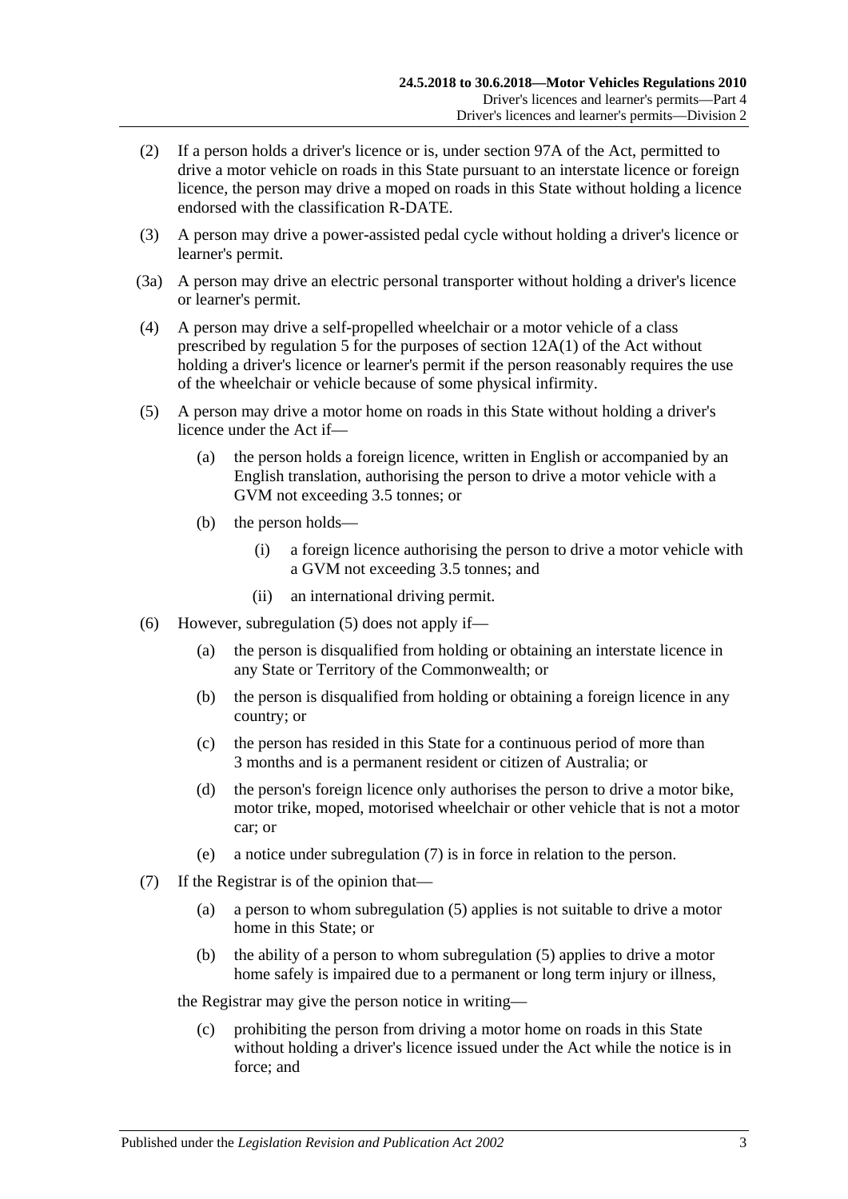(2) If a person holds a driver's licence or is, under section 97A of the Act, permitted to drive a motor vehicle on roads in this State pursuant to an interstate licence or foreign licence, the person may drive a moped on roads in this State without holding a licence endorsed with the classification R-DATE.

(3) A person may drive a power-assisted pedal cycle without holding a driver's licence or learner's permit.

(3a) A person may drive an electric personal transporter without holding a driver's licence or learner's permit.

(4) A person may drive a self-propelled wheelchair or a motor vehicle of a class prescribed by regulation 5 for the purposes of section 12A(1) of the Act without holding a driver's licence or learner's permit if the person reasonably requires the use of the wheelchair or vehicle because of some physical infirmity.

(5) A person may drive a motor home on roads in this State without holding a driver's licence under the Act if—

- (a) the person holds a foreign licence, written in English or accompanied by an English translation, authorising the person to drive a motor vehicle with a GVM not exceeding 3.5 tonnes; or
- (b) the person holds—
  - (i) a foreign licence authorising the person to drive a motor vehicle with a GVM not exceeding 3.5 tonnes; and
  - (ii) an international driving permit.

(6) However, subregulation (5) does not apply if—

- (a) the person is disqualified from holding or obtaining an interstate licence in any State or Territory of the Commonwealth; or
- (b) the person is disqualified from holding or obtaining a foreign licence in any country; or
- (c) the person has resided in this State for a continuous period of more than 3 months and is a permanent resident or citizen of Australia; or
- (d) the person's foreign licence only authorises the person to drive a motor bike, motor trike, moped, motorised wheelchair or other vehicle that is not a motor car; or
- (e) a notice under subregulation (7) is in force in relation to the person.

(7) If the Registrar is of the opinion that—

- (a) a person to whom subregulation (5) applies is not suitable to drive a motor home in this State; or
- (b) the ability of a person to whom subregulation (5) applies to drive a motor home safely is impaired due to a permanent or long term injury or illness,

the Registrar may give the person notice in writing—

- (c) prohibiting the person from driving a motor home on roads in this State without holding a driver's licence issued under the Act while the notice is in force; and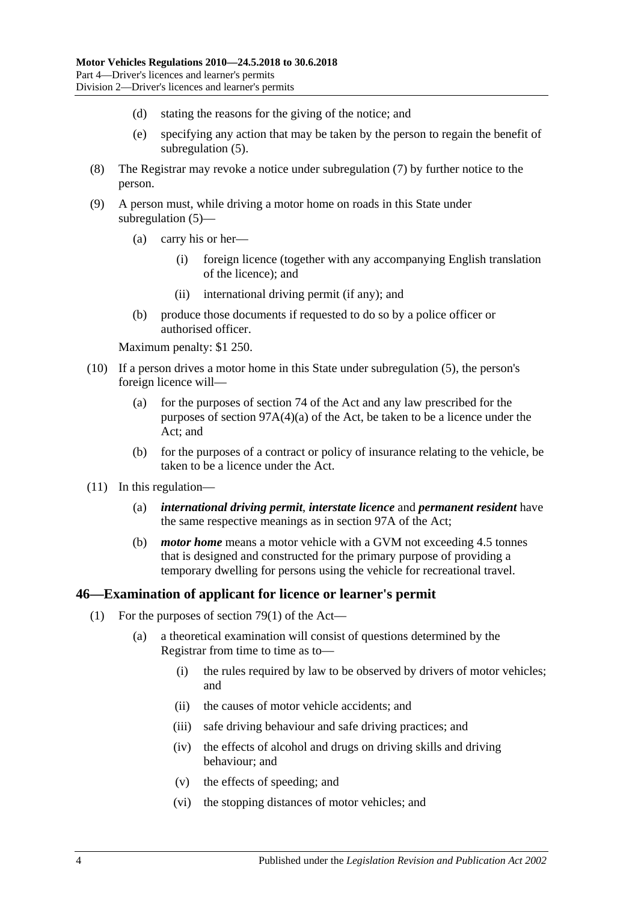(d) stating the reasons for the giving of the notice; and

(e) specifying any action that may be taken by the person to regain the benefit of subregulation (5).

(8) The Registrar may revoke a notice under subregulation (7) by further notice to the person.

(9) A person must, while driving a motor home on roads in this State under subregulation (5)—

(a) carry his or her—

(i) foreign licence (together with any accompanying English translation of the licence); and

(ii) international driving permit (if any); and

(b) produce those documents if requested to do so by a police officer or authorised officer.

Maximum penalty: $1 250.

(10) If a person drives a motor home in this State under subregulation (5), the person's foreign licence will—

(a) for the purposes of section 74 of the Act and any law prescribed for the purposes of section 97A(4)(a) of the Act, be taken to be a licence under the Act; and

(b) for the purposes of a contract or policy of insurance relating to the vehicle, be taken to be a licence under the Act.

(11) In this regulation—

(a) ***international driving permit***, ***interstate licence*** and ***permanent resident*** have the same respective meanings as in section 97A of the Act;

(b) ***motor home*** means a motor vehicle with a GVM not exceeding 4.5 tonnes that is designed and constructed for the primary purpose of providing a temporary dwelling for persons using the vehicle for recreational travel.

## 46—Examination of applicant for licence or learner's permit

(1) For the purposes of section 79(1) of the Act—

(a) a theoretical examination will consist of questions determined by the Registrar from time to time as to—

(i) the rules required by law to be observed by drivers of motor vehicles; and

(ii) the causes of motor vehicle accidents; and

(iii) safe driving behaviour and safe driving practices; and

(iv) the effects of alcohol and drugs on driving skills and driving behaviour; and

(v) the effects of speeding; and

(vi) the stopping distances of motor vehicles; and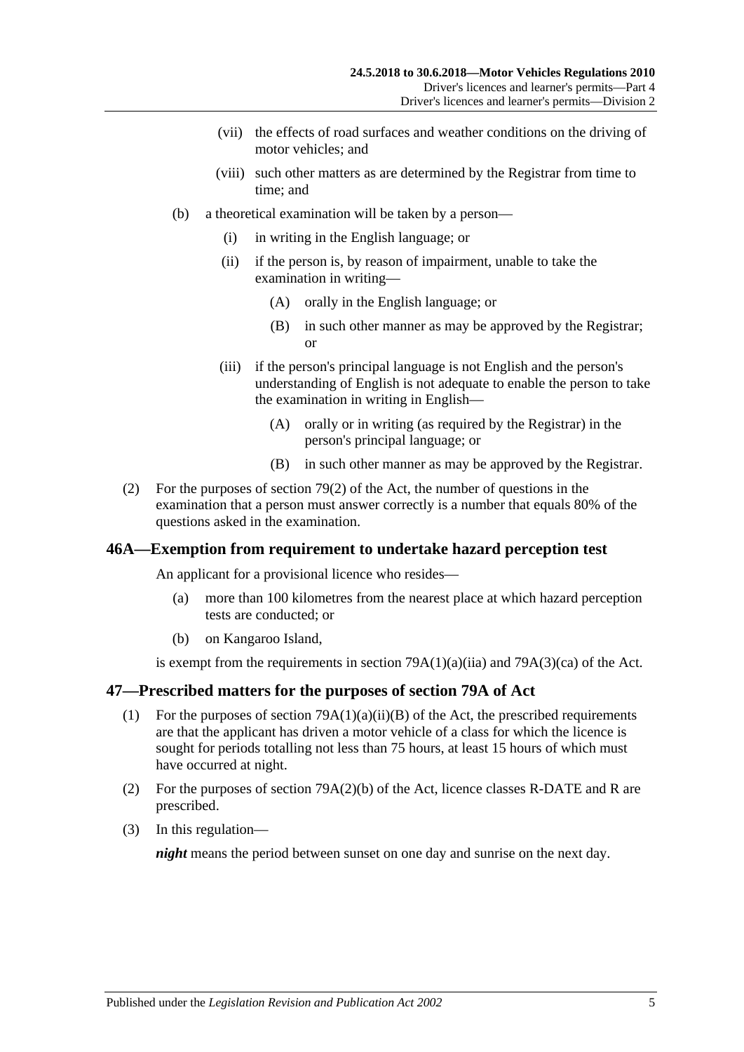(vii) the effects of road surfaces and weather conditions on the driving of motor vehicles; and

(viii) such other matters as are determined by the Registrar from time to time; and

(b) a theoretical examination will be taken by a person—

(i) in writing in the English language; or

(ii) if the person is, by reason of impairment, unable to take the examination in writing—

(A) orally in the English language; or

(B) in such other manner as may be approved by the Registrar; or

(iii) if the person's principal language is not English and the person's understanding of English is not adequate to enable the person to take the examination in writing in English—

(A) orally or in writing (as required by the Registrar) in the person's principal language; or

(B) in such other manner as may be approved by the Registrar.

(2) For the purposes of section 79(2) of the Act, the number of questions in the examination that a person must answer correctly is a number that equals 80% of the questions asked in the examination.

## 46A—Exemption from requirement to undertake hazard perception test

An applicant for a provisional licence who resides—

(a) more than 100 kilometres from the nearest place at which hazard perception tests are conducted; or

(b) on Kangaroo Island,

is exempt from the requirements in section 79A(1)(a)(iia) and 79A(3)(ca) of the Act.

## 47—Prescribed matters for the purposes of section 79A of Act

(1) For the purposes of section 79A(1)(a)(ii)(B) of the Act, the prescribed requirements are that the applicant has driven a motor vehicle of a class for which the licence is sought for periods totalling not less than 75 hours, at least 15 hours of which must have occurred at night.

(2) For the purposes of section 79A(2)(b) of the Act, licence classes R-DATE and R are prescribed.

(3) In this regulation—

***night*** means the period between sunset on one day and sunrise on the next day.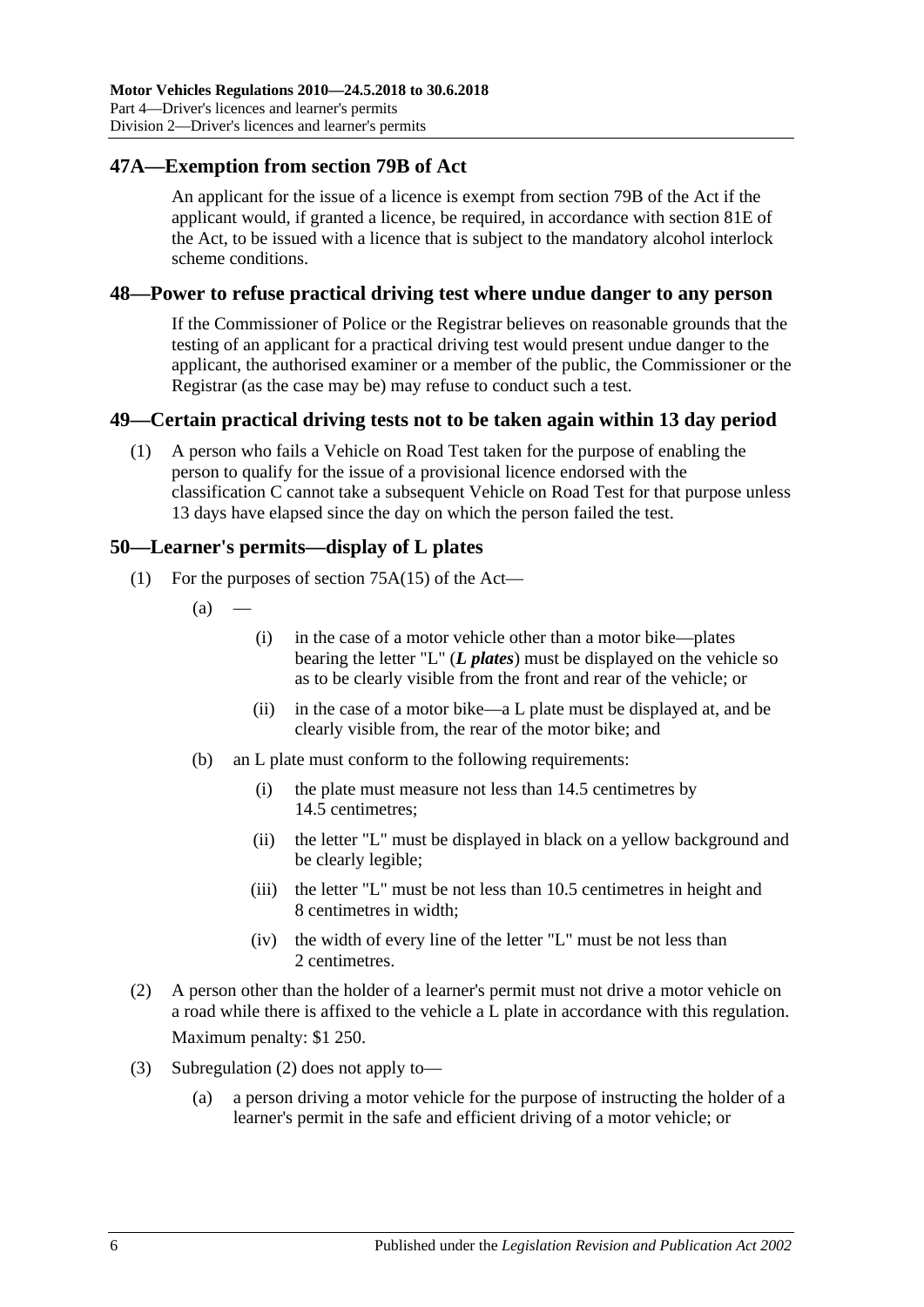## 47A—Exemption from section 79B of Act

An applicant for the issue of a licence is exempt from section 79B of the Act if the applicant would, if granted a licence, be required, in accordance with section 81E of the Act, to be issued with a licence that is subject to the mandatory alcohol interlock scheme conditions.

## 48—Power to refuse practical driving test where undue danger to any person

If the Commissioner of Police or the Registrar believes on reasonable grounds that the testing of an applicant for a practical driving test would present undue danger to the applicant, the authorised examiner or a member of the public, the Commissioner or the Registrar (as the case may be) may refuse to conduct such a test.

## 49—Certain practical driving tests not to be taken again within 13 day period

(1) A person who fails a Vehicle on Road Test taken for the purpose of enabling the person to qualify for the issue of a provisional licence endorsed with the classification C cannot take a subsequent Vehicle on Road Test for that purpose unless 13 days have elapsed since the day on which the person failed the test.

## 50—Learner's permits—display of L plates

(1) For the purposes of section 75A(15) of the Act—

(a) —

(i) in the case of a motor vehicle other than a motor bike—plates bearing the letter "L" (***L plates***) must be displayed on the vehicle so as to be clearly visible from the front and rear of the vehicle; or

(ii) in the case of a motor bike—a L plate must be displayed at, and be clearly visible from, the rear of the motor bike; and

(b) an L plate must conform to the following requirements:

(i) the plate must measure not less than 14.5 centimetres by 14.5 centimetres;

(ii) the letter "L" must be displayed in black on a yellow background and be clearly legible;

(iii) the letter "L" must be not less than 10.5 centimetres in height and 8 centimetres in width;

(iv) the width of every line of the letter "L" must be not less than 2 centimetres.

(2) A person other than the holder of a learner's permit must not drive a motor vehicle on a road while there is affixed to the vehicle a L plate in accordance with this regulation.

Maximum penalty: $1 250.

(3) Subregulation (2) does not apply to—

(a) a person driving a motor vehicle for the purpose of instructing the holder of a learner's permit in the safe and efficient driving of a motor vehicle; or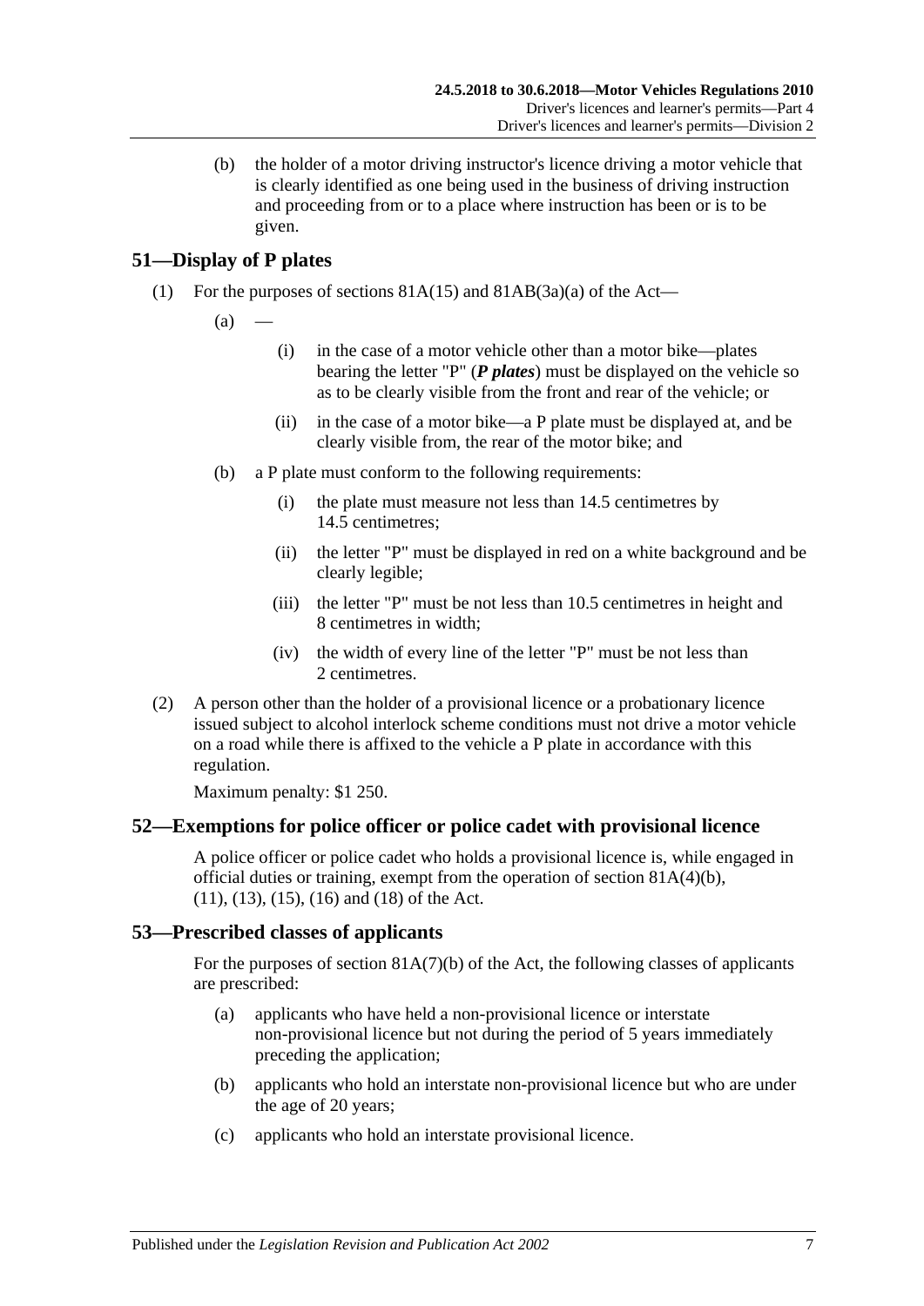(b) the holder of a motor driving instructor's licence driving a motor vehicle that is clearly identified as one being used in the business of driving instruction and proceeding from or to a place where instruction has been or is to be given.

## 51—Display of P plates

(1) For the purposes of sections 81A(15) and 81AB(3a)(a) of the Act—

(a) —

(i) in the case of a motor vehicle other than a motor bike—plates bearing the letter "P" (***P plates***) must be displayed on the vehicle so as to be clearly visible from the front and rear of the vehicle; or

(ii) in the case of a motor bike—a P plate must be displayed at, and be clearly visible from, the rear of the motor bike; and

(b) a P plate must conform to the following requirements:

(i) the plate must measure not less than 14.5 centimetres by 14.5 centimetres;

(ii) the letter "P" must be displayed in red on a white background and be clearly legible;

(iii) the letter "P" must be not less than 10.5 centimetres in height and 8 centimetres in width;

(iv) the width of every line of the letter "P" must be not less than 2 centimetres.

(2) A person other than the holder of a provisional licence or a probationary licence issued subject to alcohol interlock scheme conditions must not drive a motor vehicle on a road while there is affixed to the vehicle a P plate in accordance with this regulation.

Maximum penalty: $1 250.

## 52—Exemptions for police officer or police cadet with provisional licence

A police officer or police cadet who holds a provisional licence is, while engaged in official duties or training, exempt from the operation of section 81A(4)(b), (11), (13), (15), (16) and (18) of the Act.

## 53—Prescribed classes of applicants

For the purposes of section 81A(7)(b) of the Act, the following classes of applicants are prescribed:

(a) applicants who have held a non-provisional licence or interstate non-provisional licence but not during the period of 5 years immediately preceding the application;

(b) applicants who hold an interstate non-provisional licence but who are under the age of 20 years;

(c) applicants who hold an interstate provisional licence.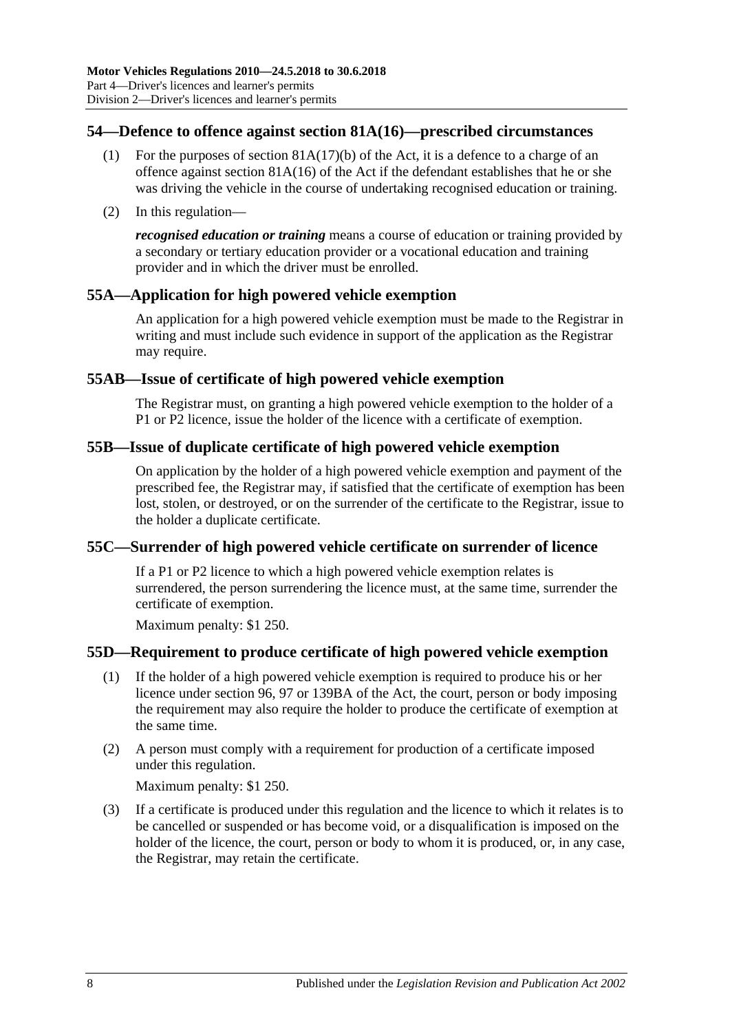## 54—Defence to offence against section 81A(16)—prescribed circumstances

(1) For the purposes of section 81A(17)(b) of the Act, it is a defence to a charge of an offence against section 81A(16) of the Act if the defendant establishes that he or she was driving the vehicle in the course of undertaking recognised education or training.

(2) In this regulation—

***recognised education or training*** means a course of education or training provided by a secondary or tertiary education provider or a vocational education and training provider and in which the driver must be enrolled.

## 55A—Application for high powered vehicle exemption

An application for a high powered vehicle exemption must be made to the Registrar in writing and must include such evidence in support of the application as the Registrar may require.

## 55AB—Issue of certificate of high powered vehicle exemption

The Registrar must, on granting a high powered vehicle exemption to the holder of a P1 or P2 licence, issue the holder of the licence with a certificate of exemption.

## 55B—Issue of duplicate certificate of high powered vehicle exemption

On application by the holder of a high powered vehicle exemption and payment of the prescribed fee, the Registrar may, if satisfied that the certificate of exemption has been lost, stolen, or destroyed, or on the surrender of the certificate to the Registrar, issue to the holder a duplicate certificate.

## 55C—Surrender of high powered vehicle certificate on surrender of licence

If a P1 or P2 licence to which a high powered vehicle exemption relates is surrendered, the person surrendering the licence must, at the same time, surrender the certificate of exemption.

Maximum penalty: $1 250.

## 55D—Requirement to produce certificate of high powered vehicle exemption

(1) If the holder of a high powered vehicle exemption is required to produce his or her licence under section 96, 97 or 139BA of the Act, the court, person or body imposing the requirement may also require the holder to produce the certificate of exemption at the same time.

(2) A person must comply with a requirement for production of a certificate imposed under this regulation.

Maximum penalty: $1 250.

(3) If a certificate is produced under this regulation and the licence to which it relates is to be cancelled or suspended or has become void, or a disqualification is imposed on the holder of the licence, the court, person or body to whom it is produced, or, in any case, the Registrar, may retain the certificate.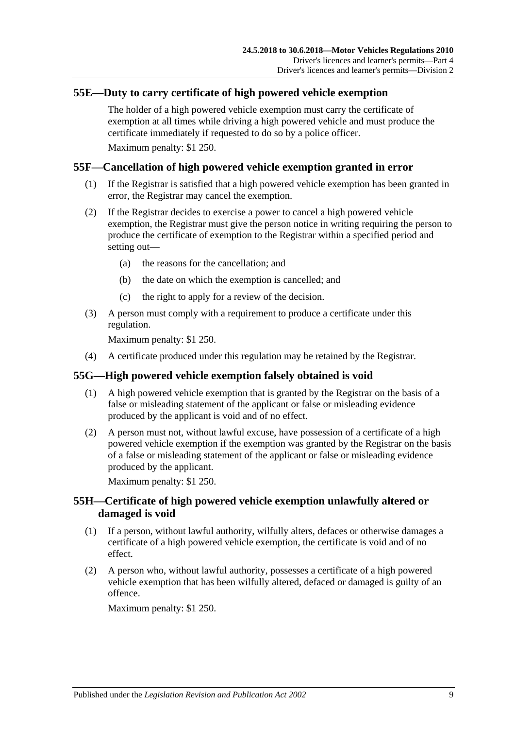## 55E—Duty to carry certificate of high powered vehicle exemption

The holder of a high powered vehicle exemption must carry the certificate of exemption at all times while driving a high powered vehicle and must produce the certificate immediately if requested to do so by a police officer.

Maximum penalty: $1 250.

## 55F—Cancellation of high powered vehicle exemption granted in error

(1) If the Registrar is satisfied that a high powered vehicle exemption has been granted in error, the Registrar may cancel the exemption.

(2) If the Registrar decides to exercise a power to cancel a high powered vehicle exemption, the Registrar must give the person notice in writing requiring the person to produce the certificate of exemption to the Registrar within a specified period and setting out—

(a) the reasons for the cancellation; and

(b) the date on which the exemption is cancelled; and

(c) the right to apply for a review of the decision.

(3) A person must comply with a requirement to produce a certificate under this regulation.

Maximum penalty: $1 250.

(4) A certificate produced under this regulation may be retained by the Registrar.

## 55G—High powered vehicle exemption falsely obtained is void

(1) A high powered vehicle exemption that is granted by the Registrar on the basis of a false or misleading statement of the applicant or false or misleading evidence produced by the applicant is void and of no effect.

(2) A person must not, without lawful excuse, have possession of a certificate of a high powered vehicle exemption if the exemption was granted by the Registrar on the basis of a false or misleading statement of the applicant or false or misleading evidence produced by the applicant.

Maximum penalty: $1 250.

## 55H—Certificate of high powered vehicle exemption unlawfully altered or damaged is void

(1) If a person, without lawful authority, wilfully alters, defaces or otherwise damages a certificate of a high powered vehicle exemption, the certificate is void and of no effect.

(2) A person who, without lawful authority, possesses a certificate of a high powered vehicle exemption that has been wilfully altered, defaced or damaged is guilty of an offence.

Maximum penalty: $1 250.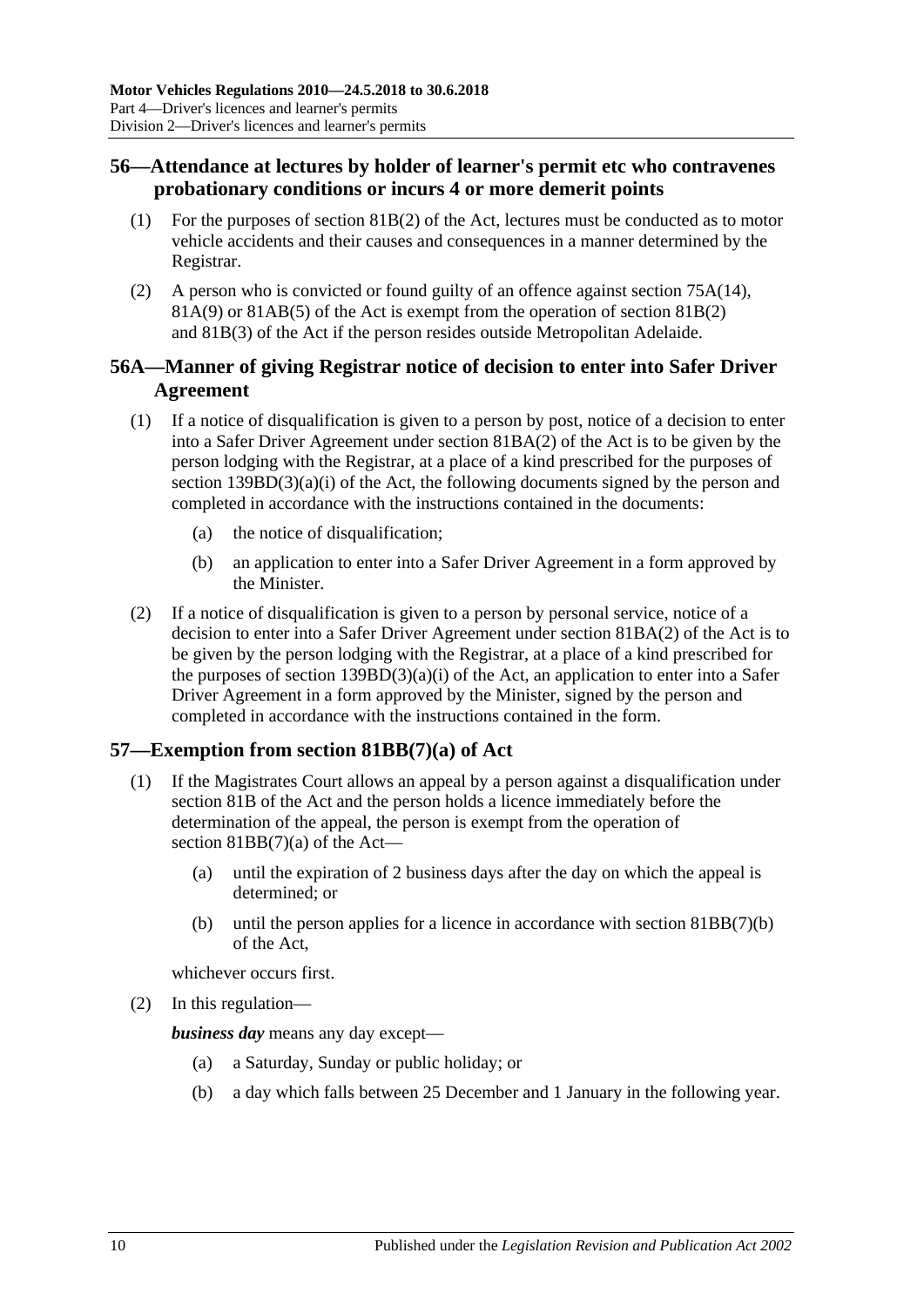## 56—Attendance at lectures by holder of learner's permit etc who contravenes probationary conditions or incurs 4 or more demerit points

(1) For the purposes of section 81B(2) of the Act, lectures must be conducted as to motor vehicle accidents and their causes and consequences in a manner determined by the Registrar.

(2) A person who is convicted or found guilty of an offence against section 75A(14), 81A(9) or 81AB(5) of the Act is exempt from the operation of section 81B(2) and 81B(3) of the Act if the person resides outside Metropolitan Adelaide.

## 56A—Manner of giving Registrar notice of decision to enter into Safer Driver Agreement

(1) If a notice of disqualification is given to a person by post, notice of a decision to enter into a Safer Driver Agreement under section 81BA(2) of the Act is to be given by the person lodging with the Registrar, at a place of a kind prescribed for the purposes of section 139BD(3)(a)(i) of the Act, the following documents signed by the person and completed in accordance with the instructions contained in the documents:

- (a) the notice of disqualification;
- (b) an application to enter into a Safer Driver Agreement in a form approved by the Minister.

(2) If a notice of disqualification is given to a person by personal service, notice of a decision to enter into a Safer Driver Agreement under section 81BA(2) of the Act is to be given by the person lodging with the Registrar, at a place of a kind prescribed for the purposes of section 139BD(3)(a)(i) of the Act, an application to enter into a Safer Driver Agreement in a form approved by the Minister, signed by the person and completed in accordance with the instructions contained in the form.

## 57—Exemption from section 81BB(7)(a) of Act

(1) If the Magistrates Court allows an appeal by a person against a disqualification under section 81B of the Act and the person holds a licence immediately before the determination of the appeal, the person is exempt from the operation of section 81BB(7)(a) of the Act—

- (a) until the expiration of 2 business days after the day on which the appeal is determined; or
- (b) until the person applies for a licence in accordance with section 81BB(7)(b) of the Act,

whichever occurs first.

(2) In this regulation—

***business day*** means any day except—

- (a) a Saturday, Sunday or public holiday; or
- (b) a day which falls between 25 December and 1 January in the following year.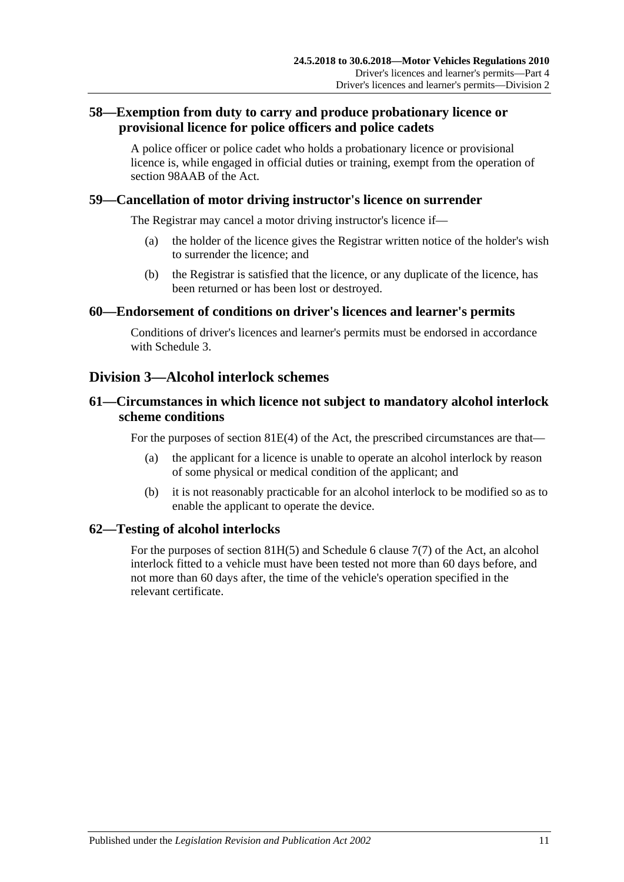## 58—Exemption from duty to carry and produce probationary licence or provisional licence for police officers and police cadets

A police officer or police cadet who holds a probationary licence or provisional licence is, while engaged in official duties or training, exempt from the operation of section 98AAB of the Act.

## 59—Cancellation of motor driving instructor's licence on surrender

The Registrar may cancel a motor driving instructor's licence if—

(a) the holder of the licence gives the Registrar written notice of the holder's wish to surrender the licence; and

(b) the Registrar is satisfied that the licence, or any duplicate of the licence, has been returned or has been lost or destroyed.

## 60—Endorsement of conditions on driver's licences and learner's permits

Conditions of driver's licences and learner's permits must be endorsed in accordance with Schedule 3.

# Division 3—Alcohol interlock schemes

## 61—Circumstances in which licence not subject to mandatory alcohol interlock scheme conditions

For the purposes of section 81E(4) of the Act, the prescribed circumstances are that—

(a) the applicant for a licence is unable to operate an alcohol interlock by reason of some physical or medical condition of the applicant; and

(b) it is not reasonably practicable for an alcohol interlock to be modified so as to enable the applicant to operate the device.

## 62—Testing of alcohol interlocks

For the purposes of section 81H(5) and Schedule 6 clause 7(7) of the Act, an alcohol interlock fitted to a vehicle must have been tested not more than 60 days before, and not more than 60 days after, the time of the vehicle's operation specified in the relevant certificate.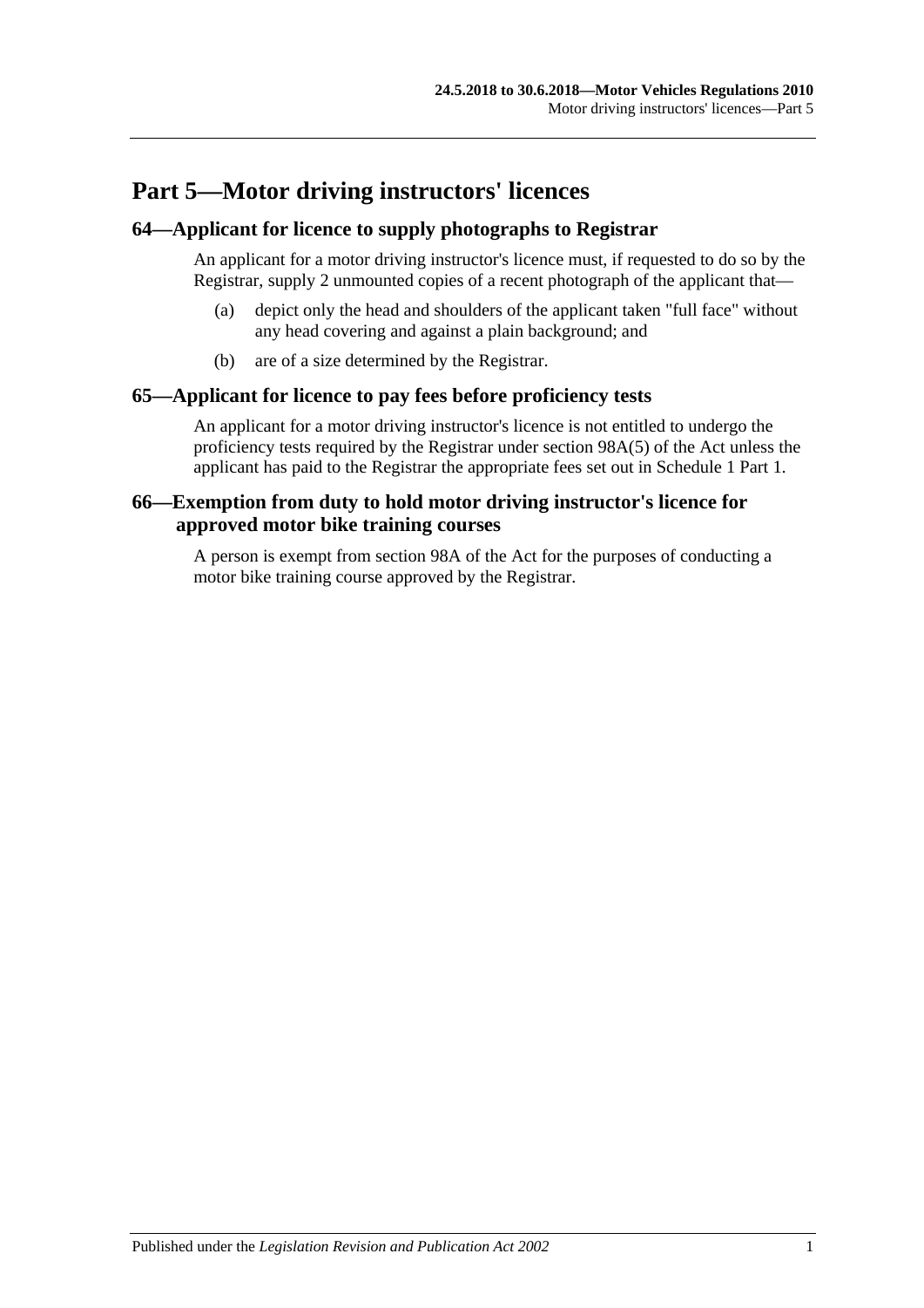# Part 5—Motor driving instructors' licences

## 64—Applicant for licence to supply photographs to Registrar

An applicant for a motor driving instructor's licence must, if requested to do so by the Registrar, supply 2 unmounted copies of a recent photograph of the applicant that—

(a) depict only the head and shoulders of the applicant taken "full face" without any head covering and against a plain background; and

(b) are of a size determined by the Registrar.

## 65—Applicant for licence to pay fees before proficiency tests

An applicant for a motor driving instructor's licence is not entitled to undergo the proficiency tests required by the Registrar under section 98A(5) of the Act unless the applicant has paid to the Registrar the appropriate fees set out in Schedule 1 Part 1.

## 66—Exemption from duty to hold motor driving instructor's licence for approved motor bike training courses

A person is exempt from section 98A of the Act for the purposes of conducting a motor bike training course approved by the Registrar.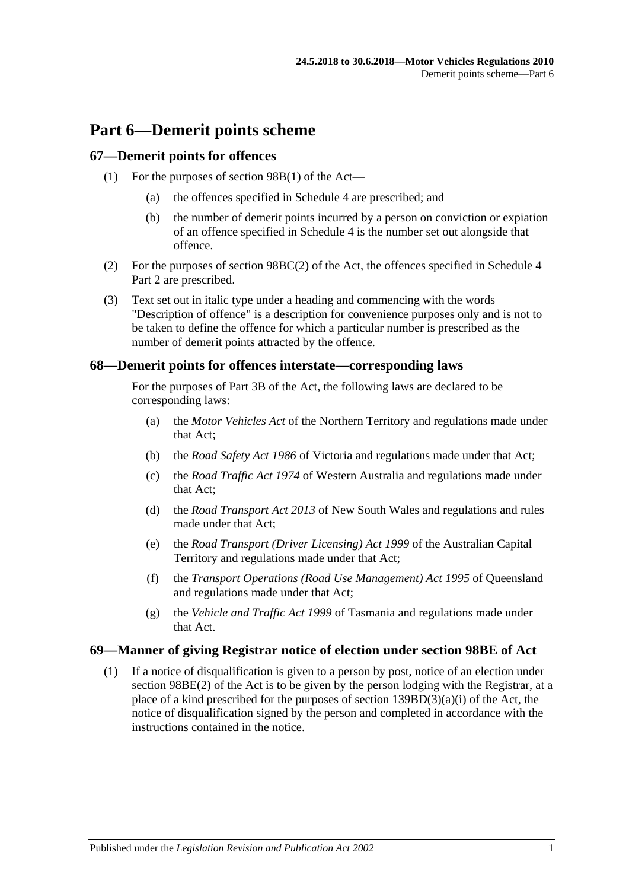# Part 6—Demerit points scheme

## 67—Demerit points for offences

(1) For the purposes of section 98B(1) of the Act—

(a) the offences specified in Schedule 4 are prescribed; and

(b) the number of demerit points incurred by a person on conviction or expiation of an offence specified in Schedule 4 is the number set out alongside that offence.

(2) For the purposes of section 98BC(2) of the Act, the offences specified in Schedule 4 Part 2 are prescribed.

(3) Text set out in italic type under a heading and commencing with the words "Description of offence" is a description for convenience purposes only and is not to be taken to define the offence for which a particular number is prescribed as the number of demerit points attracted by the offence.

## 68—Demerit points for offences interstate—corresponding laws

For the purposes of Part 3B of the Act, the following laws are declared to be corresponding laws:

(a) the *Motor Vehicles Act* of the Northern Territory and regulations made under that Act;

(b) the *Road Safety Act 1986* of Victoria and regulations made under that Act;

(c) the *Road Traffic Act 1974* of Western Australia and regulations made under that Act;

(d) the *Road Transport Act 2013* of New South Wales and regulations and rules made under that Act;

(e) the *Road Transport (Driver Licensing) Act 1999* of the Australian Capital Territory and regulations made under that Act;

(f) the *Transport Operations (Road Use Management) Act 1995* of Queensland and regulations made under that Act;

(g) the *Vehicle and Traffic Act 1999* of Tasmania and regulations made under that Act.

## 69—Manner of giving Registrar notice of election under section 98BE of Act

(1) If a notice of disqualification is given to a person by post, notice of an election under section 98BE(2) of the Act is to be given by the person lodging with the Registrar, at a place of a kind prescribed for the purposes of section 139BD(3)(a)(i) of the Act, the notice of disqualification signed by the person and completed in accordance with the instructions contained in the notice.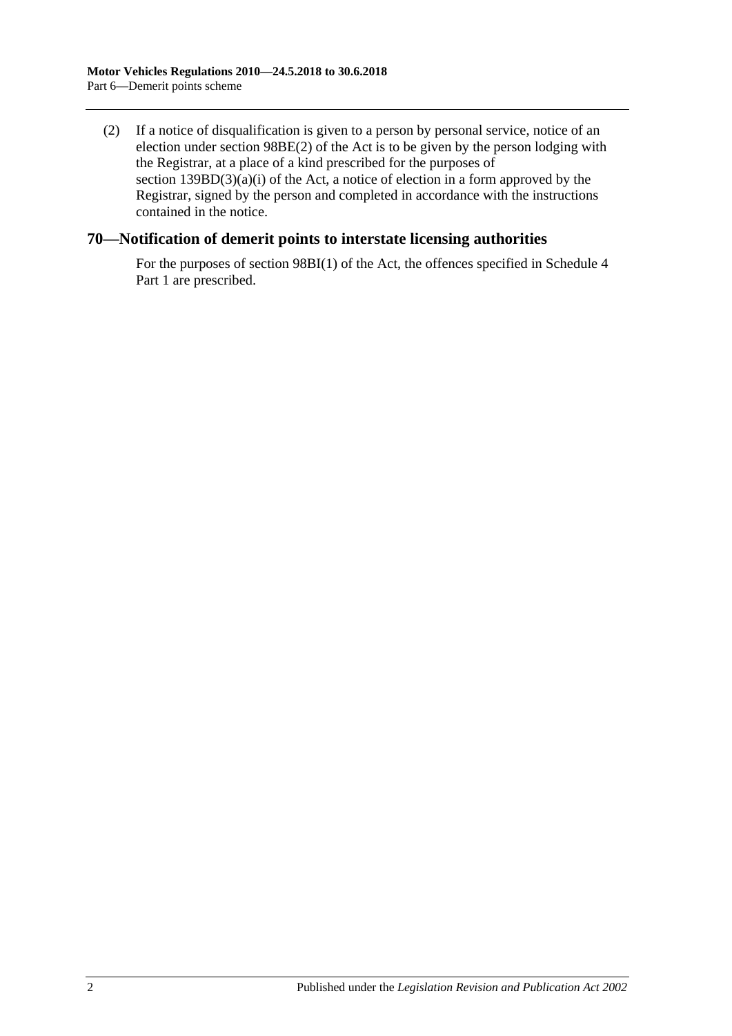(2) If a notice of disqualification is given to a person by personal service, notice of an election under section 98BE(2) of the Act is to be given by the person lodging with the Registrar, at a place of a kind prescribed for the purposes of section 139BD(3)(a)(i) of the Act, a notice of election in a form approved by the Registrar, signed by the person and completed in accordance with the instructions contained in the notice.

## 70—Notification of demerit points to interstate licensing authorities

For the purposes of section 98BI(1) of the Act, the offences specified in Schedule 4 Part 1 are prescribed.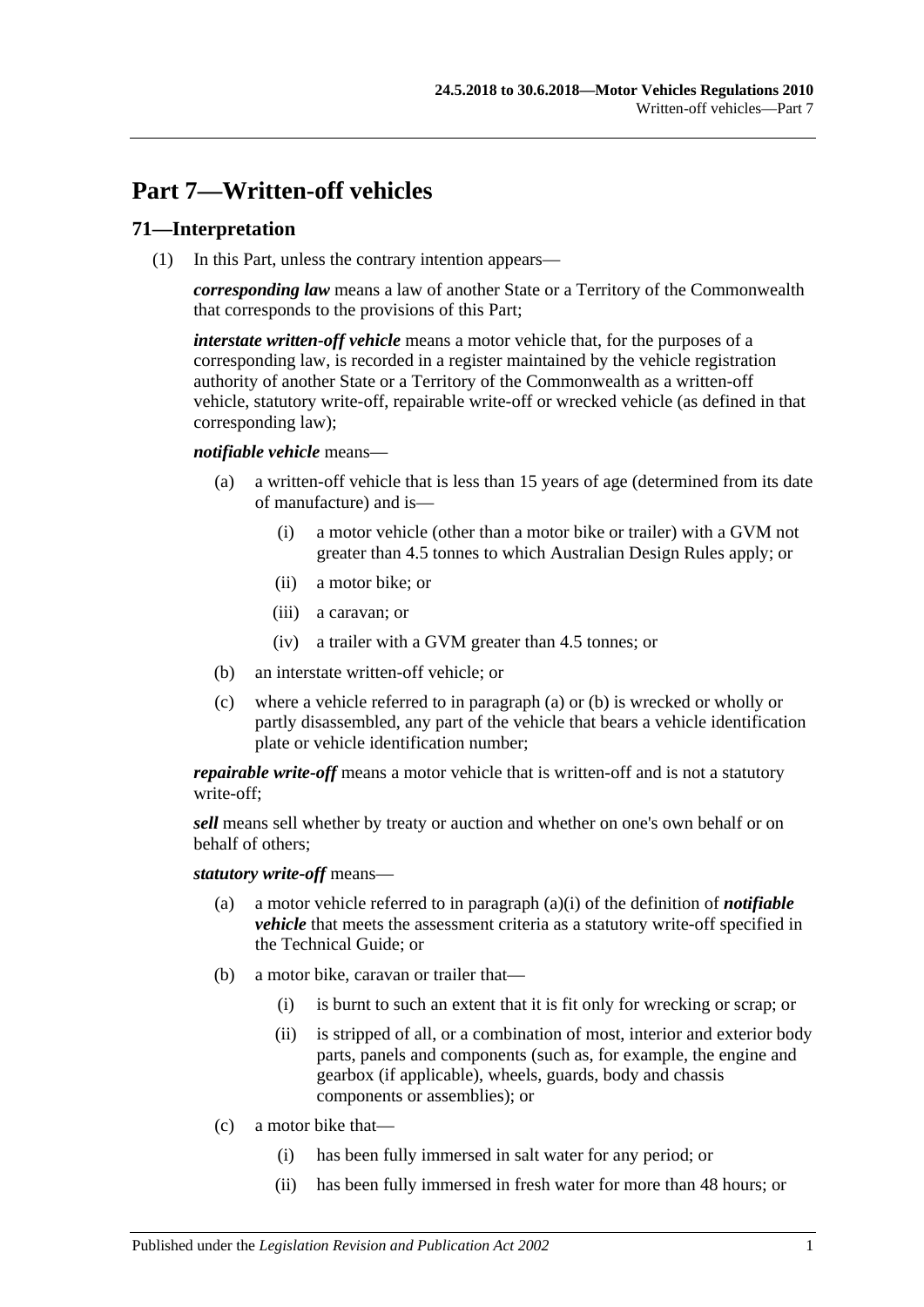# Part 7—Written-off vehicles

## 71—Interpretation

(1) In this Part, unless the contrary intention appears—

***corresponding law*** means a law of another State or a Territory of the Commonwealth that corresponds to the provisions of this Part;

***interstate written-off vehicle*** means a motor vehicle that, for the purposes of a corresponding law, is recorded in a register maintained by the vehicle registration authority of another State or a Territory of the Commonwealth as a written-off vehicle, statutory write-off, repairable write-off or wrecked vehicle (as defined in that corresponding law);

***notifiable vehicle*** means—

- (a) a written-off vehicle that is less than 15 years of age (determined from its date of manufacture) and is—
  - (i) a motor vehicle (other than a motor bike or trailer) with a GVM not greater than 4.5 tonnes to which Australian Design Rules apply; or
  - (ii) a motor bike; or
  - (iii) a caravan; or
  - (iv) a trailer with a GVM greater than 4.5 tonnes; or
- (b) an interstate written-off vehicle; or
- (c) where a vehicle referred to in paragraph (a) or (b) is wrecked or wholly or partly disassembled, any part of the vehicle that bears a vehicle identification plate or vehicle identification number;

***repairable write-off*** means a motor vehicle that is written-off and is not a statutory write-off;

***sell*** means sell whether by treaty or auction and whether on one's own behalf or on behalf of others;

***statutory write-off*** means—

- (a) a motor vehicle referred to in paragraph (a)(i) of the definition of ***notifiable vehicle*** that meets the assessment criteria as a statutory write-off specified in the Technical Guide; or
- (b) a motor bike, caravan or trailer that—
  - (i) is burnt to such an extent that it is fit only for wrecking or scrap; or
  - (ii) is stripped of all, or a combination of most, interior and exterior body parts, panels and components (such as, for example, the engine and gearbox (if applicable), wheels, guards, body and chassis components or assemblies); or
- (c) a motor bike that—
  - (i) has been fully immersed in salt water for any period; or
  - (ii) has been fully immersed in fresh water for more than 48 hours; or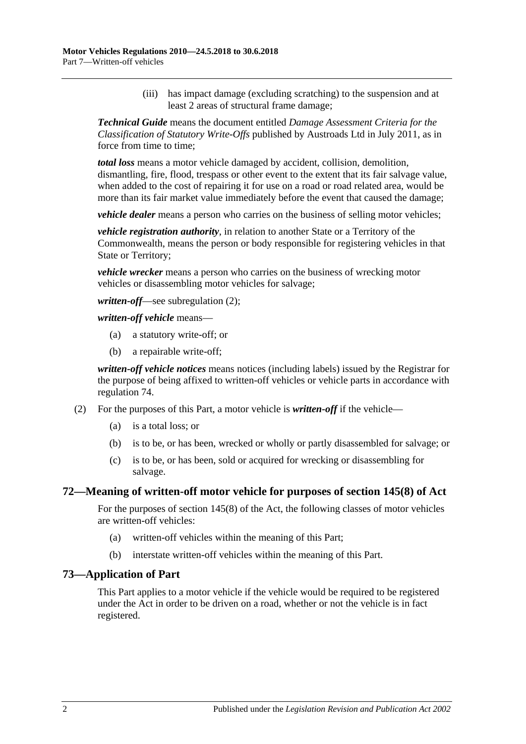(iii) has impact damage (excluding scratching) to the suspension and at least 2 areas of structural frame damage;

***Technical Guide*** means the document entitled *Damage Assessment Criteria for the Classification of Statutory Write-Offs* published by Austroads Ltd in July 2011, as in force from time to time;

***total loss*** means a motor vehicle damaged by accident, collision, demolition, dismantling, fire, flood, trespass or other event to the extent that its fair salvage value, when added to the cost of repairing it for use on a road or road related area, would be more than its fair market value immediately before the event that caused the damage;

***vehicle dealer*** means a person who carries on the business of selling motor vehicles;

***vehicle registration authority***, in relation to another State or a Territory of the Commonwealth, means the person or body responsible for registering vehicles in that State or Territory;

***vehicle wrecker*** means a person who carries on the business of wrecking motor vehicles or disassembling motor vehicles for salvage;

***written-off***—see subregulation (2);

***written-off vehicle*** means—

(a) a statutory write-off; or

(b) a repairable write-off;

***written-off vehicle notices*** means notices (including labels) issued by the Registrar for the purpose of being affixed to written-off vehicles or vehicle parts in accordance with regulation 74.

(2) For the purposes of this Part, a motor vehicle is ***written-off*** if the vehicle—

(a) is a total loss; or

(b) is to be, or has been, wrecked or wholly or partly disassembled for salvage; or

(c) is to be, or has been, sold or acquired for wrecking or disassembling for salvage.

## 72—Meaning of written-off motor vehicle for purposes of section 145(8) of Act

For the purposes of section 145(8) of the Act, the following classes of motor vehicles are written-off vehicles:

(a) written-off vehicles within the meaning of this Part;

(b) interstate written-off vehicles within the meaning of this Part.

## 73—Application of Part

This Part applies to a motor vehicle if the vehicle would be required to be registered under the Act in order to be driven on a road, whether or not the vehicle is in fact registered.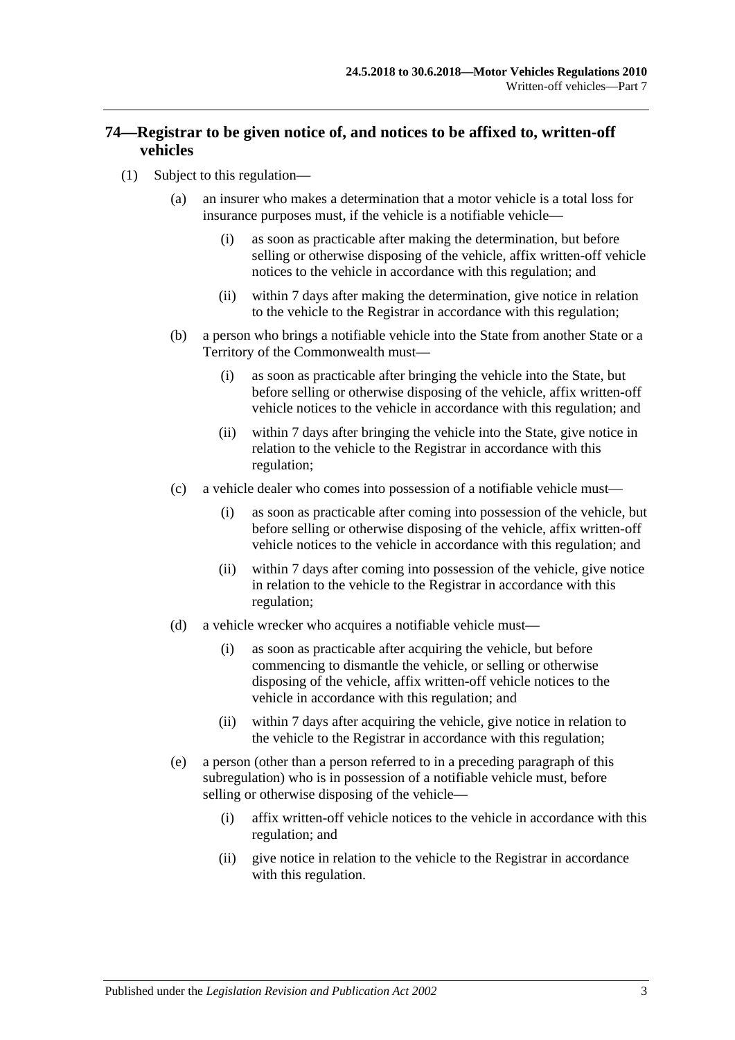## 74—Registrar to be given notice of, and notices to be affixed to, written-off vehicles

(1) Subject to this regulation—

(a) an insurer who makes a determination that a motor vehicle is a total loss for insurance purposes must, if the vehicle is a notifiable vehicle—

(i) as soon as practicable after making the determination, but before selling or otherwise disposing of the vehicle, affix written-off vehicle notices to the vehicle in accordance with this regulation; and

(ii) within 7 days after making the determination, give notice in relation to the vehicle to the Registrar in accordance with this regulation;

(b) a person who brings a notifiable vehicle into the State from another State or a Territory of the Commonwealth must—

(i) as soon as practicable after bringing the vehicle into the State, but before selling or otherwise disposing of the vehicle, affix written-off vehicle notices to the vehicle in accordance with this regulation; and

(ii) within 7 days after bringing the vehicle into the State, give notice in relation to the vehicle to the Registrar in accordance with this regulation;

(c) a vehicle dealer who comes into possession of a notifiable vehicle must—

(i) as soon as practicable after coming into possession of the vehicle, but before selling or otherwise disposing of the vehicle, affix written-off vehicle notices to the vehicle in accordance with this regulation; and

(ii) within 7 days after coming into possession of the vehicle, give notice in relation to the vehicle to the Registrar in accordance with this regulation;

(d) a vehicle wrecker who acquires a notifiable vehicle must—

(i) as soon as practicable after acquiring the vehicle, but before commencing to dismantle the vehicle, or selling or otherwise disposing of the vehicle, affix written-off vehicle notices to the vehicle in accordance with this regulation; and

(ii) within 7 days after acquiring the vehicle, give notice in relation to the vehicle to the Registrar in accordance with this regulation;

(e) a person (other than a person referred to in a preceding paragraph of this subregulation) who is in possession of a notifiable vehicle must, before selling or otherwise disposing of the vehicle—

(i) affix written-off vehicle notices to the vehicle in accordance with this regulation; and

(ii) give notice in relation to the vehicle to the Registrar in accordance with this regulation.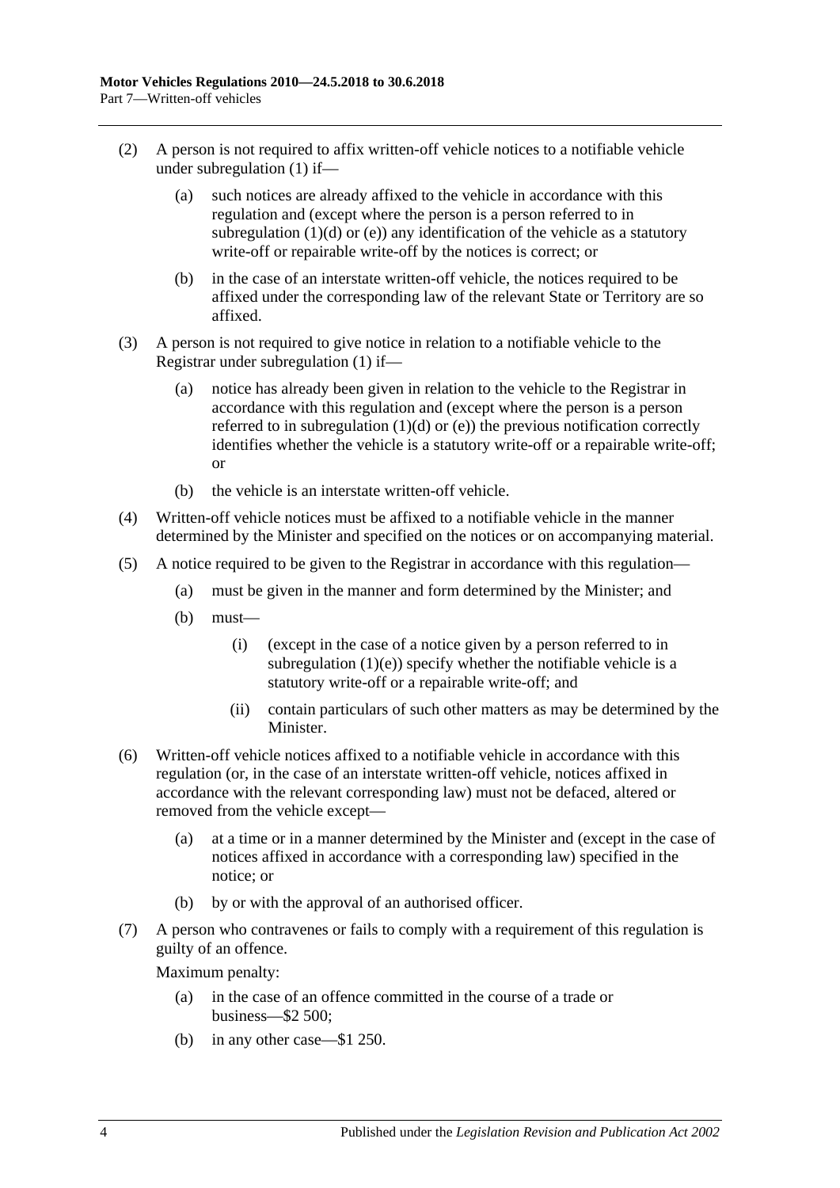(2) A person is not required to affix written-off vehicle notices to a notifiable vehicle under subregulation (1) if—

   (a) such notices are already affixed to the vehicle in accordance with this regulation and (except where the person is a person referred to in subregulation (1)(d) or (e)) any identification of the vehicle as a statutory write-off or repairable write-off by the notices is correct; or

   (b) in the case of an interstate written-off vehicle, the notices required to be affixed under the corresponding law of the relevant State or Territory are so affixed.

(3) A person is not required to give notice in relation to a notifiable vehicle to the Registrar under subregulation (1) if—

   (a) notice has already been given in relation to the vehicle to the Registrar in accordance with this regulation and (except where the person is a person referred to in subregulation (1)(d) or (e)) the previous notification correctly identifies whether the vehicle is a statutory write-off or a repairable write-off; or

   (b) the vehicle is an interstate written-off vehicle.

(4) Written-off vehicle notices must be affixed to a notifiable vehicle in the manner determined by the Minister and specified on the notices or on accompanying material.

(5) A notice required to be given to the Registrar in accordance with this regulation—

   (a) must be given in the manner and form determined by the Minister; and

   (b) must—

      (i) (except in the case of a notice given by a person referred to in subregulation (1)(e)) specify whether the notifiable vehicle is a statutory write-off or a repairable write-off; and

      (ii) contain particulars of such other matters as may be determined by the Minister.

(6) Written-off vehicle notices affixed to a notifiable vehicle in accordance with this regulation (or, in the case of an interstate written-off vehicle, notices affixed in accordance with the relevant corresponding law) must not be defaced, altered or removed from the vehicle except—

   (a) at a time or in a manner determined by the Minister and (except in the case of notices affixed in accordance with a corresponding law) specified in the notice; or

   (b) by or with the approval of an authorised officer.

(7) A person who contravenes or fails to comply with a requirement of this regulation is guilty of an offence.

Maximum penalty:

   (a) in the case of an offence committed in the course of a trade or business—$2 500;

   (b) in any other case—$1 250.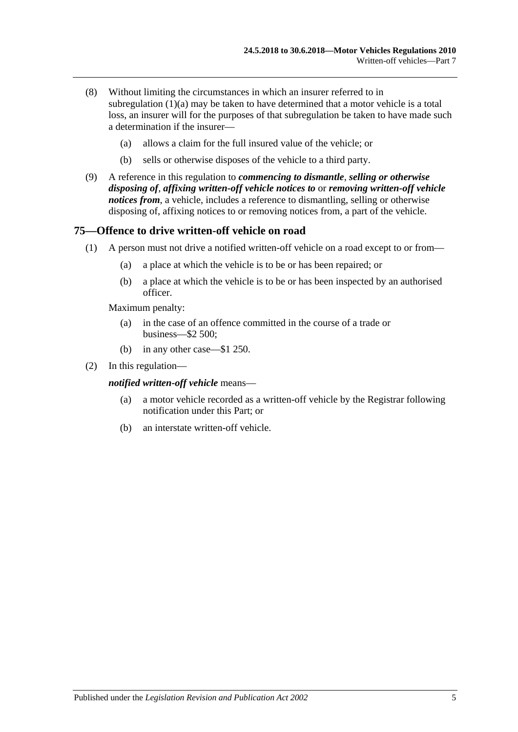(8) Without limiting the circumstances in which an insurer referred to in subregulation (1)(a) may be taken to have determined that a motor vehicle is a total loss, an insurer will for the purposes of that subregulation be taken to have made such a determination if the insurer—

(a) allows a claim for the full insured value of the vehicle; or

(b) sells or otherwise disposes of the vehicle to a third party.

(9) A reference in this regulation to ***commencing to dismantle***, ***selling or otherwise disposing of***, ***affixing written-off vehicle notices to*** or ***removing written-off vehicle notices from***, a vehicle, includes a reference to dismantling, selling or otherwise disposing of, affixing notices to or removing notices from, a part of the vehicle.

## 75—Offence to drive written-off vehicle on road

(1) A person must not drive a notified written-off vehicle on a road except to or from—

(a) a place at which the vehicle is to be or has been repaired; or

(b) a place at which the vehicle is to be or has been inspected by an authorised officer.

Maximum penalty:

(a) in the case of an offence committed in the course of a trade or business—$2 500;

(b) in any other case—$1 250.

(2) In this regulation—

***notified written-off vehicle*** means—

(a) a motor vehicle recorded as a written-off vehicle by the Registrar following notification under this Part; or

(b) an interstate written-off vehicle.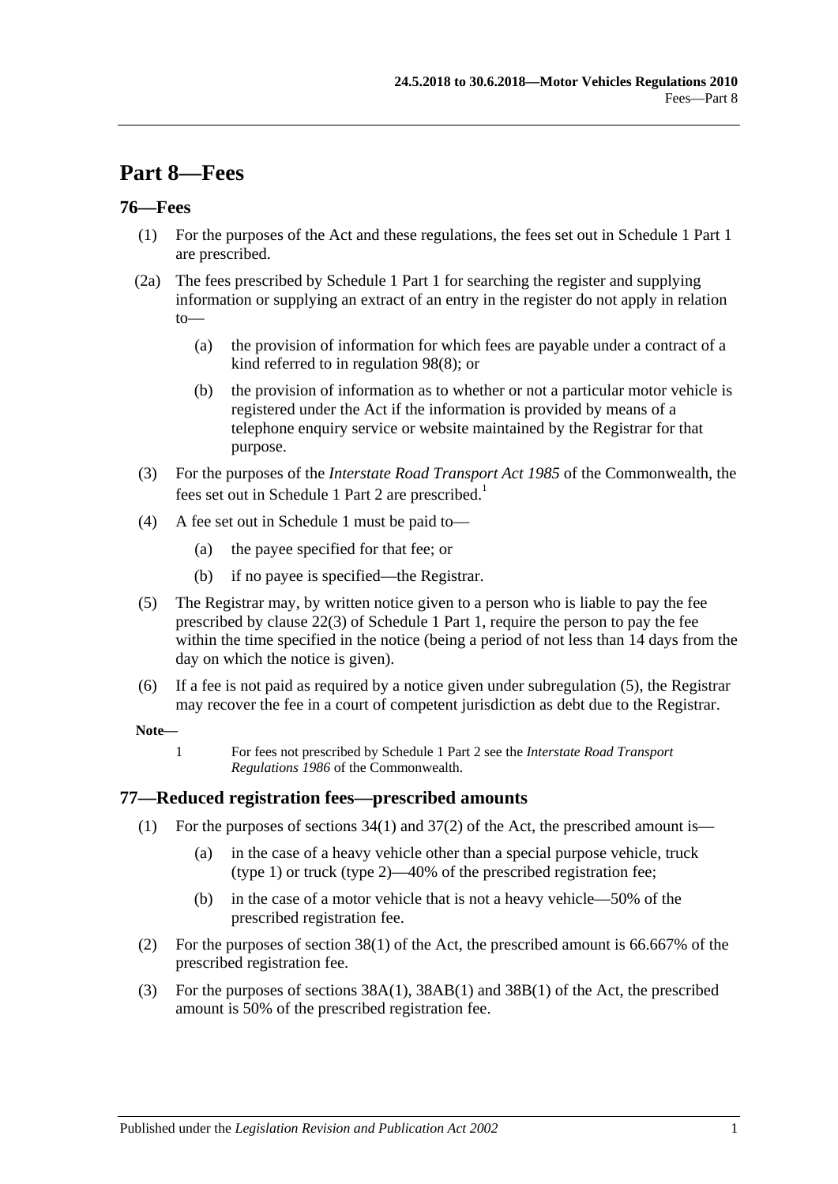# Part 8—Fees

## 76—Fees

(1) For the purposes of the Act and these regulations, the fees set out in Schedule 1 Part 1 are prescribed.

(2a) The fees prescribed by Schedule 1 Part 1 for searching the register and supplying information or supplying an extract of an entry in the register do not apply in relation to—

- (a) the provision of information for which fees are payable under a contract of a kind referred to in regulation 98(8); or
- (b) the provision of information as to whether or not a particular motor vehicle is registered under the Act if the information is provided by means of a telephone enquiry service or website maintained by the Registrar for that purpose.

(3) For the purposes of the *Interstate Road Transport Act 1985* of the Commonwealth, the fees set out in Schedule 1 Part 2 are prescribed.[1]

(4) A fee set out in Schedule 1 must be paid to—

- (a) the payee specified for that fee; or
- (b) if no payee is specified—the Registrar.

(5) The Registrar may, by written notice given to a person who is liable to pay the fee prescribed by clause 22(3) of Schedule 1 Part 1, require the person to pay the fee within the time specified in the notice (being a period of not less than 14 days from the day on which the notice is given).

(6) If a fee is not paid as required by a notice given under subregulation (5), the Registrar may recover the fee in a court of competent jurisdiction as debt due to the Registrar.

**Note—**

1 For fees not prescribed by Schedule 1 Part 2 see the *Interstate Road Transport Regulations 1986* of the Commonwealth.

## 77—Reduced registration fees—prescribed amounts

(1) For the purposes of sections 34(1) and 37(2) of the Act, the prescribed amount is—

- (a) in the case of a heavy vehicle other than a special purpose vehicle, truck (type 1) or truck (type 2)—40% of the prescribed registration fee;
- (b) in the case of a motor vehicle that is not a heavy vehicle—50% of the prescribed registration fee.

(2) For the purposes of section 38(1) of the Act, the prescribed amount is 66.667% of the prescribed registration fee.

(3) For the purposes of sections 38A(1), 38AB(1) and 38B(1) of the Act, the prescribed amount is 50% of the prescribed registration fee.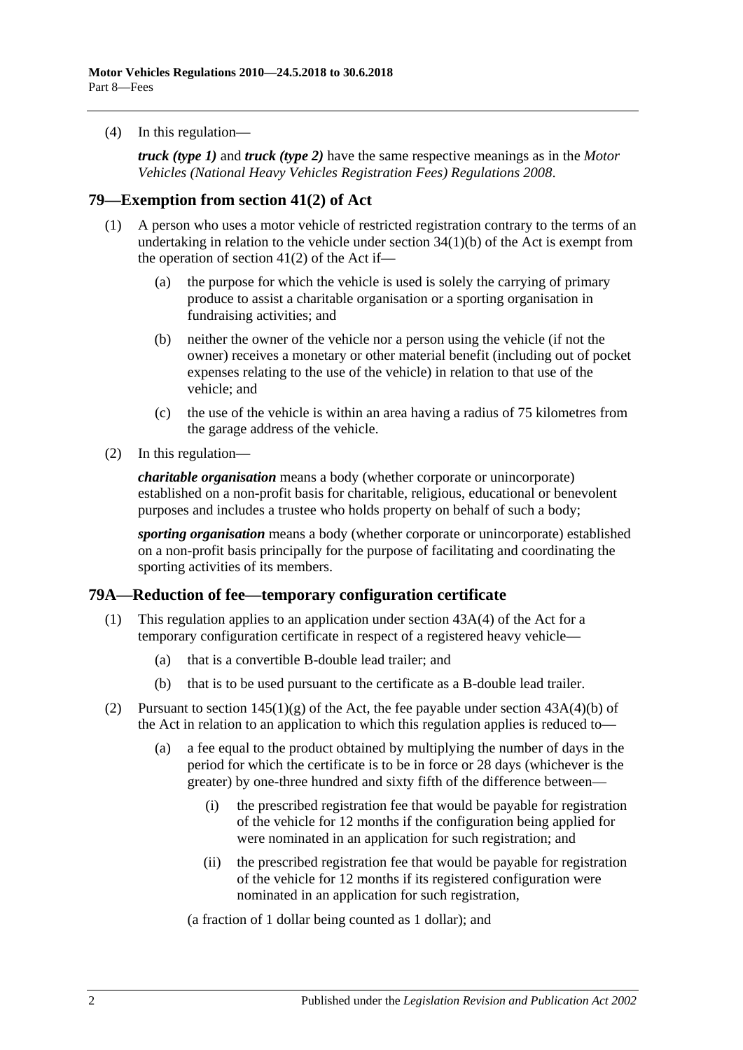(4) In this regulation—

***truck (type 1)*** and ***truck (type 2)*** have the same respective meanings as in the *Motor Vehicles (National Heavy Vehicles Registration Fees) Regulations 2008*.

## 79—Exemption from section 41(2) of Act

(1) A person who uses a motor vehicle of restricted registration contrary to the terms of an undertaking in relation to the vehicle under section 34(1)(b) of the Act is exempt from the operation of section 41(2) of the Act if—

(a) the purpose for which the vehicle is used is solely the carrying of primary produce to assist a charitable organisation or a sporting organisation in fundraising activities; and

(b) neither the owner of the vehicle nor a person using the vehicle (if not the owner) receives a monetary or other material benefit (including out of pocket expenses relating to the use of the vehicle) in relation to that use of the vehicle; and

(c) the use of the vehicle is within an area having a radius of 75 kilometres from the garage address of the vehicle.

(2) In this regulation—

***charitable organisation*** means a body (whether corporate or unincorporate) established on a non-profit basis for charitable, religious, educational or benevolent purposes and includes a trustee who holds property on behalf of such a body;

***sporting organisation*** means a body (whether corporate or unincorporate) established on a non-profit basis principally for the purpose of facilitating and coordinating the sporting activities of its members.

## 79A—Reduction of fee—temporary configuration certificate

(1) This regulation applies to an application under section 43A(4) of the Act for a temporary configuration certificate in respect of a registered heavy vehicle—

(a) that is a convertible B-double lead trailer; and

(b) that is to be used pursuant to the certificate as a B-double lead trailer.

(2) Pursuant to section 145(1)(g) of the Act, the fee payable under section 43A(4)(b) of the Act in relation to an application to which this regulation applies is reduced to—

(a) a fee equal to the product obtained by multiplying the number of days in the period for which the certificate is to be in force or 28 days (whichever is the greater) by one-three hundred and sixty fifth of the difference between—

(i) the prescribed registration fee that would be payable for registration of the vehicle for 12 months if the configuration being applied for were nominated in an application for such registration; and

(ii) the prescribed registration fee that would be payable for registration of the vehicle for 12 months if its registered configuration were nominated in an application for such registration,

(a fraction of 1 dollar being counted as 1 dollar); and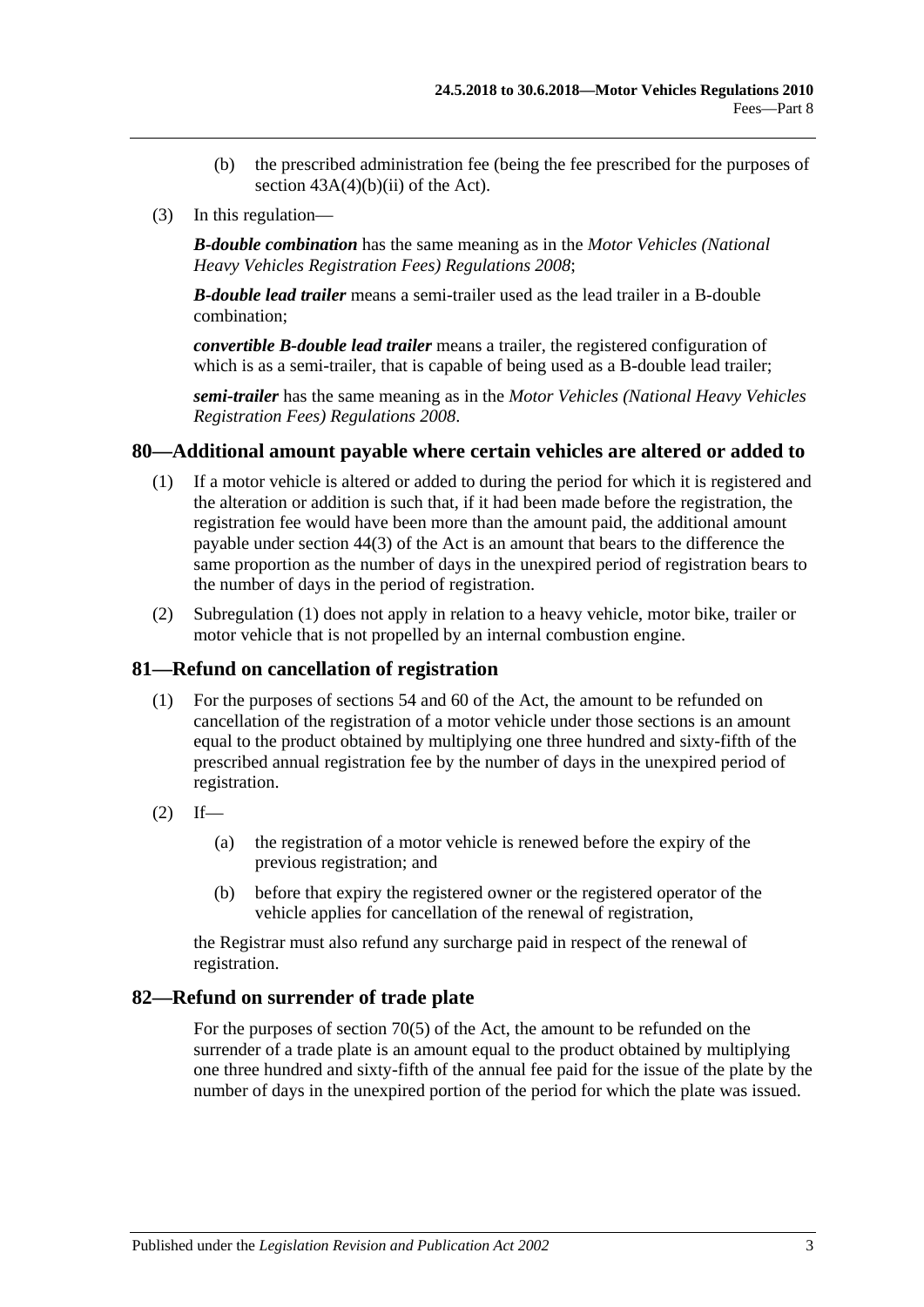(b) the prescribed administration fee (being the fee prescribed for the purposes of section 43A(4)(b)(ii) of the Act).

(3) In this regulation—

***B-double combination*** has the same meaning as in the *Motor Vehicles (National Heavy Vehicles Registration Fees) Regulations 2008*;

***B-double lead trailer*** means a semi-trailer used as the lead trailer in a B-double combination;

***convertible B-double lead trailer*** means a trailer, the registered configuration of which is as a semi-trailer, that is capable of being used as a B-double lead trailer;

***semi-trailer*** has the same meaning as in the *Motor Vehicles (National Heavy Vehicles Registration Fees) Regulations 2008*.

## 80—Additional amount payable where certain vehicles are altered or added to

(1) If a motor vehicle is altered or added to during the period for which it is registered and the alteration or addition is such that, if it had been made before the registration, the registration fee would have been more than the amount paid, the additional amount payable under section 44(3) of the Act is an amount that bears to the difference the same proportion as the number of days in the unexpired period of registration bears to the number of days in the period of registration.

(2) Subregulation (1) does not apply in relation to a heavy vehicle, motor bike, trailer or motor vehicle that is not propelled by an internal combustion engine.

## 81—Refund on cancellation of registration

(1) For the purposes of sections 54 and 60 of the Act, the amount to be refunded on cancellation of the registration of a motor vehicle under those sections is an amount equal to the product obtained by multiplying one three hundred and sixty-fifth of the prescribed annual registration fee by the number of days in the unexpired period of registration.

(2) If—

(a) the registration of a motor vehicle is renewed before the expiry of the previous registration; and

(b) before that expiry the registered owner or the registered operator of the vehicle applies for cancellation of the renewal of registration,

the Registrar must also refund any surcharge paid in respect of the renewal of registration.

## 82—Refund on surrender of trade plate

For the purposes of section 70(5) of the Act, the amount to be refunded on the surrender of a trade plate is an amount equal to the product obtained by multiplying one three hundred and sixty-fifth of the annual fee paid for the issue of the plate by the number of days in the unexpired portion of the period for which the plate was issued.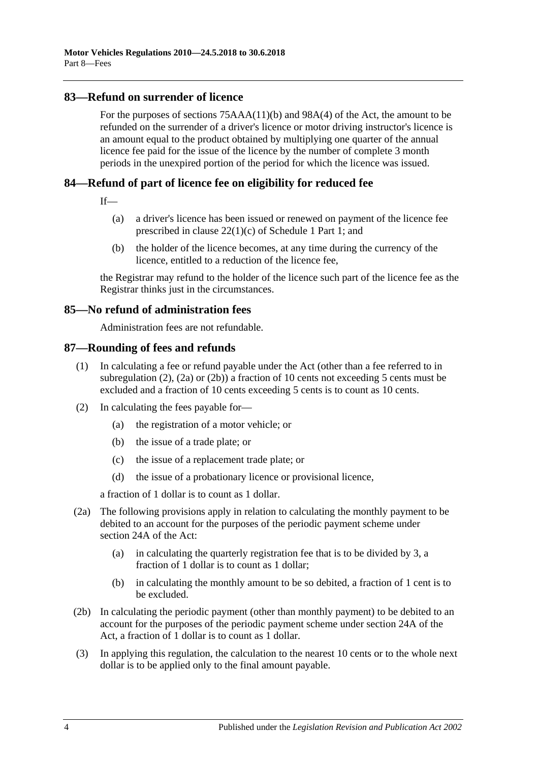## 83—Refund on surrender of licence

For the purposes of sections 75AAA(11)(b) and 98A(4) of the Act, the amount to be refunded on the surrender of a driver's licence or motor driving instructor's licence is an amount equal to the product obtained by multiplying one quarter of the annual licence fee paid for the issue of the licence by the number of complete 3 month periods in the unexpired portion of the period for which the licence was issued.

## 84—Refund of part of licence fee on eligibility for reduced fee

If—

(a) a driver's licence has been issued or renewed on payment of the licence fee prescribed in clause 22(1)(c) of Schedule 1 Part 1; and

(b) the holder of the licence becomes, at any time during the currency of the licence, entitled to a reduction of the licence fee,

the Registrar may refund to the holder of the licence such part of the licence fee as the Registrar thinks just in the circumstances.

## 85—No refund of administration fees

Administration fees are not refundable.

## 87—Rounding of fees and refunds

(1) In calculating a fee or refund payable under the Act (other than a fee referred to in subregulation (2), (2a) or (2b)) a fraction of 10 cents not exceeding 5 cents must be excluded and a fraction of 10 cents exceeding 5 cents is to count as 10 cents.

(2) In calculating the fees payable for—

(a) the registration of a motor vehicle; or

(b) the issue of a trade plate; or

(c) the issue of a replacement trade plate; or

(d) the issue of a probationary licence or provisional licence,

a fraction of 1 dollar is to count as 1 dollar.

(2a) The following provisions apply in relation to calculating the monthly payment to be debited to an account for the purposes of the periodic payment scheme under section 24A of the Act:

(a) in calculating the quarterly registration fee that is to be divided by 3, a fraction of 1 dollar is to count as 1 dollar;

(b) in calculating the monthly amount to be so debited, a fraction of 1 cent is to be excluded.

(2b) In calculating the periodic payment (other than monthly payment) to be debited to an account for the purposes of the periodic payment scheme under section 24A of the Act, a fraction of 1 dollar is to count as 1 dollar.

(3) In applying this regulation, the calculation to the nearest 10 cents or to the whole next dollar is to be applied only to the final amount payable.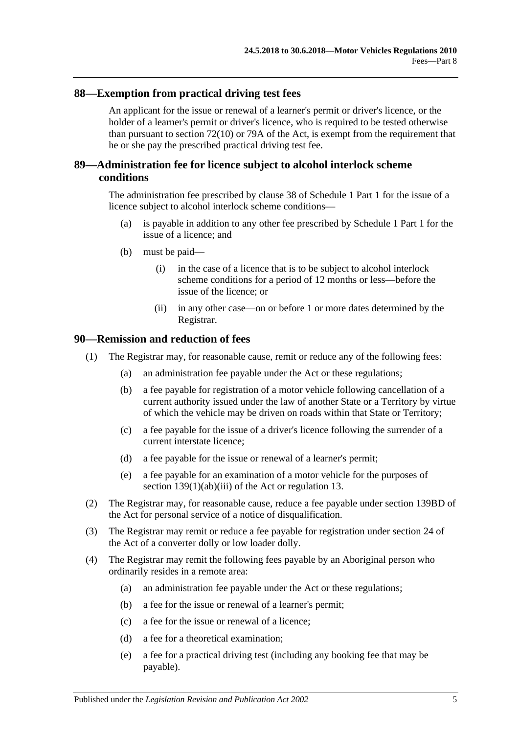## 88—Exemption from practical driving test fees

An applicant for the issue or renewal of a learner's permit or driver's licence, or the holder of a learner's permit or driver's licence, who is required to be tested otherwise than pursuant to section 72(10) or 79A of the Act, is exempt from the requirement that he or she pay the prescribed practical driving test fee.

## 89—Administration fee for licence subject to alcohol interlock scheme conditions

The administration fee prescribed by clause 38 of Schedule 1 Part 1 for the issue of a licence subject to alcohol interlock scheme conditions—

(a) is payable in addition to any other fee prescribed by Schedule 1 Part 1 for the issue of a licence; and

(b) must be paid—

(i) in the case of a licence that is to be subject to alcohol interlock scheme conditions for a period of 12 months or less—before the issue of the licence; or

(ii) in any other case—on or before 1 or more dates determined by the Registrar.

## 90—Remission and reduction of fees

(1) The Registrar may, for reasonable cause, remit or reduce any of the following fees:

(a) an administration fee payable under the Act or these regulations;

(b) a fee payable for registration of a motor vehicle following cancellation of a current authority issued under the law of another State or a Territory by virtue of which the vehicle may be driven on roads within that State or Territory;

(c) a fee payable for the issue of a driver's licence following the surrender of a current interstate licence;

(d) a fee payable for the issue or renewal of a learner's permit;

(e) a fee payable for an examination of a motor vehicle for the purposes of section 139(1)(ab)(iii) of the Act or regulation 13.

(2) The Registrar may, for reasonable cause, reduce a fee payable under section 139BD of the Act for personal service of a notice of disqualification.

(3) The Registrar may remit or reduce a fee payable for registration under section 24 of the Act of a converter dolly or low loader dolly.

(4) The Registrar may remit the following fees payable by an Aboriginal person who ordinarily resides in a remote area:

(a) an administration fee payable under the Act or these regulations;

(b) a fee for the issue or renewal of a learner's permit;

(c) a fee for the issue or renewal of a licence;

(d) a fee for a theoretical examination;

(e) a fee for a practical driving test (including any booking fee that may be payable).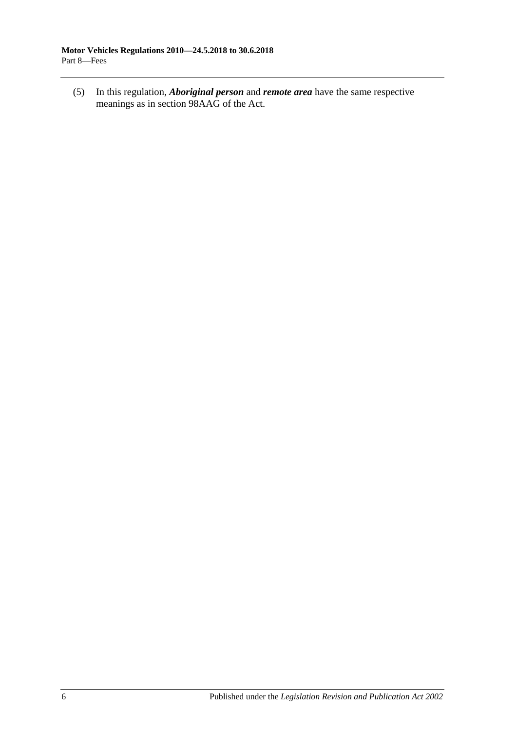(5) In this regulation, ***Aboriginal person*** and ***remote area*** have the same respective meanings as in section 98AAG of the Act.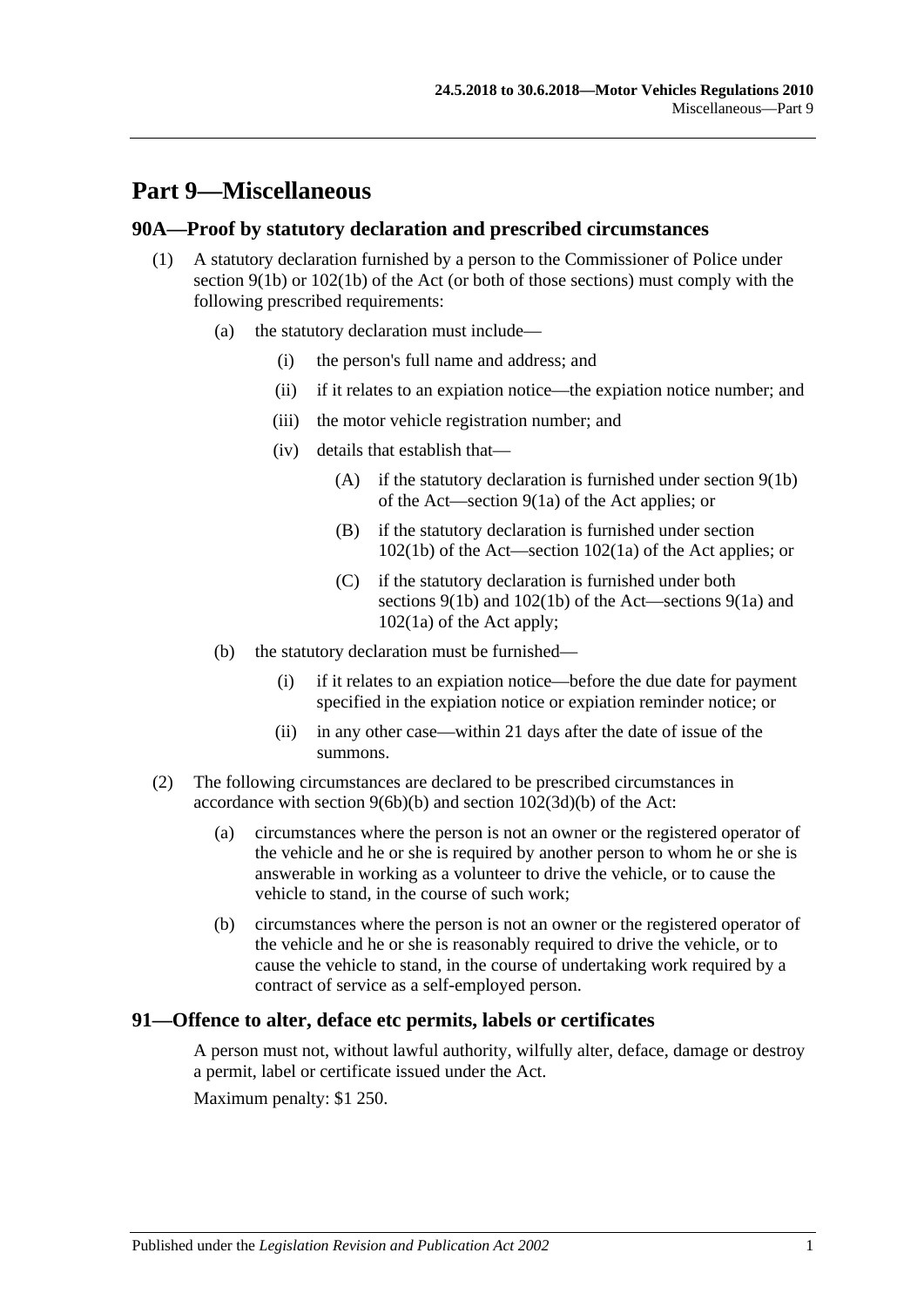# Part 9—Miscellaneous

## 90A—Proof by statutory declaration and prescribed circumstances

(1) A statutory declaration furnished by a person to the Commissioner of Police under section 9(1b) or 102(1b) of the Act (or both of those sections) must comply with the following prescribed requirements:

  (a) the statutory declaration must include—

    (i) the person's full name and address; and

    (ii) if it relates to an expiation notice—the expiation notice number; and

    (iii) the motor vehicle registration number; and

    (iv) details that establish that—

      (A) if the statutory declaration is furnished under section 9(1b) of the Act—section 9(1a) of the Act applies; or

      (B) if the statutory declaration is furnished under section 102(1b) of the Act—section 102(1a) of the Act applies; or

      (C) if the statutory declaration is furnished under both sections 9(1b) and 102(1b) of the Act—sections 9(1a) and 102(1a) of the Act apply;

  (b) the statutory declaration must be furnished—

    (i) if it relates to an expiation notice—before the due date for payment specified in the expiation notice or expiation reminder notice; or

    (ii) in any other case—within 21 days after the date of issue of the summons.

(2) The following circumstances are declared to be prescribed circumstances in accordance with section 9(6b)(b) and section 102(3d)(b) of the Act:

  (a) circumstances where the person is not an owner or the registered operator of the vehicle and he or she is required by another person to whom he or she is answerable in working as a volunteer to drive the vehicle, or to cause the vehicle to stand, in the course of such work;

  (b) circumstances where the person is not an owner or the registered operator of the vehicle and he or she is reasonably required to drive the vehicle, or to cause the vehicle to stand, in the course of undertaking work required by a contract of service as a self-employed person.

## 91—Offence to alter, deface etc permits, labels or certificates

A person must not, without lawful authority, wilfully alter, deface, damage or destroy a permit, label or certificate issued under the Act.

Maximum penalty: $1 250.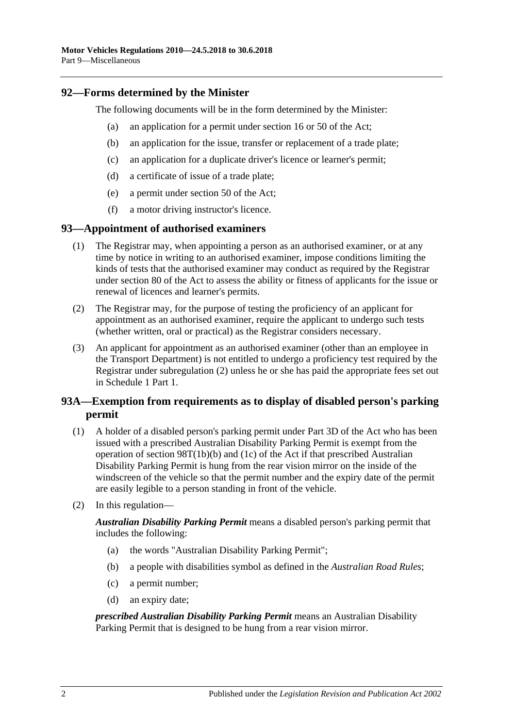## 92—Forms determined by the Minister

The following documents will be in the form determined by the Minister:

(a) an application for a permit under section 16 or 50 of the Act;

(b) an application for the issue, transfer or replacement of a trade plate;

(c) an application for a duplicate driver's licence or learner's permit;

(d) a certificate of issue of a trade plate;

(e) a permit under section 50 of the Act;

(f) a motor driving instructor's licence.

## 93—Appointment of authorised examiners

(1) The Registrar may, when appointing a person as an authorised examiner, or at any time by notice in writing to an authorised examiner, impose conditions limiting the kinds of tests that the authorised examiner may conduct as required by the Registrar under section 80 of the Act to assess the ability or fitness of applicants for the issue or renewal of licences and learner's permits.

(2) The Registrar may, for the purpose of testing the proficiency of an applicant for appointment as an authorised examiner, require the applicant to undergo such tests (whether written, oral or practical) as the Registrar considers necessary.

(3) An applicant for appointment as an authorised examiner (other than an employee in the Transport Department) is not entitled to undergo a proficiency test required by the Registrar under subregulation (2) unless he or she has paid the appropriate fees set out in Schedule 1 Part 1.

## 93A—Exemption from requirements as to display of disabled person's parking permit

(1) A holder of a disabled person's parking permit under Part 3D of the Act who has been issued with a prescribed Australian Disability Parking Permit is exempt from the operation of section 98T(1b)(b) and (1c) of the Act if that prescribed Australian Disability Parking Permit is hung from the rear vision mirror on the inside of the windscreen of the vehicle so that the permit number and the expiry date of the permit are easily legible to a person standing in front of the vehicle.

(2) In this regulation—

***Australian Disability Parking Permit*** means a disabled person's parking permit that includes the following:

(a) the words "Australian Disability Parking Permit";

(b) a people with disabilities symbol as defined in the *Australian Road Rules*;

(c) a permit number;

(d) an expiry date;

***prescribed Australian Disability Parking Permit*** means an Australian Disability Parking Permit that is designed to be hung from a rear vision mirror.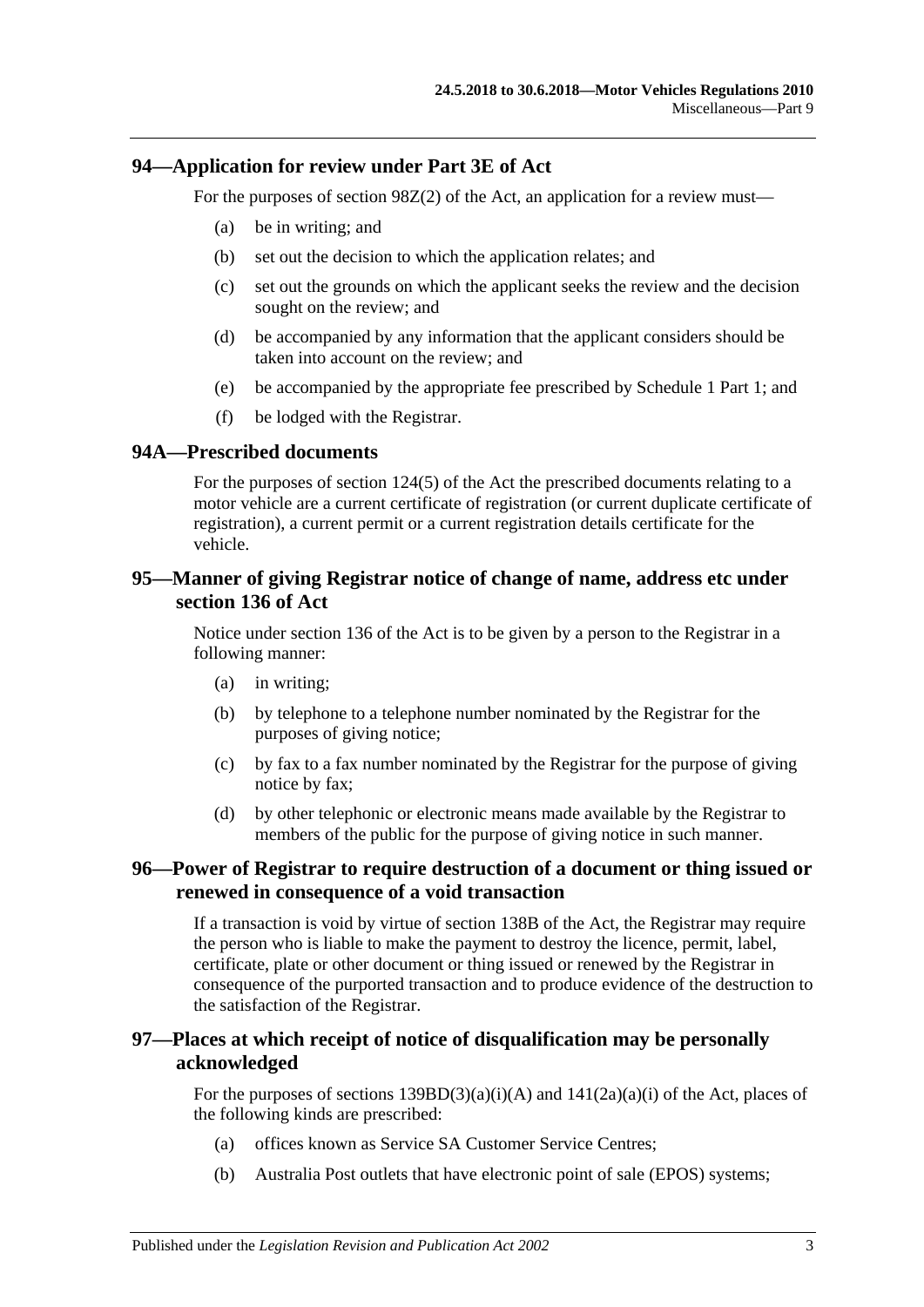## 94—Application for review under Part 3E of Act

For the purposes of section 98Z(2) of the Act, an application for a review must—

(a) be in writing; and

(b) set out the decision to which the application relates; and

(c) set out the grounds on which the applicant seeks the review and the decision sought on the review; and

(d) be accompanied by any information that the applicant considers should be taken into account on the review; and

(e) be accompanied by the appropriate fee prescribed by Schedule 1 Part 1; and

(f) be lodged with the Registrar.

## 94A—Prescribed documents

For the purposes of section 124(5) of the Act the prescribed documents relating to a motor vehicle are a current certificate of registration (or current duplicate certificate of registration), a current permit or a current registration details certificate for the vehicle.

## 95—Manner of giving Registrar notice of change of name, address etc under section 136 of Act

Notice under section 136 of the Act is to be given by a person to the Registrar in a following manner:

(a) in writing;

(b) by telephone to a telephone number nominated by the Registrar for the purposes of giving notice;

(c) by fax to a fax number nominated by the Registrar for the purpose of giving notice by fax;

(d) by other telephonic or electronic means made available by the Registrar to members of the public for the purpose of giving notice in such manner.

## 96—Power of Registrar to require destruction of a document or thing issued or renewed in consequence of a void transaction

If a transaction is void by virtue of section 138B of the Act, the Registrar may require the person who is liable to make the payment to destroy the licence, permit, label, certificate, plate or other document or thing issued or renewed by the Registrar in consequence of the purported transaction and to produce evidence of the destruction to the satisfaction of the Registrar.

## 97—Places at which receipt of notice of disqualification may be personally acknowledged

For the purposes of sections 139BD(3)(a)(i)(A) and 141(2a)(a)(i) of the Act, places of the following kinds are prescribed:

(a) offices known as Service SA Customer Service Centres;

(b) Australia Post outlets that have electronic point of sale (EPOS) systems;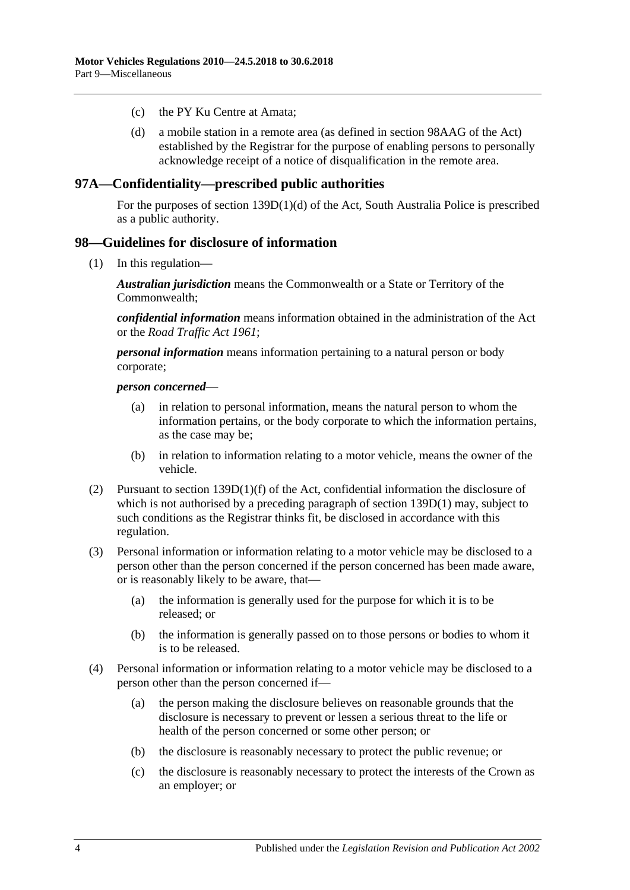(c) the PY Ku Centre at Amata;

(d) a mobile station in a remote area (as defined in section 98AAG of the Act) established by the Registrar for the purpose of enabling persons to personally acknowledge receipt of a notice of disqualification in the remote area.

## 97A—Confidentiality—prescribed public authorities

For the purposes of section 139D(1)(d) of the Act, South Australia Police is prescribed as a public authority.

## 98—Guidelines for disclosure of information

(1) In this regulation—

***Australian jurisdiction*** means the Commonwealth or a State or Territory of the Commonwealth;

***confidential information*** means information obtained in the administration of the Act or the *Road Traffic Act 1961*;

***personal information*** means information pertaining to a natural person or body corporate;

***person concerned***—

(a) in relation to personal information, means the natural person to whom the information pertains, or the body corporate to which the information pertains, as the case may be;

(b) in relation to information relating to a motor vehicle, means the owner of the vehicle.

(2) Pursuant to section 139D(1)(f) of the Act, confidential information the disclosure of which is not authorised by a preceding paragraph of section 139D(1) may, subject to such conditions as the Registrar thinks fit, be disclosed in accordance with this regulation.

(3) Personal information or information relating to a motor vehicle may be disclosed to a person other than the person concerned if the person concerned has been made aware, or is reasonably likely to be aware, that—

(a) the information is generally used for the purpose for which it is to be released; or

(b) the information is generally passed on to those persons or bodies to whom it is to be released.

(4) Personal information or information relating to a motor vehicle may be disclosed to a person other than the person concerned if—

(a) the person making the disclosure believes on reasonable grounds that the disclosure is necessary to prevent or lessen a serious threat to the life or health of the person concerned or some other person; or

(b) the disclosure is reasonably necessary to protect the public revenue; or

(c) the disclosure is reasonably necessary to protect the interests of the Crown as an employer; or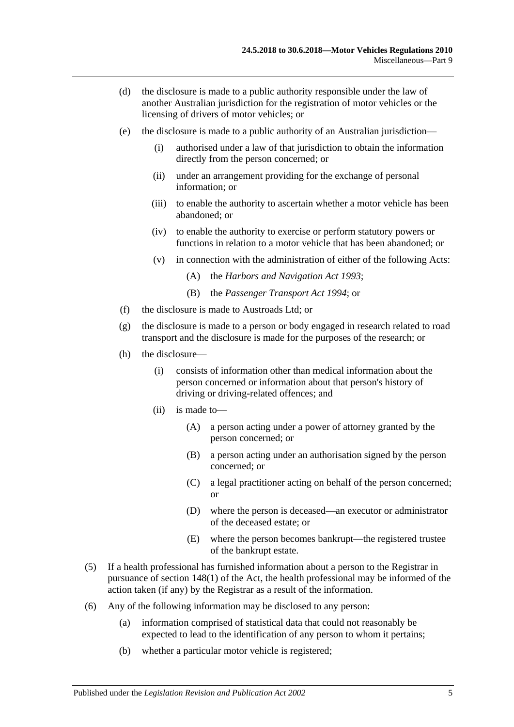(d) the disclosure is made to a public authority responsible under the law of another Australian jurisdiction for the registration of motor vehicles or the licensing of drivers of motor vehicles; or

(e) the disclosure is made to a public authority of an Australian jurisdiction—

  (i) authorised under a law of that jurisdiction to obtain the information directly from the person concerned; or

  (ii) under an arrangement providing for the exchange of personal information; or

  (iii) to enable the authority to ascertain whether a motor vehicle has been abandoned; or

  (iv) to enable the authority to exercise or perform statutory powers or functions in relation to a motor vehicle that has been abandoned; or

  (v) in connection with the administration of either of the following Acts:

    (A) the *Harbors and Navigation Act 1993*;

    (B) the *Passenger Transport Act 1994*; or

(f) the disclosure is made to Austroads Ltd; or

(g) the disclosure is made to a person or body engaged in research related to road transport and the disclosure is made for the purposes of the research; or

(h) the disclosure—

  (i) consists of information other than medical information about the person concerned or information about that person's history of driving or driving-related offences; and

  (ii) is made to—

    (A) a person acting under a power of attorney granted by the person concerned; or

    (B) a person acting under an authorisation signed by the person concerned; or

    (C) a legal practitioner acting on behalf of the person concerned; or

    (D) where the person is deceased—an executor or administrator of the deceased estate; or

    (E) where the person becomes bankrupt—the registered trustee of the bankrupt estate.

(5) If a health professional has furnished information about a person to the Registrar in pursuance of section 148(1) of the Act, the health professional may be informed of the action taken (if any) by the Registrar as a result of the information.

(6) Any of the following information may be disclosed to any person:

  (a) information comprised of statistical data that could not reasonably be expected to lead to the identification of any person to whom it pertains;

  (b) whether a particular motor vehicle is registered;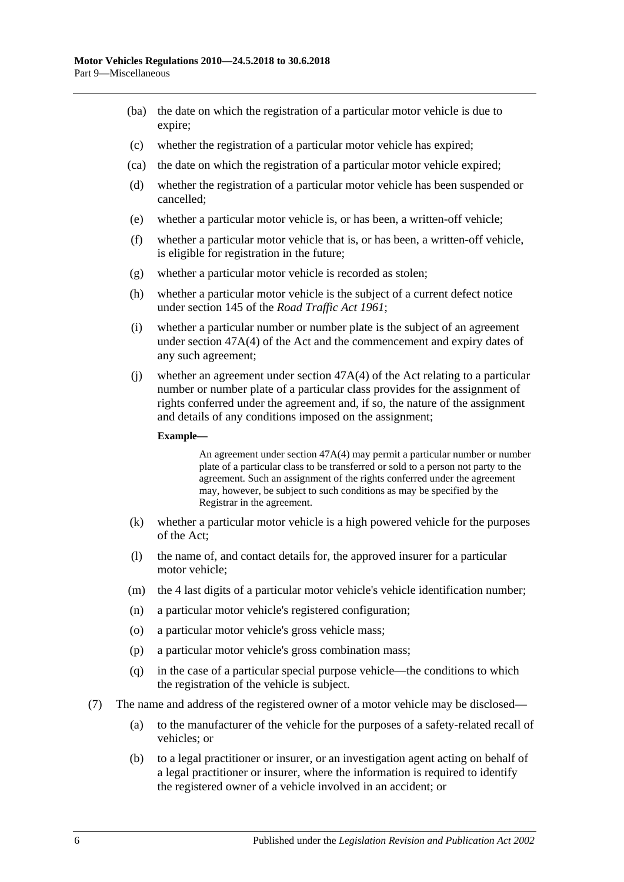- (ba) the date on which the registration of a particular motor vehicle is due to expire;
- (c) whether the registration of a particular motor vehicle has expired;
- (ca) the date on which the registration of a particular motor vehicle expired;
- (d) whether the registration of a particular motor vehicle has been suspended or cancelled;
- (e) whether a particular motor vehicle is, or has been, a written-off vehicle;
- (f) whether a particular motor vehicle that is, or has been, a written-off vehicle, is eligible for registration in the future;
- (g) whether a particular motor vehicle is recorded as stolen;
- (h) whether a particular motor vehicle is the subject of a current defect notice under section 145 of the *Road Traffic Act 1961*;
- (i) whether a particular number or number plate is the subject of an agreement under section 47A(4) of the Act and the commencement and expiry dates of any such agreement;
- (j) whether an agreement under section 47A(4) of the Act relating to a particular number or number plate of a particular class provides for the assignment of rights conferred under the agreement and, if so, the nature of the assignment and details of any conditions imposed on the assignment;

  **Example—**

  An agreement under section 47A(4) may permit a particular number or number plate of a particular class to be transferred or sold to a person not party to the agreement. Such an assignment of the rights conferred under the agreement may, however, be subject to such conditions as may be specified by the Registrar in the agreement.

- (k) whether a particular motor vehicle is a high powered vehicle for the purposes of the Act;
- (l) the name of, and contact details for, the approved insurer for a particular motor vehicle;
- (m) the 4 last digits of a particular motor vehicle's vehicle identification number;
- (n) a particular motor vehicle's registered configuration;
- (o) a particular motor vehicle's gross vehicle mass;
- (p) a particular motor vehicle's gross combination mass;
- (q) in the case of a particular special purpose vehicle—the conditions to which the registration of the vehicle is subject.

(7) The name and address of the registered owner of a motor vehicle may be disclosed—

- (a) to the manufacturer of the vehicle for the purposes of a safety-related recall of vehicles; or
- (b) to a legal practitioner or insurer, or an investigation agent acting on behalf of a legal practitioner or insurer, where the information is required to identify the registered owner of a vehicle involved in an accident; or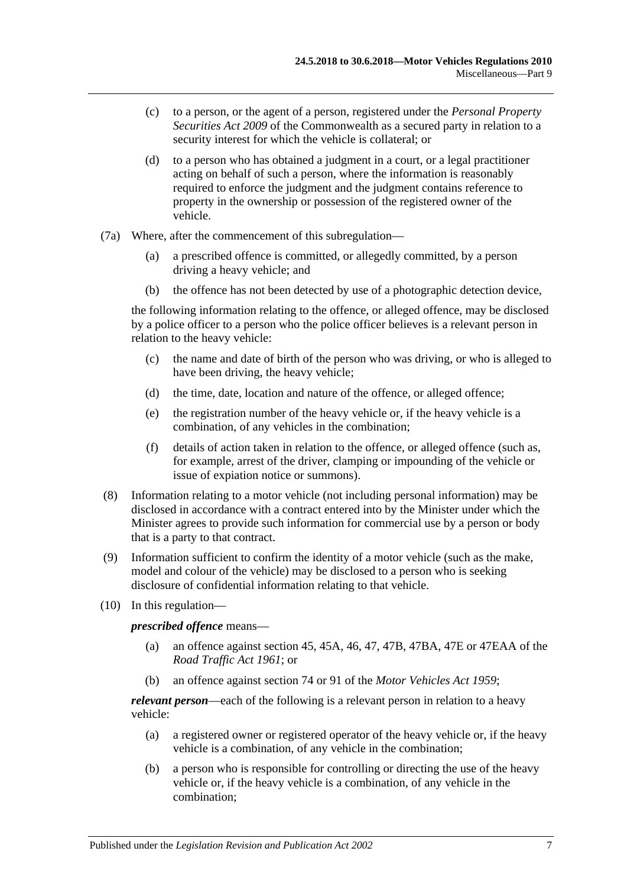(c) to a person, or the agent of a person, registered under the *Personal Property Securities Act 2009* of the Commonwealth as a secured party in relation to a security interest for which the vehicle is collateral; or

(d) to a person who has obtained a judgment in a court, or a legal practitioner acting on behalf of such a person, where the information is reasonably required to enforce the judgment and the judgment contains reference to property in the ownership or possession of the registered owner of the vehicle.

(7a) Where, after the commencement of this subregulation—

(a) a prescribed offence is committed, or allegedly committed, by a person driving a heavy vehicle; and

(b) the offence has not been detected by use of a photographic detection device,

the following information relating to the offence, or alleged offence, may be disclosed by a police officer to a person who the police officer believes is a relevant person in relation to the heavy vehicle:

(c) the name and date of birth of the person who was driving, or who is alleged to have been driving, the heavy vehicle;

(d) the time, date, location and nature of the offence, or alleged offence;

(e) the registration number of the heavy vehicle or, if the heavy vehicle is a combination, of any vehicles in the combination;

(f) details of action taken in relation to the offence, or alleged offence (such as, for example, arrest of the driver, clamping or impounding of the vehicle or issue of expiation notice or summons).

(8) Information relating to a motor vehicle (not including personal information) may be disclosed in accordance with a contract entered into by the Minister under which the Minister agrees to provide such information for commercial use by a person or body that is a party to that contract.

(9) Information sufficient to confirm the identity of a motor vehicle (such as the make, model and colour of the vehicle) may be disclosed to a person who is seeking disclosure of confidential information relating to that vehicle.

(10) In this regulation—

***prescribed offence*** means—

(a) an offence against section 45, 45A, 46, 47, 47B, 47BA, 47E or 47EAA of the *Road Traffic Act 1961*; or

(b) an offence against section 74 or 91 of the *Motor Vehicles Act 1959*;

***relevant person***—each of the following is a relevant person in relation to a heavy vehicle:

(a) a registered owner or registered operator of the heavy vehicle or, if the heavy vehicle is a combination, of any vehicle in the combination;

(b) a person who is responsible for controlling or directing the use of the heavy vehicle or, if the heavy vehicle is a combination, of any vehicle in the combination;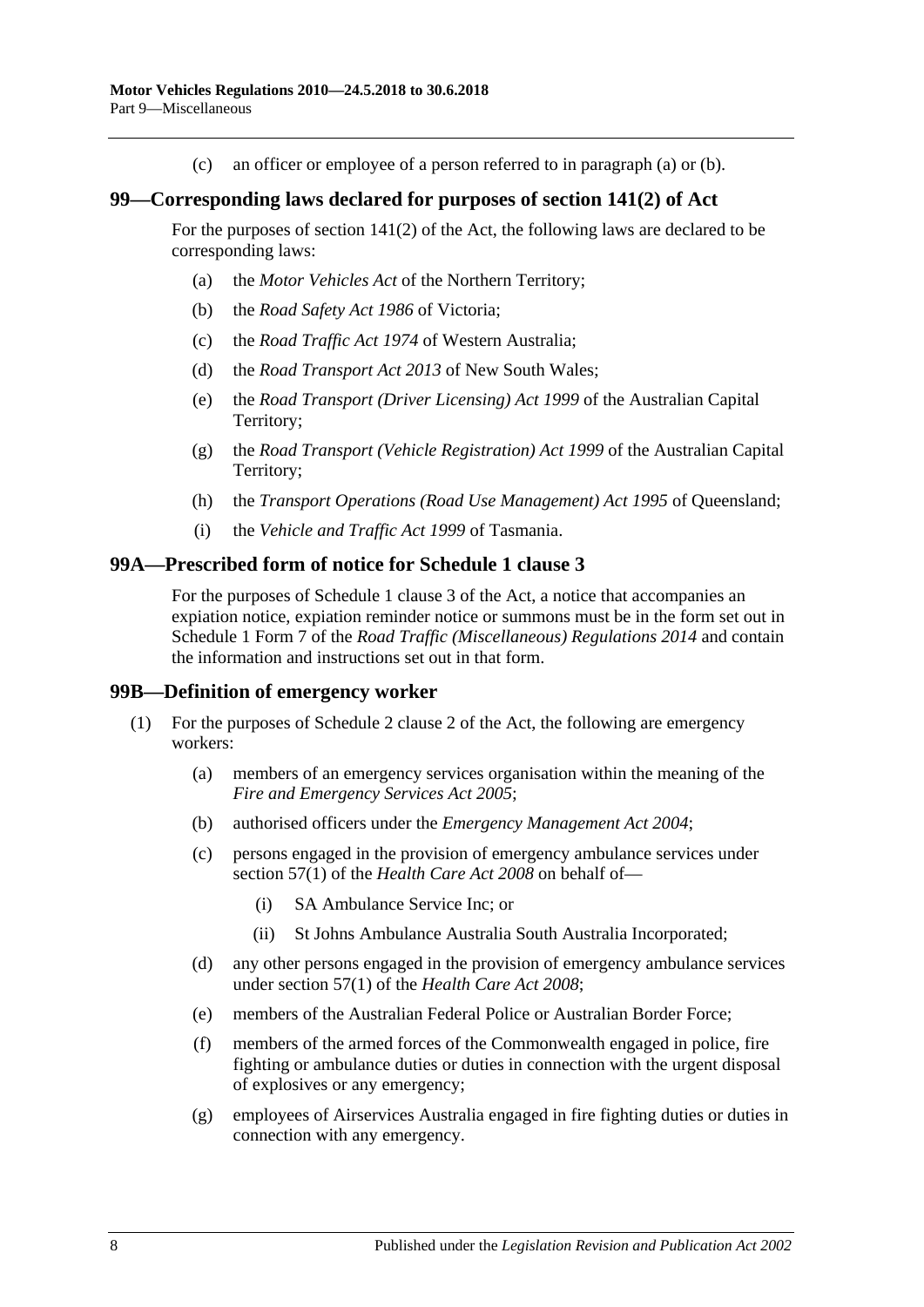(c) an officer or employee of a person referred to in paragraph (a) or (b).

## 99—Corresponding laws declared for purposes of section 141(2) of Act

For the purposes of section 141(2) of the Act, the following laws are declared to be corresponding laws:

(a) the *Motor Vehicles Act* of the Northern Territory;

(b) the *Road Safety Act 1986* of Victoria;

(c) the *Road Traffic Act 1974* of Western Australia;

(d) the *Road Transport Act 2013* of New South Wales;

(e) the *Road Transport (Driver Licensing) Act 1999* of the Australian Capital Territory;

(g) the *Road Transport (Vehicle Registration) Act 1999* of the Australian Capital Territory;

(h) the *Transport Operations (Road Use Management) Act 1995* of Queensland;

(i) the *Vehicle and Traffic Act 1999* of Tasmania.

## 99A—Prescribed form of notice for Schedule 1 clause 3

For the purposes of Schedule 1 clause 3 of the Act, a notice that accompanies an expiation notice, expiation reminder notice or summons must be in the form set out in Schedule 1 Form 7 of the *Road Traffic (Miscellaneous) Regulations 2014* and contain the information and instructions set out in that form.

## 99B—Definition of emergency worker

(1) For the purposes of Schedule 2 clause 2 of the Act, the following are emergency workers:

(a) members of an emergency services organisation within the meaning of the *Fire and Emergency Services Act 2005*;

(b) authorised officers under the *Emergency Management Act 2004*;

(c) persons engaged in the provision of emergency ambulance services under section 57(1) of the *Health Care Act 2008* on behalf of—

(i) SA Ambulance Service Inc; or

(ii) St Johns Ambulance Australia South Australia Incorporated;

(d) any other persons engaged in the provision of emergency ambulance services under section 57(1) of the *Health Care Act 2008*;

(e) members of the Australian Federal Police or Australian Border Force;

(f) members of the armed forces of the Commonwealth engaged in police, fire fighting or ambulance duties or duties in connection with the urgent disposal of explosives or any emergency;

(g) employees of Airservices Australia engaged in fire fighting duties or duties in connection with any emergency.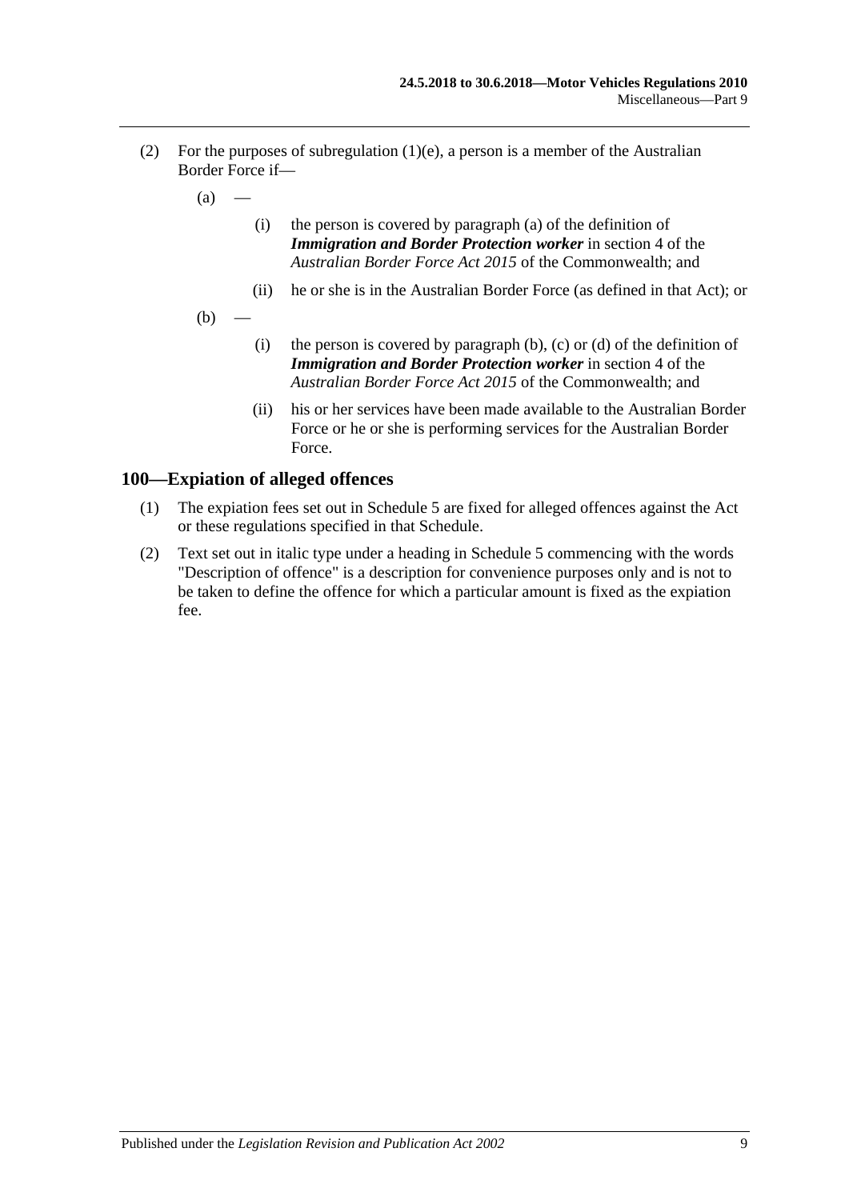(2) For the purposes of subregulation (1)(e), a person is a member of the Australian Border Force if—

(a) —

(i) the person is covered by paragraph (a) of the definition of ***Immigration and Border Protection worker*** in section 4 of the *Australian Border Force Act 2015* of the Commonwealth; and

(ii) he or she is in the Australian Border Force (as defined in that Act); or

(b) —

(i) the person is covered by paragraph (b), (c) or (d) of the definition of ***Immigration and Border Protection worker*** in section 4 of the *Australian Border Force Act 2015* of the Commonwealth; and

(ii) his or her services have been made available to the Australian Border Force or he or she is performing services for the Australian Border Force.

## 100—Expiation of alleged offences

(1) The expiation fees set out in Schedule 5 are fixed for alleged offences against the Act or these regulations specified in that Schedule.

(2) Text set out in italic type under a heading in Schedule 5 commencing with the words "Description of offence" is a description for convenience purposes only and is not to be taken to define the offence for which a particular amount is fixed as the expiation fee.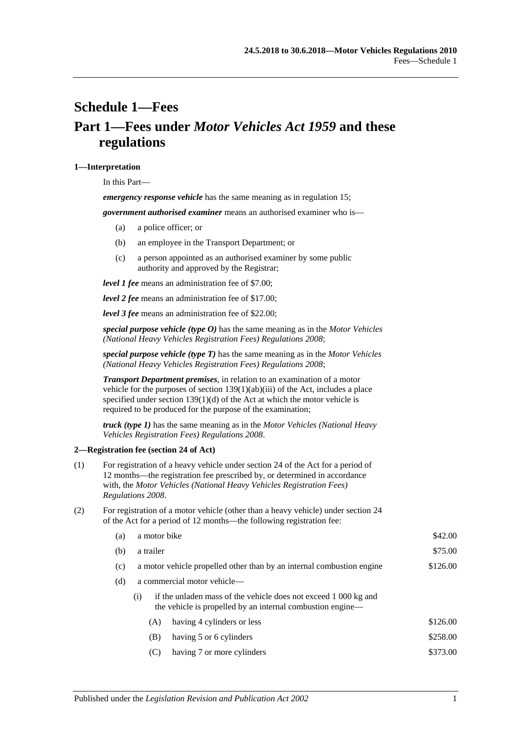# Schedule 1—Fees

# Part 1—Fees under *Motor Vehicles Act 1959* and these regulations

#### 1—Interpretation

In this Part—

***emergency response vehicle*** has the same meaning as in regulation 15;

***government authorised examiner*** means an authorised examiner who is—

(a) a police officer; or

(b) an employee in the Transport Department; or

(c) a person appointed as an authorised examiner by some public authority and approved by the Registrar;

***level 1 fee*** means an administration fee of $7.00;

***level 2 fee*** means an administration fee of $17.00;

***level 3 fee*** means an administration fee of $22.00;

***special purpose vehicle (type O)*** has the same meaning as in the *Motor Vehicles (National Heavy Vehicles Registration Fees) Regulations 2008*;

***special purpose vehicle (type T)*** has the same meaning as in the *Motor Vehicles (National Heavy Vehicles Registration Fees) Regulations 2008*;

***Transport Department premises***, in relation to an examination of a motor vehicle for the purposes of section 139(1)(ab)(iii) of the Act, includes a place specified under section 139(1)(d) of the Act at which the motor vehicle is required to be produced for the purpose of the examination;

***truck (type 1)*** has the same meaning as in the *Motor Vehicles (National Heavy Vehicles Registration Fees) Regulations 2008*.

#### 2—Registration fee (section 24 of Act)

(1) For registration of a heavy vehicle under section 24 of the Act for a period of 12 months—the registration fee prescribed by, or determined in accordance with, the *Motor Vehicles (National Heavy Vehicles Registration Fees) Regulations 2008*.

(2) For registration of a motor vehicle (other than a heavy vehicle) under section 24 of the Act for a period of 12 months—the following registration fee:

| | | |
|---|---|---|
| (a) | a motor bike | $42.00 |
| (b) | a trailer | $75.00 |
| (c) | a motor vehicle propelled other than by an internal combustion engine | $126.00 |
| (d) | a commercial motor vehicle— | |
| | (i) if the unladen mass of the vehicle does not exceed 1 000 kg and the vehicle is propelled by an internal combustion engine— | |
| | (A) having 4 cylinders or less | $126.00 |
| | (B) having 5 or 6 cylinders | $258.00 |
| | (C) having 7 or more cylinders | $373.00 |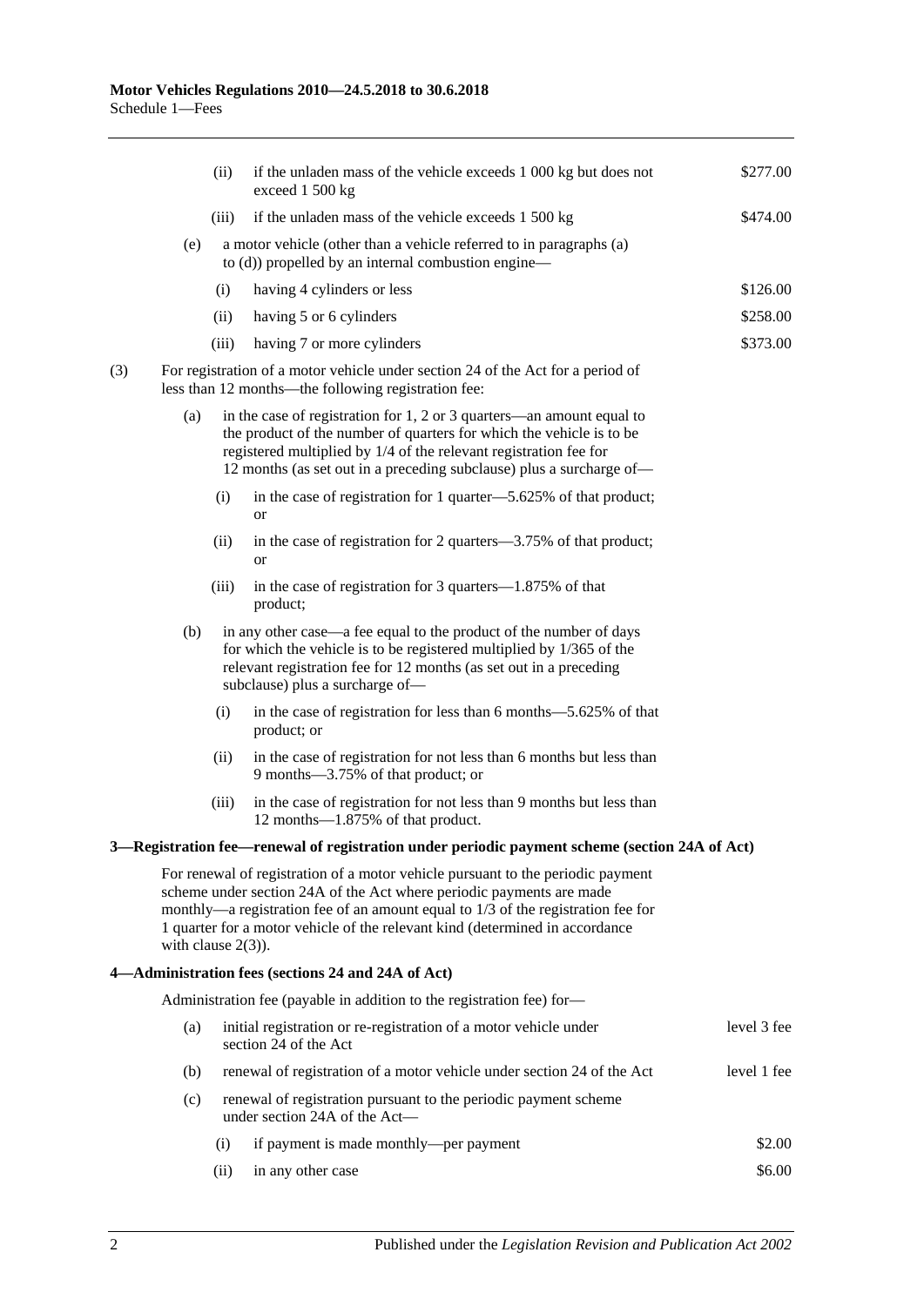(ii) if the unladen mass of the vehicle exceeds 1 000 kg but does not exceed 1 500 kg — $277.00

(iii) if the unladen mass of the vehicle exceeds 1 500 kg — $474.00

(e) a motor vehicle (other than a vehicle referred to in paragraphs (a) to (d)) propelled by an internal combustion engine—

(i) having 4 cylinders or less — $126.00

(ii) having 5 or 6 cylinders — $258.00

(iii) having 7 or more cylinders — $373.00

(3) For registration of a motor vehicle under section 24 of the Act for a period of less than 12 months—the following registration fee:

(a) in the case of registration for 1, 2 or 3 quarters—an amount equal to the product of the number of quarters for which the vehicle is to be registered multiplied by 1/4 of the relevant registration fee for 12 months (as set out in a preceding subclause) plus a surcharge of—

(i) in the case of registration for 1 quarter—5.625% of that product; or

(ii) in the case of registration for 2 quarters—3.75% of that product; or

(iii) in the case of registration for 3 quarters—1.875% of that product;

(b) in any other case—a fee equal to the product of the number of days for which the vehicle is to be registered multiplied by 1/365 of the relevant registration fee for 12 months (as set out in a preceding subclause) plus a surcharge of—

(i) in the case of registration for less than 6 months—5.625% of that product; or

(ii) in the case of registration for not less than 6 months but less than 9 months—3.75% of that product; or

(iii) in the case of registration for not less than 9 months but less than 12 months—1.875% of that product.

### 3—Registration fee—renewal of registration under periodic payment scheme (section 24A of Act)

For renewal of registration of a motor vehicle pursuant to the periodic payment scheme under section 24A of the Act where periodic payments are made monthly—a registration fee of an amount equal to 1/3 of the registration fee for 1 quarter for a motor vehicle of the relevant kind (determined in accordance with clause 2(3)).

### 4—Administration fees (sections 24 and 24A of Act)

Administration fee (payable in addition to the registration fee) for—

(a) initial registration or re-registration of a motor vehicle under section 24 of the Act — level 3 fee

(b) renewal of registration of a motor vehicle under section 24 of the Act — level 1 fee

(c) renewal of registration pursuant to the periodic payment scheme under section 24A of the Act—

(i) if payment is made monthly—per payment — $2.00

(ii) in any other case — $6.00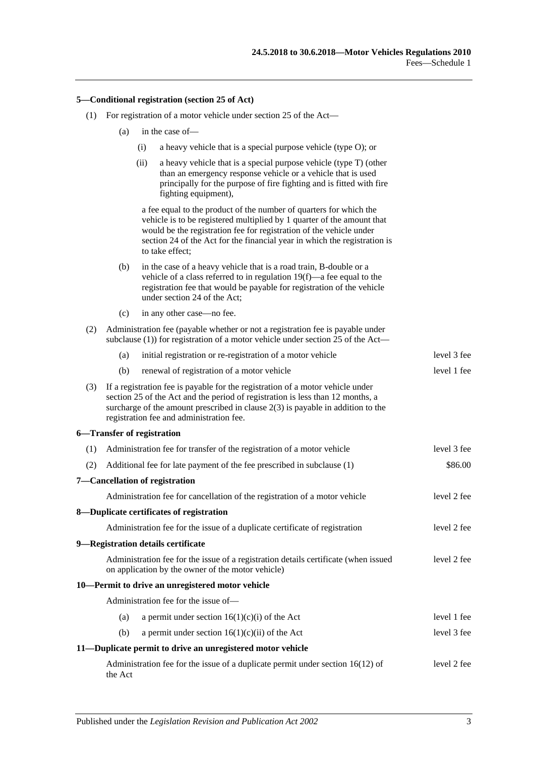#### 5—Conditional registration (section 25 of Act)

(1) For registration of a motor vehicle under section 25 of the Act—

(a) in the case of—

(i) a heavy vehicle that is a special purpose vehicle (type O); or

(ii) a heavy vehicle that is a special purpose vehicle (type T) (other than an emergency response vehicle or a vehicle that is used principally for the purpose of fire fighting and is fitted with fire fighting equipment),

a fee equal to the product of the number of quarters for which the vehicle is to be registered multiplied by 1 quarter of the amount that would be the registration fee for registration of the vehicle under section 24 of the Act for the financial year in which the registration is to take effect;

(b) in the case of a heavy vehicle that is a road train, B-double or a vehicle of a class referred to in regulation 19(f)—a fee equal to the registration fee that would be payable for registration of the vehicle under section 24 of the Act;

(c) in any other case—no fee.

(2) Administration fee (payable whether or not a registration fee is payable under subclause (1)) for registration of a motor vehicle under section 25 of the Act—

| | |
|---|---|
| (a) initial registration or re-registration of a motor vehicle | level 3 fee |
| (b) renewal of registration of a motor vehicle | level 1 fee |

(3) If a registration fee is payable for the registration of a motor vehicle under section 25 of the Act and the period of registration is less than 12 months, a surcharge of the amount prescribed in clause 2(3) is payable in addition to the registration fee and administration fee.

#### 6—Transfer of registration

| | |
|---|---|
| (1) Administration fee for transfer of the registration of a motor vehicle | level 3 fee |
| (2) Additional fee for late payment of the fee prescribed in subclause (1) | $86.00 |

#### 7—Cancellation of registration

| | |
|---|---|
| Administration fee for cancellation of the registration of a motor vehicle | level 2 fee |

#### 8—Duplicate certificates of registration

| | |
|---|---|
| Administration fee for the issue of a duplicate certificate of registration | level 2 fee |

#### 9—Registration details certificate

| | |
|---|---|
| Administration fee for the issue of a registration details certificate (when issued on application by the owner of the motor vehicle) | level 2 fee |

#### 10—Permit to drive an unregistered motor vehicle

Administration fee for the issue of—

| | |
|---|---|
| (a) a permit under section 16(1)(c)(i) of the Act | level 1 fee |
| (b) a permit under section 16(1)(c)(ii) of the Act | level 3 fee |

#### 11—Duplicate permit to drive an unregistered motor vehicle

| | |
|---|---|
| Administration fee for the issue of a duplicate permit under section 16(12) of the Act | level 2 fee |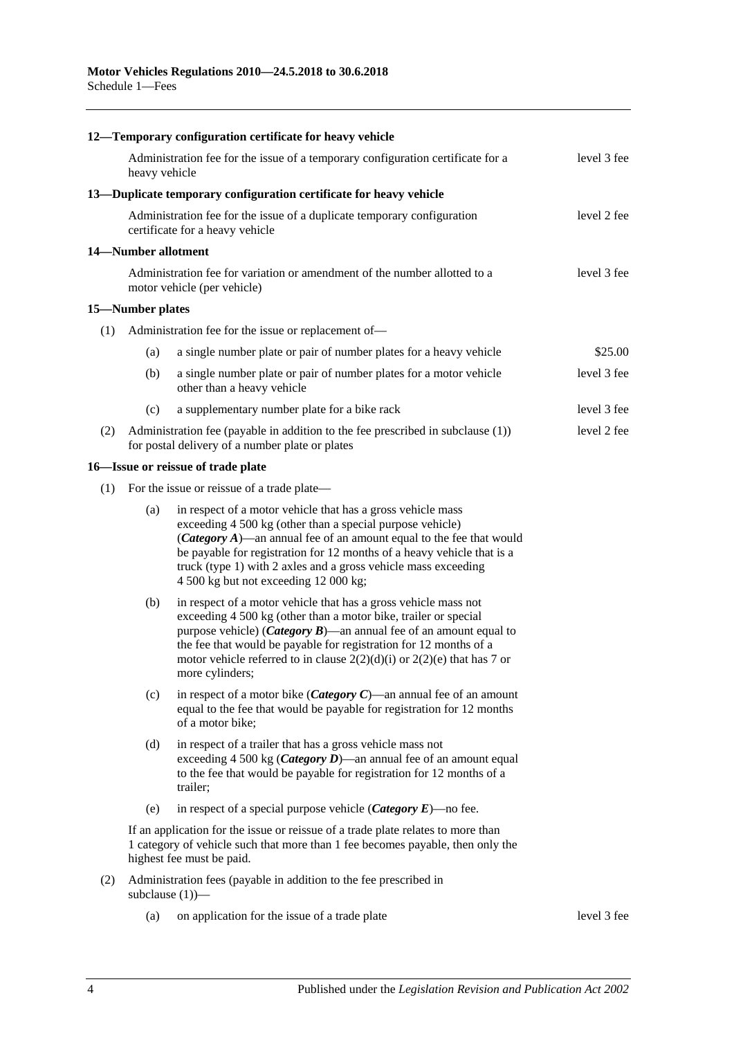#### 12—Temporary configuration certificate for heavy vehicle

| | |
|---|---|
| Administration fee for the issue of a temporary configuration certificate for a heavy vehicle | level 3 fee |

#### 13—Duplicate temporary configuration certificate for heavy vehicle

| | |
|---|---|
| Administration fee for the issue of a duplicate temporary configuration certificate for a heavy vehicle | level 2 fee |

#### 14—Number allotment

| | |
|---|---|
| Administration fee for variation or amendment of the number allotted to a motor vehicle (per vehicle) | level 3 fee |

#### 15—Number plates

(1) Administration fee for the issue or replacement of—

| | | |
|---|---|---|
| (a) | a single number plate or pair of number plates for a heavy vehicle | $25.00 |
| (b) | a single number plate or pair of number plates for a motor vehicle other than a heavy vehicle | level 3 fee |
| (c) | a supplementary number plate for a bike rack | level 3 fee |

| | | |
|---|---|---|
| (2) | Administration fee (payable in addition to the fee prescribed in subclause (1)) for postal delivery of a number plate or plates | level 2 fee |

#### 16—Issue or reissue of trade plate

(1) For the issue or reissue of a trade plate—

(a) in respect of a motor vehicle that has a gross vehicle mass exceeding 4 500 kg (other than a special purpose vehicle) (***Category A***)—an annual fee of an amount equal to the fee that would be payable for registration for 12 months of a heavy vehicle that is a truck (type 1) with 2 axles and a gross vehicle mass exceeding 4 500 kg but not exceeding 12 000 kg;

(b) in respect of a motor vehicle that has a gross vehicle mass not exceeding 4 500 kg (other than a motor bike, trailer or special purpose vehicle) (***Category B***)—an annual fee of an amount equal to the fee that would be payable for registration for 12 months of a motor vehicle referred to in clause 2(2)(d)(i) or 2(2)(e) that has 7 or more cylinders;

(c) in respect of a motor bike (***Category C***)—an annual fee of an amount equal to the fee that would be payable for registration for 12 months of a motor bike;

(d) in respect of a trailer that has a gross vehicle mass not exceeding 4 500 kg (***Category D***)—an annual fee of an amount equal to the fee that would be payable for registration for 12 months of a trailer;

(e) in respect of a special purpose vehicle (***Category E***)—no fee.

If an application for the issue or reissue of a trade plate relates to more than 1 category of vehicle such that more than 1 fee becomes payable, then only the highest fee must be paid.

(2) Administration fees (payable in addition to the fee prescribed in subclause (1))—

| | | |
|---|---|---|
| (a) | on application for the issue of a trade plate | level 3 fee |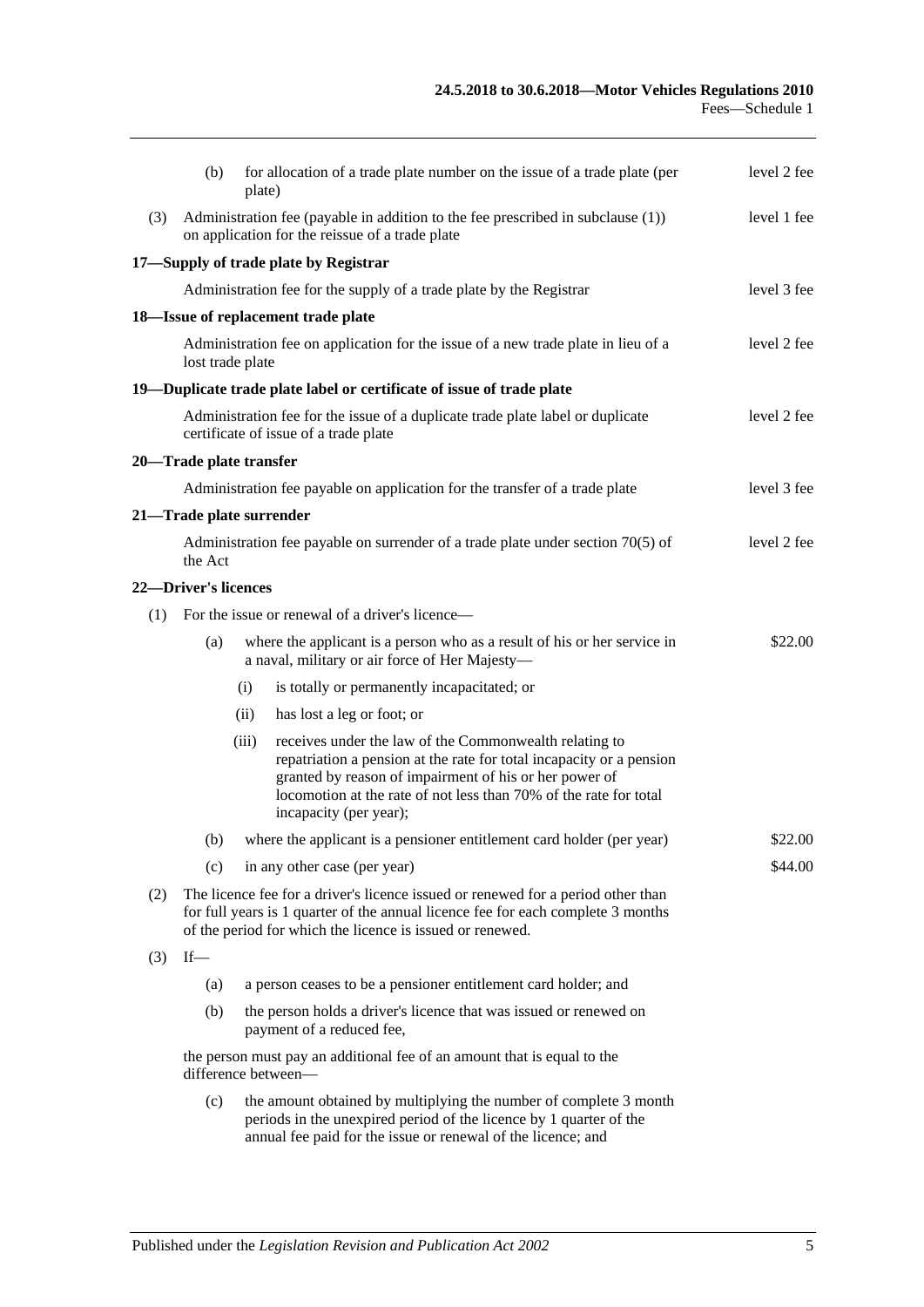(b) for allocation of a trade plate number on the issue of a trade plate (per plate) — level 2 fee

(3) Administration fee (payable in addition to the fee prescribed in subclause (1)) on application for the reissue of a trade plate — level 1 fee

### 17—Supply of trade plate by Registrar

Administration fee for the supply of a trade plate by the Registrar — level 3 fee

### 18—Issue of replacement trade plate

Administration fee on application for the issue of a new trade plate in lieu of a lost trade plate — level 2 fee

### 19—Duplicate trade plate label or certificate of issue of trade plate

Administration fee for the issue of a duplicate trade plate label or duplicate certificate of issue of a trade plate — level 2 fee

### 20—Trade plate transfer

Administration fee payable on application for the transfer of a trade plate — level 3 fee

### 21—Trade plate surrender

Administration fee payable on surrender of a trade plate under section 70(5) of the Act — level 2 fee

### 22—Driver's licences

(1) For the issue or renewal of a driver's licence—

(a) where the applicant is a person who as a result of his or her service in a naval, military or air force of Her Majesty— — $22.00

(i) is totally or permanently incapacitated; or

(ii) has lost a leg or foot; or

(iii) receives under the law of the Commonwealth relating to repatriation a pension at the rate for total incapacity or a pension granted by reason of impairment of his or her power of locomotion at the rate of not less than 70% of the rate for total incapacity (per year);

(b) where the applicant is a pensioner entitlement card holder (per year) — $22.00

(c) in any other case (per year) — $44.00

(2) The licence fee for a driver's licence issued or renewed for a period other than for full years is 1 quarter of the annual licence fee for each complete 3 months of the period for which the licence is issued or renewed.

(3) If—

(a) a person ceases to be a pensioner entitlement card holder; and

(b) the person holds a driver's licence that was issued or renewed on payment of a reduced fee,

the person must pay an additional fee of an amount that is equal to the difference between—

(c) the amount obtained by multiplying the number of complete 3 month periods in the unexpired period of the licence by 1 quarter of the annual fee paid for the issue or renewal of the licence; and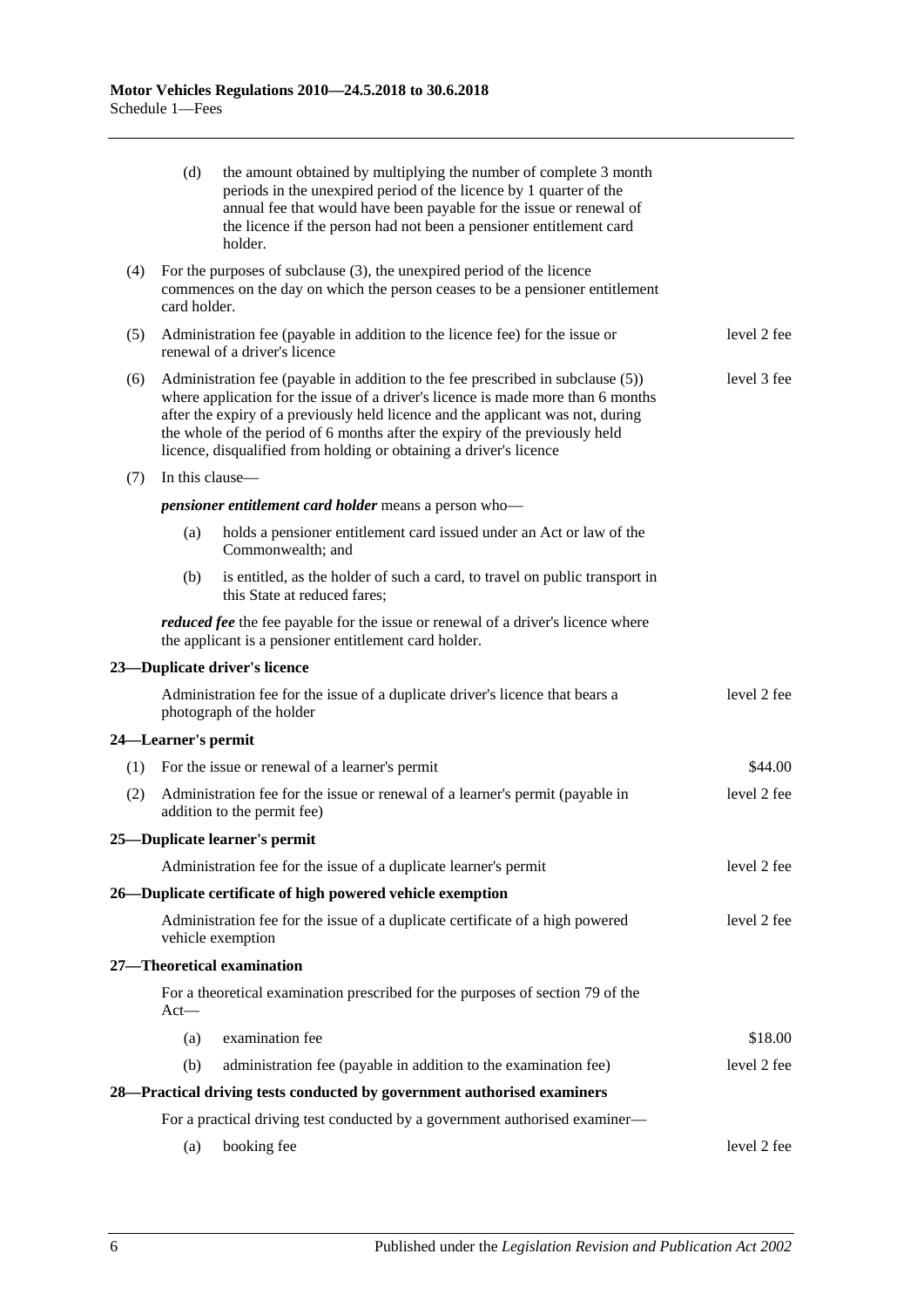(d) the amount obtained by multiplying the number of complete 3 month periods in the unexpired period of the licence by 1 quarter of the annual fee that would have been payable for the issue or renewal of the licence if the person had not been a pensioner entitlement card holder.

(4) For the purposes of subclause (3), the unexpired period of the licence commences on the day on which the person ceases to be a pensioner entitlement card holder.

| | | |
|---|---|---|
| (5) | Administration fee (payable in addition to the licence fee) for the issue or renewal of a driver's licence | level 2 fee |
| (6) | Administration fee (payable in addition to the fee prescribed in subclause (5)) where application for the issue of a driver's licence is made more than 6 months after the expiry of a previously held licence and the applicant was not, during the whole of the period of 6 months after the expiry of the previously held licence, disqualified from holding or obtaining a driver's licence | level 3 fee |

(7) In this clause—

***pensioner entitlement card holder*** means a person who—

(a) holds a pensioner entitlement card issued under an Act or law of the Commonwealth; and

(b) is entitled, as the holder of such a card, to travel on public transport in this State at reduced fares;

***reduced fee*** the fee payable for the issue or renewal of a driver's licence where the applicant is a pensioner entitlement card holder.

**23—Duplicate driver's licence**

| | |
|---|---|
| Administration fee for the issue of a duplicate driver's licence that bears a photograph of the holder | level 2 fee |

**24—Learner's permit**

| | | |
|---|---|---|
| (1) | For the issue or renewal of a learner's permit | \$44.00 |
| (2) | Administration fee for the issue or renewal of a learner's permit (payable in addition to the permit fee) | level 2 fee |

**25—Duplicate learner's permit**

| | |
|---|---|
| Administration fee for the issue of a duplicate learner's permit | level 2 fee |

**26—Duplicate certificate of high powered vehicle exemption**

| | |
|---|---|
| Administration fee for the issue of a duplicate certificate of a high powered vehicle exemption | level 2 fee |

**27—Theoretical examination**

For a theoretical examination prescribed for the purposes of section 79 of the Act—

| | | |
|---|---|---|
| (a) | examination fee | \$18.00 |
| (b) | administration fee (payable in addition to the examination fee) | level 2 fee |

**28—Practical driving tests conducted by government authorised examiners**

For a practical driving test conducted by a government authorised examiner—

| | | |
|---|---|---|
| (a) | booking fee | level 2 fee |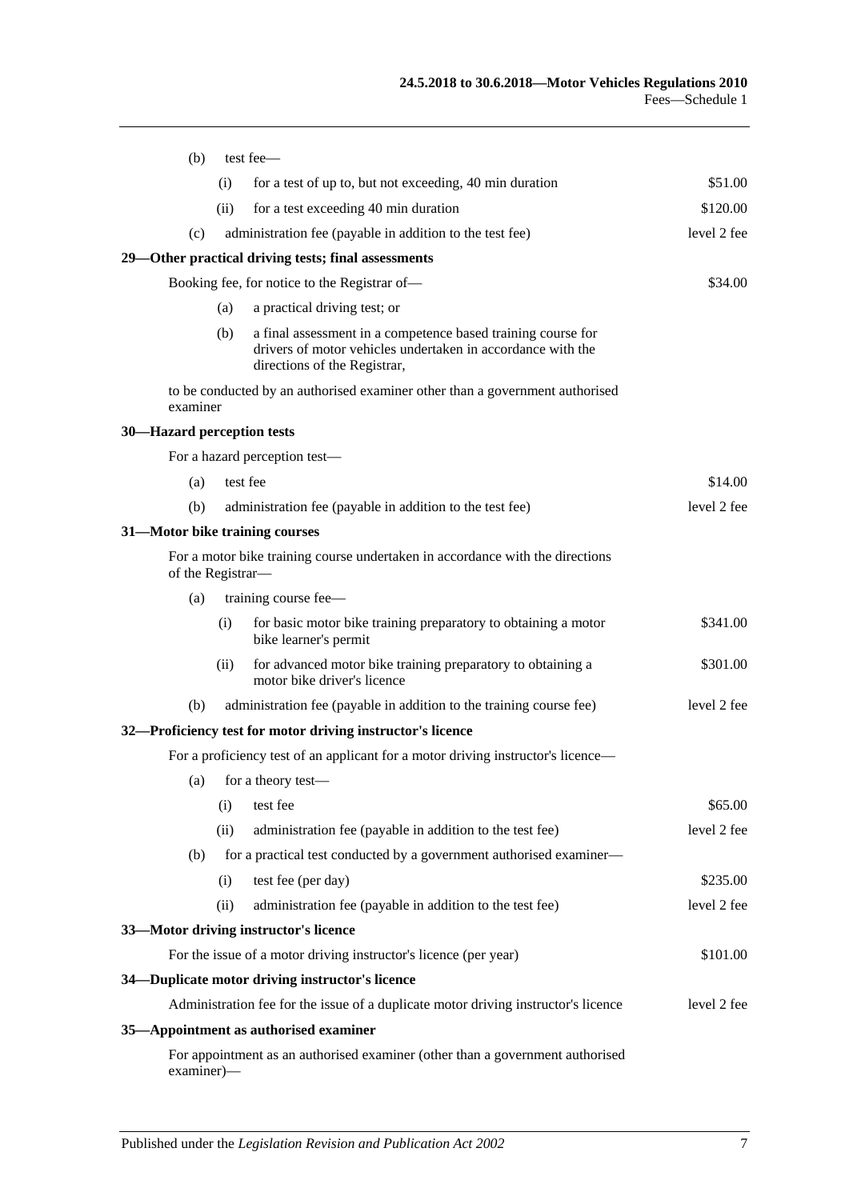(b) test fee—

(i) for a test of up to, but not exceeding, 40 min duration $51.00

(ii) for a test exceeding 40 min duration $120.00

(c) administration fee (payable in addition to the test fee) level 2 fee

**29—Other practical driving tests; final assessments**

Booking fee, for notice to the Registrar of— $34.00

(a) a practical driving test; or

(b) a final assessment in a competence based training course for drivers of motor vehicles undertaken in accordance with the directions of the Registrar,

to be conducted by an authorised examiner other than a government authorised examiner

**30—Hazard perception tests**

For a hazard perception test—

(a) test fee $14.00

(b) administration fee (payable in addition to the test fee) level 2 fee

**31—Motor bike training courses**

For a motor bike training course undertaken in accordance with the directions of the Registrar—

(a) training course fee—

(i) for basic motor bike training preparatory to obtaining a motor bike learner's permit $341.00

(ii) for advanced motor bike training preparatory to obtaining a motor bike driver's licence $301.00

(b) administration fee (payable in addition to the training course fee) level 2 fee

**32—Proficiency test for motor driving instructor's licence**

For a proficiency test of an applicant for a motor driving instructor's licence—

(a) for a theory test—

(i) test fee $65.00

(ii) administration fee (payable in addition to the test fee) level 2 fee

(b) for a practical test conducted by a government authorised examiner—

(i) test fee (per day) $235.00

(ii) administration fee (payable in addition to the test fee) level 2 fee

**33—Motor driving instructor's licence**

For the issue of a motor driving instructor's licence (per year) $101.00

**34—Duplicate motor driving instructor's licence**

Administration fee for the issue of a duplicate motor driving instructor's licence level 2 fee

**35—Appointment as authorised examiner**

For appointment as an authorised examiner (other than a government authorised examiner)—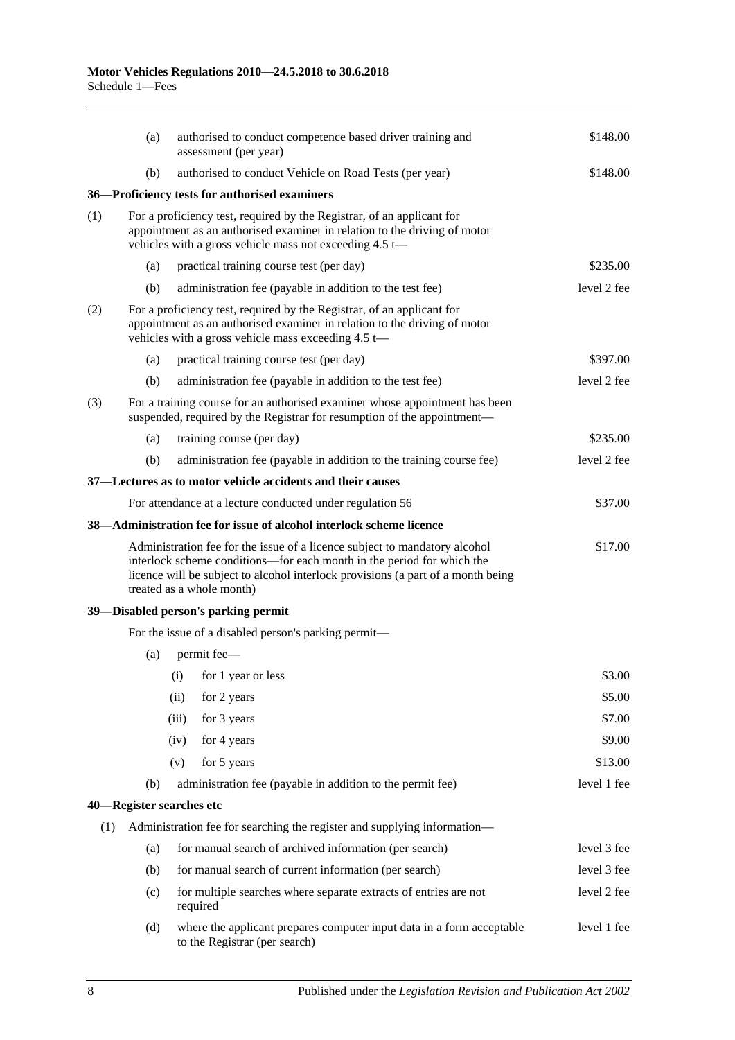| | | |
|---|---|---|
| (a) | authorised to conduct competence based driver training and assessment (per year) | \$148.00 |
| (b) | authorised to conduct Vehicle on Road Tests (per year) | \$148.00 |

### 36—Proficiency tests for authorised examiners

(1) For a proficiency test, required by the Registrar, of an applicant for appointment as an authorised examiner in relation to the driving of motor vehicles with a gross vehicle mass not exceeding 4.5 t—

| | | |
|---|---|---|
| (a) | practical training course test (per day) | \$235.00 |
| (b) | administration fee (payable in addition to the test fee) | level 2 fee |

(2) For a proficiency test, required by the Registrar, of an applicant for appointment as an authorised examiner in relation to the driving of motor vehicles with a gross vehicle mass exceeding 4.5 t—

| | | |
|---|---|---|
| (a) | practical training course test (per day) | \$397.00 |
| (b) | administration fee (payable in addition to the test fee) | level 2 fee |

(3) For a training course for an authorised examiner whose appointment has been suspended, required by the Registrar for resumption of the appointment—

| | | |
|---|---|---|
| (a) | training course (per day) | \$235.00 |
| (b) | administration fee (payable in addition to the training course fee) | level 2 fee |

### 37—Lectures as to motor vehicle accidents and their causes

| | |
|---|---|
| For attendance at a lecture conducted under regulation 56 | \$37.00 |

### 38—Administration fee for issue of alcohol interlock scheme licence

| | |
|---|---|
| Administration fee for the issue of a licence subject to mandatory alcohol interlock scheme conditions—for each month in the period for which the licence will be subject to alcohol interlock provisions (a part of a month being treated as a whole month) | \$17.00 |

### 39—Disabled person's parking permit

For the issue of a disabled person's parking permit—

(a) permit fee—

| | | |
|---|---|---|
| (i) | for 1 year or less | \$3.00 |
| (ii) | for 2 years | \$5.00 |
| (iii) | for 3 years | \$7.00 |
| (iv) | for 4 years | \$9.00 |
| (v) | for 5 years | \$13.00 |

| | | |
|---|---|---|
| (b) | administration fee (payable in addition to the permit fee) | level 1 fee |

### 40—Register searches etc

(1) Administration fee for searching the register and supplying information—

| | | |
|---|---|---|
| (a) | for manual search of archived information (per search) | level 3 fee |
| (b) | for manual search of current information (per search) | level 3 fee |
| (c) | for multiple searches where separate extracts of entries are not required | level 2 fee |
| (d) | where the applicant prepares computer input data in a form acceptable to the Registrar (per search) | level 1 fee |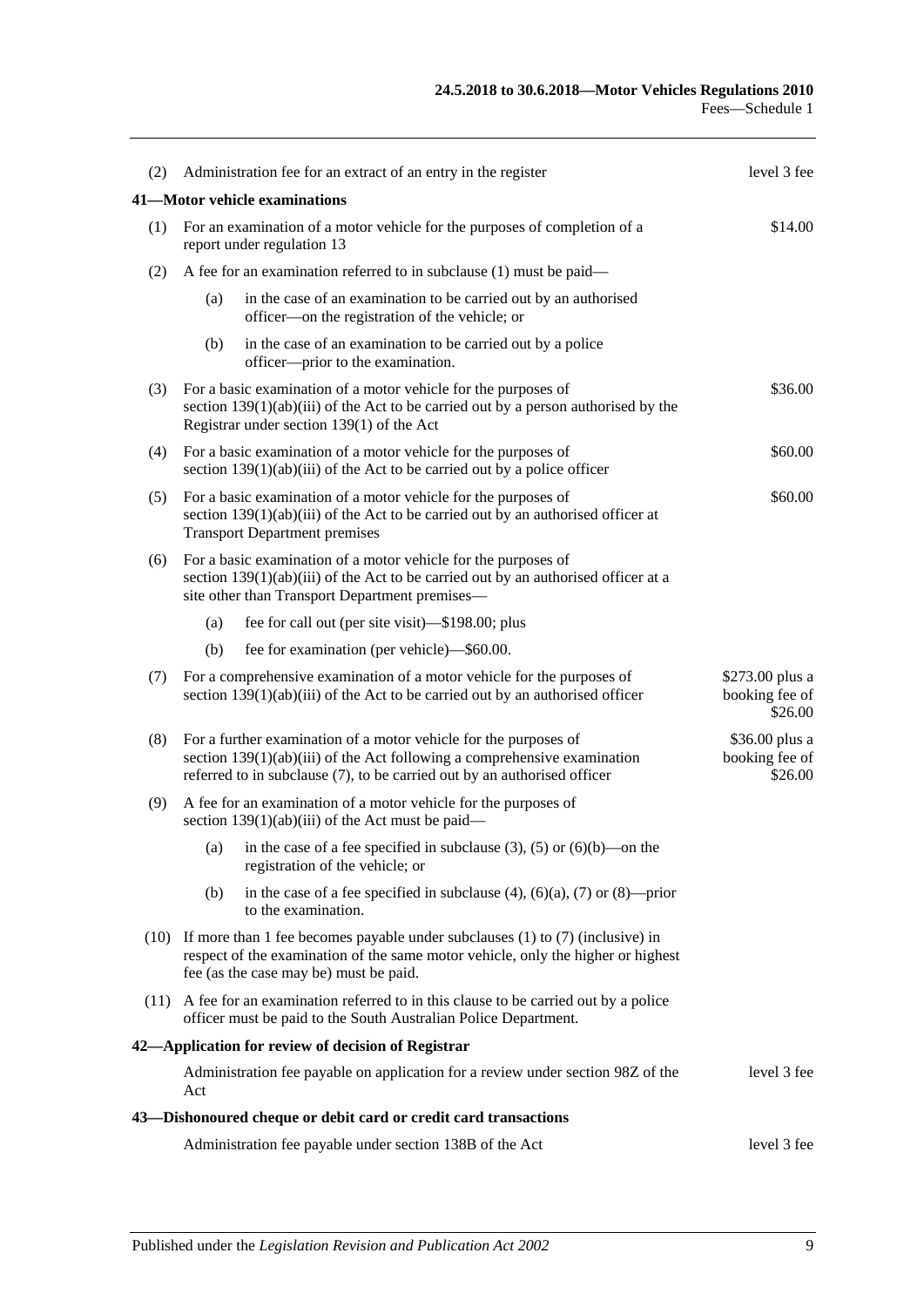| | | |
|---|---|---|
| (2) | Administration fee for an extract of an entry in the register | level 3 fee |

**41—Motor vehicle examinations**

| | | |
|---|---|---|
| (1) | For an examination of a motor vehicle for the purposes of completion of a report under regulation 13 | $14.00 |
| (2) | A fee for an examination referred to in subclause (1) must be paid— | |
| | (a) in the case of an examination to be carried out by an authorised officer—on the registration of the vehicle; or | |
| | (b) in the case of an examination to be carried out by a police officer—prior to the examination. | |
| (3) | For a basic examination of a motor vehicle for the purposes of section 139(1)(ab)(iii) of the Act to be carried out by a person authorised by the Registrar under section 139(1) of the Act | $36.00 |
| (4) | For a basic examination of a motor vehicle for the purposes of section 139(1)(ab)(iii) of the Act to be carried out by a police officer | $60.00 |
| (5) | For a basic examination of a motor vehicle for the purposes of section 139(1)(ab)(iii) of the Act to be carried out by an authorised officer at Transport Department premises | $60.00 |
| (6) | For a basic examination of a motor vehicle for the purposes of section 139(1)(ab)(iii) of the Act to be carried out by an authorised officer at a site other than Transport Department premises— | |
| | (a) fee for call out (per site visit)—$198.00; plus | |
| | (b) fee for examination (per vehicle)—$60.00. | |
| (7) | For a comprehensive examination of a motor vehicle for the purposes of section 139(1)(ab)(iii) of the Act to be carried out by an authorised officer | $273.00 plus a booking fee of $26.00 |
| (8) | For a further examination of a motor vehicle for the purposes of section 139(1)(ab)(iii) of the Act following a comprehensive examination referred to in subclause (7), to be carried out by an authorised officer | $36.00 plus a booking fee of $26.00 |
| (9) | A fee for an examination of a motor vehicle for the purposes of section 139(1)(ab)(iii) of the Act must be paid— | |
| | (a) in the case of a fee specified in subclause (3), (5) or (6)(b)—on the registration of the vehicle; or | |
| | (b) in the case of a fee specified in subclause (4), (6)(a), (7) or (8)—prior to the examination. | |
| (10) | If more than 1 fee becomes payable under subclauses (1) to (7) (inclusive) in respect of the examination of the same motor vehicle, only the higher or highest fee (as the case may be) must be paid. | |
| (11) | A fee for an examination referred to in this clause to be carried out by a police officer must be paid to the South Australian Police Department. | |

**42—Application for review of decision of Registrar**

| | |
|---|---|
| Administration fee payable on application for a review under section 98Z of the Act | level 3 fee |

**43—Dishonoured cheque or debit card or credit card transactions**

| | |
|---|---|
| Administration fee payable under section 138B of the Act | level 3 fee |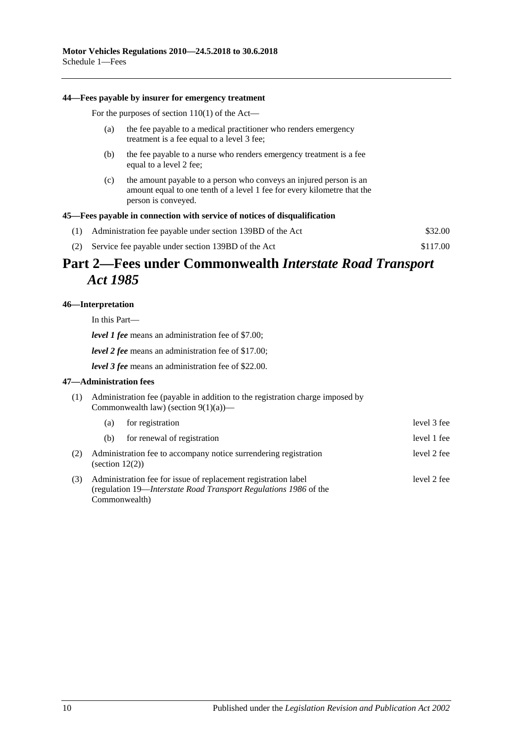#### 44—Fees payable by insurer for emergency treatment

For the purposes of section 110(1) of the Act—

(a) the fee payable to a medical practitioner who renders emergency treatment is a fee equal to a level 3 fee;

(b) the fee payable to a nurse who renders emergency treatment is a fee equal to a level 2 fee;

(c) the amount payable to a person who conveys an injured person is an amount equal to one tenth of a level 1 fee for every kilometre that the person is conveyed.

#### 45—Fees payable in connection with service of notices of disqualification

| | | |
|---|---|---|
| (1) | Administration fee payable under section 139BD of the Act | $32.00 |
| (2) | Service fee payable under section 139BD of the Act | $117.00 |

## Part 2—Fees under Commonwealth *Interstate Road Transport Act 1985*

#### 46—Interpretation

In this Part—

***level 1 fee*** means an administration fee of $7.00;

***level 2 fee*** means an administration fee of $17.00;

***level 3 fee*** means an administration fee of $22.00.

#### 47—Administration fees

(1) Administration fee (payable in addition to the registration charge imposed by Commonwealth law) (section 9(1)(a))—

| | | |
|---|---|---|
| (a) | for registration | level 3 fee |
| (b) | for renewal of registration | level 1 fee |

| | | |
|---|---|---|
| (2) | Administration fee to accompany notice surrendering registration (section 12(2)) | level 2 fee |
| (3) | Administration fee for issue of replacement registration label (regulation 19—*Interstate Road Transport Regulations 1986* of the Commonwealth) | level 2 fee |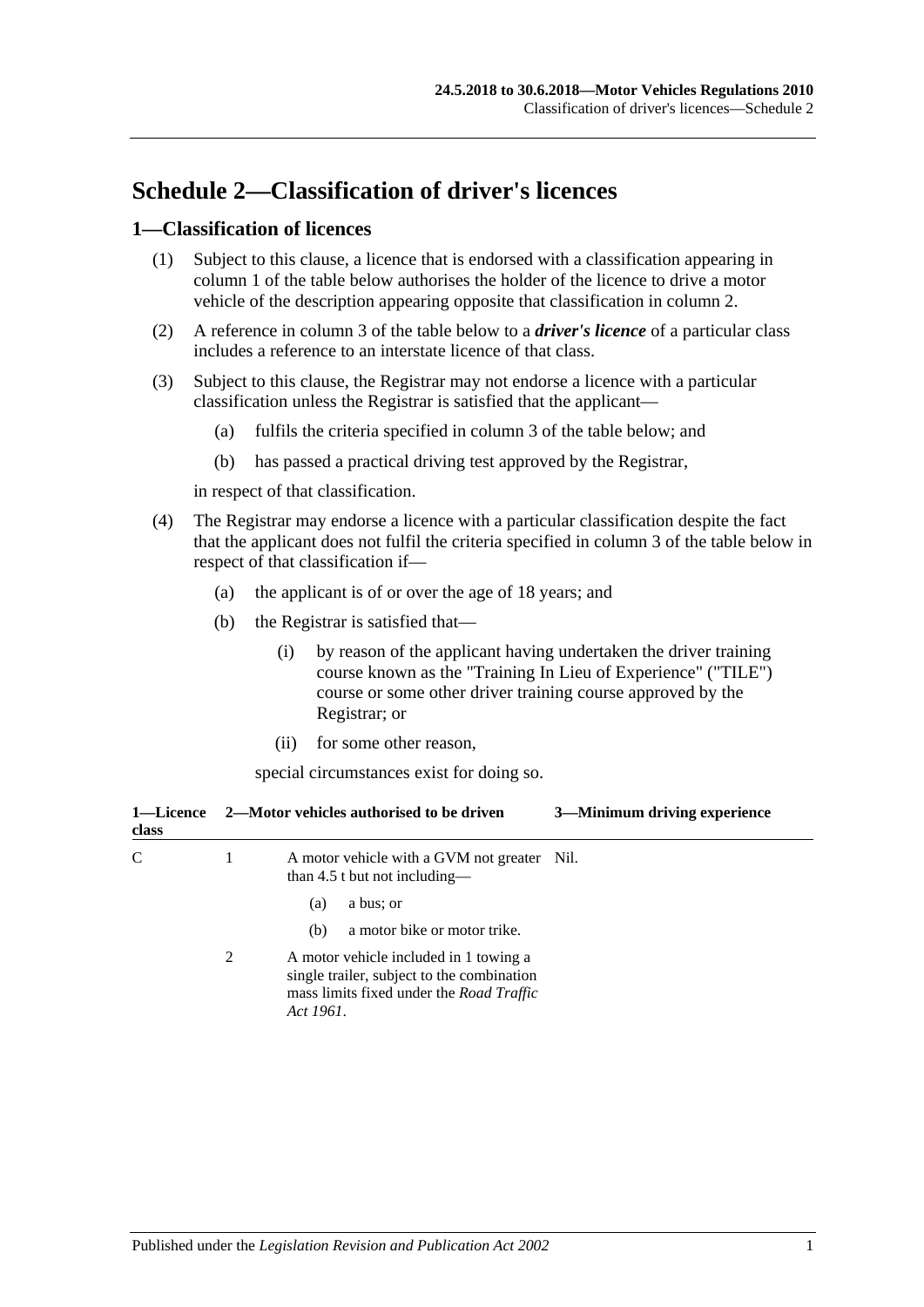# Schedule 2—Classification of driver's licences

## 1—Classification of licences

(1) Subject to this clause, a licence that is endorsed with a classification appearing in column 1 of the table below authorises the holder of the licence to drive a motor vehicle of the description appearing opposite that classification in column 2.

(2) A reference in column 3 of the table below to a ***driver's licence*** of a particular class includes a reference to an interstate licence of that class.

(3) Subject to this clause, the Registrar may not endorse a licence with a particular classification unless the Registrar is satisfied that the applicant—

- (a) fulfils the criteria specified in column 3 of the table below; and
- (b) has passed a practical driving test approved by the Registrar,

in respect of that classification.

(4) The Registrar may endorse a licence with a particular classification despite the fact that the applicant does not fulfil the criteria specified in column 3 of the table below in respect of that classification if—

- (a) the applicant is of or over the age of 18 years; and
- (b) the Registrar is satisfied that—
  - (i) by reason of the applicant having undertaken the driver training course known as the "Training In Lieu of Experience" ("TILE") course or some other driver training course approved by the Registrar; or
  - (ii) for some other reason,

special circumstances exist for doing so.

| 1—Licence class | 2—Motor vehicles authorised to be driven | | 3—Minimum driving experience |
|---|---|---|---|
| C | 1 | A motor vehicle with a GVM not greater than 4.5 t but not including—<br>(a) a bus; or<br>(b) a motor bike or motor trike. | Nil. |
| | 2 | A motor vehicle included in 1 towing a single trailer, subject to the combination mass limits fixed under the *Road Traffic Act 1961*. | |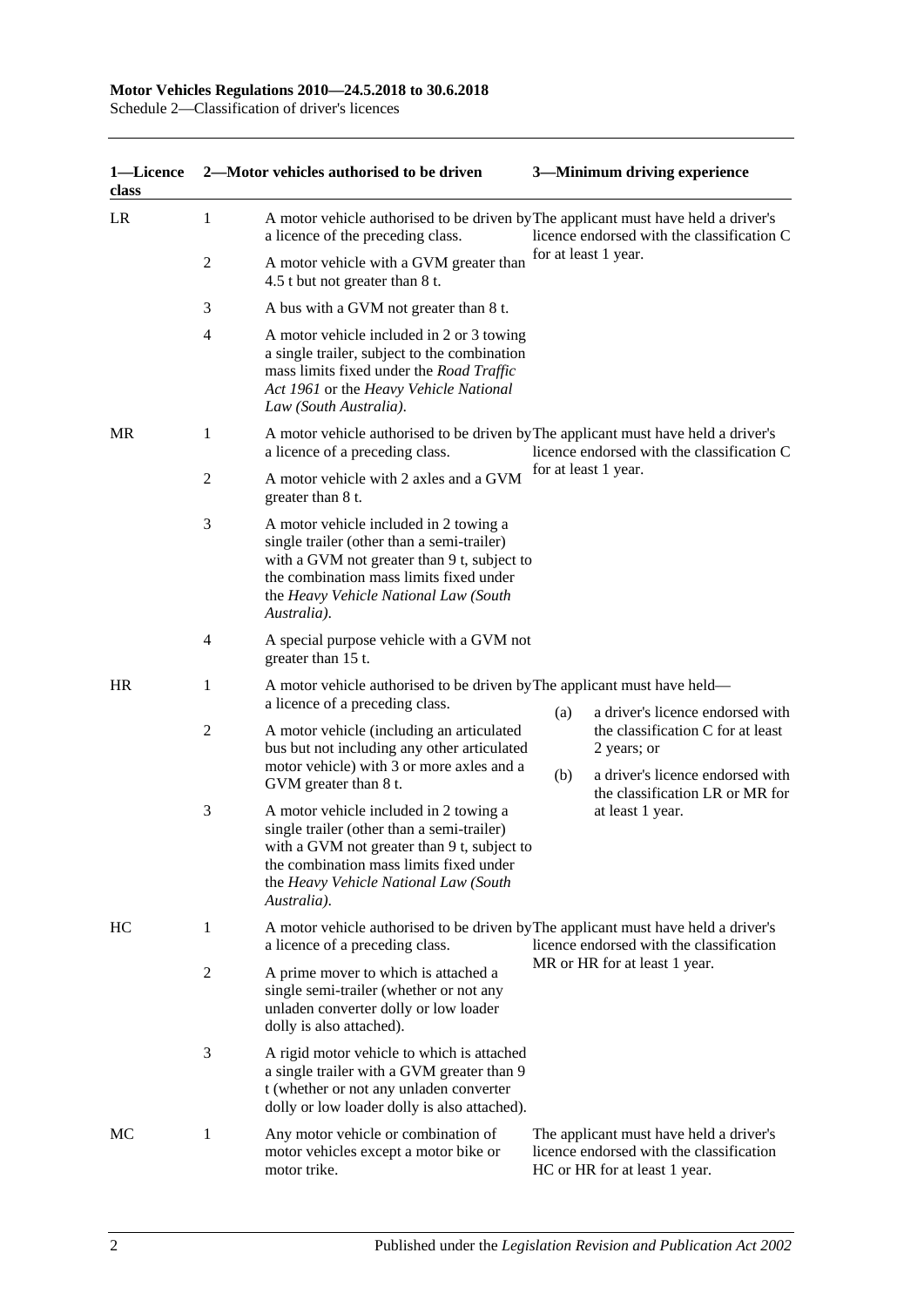| 1—Licence class | 2—Motor vehicles authorised to be driven | | 3—Minimum driving experience |
|---|---|---|---|
| LR | 1 | A motor vehicle authorised to be driven by a licence of the preceding class. | The applicant must have held a driver's licence endorsed with the classification C for at least 1 year. |
| | 2 | A motor vehicle with a GVM greater than 4.5 t but not greater than 8 t. | |
| | 3 | A bus with a GVM not greater than 8 t. | |
| | 4 | A motor vehicle included in 2 or 3 towing a single trailer, subject to the combination mass limits fixed under the *Road Traffic Act 1961* or the *Heavy Vehicle National Law (South Australia)*. | |
| MR | 1 | A motor vehicle authorised to be driven by a licence of a preceding class. | The applicant must have held a driver's licence endorsed with the classification C for at least 1 year. |
| | 2 | A motor vehicle with 2 axles and a GVM greater than 8 t. | |
| | 3 | A motor vehicle included in 2 towing a single trailer (other than a semi-trailer) with a GVM not greater than 9 t, subject to the combination mass limits fixed under the *Heavy Vehicle National Law (South Australia)*. | |
| | 4 | A special purpose vehicle with a GVM not greater than 15 t. | |
| HR | 1 | A motor vehicle authorised to be driven by a licence of a preceding class. | The applicant must have held—<br>(a) a driver's licence endorsed with the classification C for at least 2 years; or<br>(b) a driver's licence endorsed with the classification LR or MR for at least 1 year. |
| | 2 | A motor vehicle (including an articulated bus but not including any other articulated motor vehicle) with 3 or more axles and a GVM greater than 8 t. | |
| | 3 | A motor vehicle included in 2 towing a single trailer (other than a semi-trailer) with a GVM not greater than 9 t, subject to the combination mass limits fixed under the *Heavy Vehicle National Law (South Australia)*. | |
| HC | 1 | A motor vehicle authorised to be driven by a licence of a preceding class. | The applicant must have held a driver's licence endorsed with the classification MR or HR for at least 1 year. |
| | 2 | A prime mover to which is attached a single semi-trailer (whether or not any unladen converter dolly or low loader dolly is also attached). | |
| | 3 | A rigid motor vehicle to which is attached a single trailer with a GVM greater than 9 t (whether or not any unladen converter dolly or low loader dolly is also attached). | |
| MC | 1 | Any motor vehicle or combination of motor vehicles except a motor bike or motor trike. | The applicant must have held a driver's licence endorsed with the classification HC or HR for at least 1 year. |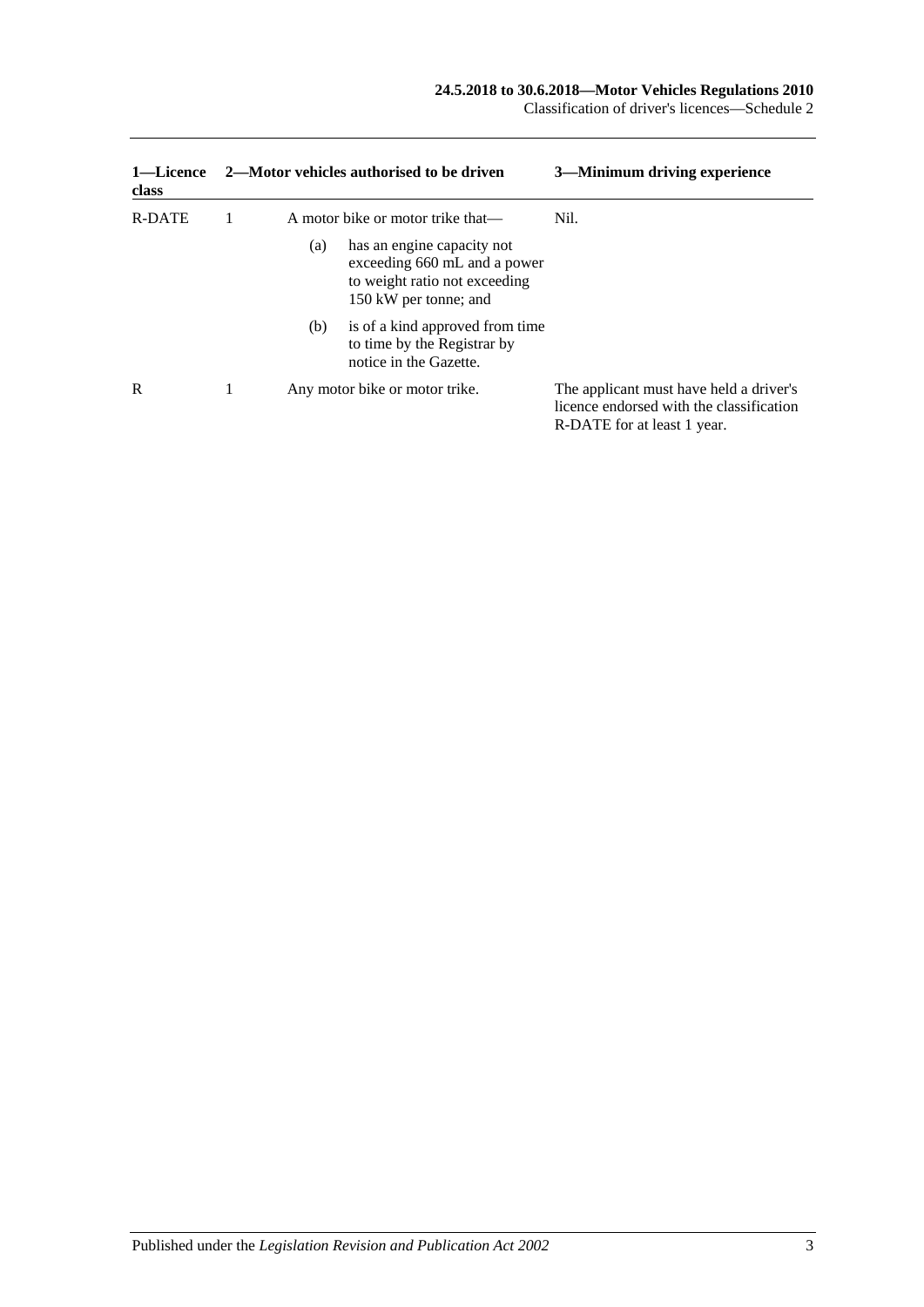| 1—Licence class | 2—Motor vehicles authorised to be driven | 3—Minimum driving experience |
|---|---|---|
| R-DATE | 1 A motor bike or motor trike that—<br>(a) has an engine capacity not exceeding 660 mL and a power to weight ratio not exceeding 150 kW per tonne; and<br>(b) is of a kind approved from time to time by the Registrar by notice in the Gazette. | Nil. |
| R | 1 Any motor bike or motor trike. | The applicant must have held a driver's licence endorsed with the classification R-DATE for at least 1 year. |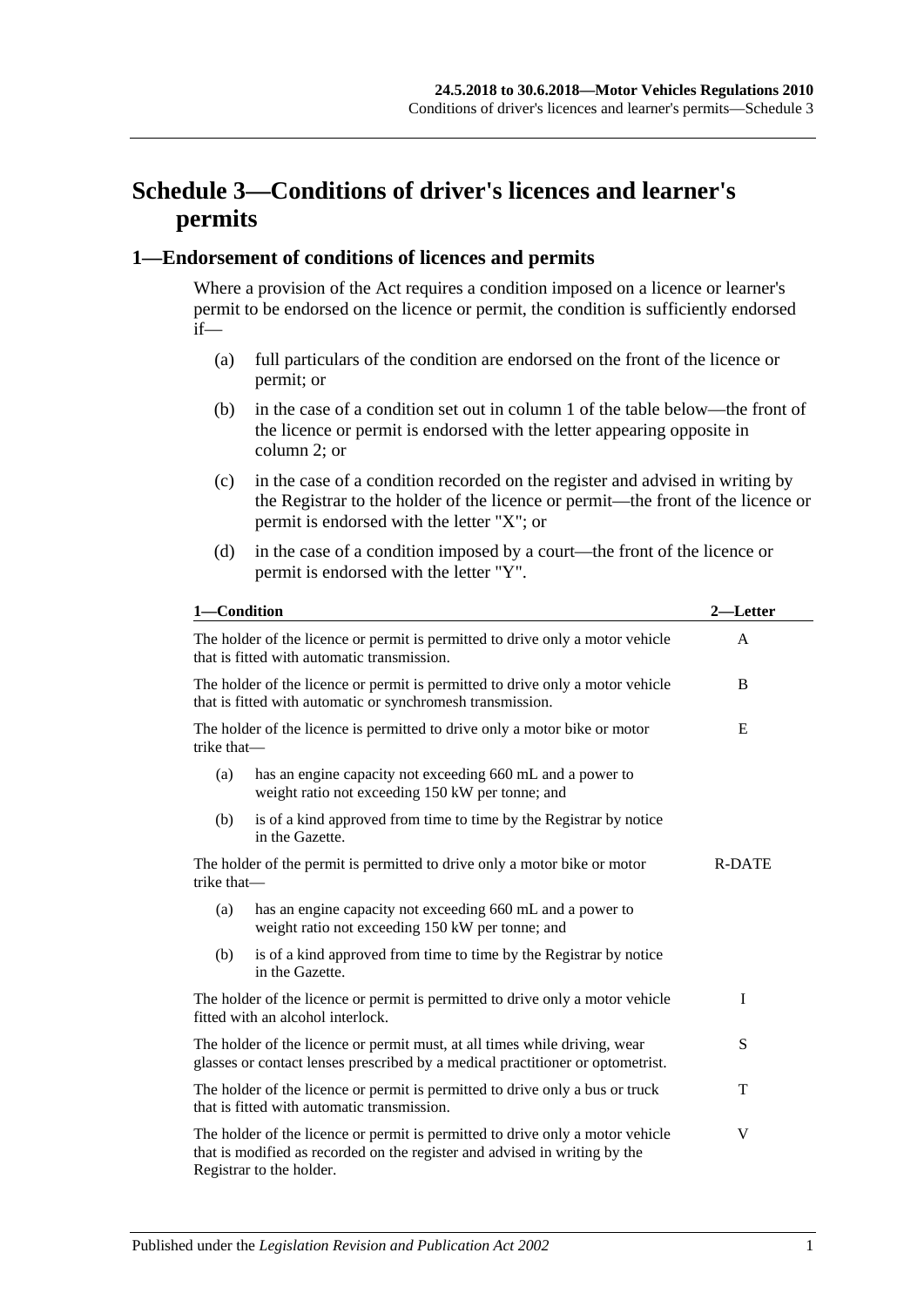# Schedule 3—Conditions of driver's licences and learner's permits

## 1—Endorsement of conditions of licences and permits

Where a provision of the Act requires a condition imposed on a licence or learner's permit to be endorsed on the licence or permit, the condition is sufficiently endorsed if—

(a) full particulars of the condition are endorsed on the front of the licence or permit; or

(b) in the case of a condition set out in column 1 of the table below—the front of the licence or permit is endorsed with the letter appearing opposite in column 2; or

(c) in the case of a condition recorded on the register and advised in writing by the Registrar to the holder of the licence or permit—the front of the licence or permit is endorsed with the letter "X"; or

(d) in the case of a condition imposed by a court—the front of the licence or permit is endorsed with the letter "Y".

| 1—Condition | 2—Letter |
| --- | --- |
| The holder of the licence or permit is permitted to drive only a motor vehicle that is fitted with automatic transmission. | A |
| The holder of the licence or permit is permitted to drive only a motor vehicle that is fitted with automatic or synchromesh transmission. | B |
| The holder of the licence is permitted to drive only a motor bike or motor trike that—<br>(a) has an engine capacity not exceeding 660 mL and a power to weight ratio not exceeding 150 kW per tonne; and<br>(b) is of a kind approved from time to time by the Registrar by notice in the Gazette. | E |
| The holder of the permit is permitted to drive only a motor bike or motor trike that—<br>(a) has an engine capacity not exceeding 660 mL and a power to weight ratio not exceeding 150 kW per tonne; and<br>(b) is of a kind approved from time to time by the Registrar by notice in the Gazette. | R-DATE |
| The holder of the licence or permit is permitted to drive only a motor vehicle fitted with an alcohol interlock. | I |
| The holder of the licence or permit must, at all times while driving, wear glasses or contact lenses prescribed by a medical practitioner or optometrist. | S |
| The holder of the licence or permit is permitted to drive only a bus or truck that is fitted with automatic transmission. | T |
| The holder of the licence or permit is permitted to drive only a motor vehicle that is modified as recorded on the register and advised in writing by the Registrar to the holder. | V |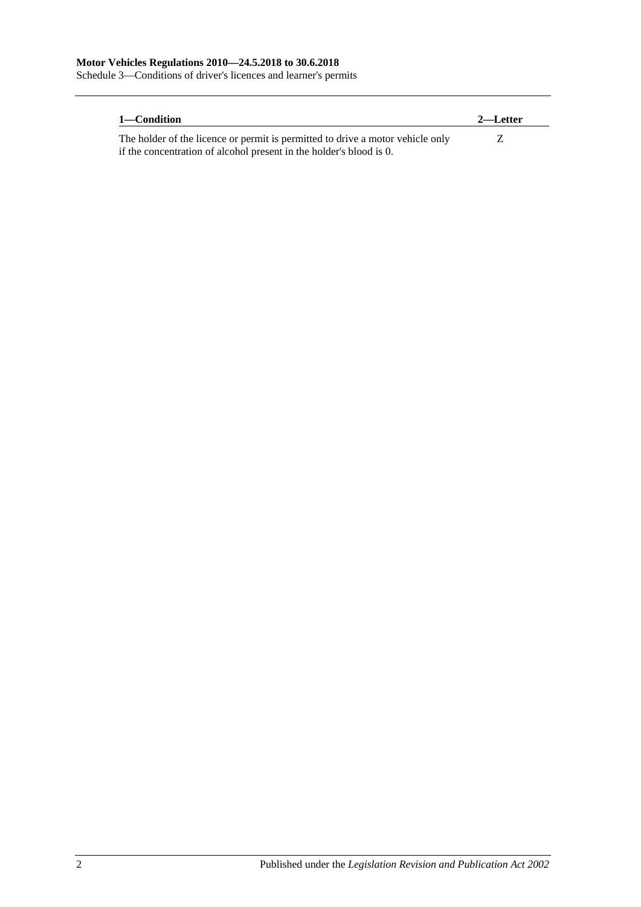| 1—Condition | 2—Letter |
| --- | --- |
| The holder of the licence or permit is permitted to drive a motor vehicle only if the concentration of alcohol present in the holder's blood is 0. | Z |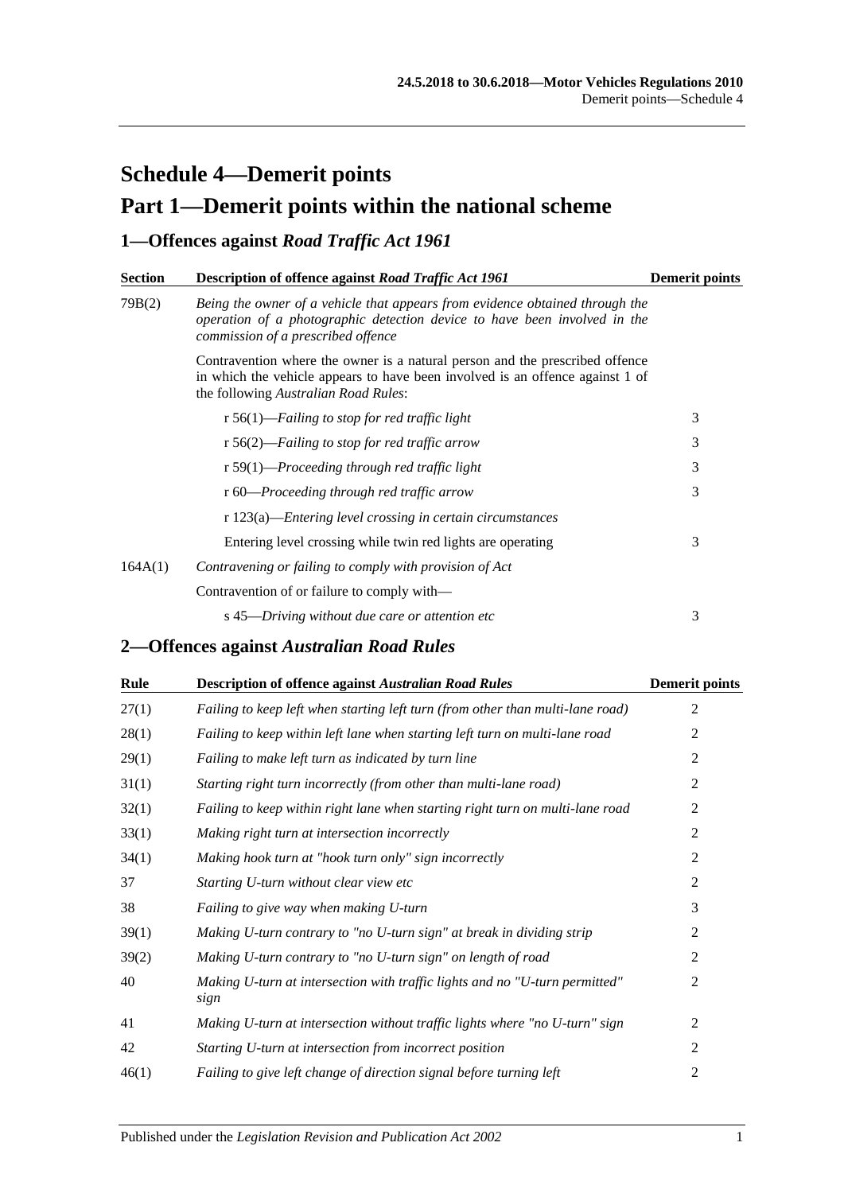# Schedule 4—Demerit points

# Part 1—Demerit points within the national scheme

## 1—Offences against *Road Traffic Act 1961*

| Section | Description of offence against *Road Traffic Act 1961* | Demerit points |
|---|---|---|
| 79B(2) | *Being the owner of a vehicle that appears from evidence obtained through the operation of a photographic detection device to have been involved in the commission of a prescribed offence* | |
| | Contravention where the owner is a natural person and the prescribed offence in which the vehicle appears to have been involved is an offence against 1 of the following *Australian Road Rules*: | |
| | r 56(1)—*Failing to stop for red traffic light* | 3 |
| | r 56(2)—*Failing to stop for red traffic arrow* | 3 |
| | r 59(1)—*Proceeding through red traffic light* | 3 |
| | r 60—*Proceeding through red traffic arrow* | 3 |
| | r 123(a)—*Entering level crossing in certain circumstances* | |
| | Entering level crossing while twin red lights are operating | 3 |
| 164A(1) | *Contravening or failing to comply with provision of Act* | |
| | Contravention of or failure to comply with— | |
| | s 45—*Driving without due care or attention etc* | 3 |

## 2—Offences against *Australian Road Rules*

| Rule | Description of offence against *Australian Road Rules* | Demerit points |
|---|---|---|
| 27(1) | *Failing to keep left when starting left turn (from other than multi-lane road)* | 2 |
| 28(1) | *Failing to keep within left lane when starting left turn on multi-lane road* | 2 |
| 29(1) | *Failing to make left turn as indicated by turn line* | 2 |
| 31(1) | *Starting right turn incorrectly (from other than multi-lane road)* | 2 |
| 32(1) | *Failing to keep within right lane when starting right turn on multi-lane road* | 2 |
| 33(1) | *Making right turn at intersection incorrectly* | 2 |
| 34(1) | *Making hook turn at "hook turn only" sign incorrectly* | 2 |
| 37 | *Starting U-turn without clear view etc* | 2 |
| 38 | *Failing to give way when making U-turn* | 3 |
| 39(1) | *Making U-turn contrary to "no U-turn sign" at break in dividing strip* | 2 |
| 39(2) | *Making U-turn contrary to "no U-turn sign" on length of road* | 2 |
| 40 | *Making U-turn at intersection with traffic lights and no "U-turn permitted" sign* | 2 |
| 41 | *Making U-turn at intersection without traffic lights where "no U-turn" sign* | 2 |
| 42 | *Starting U-turn at intersection from incorrect position* | 2 |
| 46(1) | *Failing to give left change of direction signal before turning left* | 2 |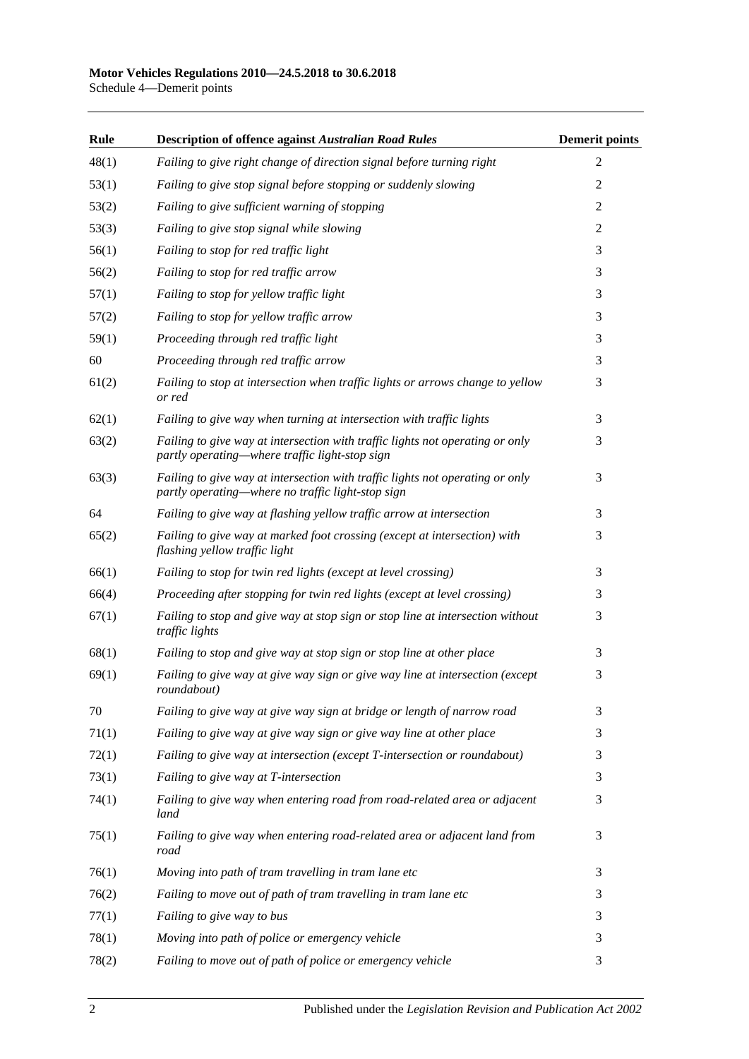| Rule | Description of offence against *Australian Road Rules* | Demerit points |
|---|---|---|
| 48(1) | *Failing to give right change of direction signal before turning right* | 2 |
| 53(1) | *Failing to give stop signal before stopping or suddenly slowing* | 2 |
| 53(2) | *Failing to give sufficient warning of stopping* | 2 |
| 53(3) | *Failing to give stop signal while slowing* | 2 |
| 56(1) | *Failing to stop for red traffic light* | 3 |
| 56(2) | *Failing to stop for red traffic arrow* | 3 |
| 57(1) | *Failing to stop for yellow traffic light* | 3 |
| 57(2) | *Failing to stop for yellow traffic arrow* | 3 |
| 59(1) | *Proceeding through red traffic light* | 3 |
| 60 | *Proceeding through red traffic arrow* | 3 |
| 61(2) | *Failing to stop at intersection when traffic lights or arrows change to yellow or red* | 3 |
| 62(1) | *Failing to give way when turning at intersection with traffic lights* | 3 |
| 63(2) | *Failing to give way at intersection with traffic lights not operating or only partly operating—where traffic light-stop sign* | 3 |
| 63(3) | *Failing to give way at intersection with traffic lights not operating or only partly operating—where no traffic light-stop sign* | 3 |
| 64 | *Failing to give way at flashing yellow traffic arrow at intersection* | 3 |
| 65(2) | *Failing to give way at marked foot crossing (except at intersection) with flashing yellow traffic light* | 3 |
| 66(1) | *Failing to stop for twin red lights (except at level crossing)* | 3 |
| 66(4) | *Proceeding after stopping for twin red lights (except at level crossing)* | 3 |
| 67(1) | *Failing to stop and give way at stop sign or stop line at intersection without traffic lights* | 3 |
| 68(1) | *Failing to stop and give way at stop sign or stop line at other place* | 3 |
| 69(1) | *Failing to give way at give way sign or give way line at intersection (except roundabout)* | 3 |
| 70 | *Failing to give way at give way sign at bridge or length of narrow road* | 3 |
| 71(1) | *Failing to give way at give way sign or give way line at other place* | 3 |
| 72(1) | *Failing to give way at intersection (except T-intersection or roundabout)* | 3 |
| 73(1) | *Failing to give way at T-intersection* | 3 |
| 74(1) | *Failing to give way when entering road from road-related area or adjacent land* | 3 |
| 75(1) | *Failing to give way when entering road-related area or adjacent land from road* | 3 |
| 76(1) | *Moving into path of tram travelling in tram lane etc* | 3 |
| 76(2) | *Failing to move out of path of tram travelling in tram lane etc* | 3 |
| 77(1) | *Failing to give way to bus* | 3 |
| 78(1) | *Moving into path of police or emergency vehicle* | 3 |
| 78(2) | *Failing to move out of path of police or emergency vehicle* | 3 |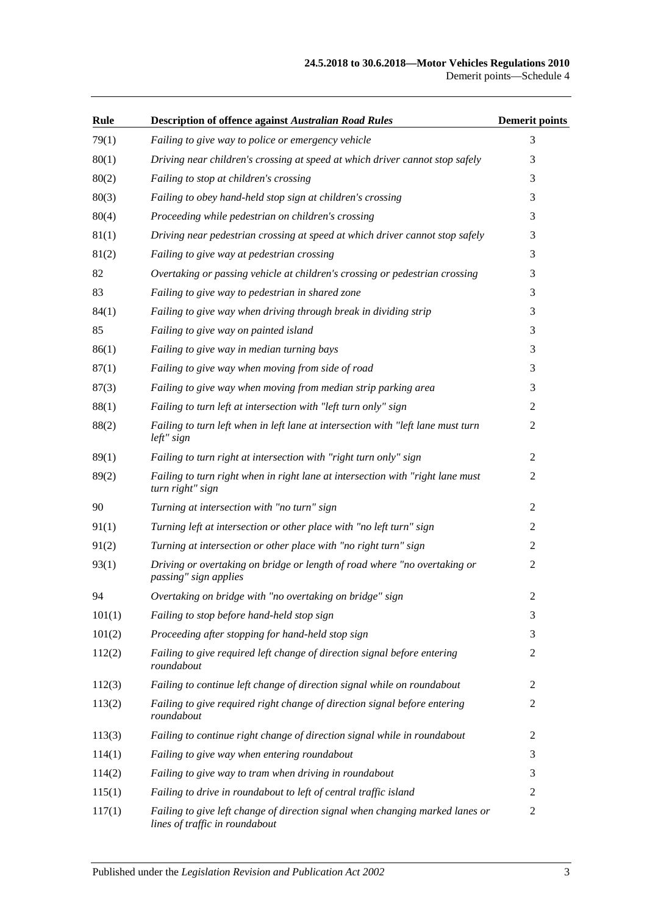| Rule | Description of offence against *Australian Road Rules* | Demerit points |
|---|---|---|
| 79(1) | *Failing to give way to police or emergency vehicle* | 3 |
| 80(1) | *Driving near children's crossing at speed at which driver cannot stop safely* | 3 |
| 80(2) | *Failing to stop at children's crossing* | 3 |
| 80(3) | *Failing to obey hand-held stop sign at children's crossing* | 3 |
| 80(4) | *Proceeding while pedestrian on children's crossing* | 3 |
| 81(1) | *Driving near pedestrian crossing at speed at which driver cannot stop safely* | 3 |
| 81(2) | *Failing to give way at pedestrian crossing* | 3 |
| 82 | *Overtaking or passing vehicle at children's crossing or pedestrian crossing* | 3 |
| 83 | *Failing to give way to pedestrian in shared zone* | 3 |
| 84(1) | *Failing to give way when driving through break in dividing strip* | 3 |
| 85 | *Failing to give way on painted island* | 3 |
| 86(1) | *Failing to give way in median turning bays* | 3 |
| 87(1) | *Failing to give way when moving from side of road* | 3 |
| 87(3) | *Failing to give way when moving from median strip parking area* | 3 |
| 88(1) | *Failing to turn left at intersection with "left turn only" sign* | 2 |
| 88(2) | *Failing to turn left when in left lane at intersection with "left lane must turn left" sign* | 2 |
| 89(1) | *Failing to turn right at intersection with "right turn only" sign* | 2 |
| 89(2) | *Failing to turn right when in right lane at intersection with "right lane must turn right" sign* | 2 |
| 90 | *Turning at intersection with "no turn" sign* | 2 |
| 91(1) | *Turning left at intersection or other place with "no left turn" sign* | 2 |
| 91(2) | *Turning at intersection or other place with "no right turn" sign* | 2 |
| 93(1) | *Driving or overtaking on bridge or length of road where "no overtaking or passing" sign applies* | 2 |
| 94 | *Overtaking on bridge with "no overtaking on bridge" sign* | 2 |
| 101(1) | *Failing to stop before hand-held stop sign* | 3 |
| 101(2) | *Proceeding after stopping for hand-held stop sign* | 3 |
| 112(2) | *Failing to give required left change of direction signal before entering roundabout* | 2 |
| 112(3) | *Failing to continue left change of direction signal while on roundabout* | 2 |
| 113(2) | *Failing to give required right change of direction signal before entering roundabout* | 2 |
| 113(3) | *Failing to continue right change of direction signal while in roundabout* | 2 |
| 114(1) | *Failing to give way when entering roundabout* | 3 |
| 114(2) | *Failing to give way to tram when driving in roundabout* | 3 |
| 115(1) | *Failing to drive in roundabout to left of central traffic island* | 2 |
| 117(1) | *Failing to give left change of direction signal when changing marked lanes or lines of traffic in roundabout* | 2 |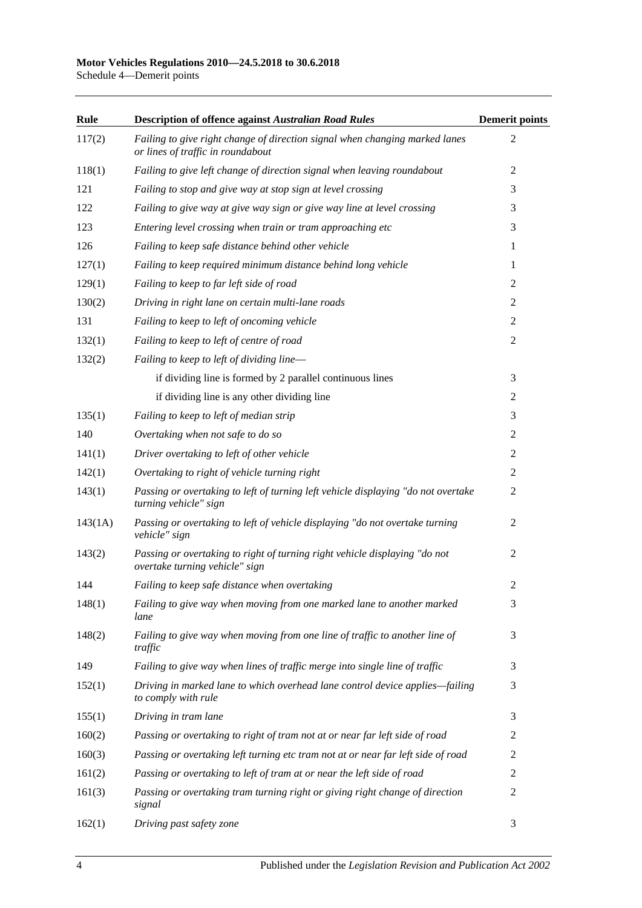| Rule | Description of offence against *Australian Road Rules* | Demerit points |
|---|---|---|
| 117(2) | *Failing to give right change of direction signal when changing marked lanes or lines of traffic in roundabout* | 2 |
| 118(1) | *Failing to give left change of direction signal when leaving roundabout* | 2 |
| 121 | *Failing to stop and give way at stop sign at level crossing* | 3 |
| 122 | *Failing to give way at give way sign or give way line at level crossing* | 3 |
| 123 | *Entering level crossing when train or tram approaching etc* | 3 |
| 126 | *Failing to keep safe distance behind other vehicle* | 1 |
| 127(1) | *Failing to keep required minimum distance behind long vehicle* | 1 |
| 129(1) | *Failing to keep to far left side of road* | 2 |
| 130(2) | *Driving in right lane on certain multi-lane roads* | 2 |
| 131 | *Failing to keep to left of oncoming vehicle* | 2 |
| 132(1) | *Failing to keep to left of centre of road* | 2 |
| 132(2) | *Failing to keep to left of dividing line—* | |
| | if dividing line is formed by 2 parallel continuous lines | 3 |
| | if dividing line is any other dividing line | 2 |
| 135(1) | *Failing to keep to left of median strip* | 3 |
| 140 | *Overtaking when not safe to do so* | 2 |
| 141(1) | *Driver overtaking to left of other vehicle* | 2 |
| 142(1) | *Overtaking to right of vehicle turning right* | 2 |
| 143(1) | *Passing or overtaking to left of turning left vehicle displaying "do not overtake turning vehicle" sign* | 2 |
| 143(1A) | *Passing or overtaking to left of vehicle displaying "do not overtake turning vehicle" sign* | 2 |
| 143(2) | *Passing or overtaking to right of turning right vehicle displaying "do not overtake turning vehicle" sign* | 2 |
| 144 | *Failing to keep safe distance when overtaking* | 2 |
| 148(1) | *Failing to give way when moving from one marked lane to another marked lane* | 3 |
| 148(2) | *Failing to give way when moving from one line of traffic to another line of traffic* | 3 |
| 149 | *Failing to give way when lines of traffic merge into single line of traffic* | 3 |
| 152(1) | *Driving in marked lane to which overhead lane control device applies—failing to comply with rule* | 3 |
| 155(1) | *Driving in tram lane* | 3 |
| 160(2) | *Passing or overtaking to right of tram not at or near far left side of road* | 2 |
| 160(3) | *Passing or overtaking left turning etc tram not at or near far left side of road* | 2 |
| 161(2) | *Passing or overtaking to left of tram at or near the left side of road* | 2 |
| 161(3) | *Passing or overtaking tram turning right or giving right change of direction signal* | 2 |
| 162(1) | *Driving past safety zone* | 3 |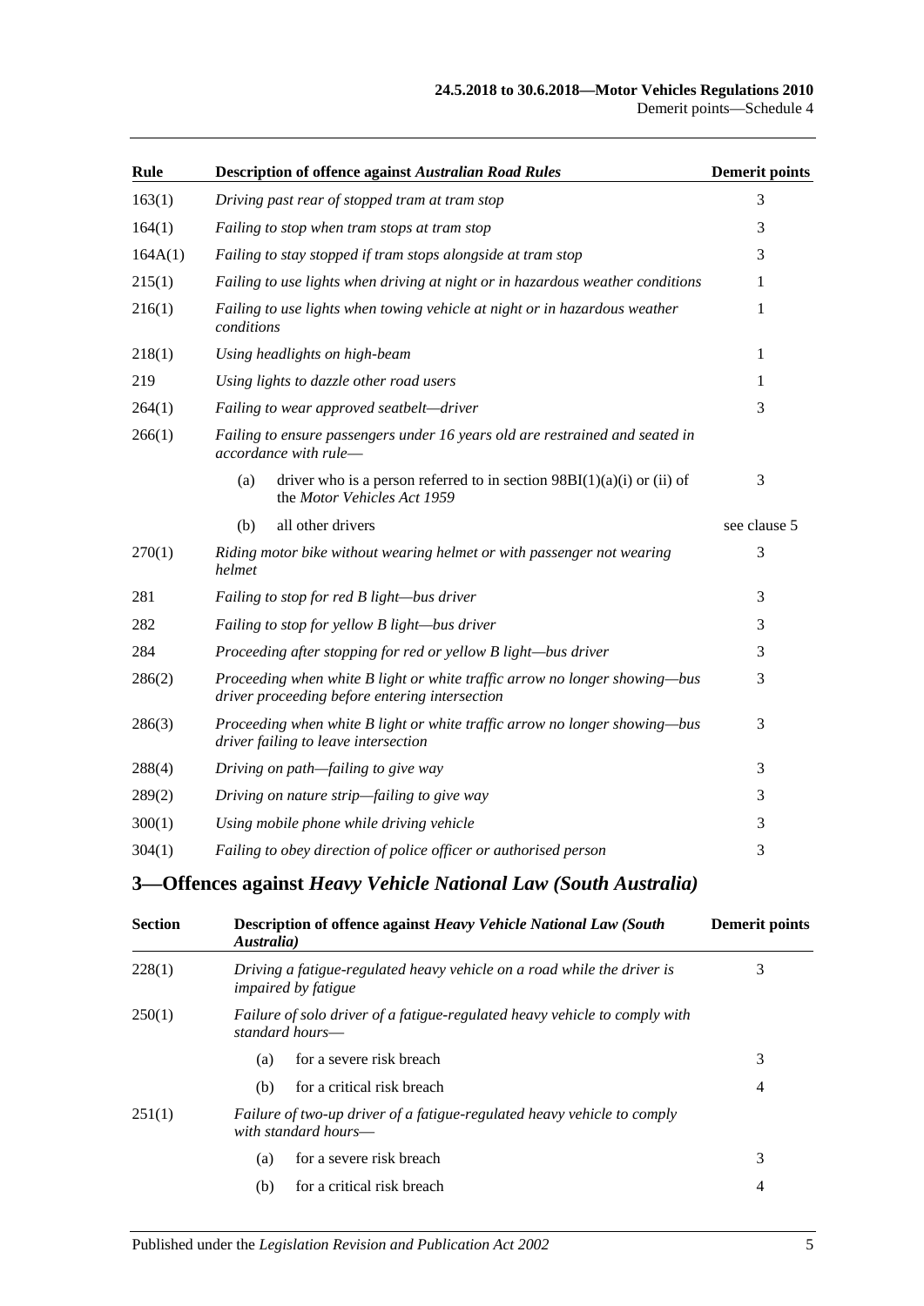| Rule | Description of offence against *Australian Road Rules* | Demerit points |
|---|---|---|
| 163(1) | *Driving past rear of stopped tram at tram stop* | 3 |
| 164(1) | *Failing to stop when tram stops at tram stop* | 3 |
| 164A(1) | *Failing to stay stopped if tram stops alongside at tram stop* | 3 |
| 215(1) | *Failing to use lights when driving at night or in hazardous weather conditions* | 1 |
| 216(1) | *Failing to use lights when towing vehicle at night or in hazardous weather conditions* | 1 |
| 218(1) | *Using headlights on high-beam* | 1 |
| 219 | *Using lights to dazzle other road users* | 1 |
| 264(1) | *Failing to wear approved seatbelt—driver* | 3 |
| 266(1) | *Failing to ensure passengers under 16 years old are restrained and seated in accordance with rule—* | |
| | (a) driver who is a person referred to in section 98BI(1)(a)(i) or (ii) of the *Motor Vehicles Act 1959* | 3 |
| | (b) all other drivers | see clause 5 |
| 270(1) | *Riding motor bike without wearing helmet or with passenger not wearing helmet* | 3 |
| 281 | *Failing to stop for red B light—bus driver* | 3 |
| 282 | *Failing to stop for yellow B light—bus driver* | 3 |
| 284 | *Proceeding after stopping for red or yellow B light—bus driver* | 3 |
| 286(2) | *Proceeding when white B light or white traffic arrow no longer showing—bus driver proceeding before entering intersection* | 3 |
| 286(3) | *Proceeding when white B light or white traffic arrow no longer showing—bus driver failing to leave intersection* | 3 |
| 288(4) | *Driving on path—failing to give way* | 3 |
| 289(2) | *Driving on nature strip—failing to give way* | 3 |
| 300(1) | *Using mobile phone while driving vehicle* | 3 |
| 304(1) | *Failing to obey direction of police officer or authorised person* | 3 |

## 3—Offences against *Heavy Vehicle National Law (South Australia)*

| Section | Description of offence against *Heavy Vehicle National Law (South Australia)* | Demerit points |
|---|---|---|
| 228(1) | *Driving a fatigue-regulated heavy vehicle on a road while the driver is impaired by fatigue* | 3 |
| 250(1) | *Failure of solo driver of a fatigue-regulated heavy vehicle to comply with standard hours—* | |
| | (a) for a severe risk breach | 3 |
| | (b) for a critical risk breach | 4 |
| 251(1) | *Failure of two-up driver of a fatigue-regulated heavy vehicle to comply with standard hours—* | |
| | (a) for a severe risk breach | 3 |
| | (b) for a critical risk breach | 4 |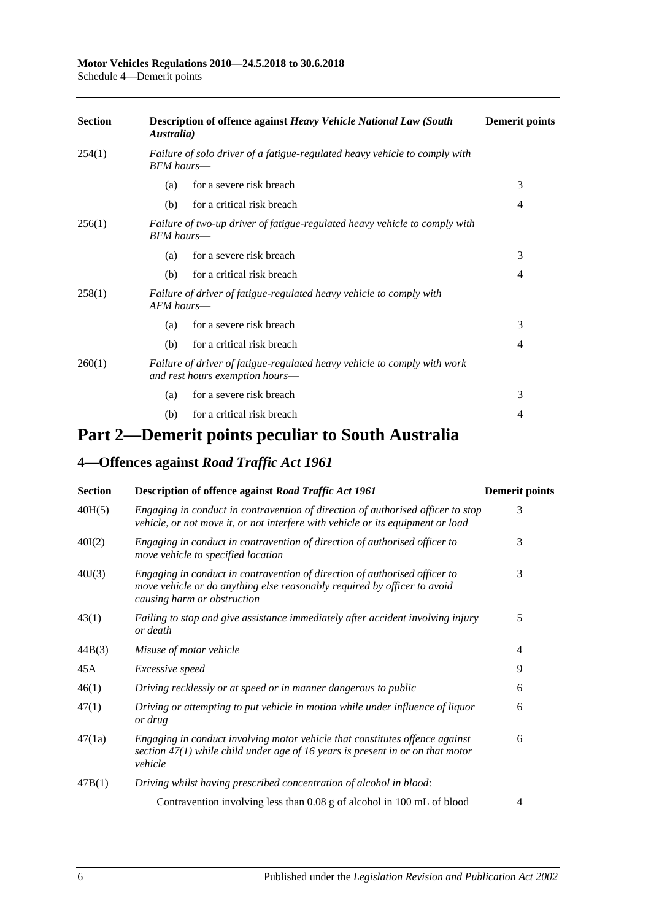| Section | Description of offence against *Heavy Vehicle National Law (South Australia)* | Demerit points |
|---|---|---|
| 254(1) | *Failure of solo driver of a fatigue-regulated heavy vehicle to comply with BFM hours*— | |
| | (a) for a severe risk breach | 3 |
| | (b) for a critical risk breach | 4 |
| 256(1) | *Failure of two-up driver of fatigue-regulated heavy vehicle to comply with BFM hours*— | |
| | (a) for a severe risk breach | 3 |
| | (b) for a critical risk breach | 4 |
| 258(1) | *Failure of driver of fatigue-regulated heavy vehicle to comply with AFM hours*— | |
| | (a) for a severe risk breach | 3 |
| | (b) for a critical risk breach | 4 |
| 260(1) | *Failure of driver of fatigue-regulated heavy vehicle to comply with work and rest hours exemption hours*— | |
| | (a) for a severe risk breach | 3 |
| | (b) for a critical risk breach | 4 |

# Part 2—Demerit points peculiar to South Australia

## 4—Offences against *Road Traffic Act 1961*

| Section | Description of offence against *Road Traffic Act 1961* | Demerit points |
|---|---|---|
| 40H(5) | *Engaging in conduct in contravention of direction of authorised officer to stop vehicle, or not move it, or not interfere with vehicle or its equipment or load* | 3 |
| 40I(2) | *Engaging in conduct in contravention of direction of authorised officer to move vehicle to specified location* | 3 |
| 40J(3) | *Engaging in conduct in contravention of direction of authorised officer to move vehicle or do anything else reasonably required by officer to avoid causing harm or obstruction* | 3 |
| 43(1) | *Failing to stop and give assistance immediately after accident involving injury or death* | 5 |
| 44B(3) | *Misuse of motor vehicle* | 4 |
| 45A | *Excessive speed* | 9 |
| 46(1) | *Driving recklessly or at speed or in manner dangerous to public* | 6 |
| 47(1) | *Driving or attempting to put vehicle in motion while under influence of liquor or drug* | 6 |
| 47(1a) | *Engaging in conduct involving motor vehicle that constitutes offence against section 47(1) while child under age of 16 years is present in or on that motor vehicle* | 6 |
| 47B(1) | *Driving whilst having prescribed concentration of alcohol in blood*: | |
| | Contravention involving less than 0.08 g of alcohol in 100 mL of blood | 4 |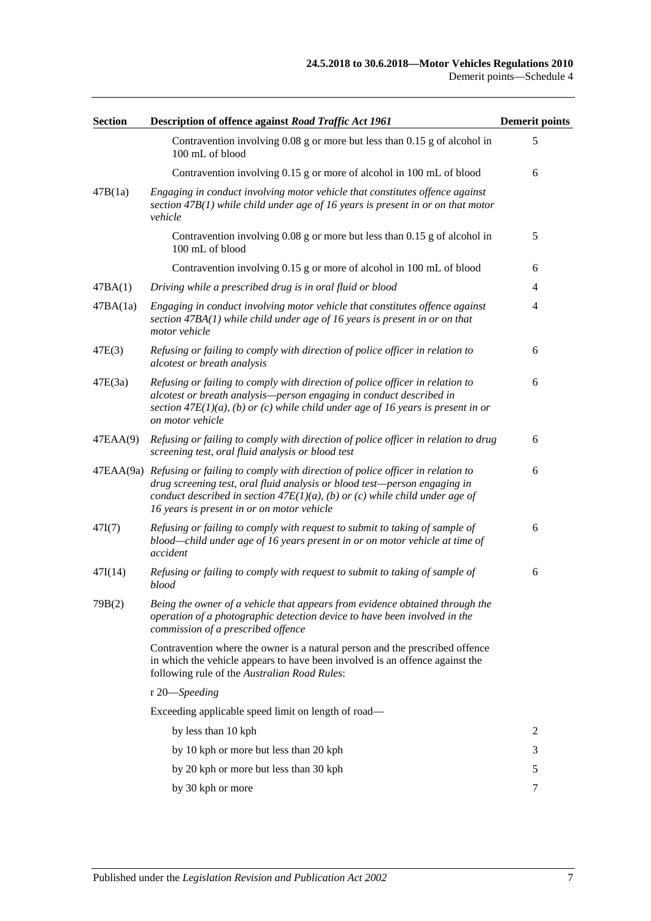| Section | Description of offence against *Road Traffic Act 1961* | Demerit points |
|---|---|---|
| | Contravention involving 0.08 g or more but less than 0.15 g of alcohol in 100 mL of blood | 5 |
| | Contravention involving 0.15 g or more of alcohol in 100 mL of blood | 6 |
| 47B(1a) | *Engaging in conduct involving motor vehicle that constitutes offence against section 47B(1) while child under age of 16 years is present in or on that motor vehicle* | |
| | Contravention involving 0.08 g or more but less than 0.15 g of alcohol in 100 mL of blood | 5 |
| | Contravention involving 0.15 g or more of alcohol in 100 mL of blood | 6 |
| 47BA(1) | *Driving while a prescribed drug is in oral fluid or blood* | 4 |
| 47BA(1a) | *Engaging in conduct involving motor vehicle that constitutes offence against section 47BA(1) while child under age of 16 years is present in or on that motor vehicle* | 4 |
| 47E(3) | *Refusing or failing to comply with direction of police officer in relation to alcotest or breath analysis* | 6 |
| 47E(3a) | *Refusing or failing to comply with direction of police officer in relation to alcotest or breath analysis—person engaging in conduct described in section 47E(1)(a), (b) or (c) while child under age of 16 years is present in or on motor vehicle* | 6 |
| 47EAA(9) | *Refusing or failing to comply with direction of police officer in relation to drug screening test, oral fluid analysis or blood test* | 6 |
| 47EAA(9a) | *Refusing or failing to comply with direction of police officer in relation to drug screening test, oral fluid analysis or blood test—person engaging in conduct described in section 47E(1)(a), (b) or (c) while child under age of 16 years is present in or on motor vehicle* | 6 |
| 47I(7) | *Refusing or failing to comply with request to submit to taking of sample of blood—child under age of 16 years present in or on motor vehicle at time of accident* | 6 |
| 47I(14) | *Refusing or failing to comply with request to submit to taking of sample of blood* | 6 |
| 79B(2) | *Being the owner of a vehicle that appears from evidence obtained through the operation of a photographic detection device to have been involved in the commission of a prescribed offence* | |
| | Contravention where the owner is a natural person and the prescribed offence in which the vehicle appears to have been involved is an offence against the following rule of the *Australian Road Rules*: | |
| | r 20—*Speeding* | |
| | Exceeding applicable speed limit on length of road— | |
| | by less than 10 kph | 2 |
| | by 10 kph or more but less than 20 kph | 3 |
| | by 20 kph or more but less than 30 kph | 5 |
| | by 30 kph or more | 7 |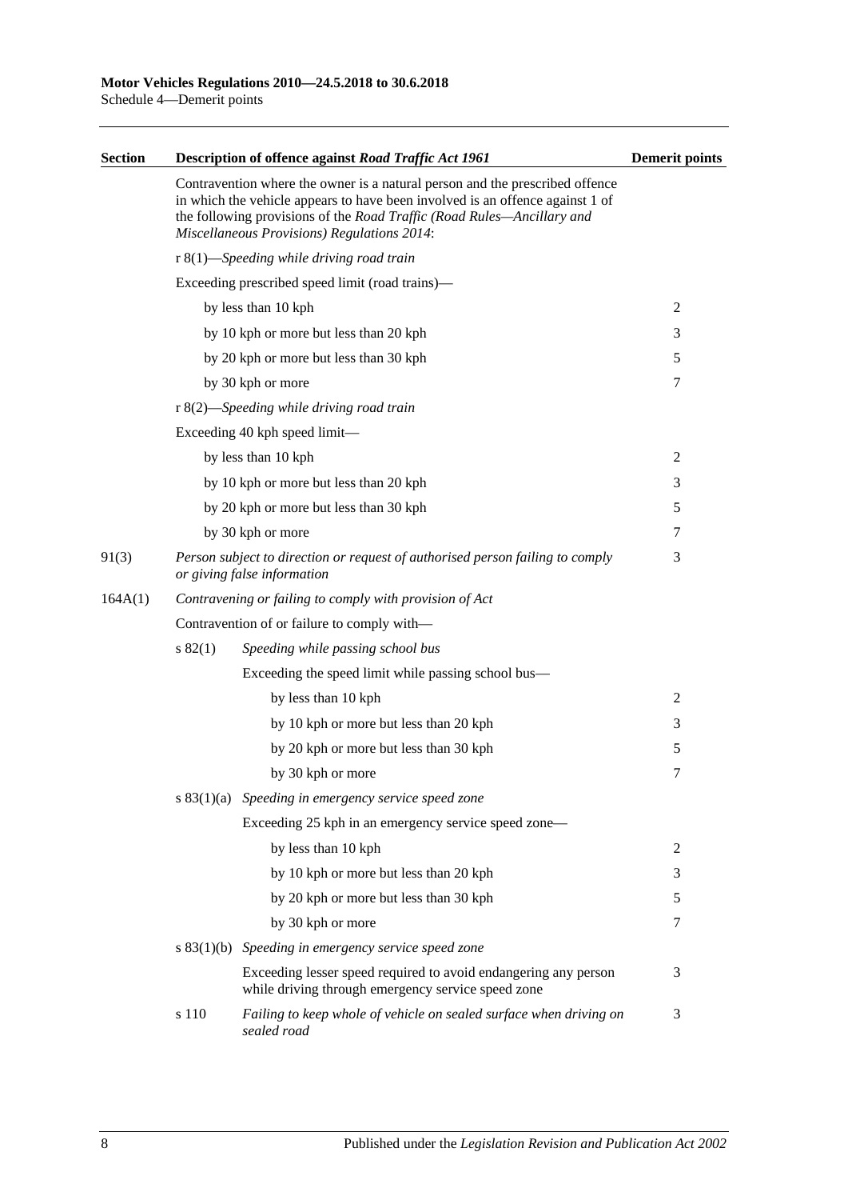| Section | Description of offence against *Road Traffic Act 1961* | | Demerit points |
|---|---|---|---|
| | Contravention where the owner is a natural person and the prescribed offence in which the vehicle appears to have been involved is an offence against 1 of the following provisions of the *Road Traffic (Road Rules—Ancillary and Miscellaneous Provisions) Regulations 2014*: | | |
| | r 8(1)—*Speeding while driving road train* | | |
| | Exceeding prescribed speed limit (road trains)— | | |
| | by less than 10 kph | | 2 |
| | by 10 kph or more but less than 20 kph | | 3 |
| | by 20 kph or more but less than 30 kph | | 5 |
| | by 30 kph or more | | 7 |
| | r 8(2)—*Speeding while driving road train* | | |
| | Exceeding 40 kph speed limit— | | |
| | by less than 10 kph | | 2 |
| | by 10 kph or more but less than 20 kph | | 3 |
| | by 20 kph or more but less than 30 kph | | 5 |
| | by 30 kph or more | | 7 |
| 91(3) | *Person subject to direction or request of authorised person failing to comply or giving false information* | | 3 |
| 164A(1) | *Contravening or failing to comply with provision of Act* | | |
| | Contravention of or failure to comply with— | | |
| | s 82(1) | *Speeding while passing school bus* | |
| | | Exceeding the speed limit while passing school bus— | |
| | | by less than 10 kph | 2 |
| | | by 10 kph or more but less than 20 kph | 3 |
| | | by 20 kph or more but less than 30 kph | 5 |
| | | by 30 kph or more | 7 |
| | s 83(1)(a) | *Speeding in emergency service speed zone* | |
| | | Exceeding 25 kph in an emergency service speed zone— | |
| | | by less than 10 kph | 2 |
| | | by 10 kph or more but less than 20 kph | 3 |
| | | by 20 kph or more but less than 30 kph | 5 |
| | | by 30 kph or more | 7 |
| | s 83(1)(b) | *Speeding in emergency service speed zone* | |
| | | Exceeding lesser speed required to avoid endangering any person while driving through emergency service speed zone | 3 |
| | s 110 | *Failing to keep whole of vehicle on sealed surface when driving on sealed road* | 3 |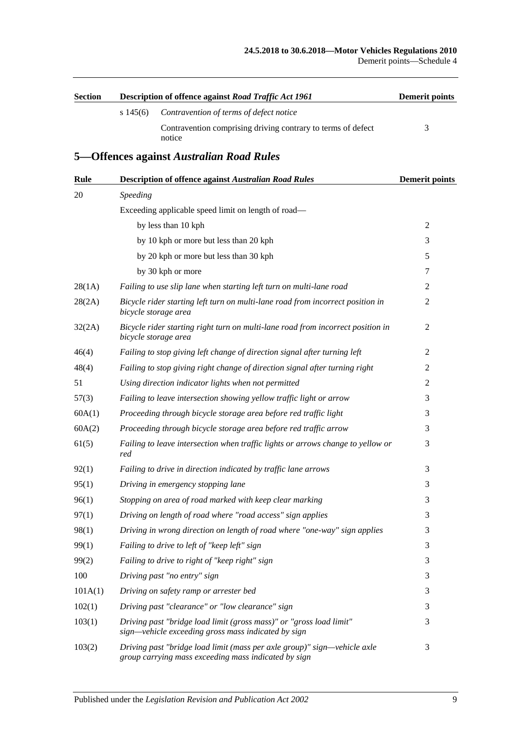| Section | Description of offence against *Road Traffic Act 1961* | | Demerit points |
|---|---|---|---|
| | s 145(6) | *Contravention of terms of defect notice* | |
| | | Contravention comprising driving contrary to terms of defect notice | 3 |

## 5—Offences against *Australian Road Rules*

| Rule | Description of offence against *Australian Road Rules* | Demerit points |
|---|---|---|
| 20 | *Speeding* | |
| | Exceeding applicable speed limit on length of road— | |
| | by less than 10 kph | 2 |
| | by 10 kph or more but less than 20 kph | 3 |
| | by 20 kph or more but less than 30 kph | 5 |
| | by 30 kph or more | 7 |
| 28(1A) | *Failing to use slip lane when starting left turn on multi-lane road* | 2 |
| 28(2A) | *Bicycle rider starting left turn on multi-lane road from incorrect position in bicycle storage area* | 2 |
| 32(2A) | *Bicycle rider starting right turn on multi-lane road from incorrect position in bicycle storage area* | 2 |
| 46(4) | *Failing to stop giving left change of direction signal after turning left* | 2 |
| 48(4) | *Failing to stop giving right change of direction signal after turning right* | 2 |
| 51 | *Using direction indicator lights when not permitted* | 2 |
| 57(3) | *Failing to leave intersection showing yellow traffic light or arrow* | 3 |
| 60A(1) | *Proceeding through bicycle storage area before red traffic light* | 3 |
| 60A(2) | *Proceeding through bicycle storage area before red traffic arrow* | 3 |
| 61(5) | *Failing to leave intersection when traffic lights or arrows change to yellow or red* | 3 |
| 92(1) | *Failing to drive in direction indicated by traffic lane arrows* | 3 |
| 95(1) | *Driving in emergency stopping lane* | 3 |
| 96(1) | *Stopping on area of road marked with keep clear marking* | 3 |
| 97(1) | *Driving on length of road where "road access" sign applies* | 3 |
| 98(1) | *Driving in wrong direction on length of road where "one-way" sign applies* | 3 |
| 99(1) | *Failing to drive to left of "keep left" sign* | 3 |
| 99(2) | *Failing to drive to right of "keep right" sign* | 3 |
| 100 | *Driving past "no entry" sign* | 3 |
| 101A(1) | *Driving on safety ramp or arrester bed* | 3 |
| 102(1) | *Driving past "clearance" or "low clearance" sign* | 3 |
| 103(1) | *Driving past "bridge load limit (gross mass)" or "gross load limit" sign—vehicle exceeding gross mass indicated by sign* | 3 |
| 103(2) | *Driving past "bridge load limit (mass per axle group)" sign—vehicle axle group carrying mass exceeding mass indicated by sign* | 3 |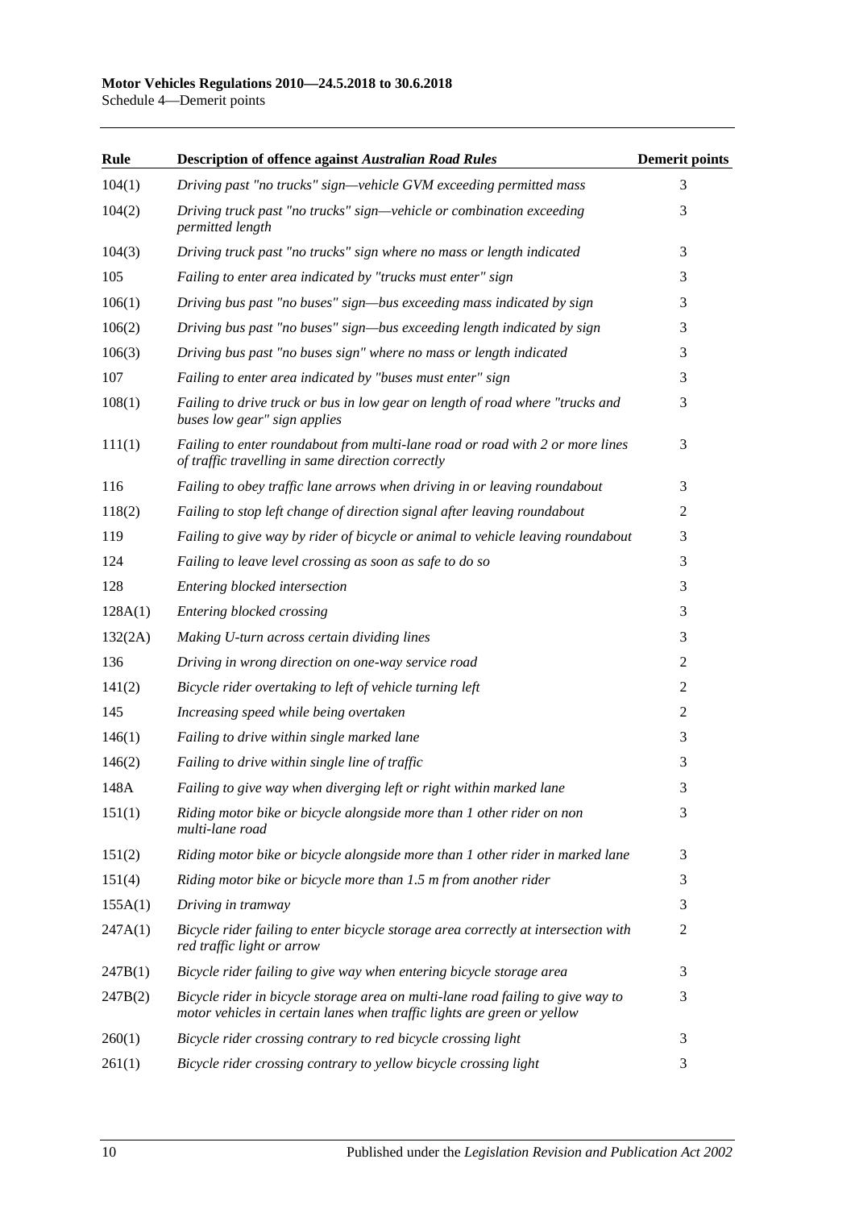| Rule | Description of offence against *Australian Road Rules* | Demerit points |
|---|---|---|
| 104(1) | *Driving past "no trucks" sign—vehicle GVM exceeding permitted mass* | 3 |
| 104(2) | *Driving truck past "no trucks" sign—vehicle or combination exceeding permitted length* | 3 |
| 104(3) | *Driving truck past "no trucks" sign where no mass or length indicated* | 3 |
| 105 | *Failing to enter area indicated by "trucks must enter" sign* | 3 |
| 106(1) | *Driving bus past "no buses" sign—bus exceeding mass indicated by sign* | 3 |
| 106(2) | *Driving bus past "no buses" sign—bus exceeding length indicated by sign* | 3 |
| 106(3) | *Driving bus past "no buses sign" where no mass or length indicated* | 3 |
| 107 | *Failing to enter area indicated by "buses must enter" sign* | 3 |
| 108(1) | *Failing to drive truck or bus in low gear on length of road where "trucks and buses low gear" sign applies* | 3 |
| 111(1) | *Failing to enter roundabout from multi-lane road or road with 2 or more lines of traffic travelling in same direction correctly* | 3 |
| 116 | *Failing to obey traffic lane arrows when driving in or leaving roundabout* | 3 |
| 118(2) | *Failing to stop left change of direction signal after leaving roundabout* | 2 |
| 119 | *Failing to give way by rider of bicycle or animal to vehicle leaving roundabout* | 3 |
| 124 | *Failing to leave level crossing as soon as safe to do so* | 3 |
| 128 | *Entering blocked intersection* | 3 |
| 128A(1) | *Entering blocked crossing* | 3 |
| 132(2A) | *Making U-turn across certain dividing lines* | 3 |
| 136 | *Driving in wrong direction on one-way service road* | 2 |
| 141(2) | *Bicycle rider overtaking to left of vehicle turning left* | 2 |
| 145 | *Increasing speed while being overtaken* | 2 |
| 146(1) | *Failing to drive within single marked lane* | 3 |
| 146(2) | *Failing to drive within single line of traffic* | 3 |
| 148A | *Failing to give way when diverging left or right within marked lane* | 3 |
| 151(1) | *Riding motor bike or bicycle alongside more than 1 other rider on non multi-lane road* | 3 |
| 151(2) | *Riding motor bike or bicycle alongside more than 1 other rider in marked lane* | 3 |
| 151(4) | *Riding motor bike or bicycle more than 1.5 m from another rider* | 3 |
| 155A(1) | *Driving in tramway* | 3 |
| 247A(1) | *Bicycle rider failing to enter bicycle storage area correctly at intersection with red traffic light or arrow* | 2 |
| 247B(1) | *Bicycle rider failing to give way when entering bicycle storage area* | 3 |
| 247B(2) | *Bicycle rider in bicycle storage area on multi-lane road failing to give way to motor vehicles in certain lanes when traffic lights are green or yellow* | 3 |
| 260(1) | *Bicycle rider crossing contrary to red bicycle crossing light* | 3 |
| 261(1) | *Bicycle rider crossing contrary to yellow bicycle crossing light* | 3 |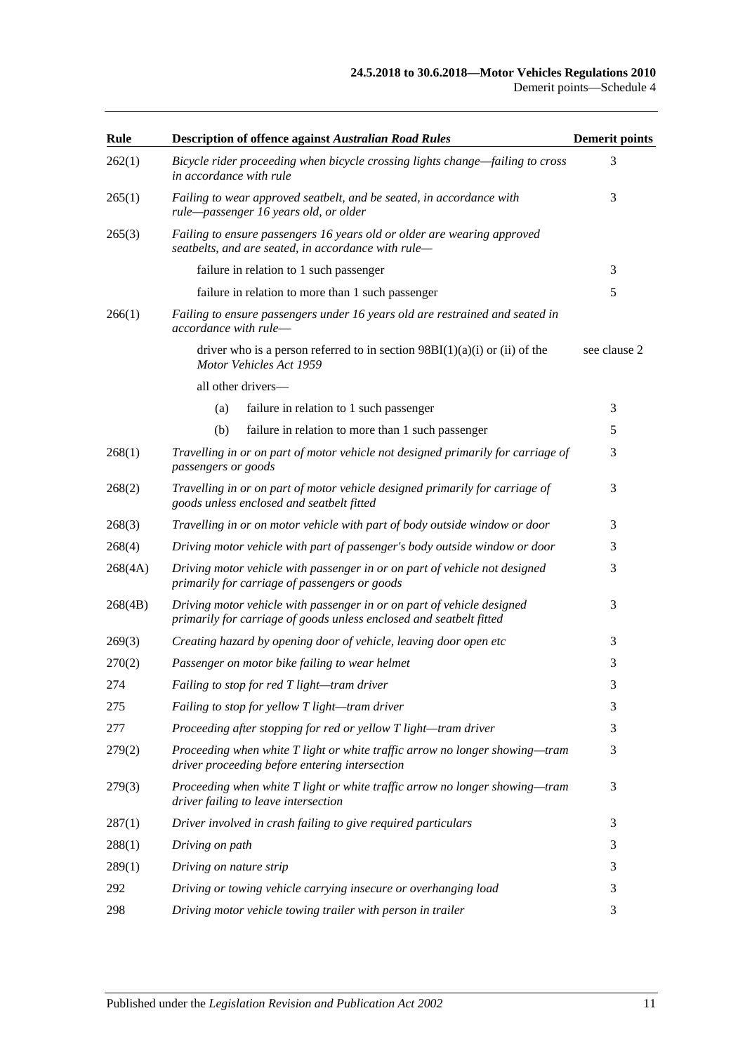| Rule | Description of offence against *Australian Road Rules* | Demerit points |
|---|---|---|
| 262(1) | *Bicycle rider proceeding when bicycle crossing lights change—failing to cross in accordance with rule* | 3 |
| 265(1) | *Failing to wear approved seatbelt, and be seated, in accordance with rule—passenger 16 years old, or older* | 3 |
| 265(3) | *Failing to ensure passengers 16 years old or older are wearing approved seatbelts, and are seated, in accordance with rule—* | |
| | failure in relation to 1 such passenger | 3 |
| | failure in relation to more than 1 such passenger | 5 |
| 266(1) | *Failing to ensure passengers under 16 years old are restrained and seated in accordance with rule—* | |
| | driver who is a person referred to in section 98BI(1)(a)(i) or (ii) of the *Motor Vehicles Act 1959* | see clause 2 |
| | all other drivers— | |
| | (a) failure in relation to 1 such passenger | 3 |
| | (b) failure in relation to more than 1 such passenger | 5 |
| 268(1) | *Travelling in or on part of motor vehicle not designed primarily for carriage of passengers or goods* | 3 |
| 268(2) | *Travelling in or on part of motor vehicle designed primarily for carriage of goods unless enclosed and seatbelt fitted* | 3 |
| 268(3) | *Travelling in or on motor vehicle with part of body outside window or door* | 3 |
| 268(4) | *Driving motor vehicle with part of passenger's body outside window or door* | 3 |
| 268(4A) | *Driving motor vehicle with passenger in or on part of vehicle not designed primarily for carriage of passengers or goods* | 3 |
| 268(4B) | *Driving motor vehicle with passenger in or on part of vehicle designed primarily for carriage of goods unless enclosed and seatbelt fitted* | 3 |
| 269(3) | *Creating hazard by opening door of vehicle, leaving door open etc* | 3 |
| 270(2) | *Passenger on motor bike failing to wear helmet* | 3 |
| 274 | *Failing to stop for red T light—tram driver* | 3 |
| 275 | *Failing to stop for yellow T light—tram driver* | 3 |
| 277 | *Proceeding after stopping for red or yellow T light—tram driver* | 3 |
| 279(2) | *Proceeding when white T light or white traffic arrow no longer showing—tram driver proceeding before entering intersection* | 3 |
| 279(3) | *Proceeding when white T light or white traffic arrow no longer showing—tram driver failing to leave intersection* | 3 |
| 287(1) | *Driver involved in crash failing to give required particulars* | 3 |
| 288(1) | *Driving on path* | 3 |
| 289(1) | *Driving on nature strip* | 3 |
| 292 | *Driving or towing vehicle carrying insecure or overhanging load* | 3 |
| 298 | *Driving motor vehicle towing trailer with person in trailer* | 3 |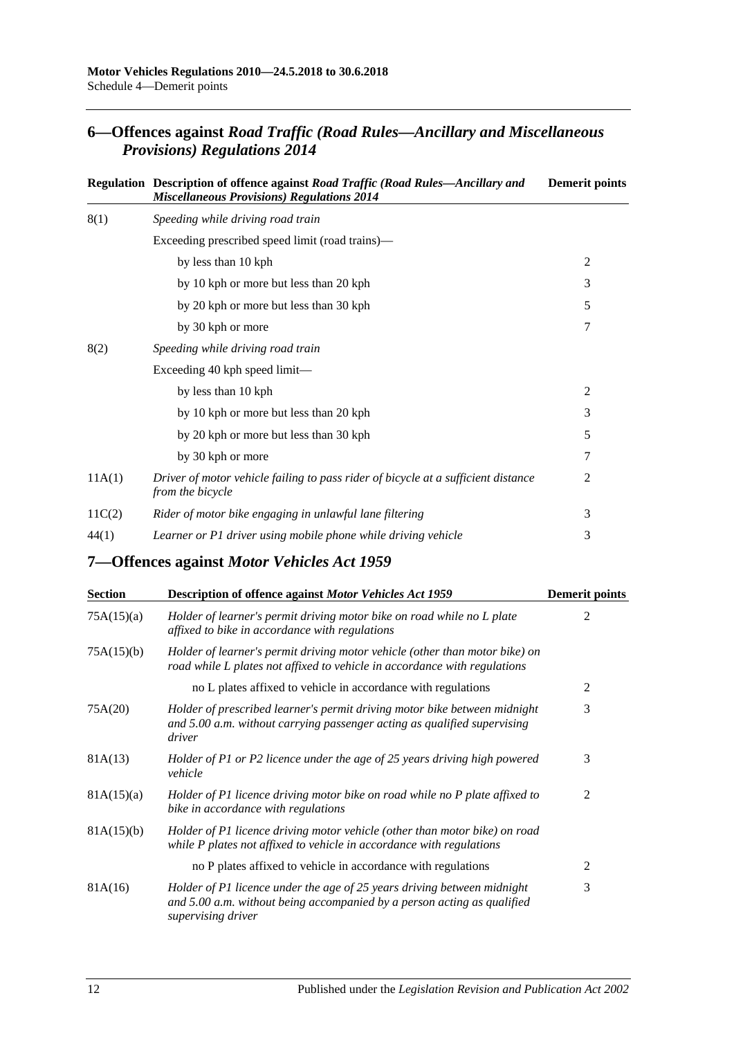## 6—Offences against *Road Traffic (Road Rules—Ancillary and Miscellaneous Provisions) Regulations 2014*

| Regulation | Description of offence against *Road Traffic (Road Rules—Ancillary and Miscellaneous Provisions) Regulations 2014* | Demerit points |
|---|---|---|
| 8(1) | *Speeding while driving road train* | |
| | Exceeding prescribed speed limit (road trains)— | |
| | by less than 10 kph | 2 |
| | by 10 kph or more but less than 20 kph | 3 |
| | by 20 kph or more but less than 30 kph | 5 |
| | by 30 kph or more | 7 |
| 8(2) | *Speeding while driving road train* | |
| | Exceeding 40 kph speed limit— | |
| | by less than 10 kph | 2 |
| | by 10 kph or more but less than 20 kph | 3 |
| | by 20 kph or more but less than 30 kph | 5 |
| | by 30 kph or more | 7 |
| 11A(1) | *Driver of motor vehicle failing to pass rider of bicycle at a sufficient distance from the bicycle* | 2 |
| 11C(2) | *Rider of motor bike engaging in unlawful lane filtering* | 3 |
| 44(1) | *Learner or P1 driver using mobile phone while driving vehicle* | 3 |

## 7—Offences against *Motor Vehicles Act 1959*

| Section | Description of offence against *Motor Vehicles Act 1959* | Demerit points |
|---|---|---|
| 75A(15)(a) | *Holder of learner's permit driving motor bike on road while no L plate affixed to bike in accordance with regulations* | 2 |
| 75A(15)(b) | *Holder of learner's permit driving motor vehicle (other than motor bike) on road while L plates not affixed to vehicle in accordance with regulations* | |
| | no L plates affixed to vehicle in accordance with regulations | 2 |
| 75A(20) | *Holder of prescribed learner's permit driving motor bike between midnight and 5.00 a.m. without carrying passenger acting as qualified supervising driver* | 3 |
| 81A(13) | *Holder of P1 or P2 licence under the age of 25 years driving high powered vehicle* | 3 |
| 81A(15)(a) | *Holder of P1 licence driving motor bike on road while no P plate affixed to bike in accordance with regulations* | 2 |
| 81A(15)(b) | *Holder of P1 licence driving motor vehicle (other than motor bike) on road while P plates not affixed to vehicle in accordance with regulations* | |
| | no P plates affixed to vehicle in accordance with regulations | 2 |
| 81A(16) | *Holder of P1 licence under the age of 25 years driving between midnight and 5.00 a.m. without being accompanied by a person acting as qualified supervising driver* | 3 |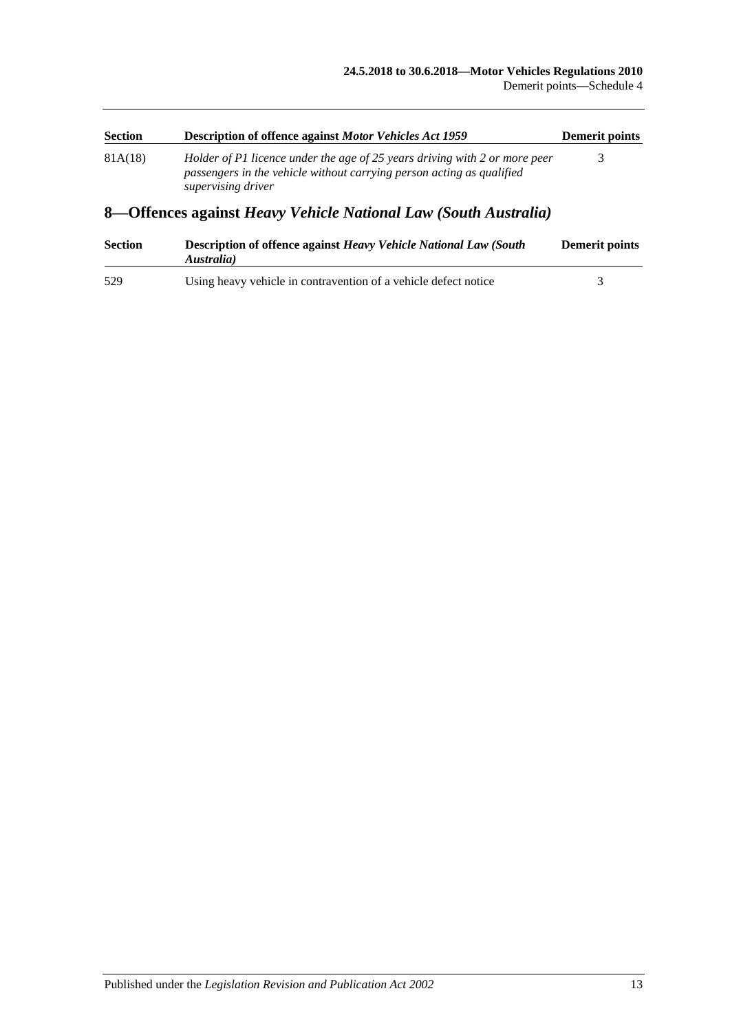| Section | Description of offence against *Motor Vehicles Act 1959* | Demerit points |
|---|---|---|
| 81A(18) | *Holder of P1 licence under the age of 25 years driving with 2 or more peer passengers in the vehicle without carrying person acting as qualified supervising driver* | 3 |

## 8—Offences against *Heavy Vehicle National Law (South Australia)*

| Section | Description of offence against *Heavy Vehicle National Law (South Australia)* | Demerit points |
|---|---|---|
| 529 | Using heavy vehicle in contravention of a vehicle defect notice | 3 |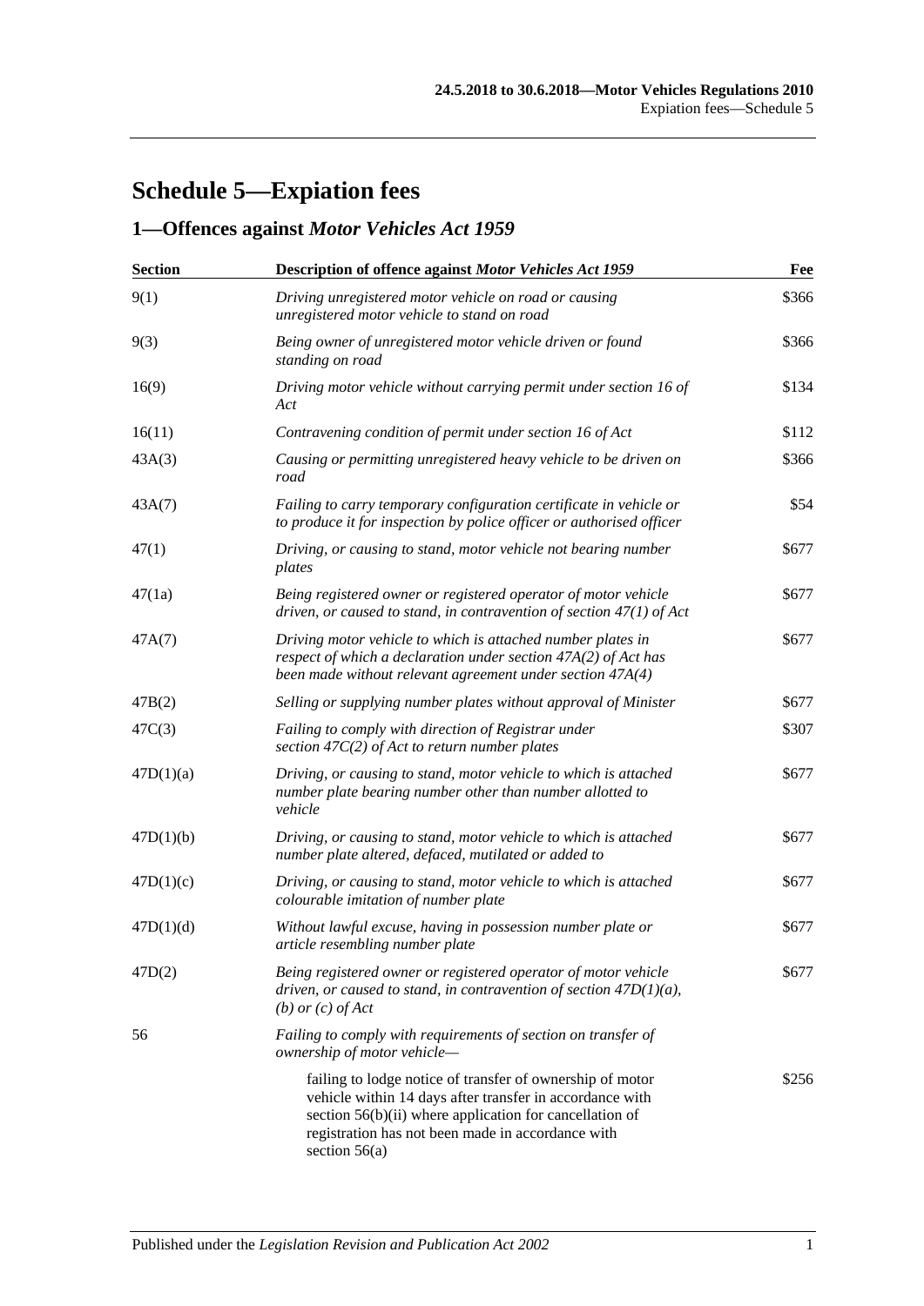# Schedule 5—Expiation fees

## 1—Offences against *Motor Vehicles Act 1959*

| Section | Description of offence against *Motor Vehicles Act 1959* | Fee |
|---|---|---|
| 9(1) | *Driving unregistered motor vehicle on road or causing unregistered motor vehicle to stand on road* | \$366 |
| 9(3) | *Being owner of unregistered motor vehicle driven or found standing on road* | \$366 |
| 16(9) | *Driving motor vehicle without carrying permit under section 16 of Act* | \$134 |
| 16(11) | *Contravening condition of permit under section 16 of Act* | \$112 |
| 43A(3) | *Causing or permitting unregistered heavy vehicle to be driven on road* | \$366 |
| 43A(7) | *Failing to carry temporary configuration certificate in vehicle or to produce it for inspection by police officer or authorised officer* | \$54 |
| 47(1) | *Driving, or causing to stand, motor vehicle not bearing number plates* | \$677 |
| 47(1a) | *Being registered owner or registered operator of motor vehicle driven, or caused to stand, in contravention of section 47(1) of Act* | \$677 |
| 47A(7) | *Driving motor vehicle to which is attached number plates in respect of which a declaration under section 47A(2) of Act has been made without relevant agreement under section 47A(4)* | \$677 |
| 47B(2) | *Selling or supplying number plates without approval of Minister* | \$677 |
| 47C(3) | *Failing to comply with direction of Registrar under section 47C(2) of Act to return number plates* | \$307 |
| 47D(1)(a) | *Driving, or causing to stand, motor vehicle to which is attached number plate bearing number other than number allotted to vehicle* | \$677 |
| 47D(1)(b) | *Driving, or causing to stand, motor vehicle to which is attached number plate altered, defaced, mutilated or added to* | \$677 |
| 47D(1)(c) | *Driving, or causing to stand, motor vehicle to which is attached colourable imitation of number plate* | \$677 |
| 47D(1)(d) | *Without lawful excuse, having in possession number plate or article resembling number plate* | \$677 |
| 47D(2) | *Being registered owner or registered operator of motor vehicle driven, or caused to stand, in contravention of section 47D(1)(a), (b) or (c) of Act* | \$677 |
| 56 | *Failing to comply with requirements of section on transfer of ownership of motor vehicle—* | |
| | failing to lodge notice of transfer of ownership of motor vehicle within 14 days after transfer in accordance with section 56(b)(ii) where application for cancellation of registration has not been made in accordance with section 56(a) | \$256 |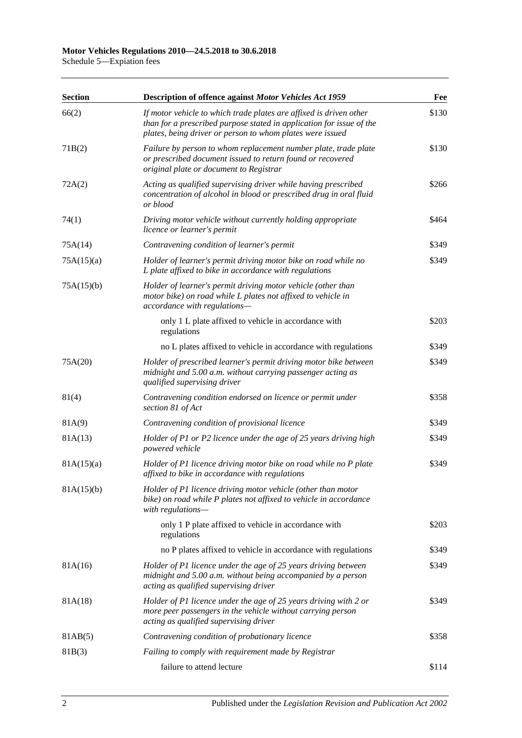| Section | Description of offence against *Motor Vehicles Act 1959* | Fee |
|---|---|---|
| 66(2) | *If motor vehicle to which trade plates are affixed is driven other than for a prescribed purpose stated in application for issue of the plates, being driver or person to whom plates were issued* | \$130 |
| 71B(2) | *Failure by person to whom replacement number plate, trade plate or prescribed document issued to return found or recovered original plate or document to Registrar* | \$130 |
| 72A(2) | *Acting as qualified supervising driver while having prescribed concentration of alcohol in blood or prescribed drug in oral fluid or blood* | \$266 |
| 74(1) | *Driving motor vehicle without currently holding appropriate licence or learner's permit* | \$464 |
| 75A(14) | *Contravening condition of learner's permit* | \$349 |
| 75A(15)(a) | *Holder of learner's permit driving motor bike on road while no L plate affixed to bike in accordance with regulations* | \$349 |
| 75A(15)(b) | *Holder of learner's permit driving motor vehicle (other than motor bike) on road while L plates not affixed to vehicle in accordance with regulations—* | |
| | only 1 L plate affixed to vehicle in accordance with regulations | \$203 |
| | no L plates affixed to vehicle in accordance with regulations | \$349 |
| 75A(20) | *Holder of prescribed learner's permit driving motor bike between midnight and 5.00 a.m. without carrying passenger acting as qualified supervising driver* | \$349 |
| 81(4) | *Contravening condition endorsed on licence or permit under section 81 of Act* | \$358 |
| 81A(9) | *Contravening condition of provisional licence* | \$349 |
| 81A(13) | *Holder of P1 or P2 licence under the age of 25 years driving high powered vehicle* | \$349 |
| 81A(15)(a) | *Holder of P1 licence driving motor bike on road while no P plate affixed to bike in accordance with regulations* | \$349 |
| 81A(15)(b) | *Holder of P1 licence driving motor vehicle (other than motor bike) on road while P plates not affixed to vehicle in accordance with regulations—* | |
| | only 1 P plate affixed to vehicle in accordance with regulations | \$203 |
| | no P plates affixed to vehicle in accordance with regulations | \$349 |
| 81A(16) | *Holder of P1 licence under the age of 25 years driving between midnight and 5.00 a.m. without being accompanied by a person acting as qualified supervising driver* | \$349 |
| 81A(18) | *Holder of P1 licence under the age of 25 years driving with 2 or more peer passengers in the vehicle without carrying person acting as qualified supervising driver* | \$349 |
| 81AB(5) | *Contravening condition of probationary licence* | \$358 |
| 81B(3) | *Failing to comply with requirement made by Registrar* | |
| | failure to attend lecture | \$114 |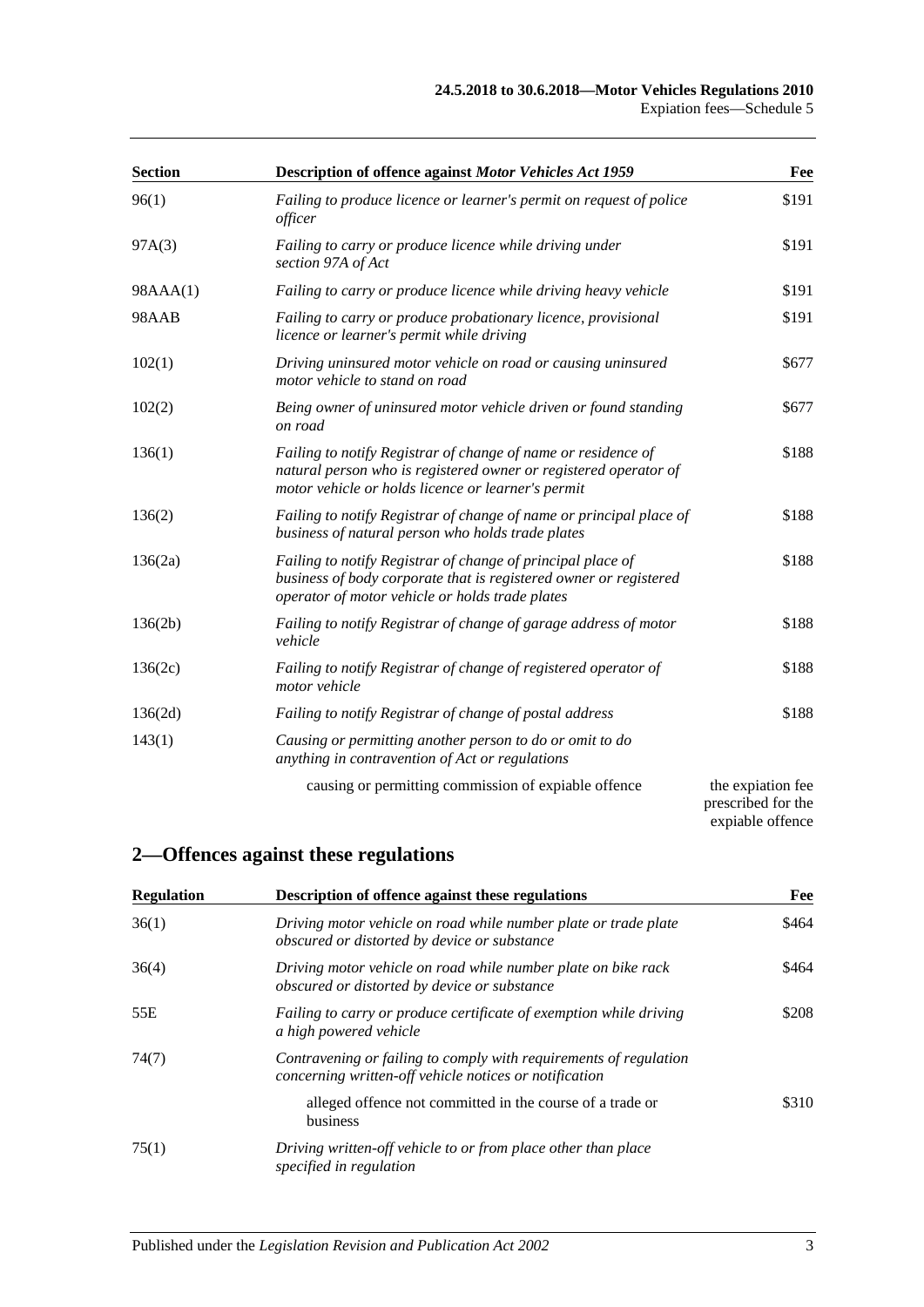| Section | Description of offence against *Motor Vehicles Act 1959* | Fee |
|---|---|---|
| 96(1) | *Failing to produce licence or learner's permit on request of police officer* | $191 |
| 97A(3) | *Failing to carry or produce licence while driving under section 97A of Act* | $191 |
| 98AAA(1) | *Failing to carry or produce licence while driving heavy vehicle* | $191 |
| 98AAB | *Failing to carry or produce probationary licence, provisional licence or learner's permit while driving* | $191 |
| 102(1) | *Driving uninsured motor vehicle on road or causing uninsured motor vehicle to stand on road* | $677 |
| 102(2) | *Being owner of uninsured motor vehicle driven or found standing on road* | $677 |
| 136(1) | *Failing to notify Registrar of change of name or residence of natural person who is registered owner or registered operator of motor vehicle or holds licence or learner's permit* | $188 |
| 136(2) | *Failing to notify Registrar of change of name or principal place of business of natural person who holds trade plates* | $188 |
| 136(2a) | *Failing to notify Registrar of change of principal place of business of body corporate that is registered owner or registered operator of motor vehicle or holds trade plates* | $188 |
| 136(2b) | *Failing to notify Registrar of change of garage address of motor vehicle* | $188 |
| 136(2c) | *Failing to notify Registrar of change of registered operator of motor vehicle* | $188 |
| 136(2d) | *Failing to notify Registrar of change of postal address* | $188 |
| 143(1) | *Causing or permitting another person to do or omit to do anything in contravention of Act or regulations* | |
| | causing or permitting commission of expiable offence | the expiation fee prescribed for the expiable offence |

## 2—Offences against these regulations

| Regulation | Description of offence against these regulations | Fee |
|---|---|---|
| 36(1) | *Driving motor vehicle on road while number plate or trade plate obscured or distorted by device or substance* | $464 |
| 36(4) | *Driving motor vehicle on road while number plate on bike rack obscured or distorted by device or substance* | $464 |
| 55E | *Failing to carry or produce certificate of exemption while driving a high powered vehicle* | $208 |
| 74(7) | *Contravening or failing to comply with requirements of regulation concerning written-off vehicle notices or notification* | |
| | alleged offence not committed in the course of a trade or business | $310 |
| 75(1) | *Driving written-off vehicle to or from place other than place specified in regulation* | |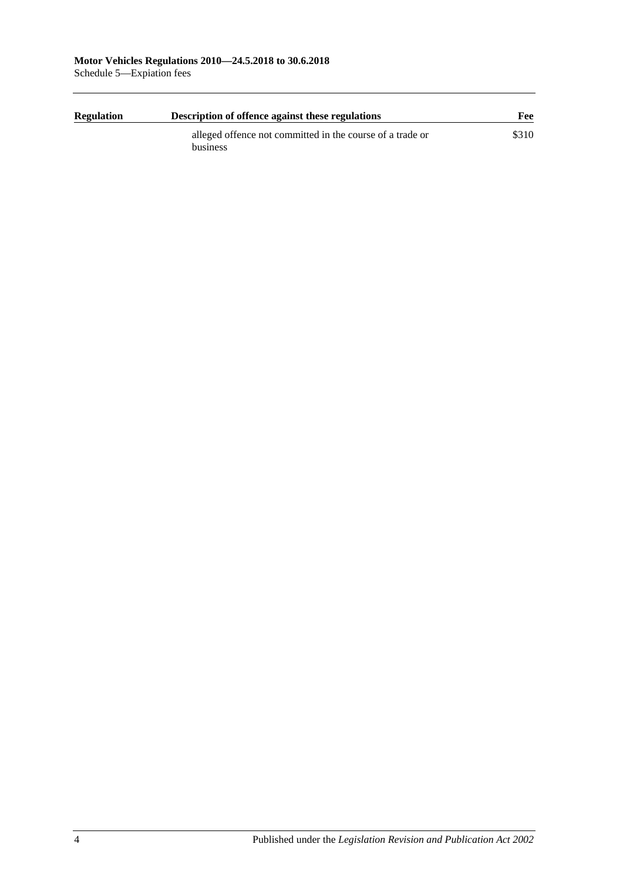| Regulation | Description of offence against these regulations | Fee |
|---|---|---|
| | alleged offence not committed in the course of a trade or business | $310 |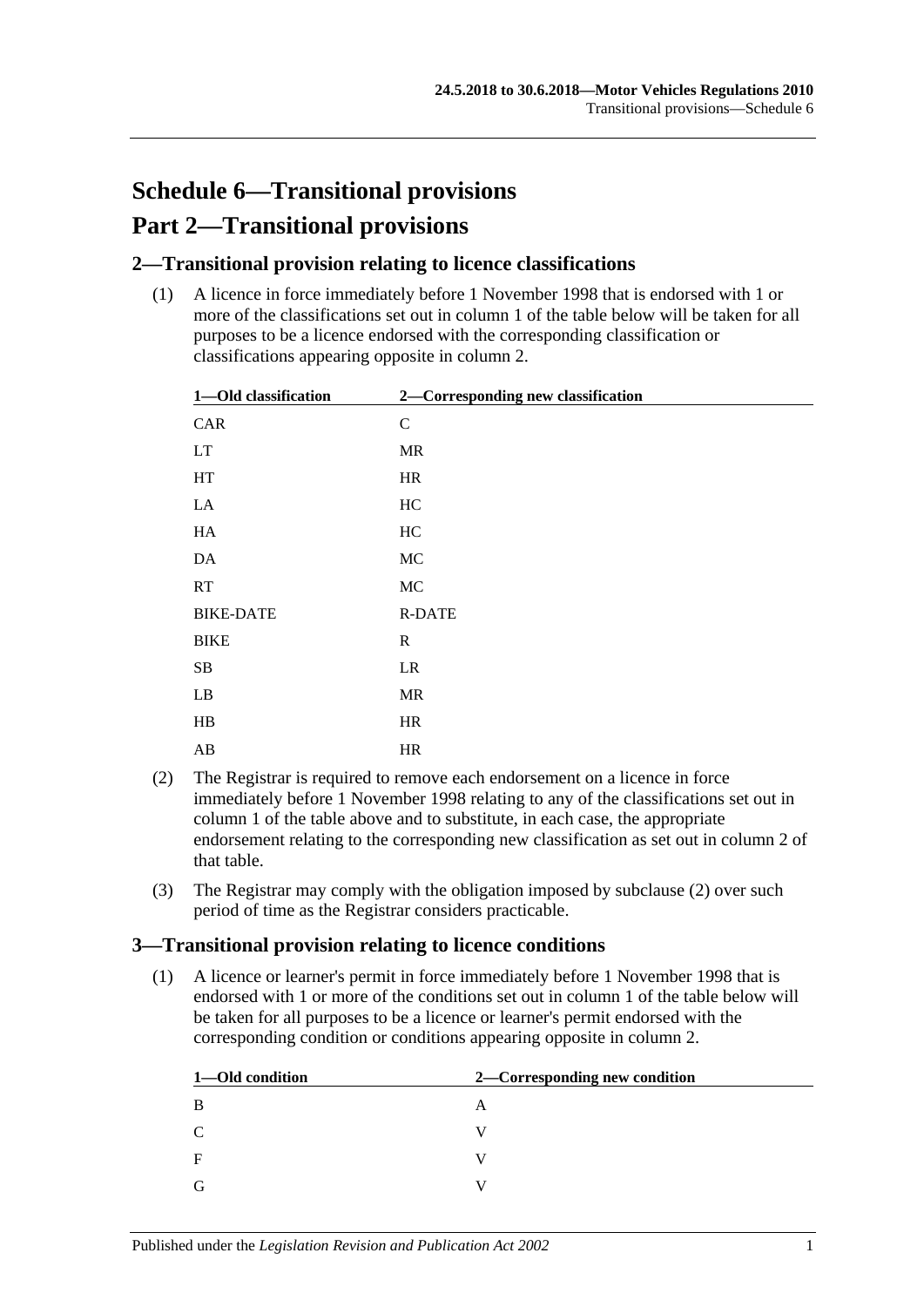# Schedule 6—Transitional provisions

# Part 2—Transitional provisions

## 2—Transitional provision relating to licence classifications

(1) A licence in force immediately before 1 November 1998 that is endorsed with 1 or more of the classifications set out in column 1 of the table below will be taken for all purposes to be a licence endorsed with the corresponding classification or classifications appearing opposite in column 2.

| 1—Old classification | 2—Corresponding new classification |
|---|---|
| CAR | C |
| LT | MR |
| HT | HR |
| LA | HC |
| HA | HC |
| DA | MC |
| RT | MC |
| BIKE-DATE | R-DATE |
| BIKE | R |
| SB | LR |
| LB | MR |
| HB | HR |
| AB | HR |

(2) The Registrar is required to remove each endorsement on a licence in force immediately before 1 November 1998 relating to any of the classifications set out in column 1 of the table above and to substitute, in each case, the appropriate endorsement relating to the corresponding new classification as set out in column 2 of that table.

(3) The Registrar may comply with the obligation imposed by subclause (2) over such period of time as the Registrar considers practicable.

## 3—Transitional provision relating to licence conditions

(1) A licence or learner's permit in force immediately before 1 November 1998 that is endorsed with 1 or more of the conditions set out in column 1 of the table below will be taken for all purposes to be a licence or learner's permit endorsed with the corresponding condition or conditions appearing opposite in column 2.

| 1—Old condition | 2—Corresponding new condition |
|---|---|
| B | A |
| C | V |
| F | V |
| G | V |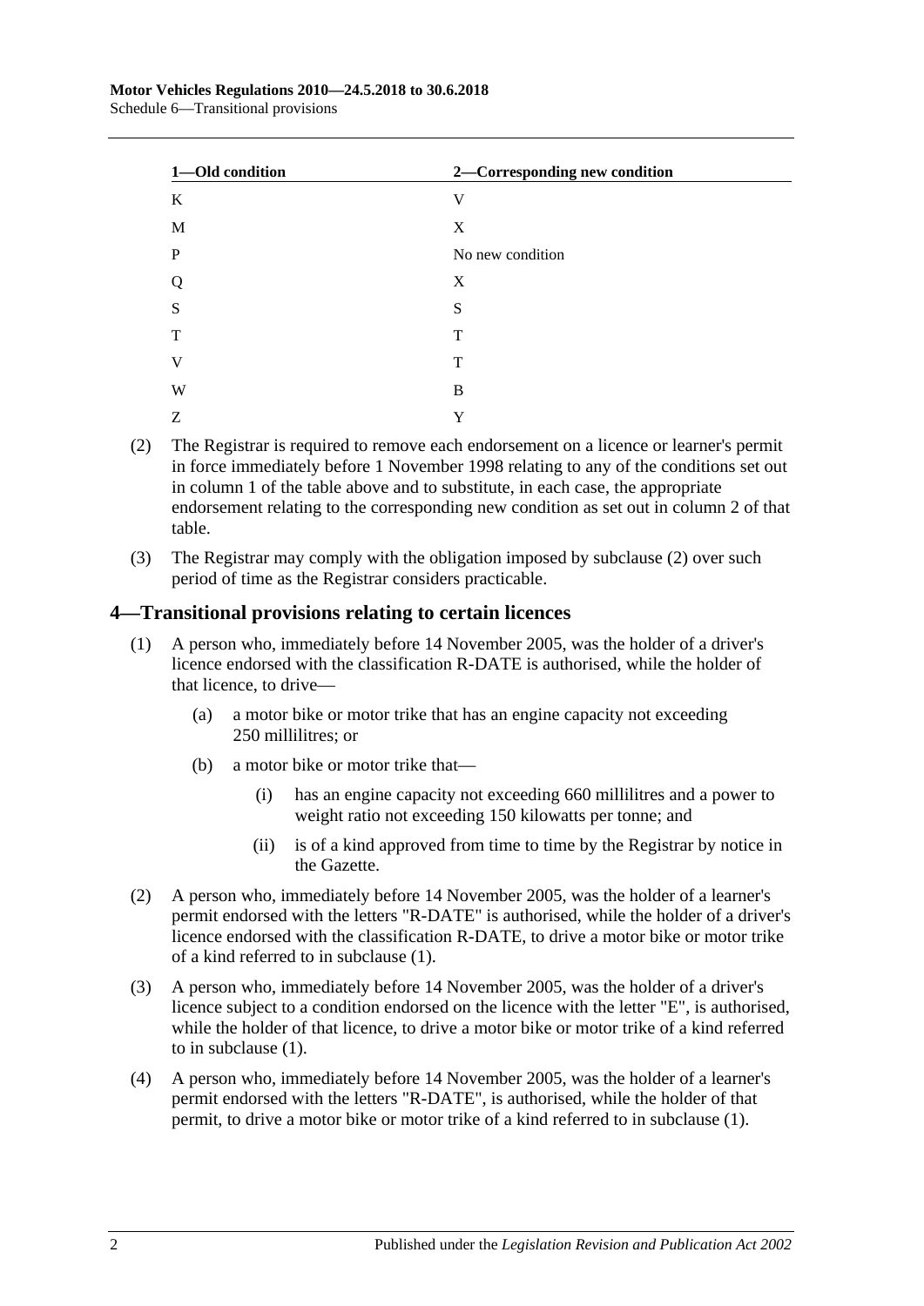| 1—Old condition | 2—Corresponding new condition |
|---|---|
| K | V |
| M | X |
| P | No new condition |
| Q | X |
| S | S |
| T | T |
| V | T |
| W | B |
| Z | Y |

(2) The Registrar is required to remove each endorsement on a licence or learner's permit in force immediately before 1 November 1998 relating to any of the conditions set out in column 1 of the table above and to substitute, in each case, the appropriate endorsement relating to the corresponding new condition as set out in column 2 of that table.

(3) The Registrar may comply with the obligation imposed by subclause (2) over such period of time as the Registrar considers practicable.

## 4—Transitional provisions relating to certain licences

(1) A person who, immediately before 14 November 2005, was the holder of a driver's licence endorsed with the classification R-DATE is authorised, while the holder of that licence, to drive—

(a) a motor bike or motor trike that has an engine capacity not exceeding 250 millilitres; or

(b) a motor bike or motor trike that—

(i) has an engine capacity not exceeding 660 millilitres and a power to weight ratio not exceeding 150 kilowatts per tonne; and

(ii) is of a kind approved from time to time by the Registrar by notice in the Gazette.

(2) A person who, immediately before 14 November 2005, was the holder of a learner's permit endorsed with the letters "R-DATE" is authorised, while the holder of a driver's licence endorsed with the classification R-DATE, to drive a motor bike or motor trike of a kind referred to in subclause (1).

(3) A person who, immediately before 14 November 2005, was the holder of a driver's licence subject to a condition endorsed on the licence with the letter "E", is authorised, while the holder of that licence, to drive a motor bike or motor trike of a kind referred to in subclause (1).

(4) A person who, immediately before 14 November 2005, was the holder of a learner's permit endorsed with the letters "R-DATE", is authorised, while the holder of that permit, to drive a motor bike or motor trike of a kind referred to in subclause (1).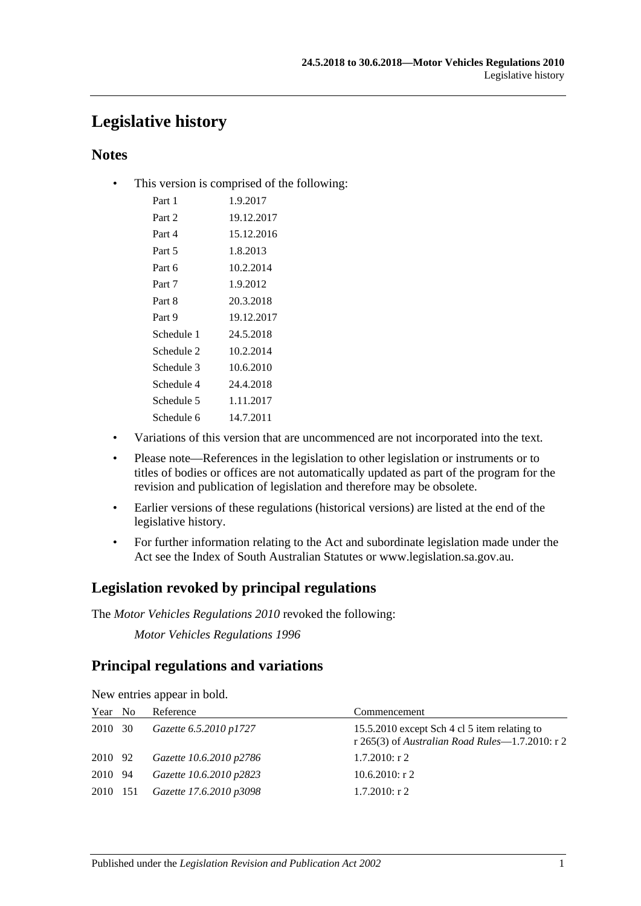# Legislative history

## Notes

- This version is comprised of the following:

| | |
|---|---|
| Part 1 | 1.9.2017 |
| Part 2 | 19.12.2017 |
| Part 4 | 15.12.2016 |
| Part 5 | 1.8.2013 |
| Part 6 | 10.2.2014 |
| Part 7 | 1.9.2012 |
| Part 8 | 20.3.2018 |
| Part 9 | 19.12.2017 |
| Schedule 1 | 24.5.2018 |
| Schedule 2 | 10.2.2014 |
| Schedule 3 | 10.6.2010 |
| Schedule 4 | 24.4.2018 |
| Schedule 5 | 1.11.2017 |
| Schedule 6 | 14.7.2011 |

- Variations of this version that are uncommenced are not incorporated into the text.
- Please note—References in the legislation to other legislation or instruments or to titles of bodies or offices are not automatically updated as part of the program for the revision and publication of legislation and therefore may be obsolete.
- Earlier versions of these regulations (historical versions) are listed at the end of the legislative history.
- For further information relating to the Act and subordinate legislation made under the Act see the Index of South Australian Statutes or www.legislation.sa.gov.au.

## Legislation revoked by principal regulations

The *Motor Vehicles Regulations 2010* revoked the following:

*Motor Vehicles Regulations 1996*

## Principal regulations and variations

New entries appear in bold.

| Year | No | Reference | Commencement |
|---|---|---|---|
| 2010 | 30 | *Gazette 6.5.2010 p1727* | 15.5.2010 except Sch 4 cl 5 item relating to r 265(3) of *Australian Road Rules*—1.7.2010: r 2 |
| 2010 | 92 | *Gazette 10.6.2010 p2786* | 1.7.2010: r 2 |
| 2010 | 94 | *Gazette 10.6.2010 p2823* | 10.6.2010: r 2 |
| 2010 | 151 | *Gazette 17.6.2010 p3098* | 1.7.2010: r 2 |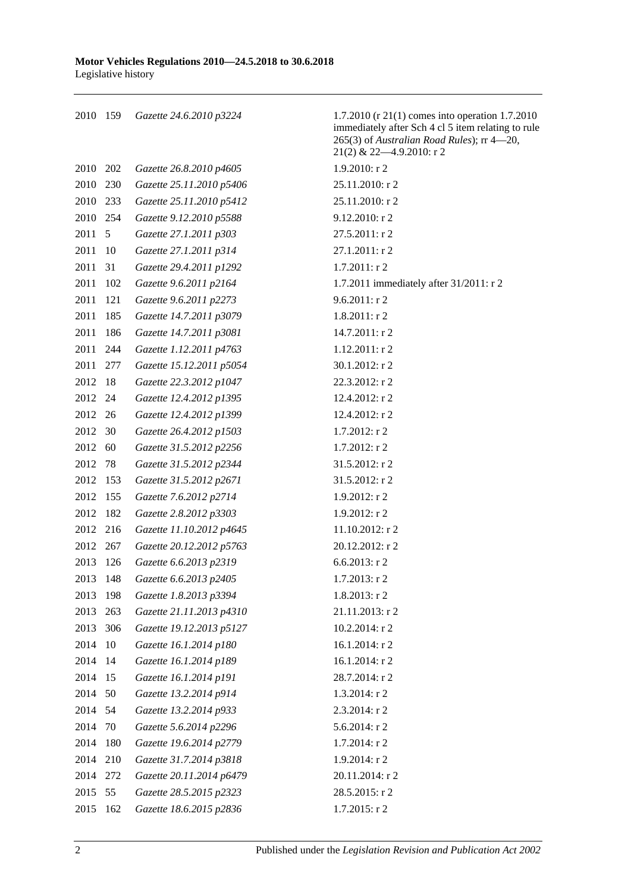| | | | |
|---|---|---|---|
| 2010 | 159 | *Gazette 24.6.2010 p3224* | 1.7.2010 (r 21(1) comes into operation 1.7.2010 immediately after Sch 4 cl 5 item relating to rule 265(3) of *Australian Road Rules*); rr 4—20, 21(2) & 22—4.9.2010: r 2 |
| 2010 | 202 | *Gazette 26.8.2010 p4605* | 1.9.2010: r 2 |
| 2010 | 230 | *Gazette 25.11.2010 p5406* | 25.11.2010: r 2 |
| 2010 | 233 | *Gazette 25.11.2010 p5412* | 25.11.2010: r 2 |
| 2010 | 254 | *Gazette 9.12.2010 p5588* | 9.12.2010: r 2 |
| 2011 | 5 | *Gazette 27.1.2011 p303* | 27.5.2011: r 2 |
| 2011 | 10 | *Gazette 27.1.2011 p314* | 27.1.2011: r 2 |
| 2011 | 31 | *Gazette 29.4.2011 p1292* | 1.7.2011: r 2 |
| 2011 | 102 | *Gazette 9.6.2011 p2164* | 1.7.2011 immediately after 31/2011: r 2 |
| 2011 | 121 | *Gazette 9.6.2011 p2273* | 9.6.2011: r 2 |
| 2011 | 185 | *Gazette 14.7.2011 p3079* | 1.8.2011: r 2 |
| 2011 | 186 | *Gazette 14.7.2011 p3081* | 14.7.2011: r 2 |
| 2011 | 244 | *Gazette 1.12.2011 p4763* | 1.12.2011: r 2 |
| 2011 | 277 | *Gazette 15.12.2011 p5054* | 30.1.2012: r 2 |
| 2012 | 18 | *Gazette 22.3.2012 p1047* | 22.3.2012: r 2 |
| 2012 | 24 | *Gazette 12.4.2012 p1395* | 12.4.2012: r 2 |
| 2012 | 26 | *Gazette 12.4.2012 p1399* | 12.4.2012: r 2 |
| 2012 | 30 | *Gazette 26.4.2012 p1503* | 1.7.2012: r 2 |
| 2012 | 60 | *Gazette 31.5.2012 p2256* | 1.7.2012: r 2 |
| 2012 | 78 | *Gazette 31.5.2012 p2344* | 31.5.2012: r 2 |
| 2012 | 153 | *Gazette 31.5.2012 p2671* | 31.5.2012: r 2 |
| 2012 | 155 | *Gazette 7.6.2012 p2714* | 1.9.2012: r 2 |
| 2012 | 182 | *Gazette 2.8.2012 p3303* | 1.9.2012: r 2 |
| 2012 | 216 | *Gazette 11.10.2012 p4645* | 11.10.2012: r 2 |
| 2012 | 267 | *Gazette 20.12.2012 p5763* | 20.12.2012: r 2 |
| 2013 | 126 | *Gazette 6.6.2013 p2319* | 6.6.2013: r 2 |
| 2013 | 148 | *Gazette 6.6.2013 p2405* | 1.7.2013: r 2 |
| 2013 | 198 | *Gazette 1.8.2013 p3394* | 1.8.2013: r 2 |
| 2013 | 263 | *Gazette 21.11.2013 p4310* | 21.11.2013: r 2 |
| 2013 | 306 | *Gazette 19.12.2013 p5127* | 10.2.2014: r 2 |
| 2014 | 10 | *Gazette 16.1.2014 p180* | 16.1.2014: r 2 |
| 2014 | 14 | *Gazette 16.1.2014 p189* | 16.1.2014: r 2 |
| 2014 | 15 | *Gazette 16.1.2014 p191* | 28.7.2014: r 2 |
| 2014 | 50 | *Gazette 13.2.2014 p914* | 1.3.2014: r 2 |
| 2014 | 54 | *Gazette 13.2.2014 p933* | 2.3.2014: r 2 |
| 2014 | 70 | *Gazette 5.6.2014 p2296* | 5.6.2014: r 2 |
| 2014 | 180 | *Gazette 19.6.2014 p2779* | 1.7.2014: r 2 |
| 2014 | 210 | *Gazette 31.7.2014 p3818* | 1.9.2014: r 2 |
| 2014 | 272 | *Gazette 20.11.2014 p6479* | 20.11.2014: r 2 |
| 2015 | 55 | *Gazette 28.5.2015 p2323* | 28.5.2015: r 2 |
| 2015 | 162 | *Gazette 18.6.2015 p2836* | 1.7.2015: r 2 |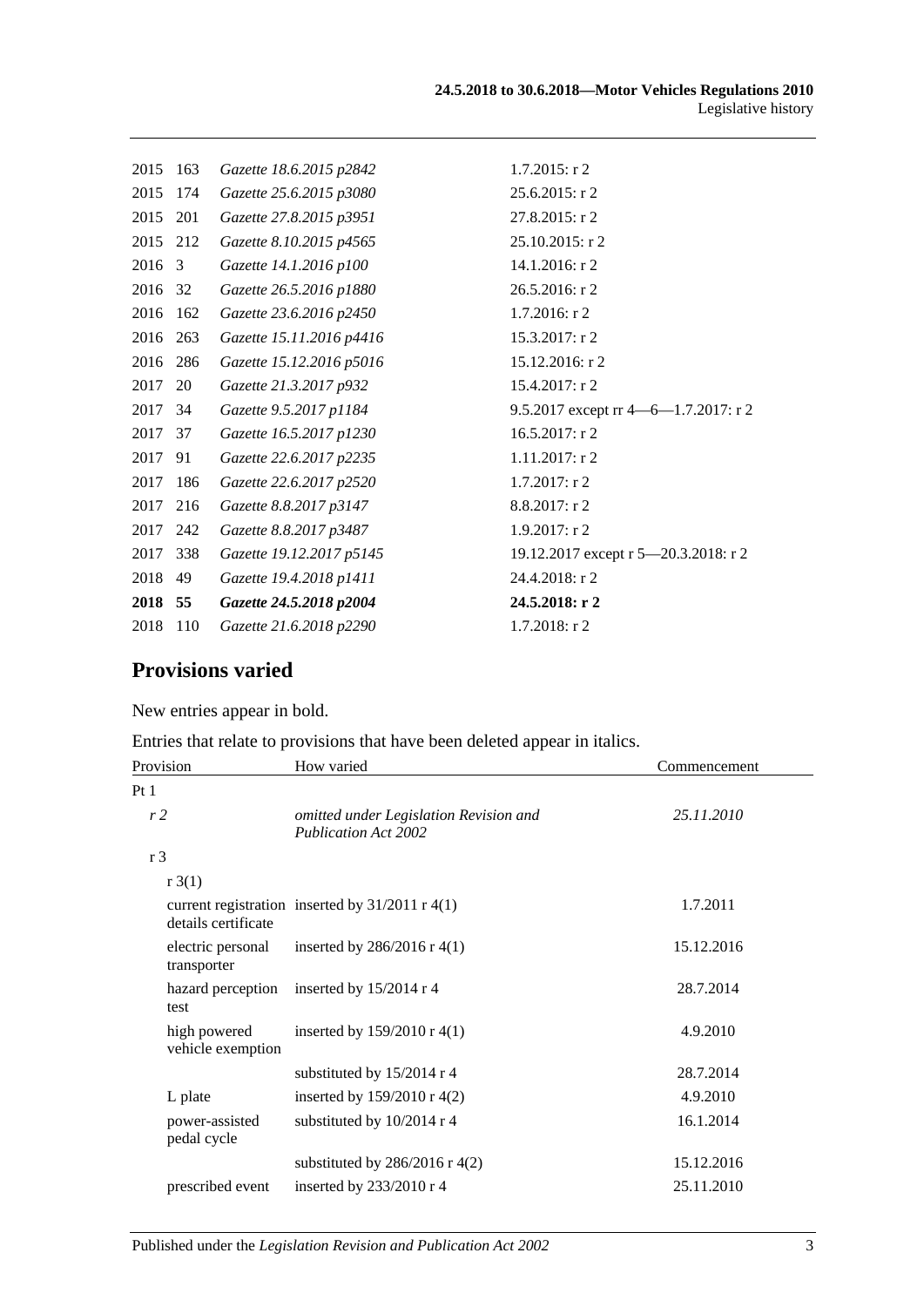| | | | |
|---|---|---|---|
| 2015 | 163 | *Gazette 18.6.2015 p2842* | 1.7.2015: r 2 |
| 2015 | 174 | *Gazette 25.6.2015 p3080* | 25.6.2015: r 2 |
| 2015 | 201 | *Gazette 27.8.2015 p3951* | 27.8.2015: r 2 |
| 2015 | 212 | *Gazette 8.10.2015 p4565* | 25.10.2015: r 2 |
| 2016 | 3 | *Gazette 14.1.2016 p100* | 14.1.2016: r 2 |
| 2016 | 32 | *Gazette 26.5.2016 p1880* | 26.5.2016: r 2 |
| 2016 | 162 | *Gazette 23.6.2016 p2450* | 1.7.2016: r 2 |
| 2016 | 263 | *Gazette 15.11.2016 p4416* | 15.3.2017: r 2 |
| 2016 | 286 | *Gazette 15.12.2016 p5016* | 15.12.2016: r 2 |
| 2017 | 20 | *Gazette 21.3.2017 p932* | 15.4.2017: r 2 |
| 2017 | 34 | *Gazette 9.5.2017 p1184* | 9.5.2017 except rr 4—6—1.7.2017: r 2 |
| 2017 | 37 | *Gazette 16.5.2017 p1230* | 16.5.2017: r 2 |
| 2017 | 91 | *Gazette 22.6.2017 p2235* | 1.11.2017: r 2 |
| 2017 | 186 | *Gazette 22.6.2017 p2520* | 1.7.2017: r 2 |
| 2017 | 216 | *Gazette 8.8.2017 p3147* | 8.8.2017: r 2 |
| 2017 | 242 | *Gazette 8.8.2017 p3487* | 1.9.2017: r 2 |
| 2017 | 338 | *Gazette 19.12.2017 p5145* | 19.12.2017 except r 5—20.3.2018: r 2 |
| 2018 | 49 | *Gazette 19.4.2018 p1411* | 24.4.2018: r 2 |
| **2018** | **55** | ***Gazette 24.5.2018 p2004*** | **24.5.2018: r 2** |
| 2018 | 110 | *Gazette 21.6.2018 p2290* | 1.7.2018: r 2 |

## Provisions varied

New entries appear in bold.

Entries that relate to provisions that have been deleted appear in italics.

| Provision | How varied | Commencement |
|---|---|---|
| Pt 1 | | |
| *r 2* | *omitted under Legislation Revision and Publication Act 2002* | *25.11.2010* |
| r 3 | | |
| r 3(1) | | |
| current registration details certificate | inserted by 31/2011 r 4(1) | 1.7.2011 |
| electric personal transporter | inserted by 286/2016 r 4(1) | 15.12.2016 |
| hazard perception test | inserted by 15/2014 r 4 | 28.7.2014 |
| high powered vehicle exemption | inserted by 159/2010 r 4(1) | 4.9.2010 |
| | substituted by 15/2014 r 4 | 28.7.2014 |
| L plate | inserted by 159/2010 r 4(2) | 4.9.2010 |
| power-assisted pedal cycle | substituted by 10/2014 r 4 | 16.1.2014 |
| | substituted by 286/2016 r 4(2) | 15.12.2016 |
| prescribed event | inserted by 233/2010 r 4 | 25.11.2010 |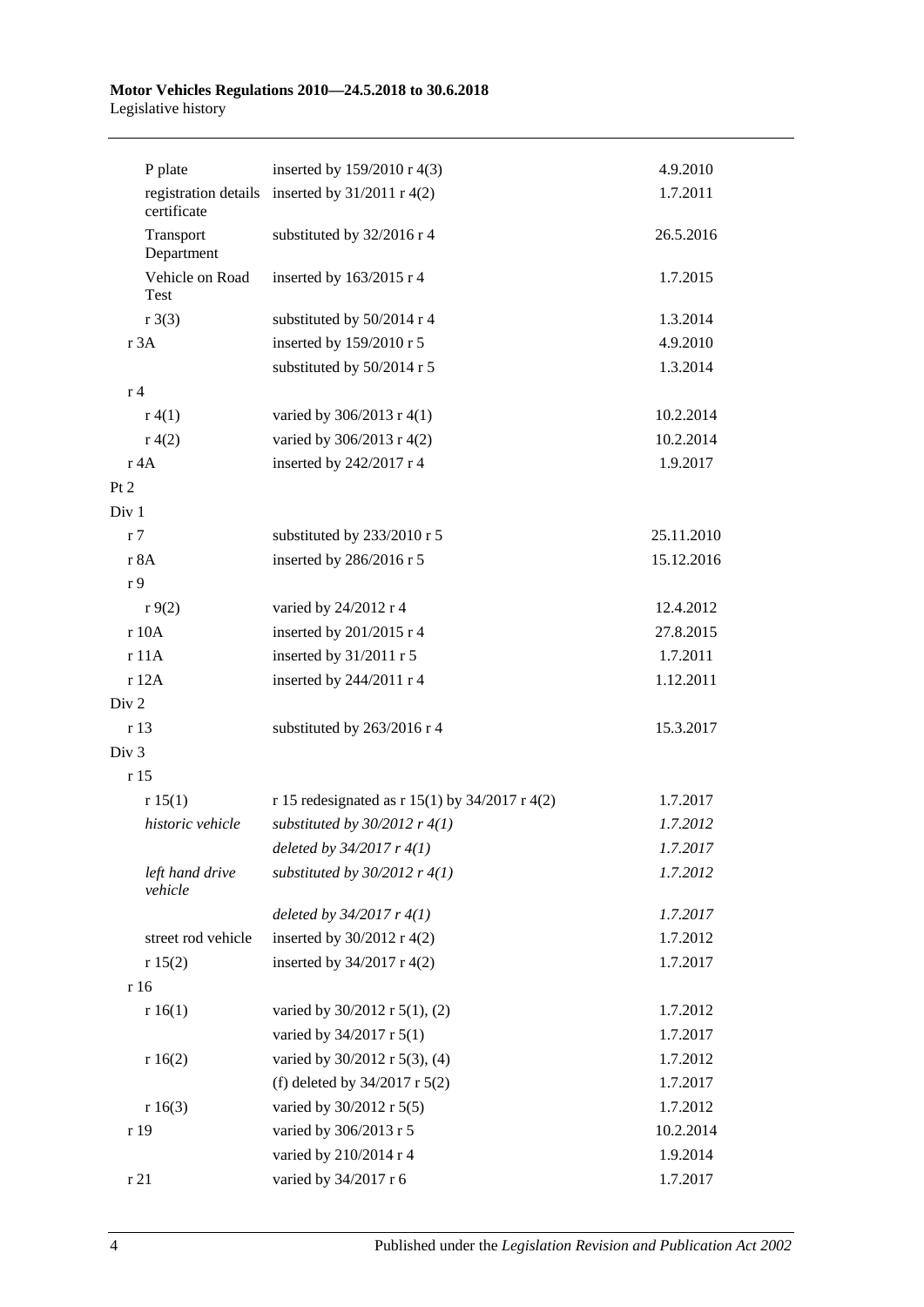| | | |
|---|---|---|
| P plate | inserted by 159/2010 r 4(3) | 4.9.2010 |
| registration details certificate | inserted by 31/2011 r 4(2) | 1.7.2011 |
| Transport Department | substituted by 32/2016 r 4 | 26.5.2016 |
| Vehicle on Road Test | inserted by 163/2015 r 4 | 1.7.2015 |
| r 3(3) | substituted by 50/2014 r 4 | 1.3.2014 |
| r 3A | inserted by 159/2010 r 5 | 4.9.2010 |
| | substituted by 50/2014 r 5 | 1.3.2014 |
| r 4 | | |
| r 4(1) | varied by 306/2013 r 4(1) | 10.2.2014 |
| r 4(2) | varied by 306/2013 r 4(2) | 10.2.2014 |
| r 4A | inserted by 242/2017 r 4 | 1.9.2017 |
| Pt 2 | | |
| Div 1 | | |
| r 7 | substituted by 233/2010 r 5 | 25.11.2010 |
| r 8A | inserted by 286/2016 r 5 | 15.12.2016 |
| r 9 | | |
| r 9(2) | varied by 24/2012 r 4 | 12.4.2012 |
| r 10A | inserted by 201/2015 r 4 | 27.8.2015 |
| r 11A | inserted by 31/2011 r 5 | 1.7.2011 |
| r 12A | inserted by 244/2011 r 4 | 1.12.2011 |
| Div 2 | | |
| r 13 | substituted by 263/2016 r 4 | 15.3.2017 |
| Div 3 | | |
| r 15 | | |
| r 15(1) | r 15 redesignated as r 15(1) by 34/2017 r 4(2) | 1.7.2017 |
| *historic vehicle* | *substituted by 30/2012 r 4(1)* | *1.7.2012* |
| | *deleted by 34/2017 r 4(1)* | *1.7.2017* |
| *left hand drive vehicle* | *substituted by 30/2012 r 4(1)* | *1.7.2012* |
| | *deleted by 34/2017 r 4(1)* | *1.7.2017* |
| street rod vehicle | inserted by 30/2012 r 4(2) | 1.7.2012 |
| r 15(2) | inserted by 34/2017 r 4(2) | 1.7.2017 |
| r 16 | | |
| r 16(1) | varied by 30/2012 r 5(1), (2) | 1.7.2012 |
| | varied by 34/2017 r 5(1) | 1.7.2017 |
| r 16(2) | varied by 30/2012 r 5(3), (4) | 1.7.2012 |
| | (f) deleted by 34/2017 r 5(2) | 1.7.2017 |
| r 16(3) | varied by 30/2012 r 5(5) | 1.7.2012 |
| r 19 | varied by 306/2013 r 5 | 10.2.2014 |
| | varied by 210/2014 r 4 | 1.9.2014 |
| r 21 | varied by 34/2017 r 6 | 1.7.2017 |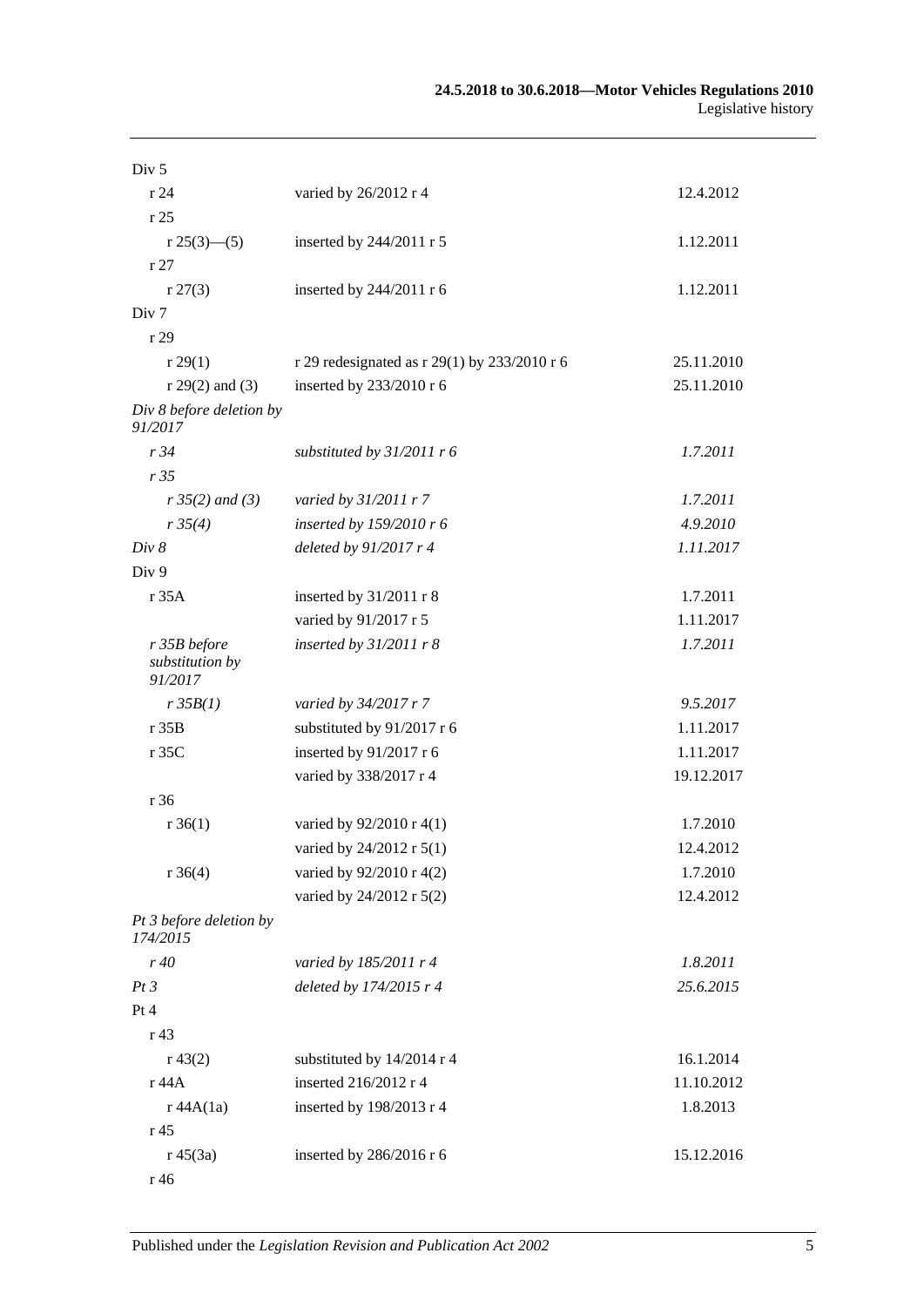| | | |
|---|---|---|
| Div 5 | | |
| r 24 | varied by 26/2012 r 4 | 12.4.2012 |
| r 25 | | |
| r 25(3)—(5) | inserted by 244/2011 r 5 | 1.12.2011 |
| r 27 | | |
| r 27(3) | inserted by 244/2011 r 6 | 1.12.2011 |
| Div 7 | | |
| r 29 | | |
| r 29(1) | r 29 redesignated as r 29(1) by 233/2010 r 6 | 25.11.2010 |
| r 29(2) and (3) | inserted by 233/2010 r 6 | 25.11.2010 |
| *Div 8 before deletion by 91/2017* | | |
| *r 34* | *substituted by 31/2011 r 6* | *1.7.2011* |
| *r 35* | | |
| *r 35(2) and (3)* | *varied by 31/2011 r 7* | *1.7.2011* |
| *r 35(4)* | *inserted by 159/2010 r 6* | *4.9.2010* |
| *Div 8* | *deleted by 91/2017 r 4* | *1.11.2017* |
| Div 9 | | |
| r 35A | inserted by 31/2011 r 8 | 1.7.2011 |
| | varied by 91/2017 r 5 | 1.11.2017 |
| *r 35B before substitution by 91/2017* | *inserted by 31/2011 r 8* | *1.7.2011* |
| *r 35B(1)* | *varied by 34/2017 r 7* | *9.5.2017* |
| r 35B | substituted by 91/2017 r 6 | 1.11.2017 |
| r 35C | inserted by 91/2017 r 6 | 1.11.2017 |
| | varied by 338/2017 r 4 | 19.12.2017 |
| r 36 | | |
| r 36(1) | varied by 92/2010 r 4(1) | 1.7.2010 |
| | varied by 24/2012 r 5(1) | 12.4.2012 |
| r 36(4) | varied by 92/2010 r 4(2) | 1.7.2010 |
| | varied by 24/2012 r 5(2) | 12.4.2012 |
| *Pt 3 before deletion by 174/2015* | | |
| *r 40* | *varied by 185/2011 r 4* | *1.8.2011* |
| *Pt 3* | *deleted by 174/2015 r 4* | *25.6.2015* |
| Pt 4 | | |
| r 43 | | |
| r 43(2) | substituted by 14/2014 r 4 | 16.1.2014 |
| r 44A | inserted 216/2012 r 4 | 11.10.2012 |
| r 44A(1a) | inserted by 198/2013 r 4 | 1.8.2013 |
| r 45 | | |
| r 45(3a) | inserted by 286/2016 r 6 | 15.12.2016 |
| r 46 | | |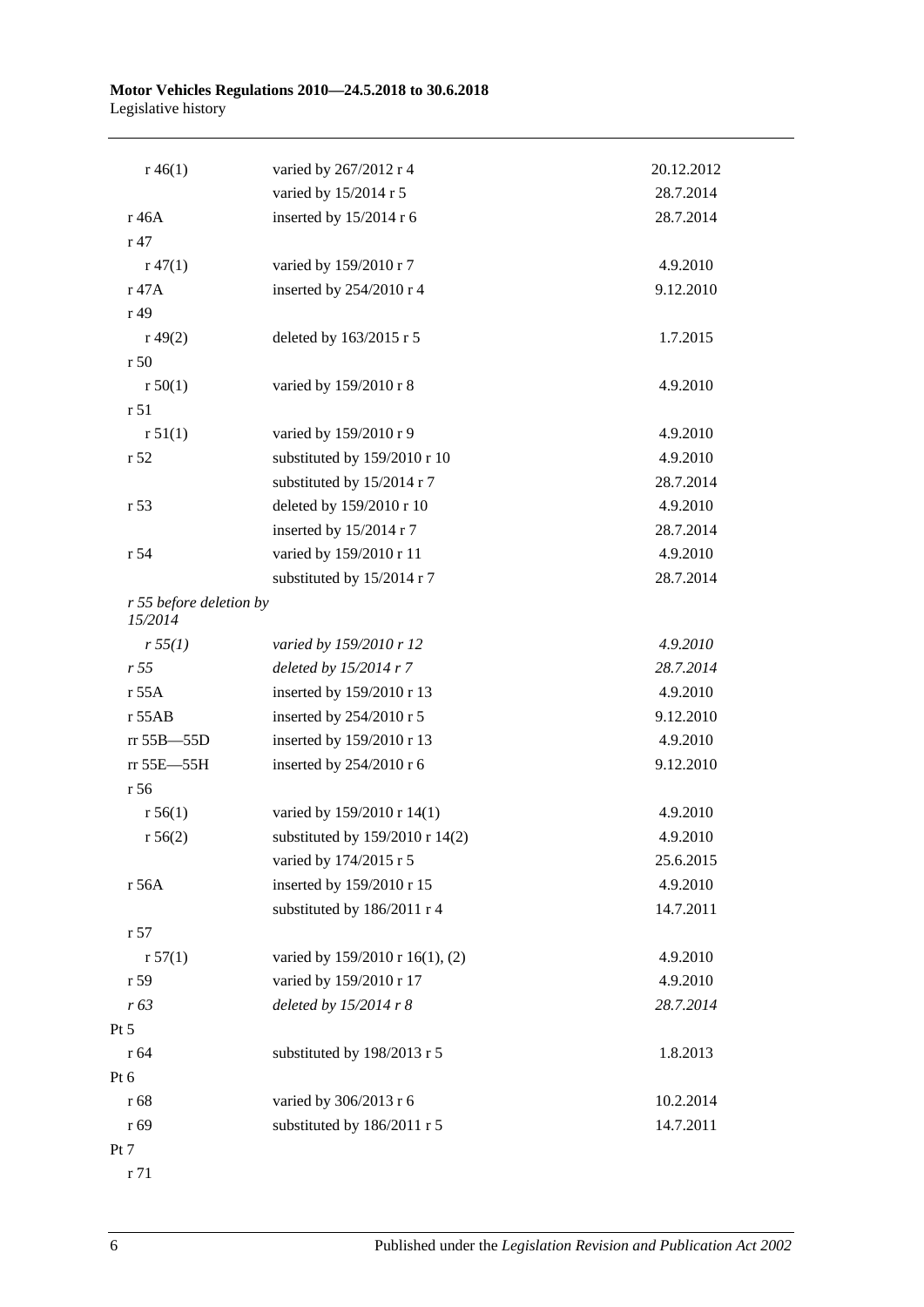| | | |
|---|---|---|
| r 46(1) | varied by 267/2012 r 4 | 20.12.2012 |
| | varied by 15/2014 r 5 | 28.7.2014 |
| r 46A | inserted by 15/2014 r 6 | 28.7.2014 |
| r 47 | | |
| r 47(1) | varied by 159/2010 r 7 | 4.9.2010 |
| r 47A | inserted by 254/2010 r 4 | 9.12.2010 |
| r 49 | | |
| r 49(2) | deleted by 163/2015 r 5 | 1.7.2015 |
| r 50 | | |
| r 50(1) | varied by 159/2010 r 8 | 4.9.2010 |
| r 51 | | |
| r 51(1) | varied by 159/2010 r 9 | 4.9.2010 |
| r 52 | substituted by 159/2010 r 10 | 4.9.2010 |
| | substituted by 15/2014 r 7 | 28.7.2014 |
| r 53 | deleted by 159/2010 r 10 | 4.9.2010 |
| | inserted by 15/2014 r 7 | 28.7.2014 |
| r 54 | varied by 159/2010 r 11 | 4.9.2010 |
| | substituted by 15/2014 r 7 | 28.7.2014 |
| *r 55 before deletion by 15/2014* | | |
| *r 55(1)* | *varied by 159/2010 r 12* | *4.9.2010* |
| *r 55* | *deleted by 15/2014 r 7* | *28.7.2014* |
| r 55A | inserted by 159/2010 r 13 | 4.9.2010 |
| r 55AB | inserted by 254/2010 r 5 | 9.12.2010 |
| rr 55B—55D | inserted by 159/2010 r 13 | 4.9.2010 |
| rr 55E—55H | inserted by 254/2010 r 6 | 9.12.2010 |
| r 56 | | |
| r 56(1) | varied by 159/2010 r 14(1) | 4.9.2010 |
| r 56(2) | substituted by 159/2010 r 14(2) | 4.9.2010 |
| | varied by 174/2015 r 5 | 25.6.2015 |
| r 56A | inserted by 159/2010 r 15 | 4.9.2010 |
| | substituted by 186/2011 r 4 | 14.7.2011 |
| r 57 | | |
| r 57(1) | varied by 159/2010 r 16(1), (2) | 4.9.2010 |
| r 59 | varied by 159/2010 r 17 | 4.9.2010 |
| *r 63* | *deleted by 15/2014 r 8* | *28.7.2014* |
| Pt 5 | | |
| r 64 | substituted by 198/2013 r 5 | 1.8.2013 |
| Pt 6 | | |
| r 68 | varied by 306/2013 r 6 | 10.2.2014 |
| r 69 | substituted by 186/2011 r 5 | 14.7.2011 |
| Pt 7 | | |
| r 71 | | |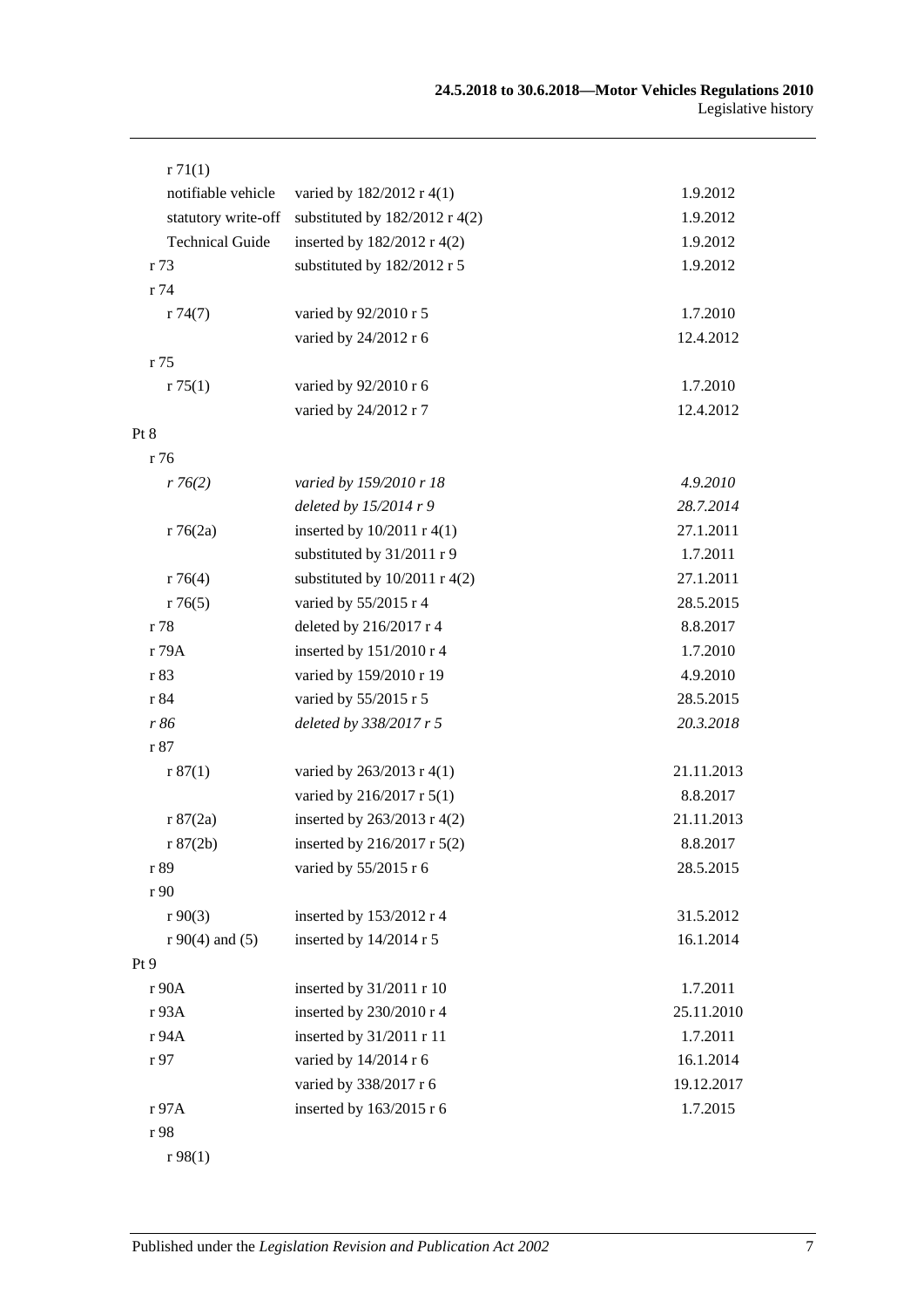| | | |
|---|---|---|
| r 71(1) | | |
| notifiable vehicle | varied by 182/2012 r 4(1) | 1.9.2012 |
| statutory write-off | substituted by 182/2012 r 4(2) | 1.9.2012 |
| Technical Guide | inserted by 182/2012 r 4(2) | 1.9.2012 |
| r 73 | substituted by 182/2012 r 5 | 1.9.2012 |
| r 74 | | |
| r 74(7) | varied by 92/2010 r 5 | 1.7.2010 |
| | varied by 24/2012 r 6 | 12.4.2012 |
| r 75 | | |
| r 75(1) | varied by 92/2010 r 6 | 1.7.2010 |
| | varied by 24/2012 r 7 | 12.4.2012 |
| Pt 8 | | |
| r 76 | | |
| *r 76(2)* | *varied by 159/2010 r 18* | *4.9.2010* |
| | *deleted by 15/2014 r 9* | *28.7.2014* |
| r 76(2a) | inserted by 10/2011 r 4(1) | 27.1.2011 |
| | substituted by 31/2011 r 9 | 1.7.2011 |
| r 76(4) | substituted by 10/2011 r 4(2) | 27.1.2011 |
| r 76(5) | varied by 55/2015 r 4 | 28.5.2015 |
| r 78 | deleted by 216/2017 r 4 | 8.8.2017 |
| r 79A | inserted by 151/2010 r 4 | 1.7.2010 |
| r 83 | varied by 159/2010 r 19 | 4.9.2010 |
| r 84 | varied by 55/2015 r 5 | 28.5.2015 |
| *r 86* | *deleted by 338/2017 r 5* | *20.3.2018* |
| r 87 | | |
| r 87(1) | varied by 263/2013 r 4(1) | 21.11.2013 |
| | varied by 216/2017 r 5(1) | 8.8.2017 |
| r 87(2a) | inserted by 263/2013 r 4(2) | 21.11.2013 |
| r 87(2b) | inserted by 216/2017 r 5(2) | 8.8.2017 |
| r 89 | varied by 55/2015 r 6 | 28.5.2015 |
| r 90 | | |
| r 90(3) | inserted by 153/2012 r 4 | 31.5.2012 |
| r 90(4) and (5) | inserted by 14/2014 r 5 | 16.1.2014 |
| Pt 9 | | |
| r 90A | inserted by 31/2011 r 10 | 1.7.2011 |
| r 93A | inserted by 230/2010 r 4 | 25.11.2010 |
| r 94A | inserted by 31/2011 r 11 | 1.7.2011 |
| r 97 | varied by 14/2014 r 6 | 16.1.2014 |
| | varied by 338/2017 r 6 | 19.12.2017 |
| r 97A | inserted by 163/2015 r 6 | 1.7.2015 |
| r 98 | | |
| r 98(1) | | |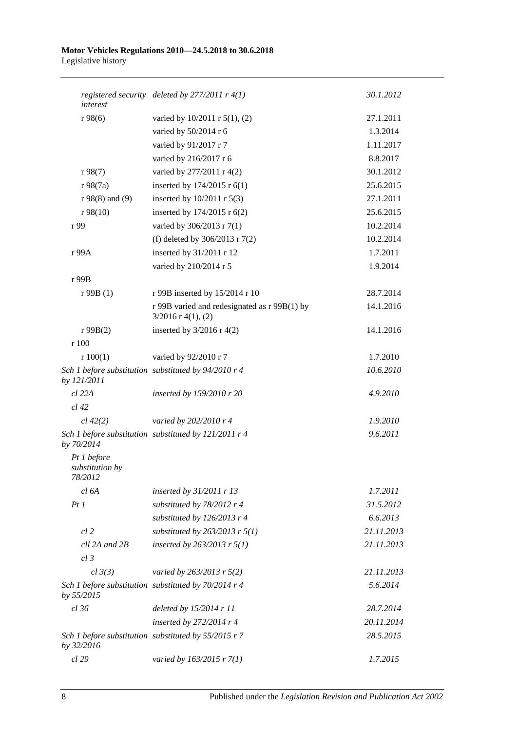| | | |
|---|---|---|
| *registered security interest* | *deleted by 277/2011 r 4(1)* | *30.1.2012* |
| r 98(6) | varied by 10/2011 r 5(1), (2) | 27.1.2011 |
| | varied by 50/2014 r 6 | 1.3.2014 |
| | varied by 91/2017 r 7 | 1.11.2017 |
| | varied by 216/2017 r 6 | 8.8.2017 |
| r 98(7) | varied by 277/2011 r 4(2) | 30.1.2012 |
| r 98(7a) | inserted by 174/2015 r 6(1) | 25.6.2015 |
| r 98(8) and (9) | inserted by 10/2011 r 5(3) | 27.1.2011 |
| r 98(10) | inserted by 174/2015 r 6(2) | 25.6.2015 |
| r 99 | varied by 306/2013 r 7(1) | 10.2.2014 |
| | (f) deleted by 306/2013 r 7(2) | 10.2.2014 |
| r 99A | inserted by 31/2011 r 12 | 1.7.2011 |
| | varied by 210/2014 r 5 | 1.9.2014 |
| r 99B | | |
| r 99B (1) | r 99B inserted by 15/2014 r 10 | 28.7.2014 |
| | r 99B varied and redesignated as r 99B(1) by 3/2016 r 4(1), (2) | 14.1.2016 |
| r 99B(2) | inserted by 3/2016 r 4(2) | 14.1.2016 |
| r 100 | | |
| r 100(1) | varied by 92/2010 r 7 | 1.7.2010 |
| *Sch 1 before substitution by 121/2011* | *substituted by 94/2010 r 4* | *10.6.2010* |
| *cl 22A* | *inserted by 159/2010 r 20* | *4.9.2010* |
| *cl 42* | | |
| *cl 42(2)* | *varied by 202/2010 r 4* | *1.9.2010* |
| *Sch 1 before substitution by 70/2014* | *substituted by 121/2011 r 4* | *9.6.2011* |
| *Pt 1 before substitution by 78/2012* | | |
| *cl 6A* | *inserted by 31/2011 r 13* | *1.7.2011* |
| *Pt 1* | *substituted by 78/2012 r 4* | *31.5.2012* |
| | *substituted by 126/2013 r 4* | *6.6.2013* |
| *cl 2* | *substituted by 263/2013 r 5(1)* | *21.11.2013* |
| *cll 2A and 2B* | *inserted by 263/2013 r 5(1)* | *21.11.2013* |
| *cl 3* | | |
| *cl 3(3)* | *varied by 263/2013 r 5(2)* | *21.11.2013* |
| *Sch 1 before substitution by 55/2015* | *substituted by 70/2014 r 4* | *5.6.2014* |
| *cl 36* | *deleted by 15/2014 r 11* | *28.7.2014* |
| | *inserted by 272/2014 r 4* | *20.11.2014* |
| *Sch 1 before substitution by 32/2016* | *substituted by 55/2015 r 7* | *28.5.2015* |
| *cl 29* | *varied by 163/2015 r 7(1)* | *1.7.2015* |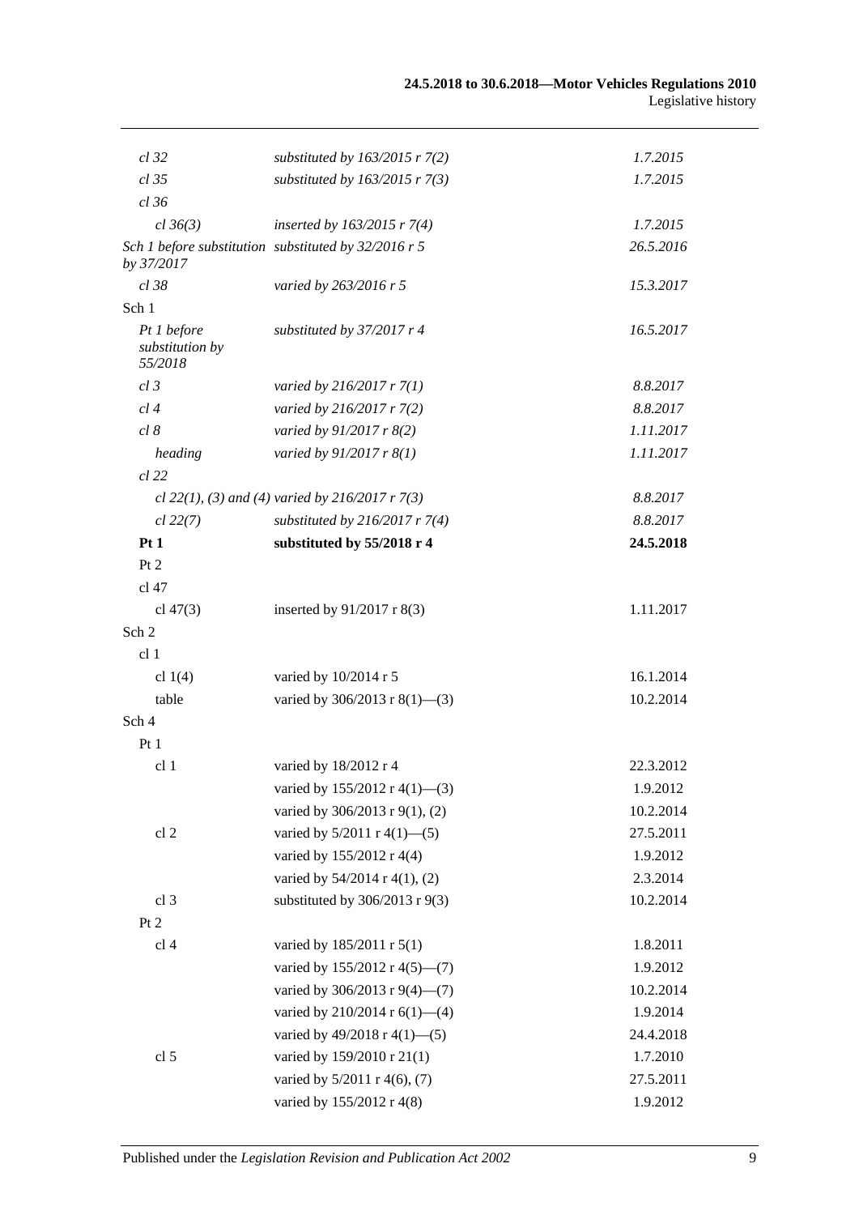| | | |
|---|---|---|
| *cl 32* | *substituted by 163/2015 r 7(2)* | *1.7.2015* |
| *cl 35* | *substituted by 163/2015 r 7(3)* | *1.7.2015* |
| *cl 36* | | |
| *cl 36(3)* | *inserted by 163/2015 r 7(4)* | *1.7.2015* |
| *Sch 1 before substitution by 37/2017* | *substituted by 32/2016 r 5* | *26.5.2016* |
| *cl 38* | *varied by 263/2016 r 5* | *15.3.2017* |
| Sch 1 | | |
| *Pt 1 before substitution by 55/2018* | *substituted by 37/2017 r 4* | *16.5.2017* |
| *cl 3* | *varied by 216/2017 r 7(1)* | *8.8.2017* |
| *cl 4* | *varied by 216/2017 r 7(2)* | *8.8.2017* |
| *cl 8* | *varied by 91/2017 r 8(2)* | *1.11.2017* |
| *heading* | *varied by 91/2017 r 8(1)* | *1.11.2017* |
| *cl 22* | | |
| *cl 22(1), (3) and (4)* | *varied by 216/2017 r 7(3)* | *8.8.2017* |
| *cl 22(7)* | *substituted by 216/2017 r 7(4)* | *8.8.2017* |
| **Pt 1** | **substituted by 55/2018 r 4** | **24.5.2018** |
| Pt 2 | | |
| cl 47 | | |
| cl 47(3) | inserted by 91/2017 r 8(3) | 1.11.2017 |
| Sch 2 | | |
| cl 1 | | |
| cl 1(4) | varied by 10/2014 r 5 | 16.1.2014 |
| table | varied by 306/2013 r 8(1)—(3) | 10.2.2014 |
| Sch 4 | | |
| Pt 1 | | |
| cl 1 | varied by 18/2012 r 4 | 22.3.2012 |
| | varied by 155/2012 r 4(1)—(3) | 1.9.2012 |
| | varied by 306/2013 r 9(1), (2) | 10.2.2014 |
| cl 2 | varied by 5/2011 r 4(1)—(5) | 27.5.2011 |
| | varied by 155/2012 r 4(4) | 1.9.2012 |
| | varied by 54/2014 r 4(1), (2) | 2.3.2014 |
| cl 3 | substituted by 306/2013 r 9(3) | 10.2.2014 |
| Pt 2 | | |
| cl 4 | varied by 185/2011 r 5(1) | 1.8.2011 |
| | varied by 155/2012 r 4(5)—(7) | 1.9.2012 |
| | varied by 306/2013 r 9(4)—(7) | 10.2.2014 |
| | varied by 210/2014 r 6(1)—(4) | 1.9.2014 |
| | varied by 49/2018 r 4(1)—(5) | 24.4.2018 |
| cl 5 | varied by 159/2010 r 21(1) | 1.7.2010 |
| | varied by 5/2011 r 4(6), (7) | 27.5.2011 |
| | varied by 155/2012 r 4(8) | 1.9.2012 |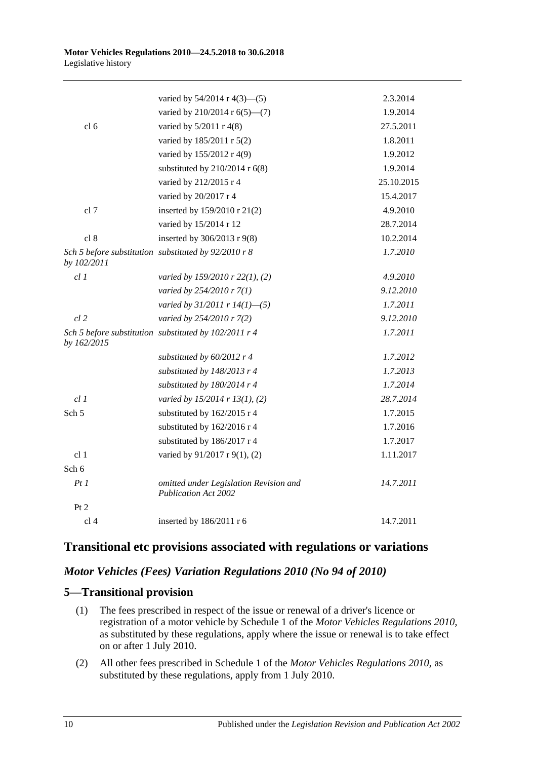| | | |
|---|---|---|
| | varied by 54/2014 r 4(3)—(5) | 2.3.2014 |
| | varied by 210/2014 r 6(5)—(7) | 1.9.2014 |
| cl 6 | varied by 5/2011 r 4(8) | 27.5.2011 |
| | varied by 185/2011 r 5(2) | 1.8.2011 |
| | varied by 155/2012 r 4(9) | 1.9.2012 |
| | substituted by 210/2014 r 6(8) | 1.9.2014 |
| | varied by 212/2015 r 4 | 25.10.2015 |
| | varied by 20/2017 r 4 | 15.4.2017 |
| cl 7 | inserted by 159/2010 r 21(2) | 4.9.2010 |
| | varied by 15/2014 r 12 | 28.7.2014 |
| cl 8 | inserted by 306/2013 r 9(8) | 10.2.2014 |
| *Sch 5 before substitution by 102/2011* | *substituted by 92/2010 r 8* | *1.7.2010* |
| *cl 1* | *varied by 159/2010 r 22(1), (2)* | *4.9.2010* |
| | *varied by 254/2010 r 7(1)* | *9.12.2010* |
| | *varied by 31/2011 r 14(1)—(5)* | *1.7.2011* |
| *cl 2* | *varied by 254/2010 r 7(2)* | *9.12.2010* |
| *Sch 5 before substitution by 162/2015* | *substituted by 102/2011 r 4* | *1.7.2011* |
| | *substituted by 60/2012 r 4* | *1.7.2012* |
| | *substituted by 148/2013 r 4* | *1.7.2013* |
| | *substituted by 180/2014 r 4* | *1.7.2014* |
| *cl 1* | *varied by 15/2014 r 13(1), (2)* | *28.7.2014* |
| Sch 5 | substituted by 162/2015 r 4 | 1.7.2015 |
| | substituted by 162/2016 r 4 | 1.7.2016 |
| | substituted by 186/2017 r 4 | 1.7.2017 |
| cl 1 | varied by 91/2017 r 9(1), (2) | 1.11.2017 |
| Sch 6 | | |
| *Pt 1* | *omitted under Legislation Revision and Publication Act 2002* | *14.7.2011* |
| Pt 2 | | |
| cl 4 | inserted by 186/2011 r 6 | 14.7.2011 |

## Transitional etc provisions associated with regulations or variations

### *Motor Vehicles (Fees) Variation Regulations 2010 (No 94 of 2010)*

### 5—Transitional provision

(1) The fees prescribed in respect of the issue or renewal of a driver's licence or registration of a motor vehicle by Schedule 1 of the *Motor Vehicles Regulations 2010*, as substituted by these regulations, apply where the issue or renewal is to take effect on or after 1 July 2010.

(2) All other fees prescribed in Schedule 1 of the *Motor Vehicles Regulations 2010*, as substituted by these regulations, apply from 1 July 2010.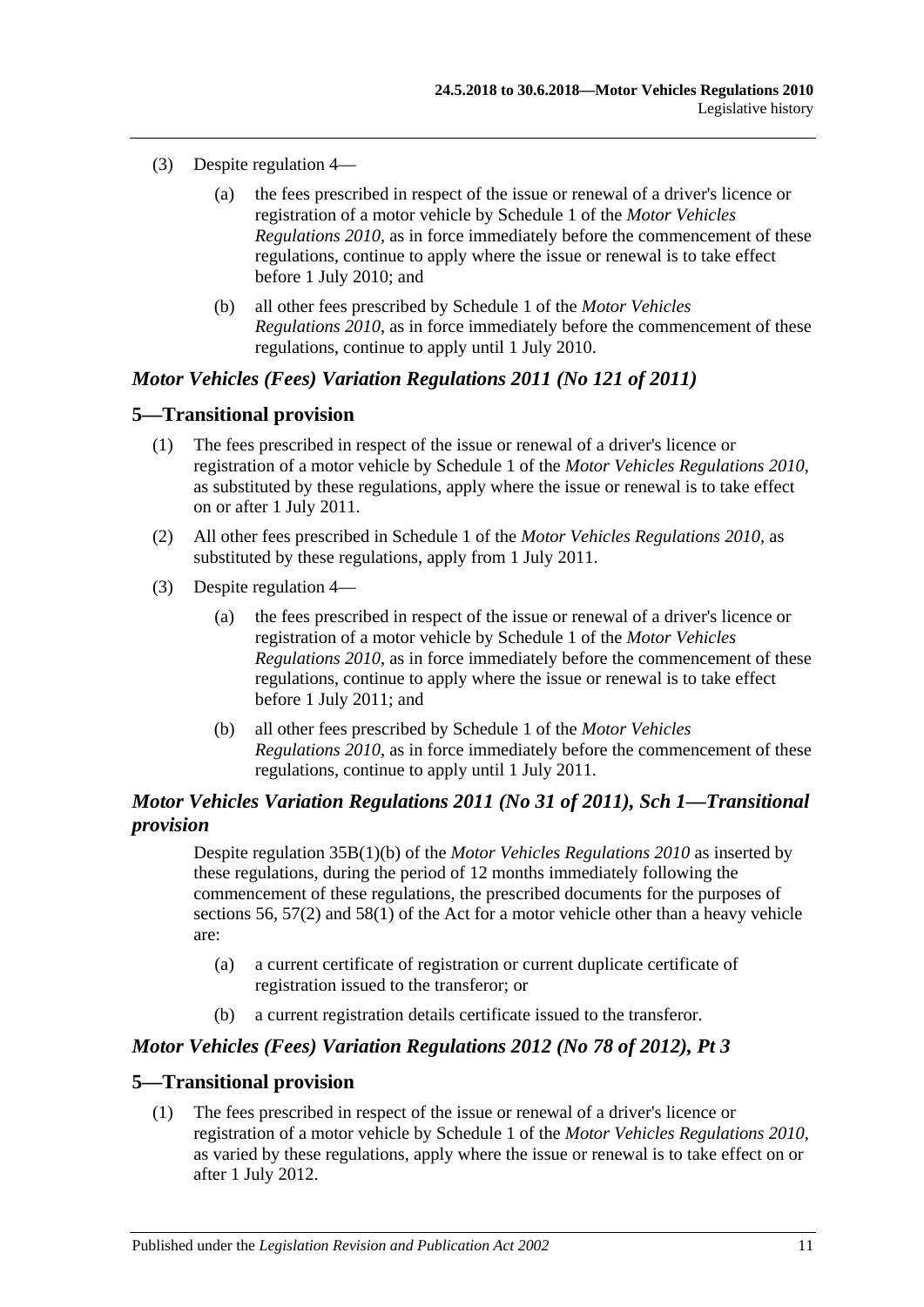(3) Despite regulation 4—

(a) the fees prescribed in respect of the issue or renewal of a driver's licence or registration of a motor vehicle by Schedule 1 of the *Motor Vehicles Regulations 2010*, as in force immediately before the commencement of these regulations, continue to apply where the issue or renewal is to take effect before 1 July 2010; and

(b) all other fees prescribed by Schedule 1 of the *Motor Vehicles Regulations 2010*, as in force immediately before the commencement of these regulations, continue to apply until 1 July 2010.

### *Motor Vehicles (Fees) Variation Regulations 2011 (No 121 of 2011)*

## 5—Transitional provision

(1) The fees prescribed in respect of the issue or renewal of a driver's licence or registration of a motor vehicle by Schedule 1 of the *Motor Vehicles Regulations 2010*, as substituted by these regulations, apply where the issue or renewal is to take effect on or after 1 July 2011.

(2) All other fees prescribed in Schedule 1 of the *Motor Vehicles Regulations 2010*, as substituted by these regulations, apply from 1 July 2011.

(3) Despite regulation 4—

(a) the fees prescribed in respect of the issue or renewal of a driver's licence or registration of a motor vehicle by Schedule 1 of the *Motor Vehicles Regulations 2010*, as in force immediately before the commencement of these regulations, continue to apply where the issue or renewal is to take effect before 1 July 2011; and

(b) all other fees prescribed by Schedule 1 of the *Motor Vehicles Regulations 2010*, as in force immediately before the commencement of these regulations, continue to apply until 1 July 2011.

### *Motor Vehicles Variation Regulations 2011 (No 31 of 2011), Sch 1—Transitional provision*

Despite regulation 35B(1)(b) of the *Motor Vehicles Regulations 2010* as inserted by these regulations, during the period of 12 months immediately following the commencement of these regulations, the prescribed documents for the purposes of sections 56, 57(2) and 58(1) of the Act for a motor vehicle other than a heavy vehicle are:

(a) a current certificate of registration or current duplicate certificate of registration issued to the transferor; or

(b) a current registration details certificate issued to the transferor.

### *Motor Vehicles (Fees) Variation Regulations 2012 (No 78 of 2012), Pt 3*

## 5—Transitional provision

(1) The fees prescribed in respect of the issue or renewal of a driver's licence or registration of a motor vehicle by Schedule 1 of the *Motor Vehicles Regulations 2010*, as varied by these regulations, apply where the issue or renewal is to take effect on or after 1 July 2012.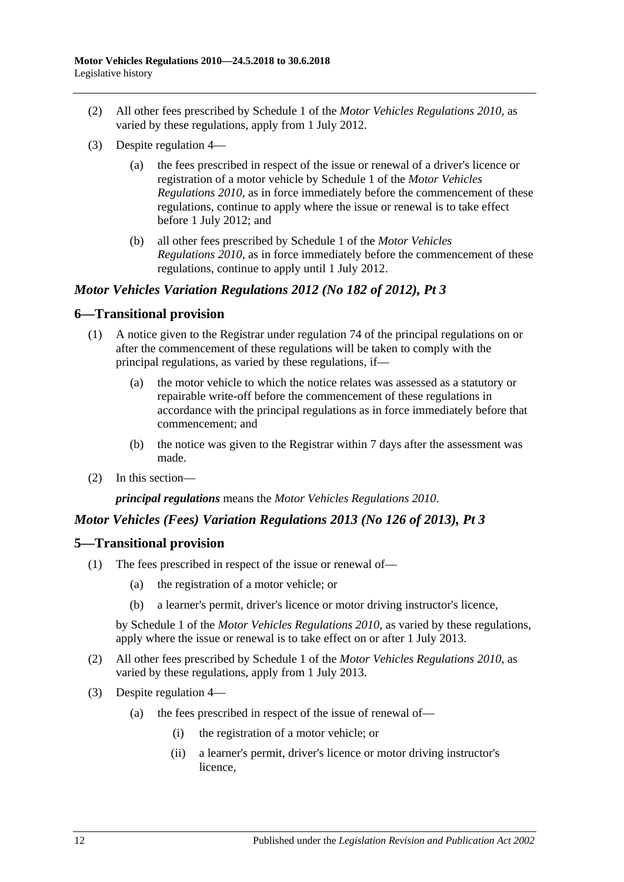(2) All other fees prescribed by Schedule 1 of the *Motor Vehicles Regulations 2010*, as varied by these regulations, apply from 1 July 2012.

(3) Despite regulation 4—

(a) the fees prescribed in respect of the issue or renewal of a driver's licence or registration of a motor vehicle by Schedule 1 of the *Motor Vehicles Regulations 2010*, as in force immediately before the commencement of these regulations, continue to apply where the issue or renewal is to take effect before 1 July 2012; and

(b) all other fees prescribed by Schedule 1 of the *Motor Vehicles Regulations 2010*, as in force immediately before the commencement of these regulations, continue to apply until 1 July 2012.

### *Motor Vehicles Variation Regulations 2012 (No 182 of 2012), Pt 3*

## 6—Transitional provision

(1) A notice given to the Registrar under regulation 74 of the principal regulations on or after the commencement of these regulations will be taken to comply with the principal regulations, as varied by these regulations, if—

(a) the motor vehicle to which the notice relates was assessed as a statutory or repairable write-off before the commencement of these regulations in accordance with the principal regulations as in force immediately before that commencement; and

(b) the notice was given to the Registrar within 7 days after the assessment was made.

(2) In this section—

***principal regulations*** means the *Motor Vehicles Regulations 2010*.

### *Motor Vehicles (Fees) Variation Regulations 2013 (No 126 of 2013), Pt 3*

## 5—Transitional provision

(1) The fees prescribed in respect of the issue or renewal of—

(a) the registration of a motor vehicle; or

(b) a learner's permit, driver's licence or motor driving instructor's licence,

by Schedule 1 of the *Motor Vehicles Regulations 2010*, as varied by these regulations, apply where the issue or renewal is to take effect on or after 1 July 2013.

(2) All other fees prescribed by Schedule 1 of the *Motor Vehicles Regulations 2010*, as varied by these regulations, apply from 1 July 2013.

(3) Despite regulation 4—

(a) the fees prescribed in respect of the issue of renewal of—

(i) the registration of a motor vehicle; or

(ii) a learner's permit, driver's licence or motor driving instructor's licence,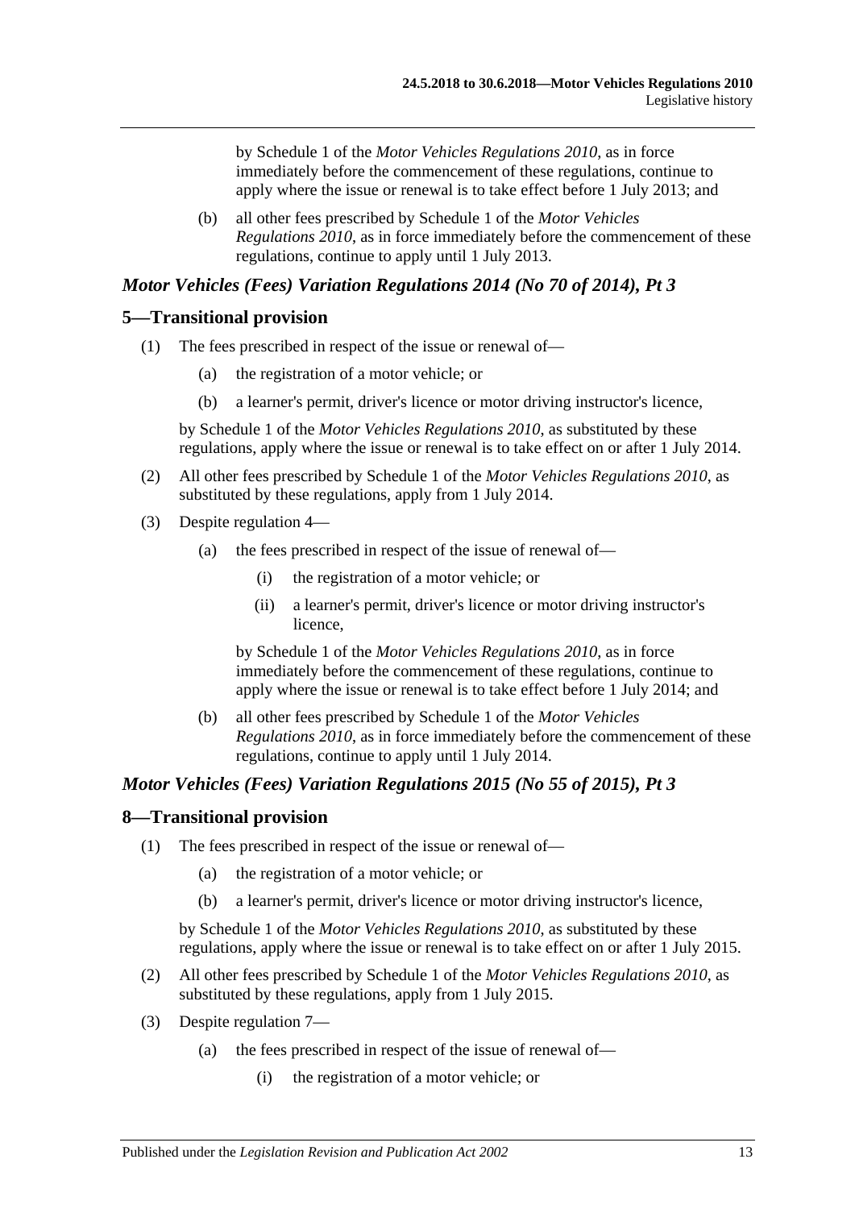by Schedule 1 of the *Motor Vehicles Regulations 2010*, as in force immediately before the commencement of these regulations, continue to apply where the issue or renewal is to take effect before 1 July 2013; and

(b) all other fees prescribed by Schedule 1 of the *Motor Vehicles Regulations 2010*, as in force immediately before the commencement of these regulations, continue to apply until 1 July 2013.

### *Motor Vehicles (Fees) Variation Regulations 2014 (No 70 of 2014), Pt 3*

## 5—Transitional provision

(1) The fees prescribed in respect of the issue or renewal of—

(a) the registration of a motor vehicle; or

(b) a learner's permit, driver's licence or motor driving instructor's licence,

by Schedule 1 of the *Motor Vehicles Regulations 2010*, as substituted by these regulations, apply where the issue or renewal is to take effect on or after 1 July 2014.

(2) All other fees prescribed by Schedule 1 of the *Motor Vehicles Regulations 2010*, as substituted by these regulations, apply from 1 July 2014.

(3) Despite regulation 4—

(a) the fees prescribed in respect of the issue of renewal of—

(i) the registration of a motor vehicle; or

(ii) a learner's permit, driver's licence or motor driving instructor's licence,

by Schedule 1 of the *Motor Vehicles Regulations 2010*, as in force immediately before the commencement of these regulations, continue to apply where the issue or renewal is to take effect before 1 July 2014; and

(b) all other fees prescribed by Schedule 1 of the *Motor Vehicles Regulations 2010*, as in force immediately before the commencement of these regulations, continue to apply until 1 July 2014.

### *Motor Vehicles (Fees) Variation Regulations 2015 (No 55 of 2015), Pt 3*

## 8—Transitional provision

(1) The fees prescribed in respect of the issue or renewal of—

(a) the registration of a motor vehicle; or

(b) a learner's permit, driver's licence or motor driving instructor's licence,

by Schedule 1 of the *Motor Vehicles Regulations 2010*, as substituted by these regulations, apply where the issue or renewal is to take effect on or after 1 July 2015.

(2) All other fees prescribed by Schedule 1 of the *Motor Vehicles Regulations 2010*, as substituted by these regulations, apply from 1 July 2015.

(3) Despite regulation 7—

(a) the fees prescribed in respect of the issue of renewal of—

(i) the registration of a motor vehicle; or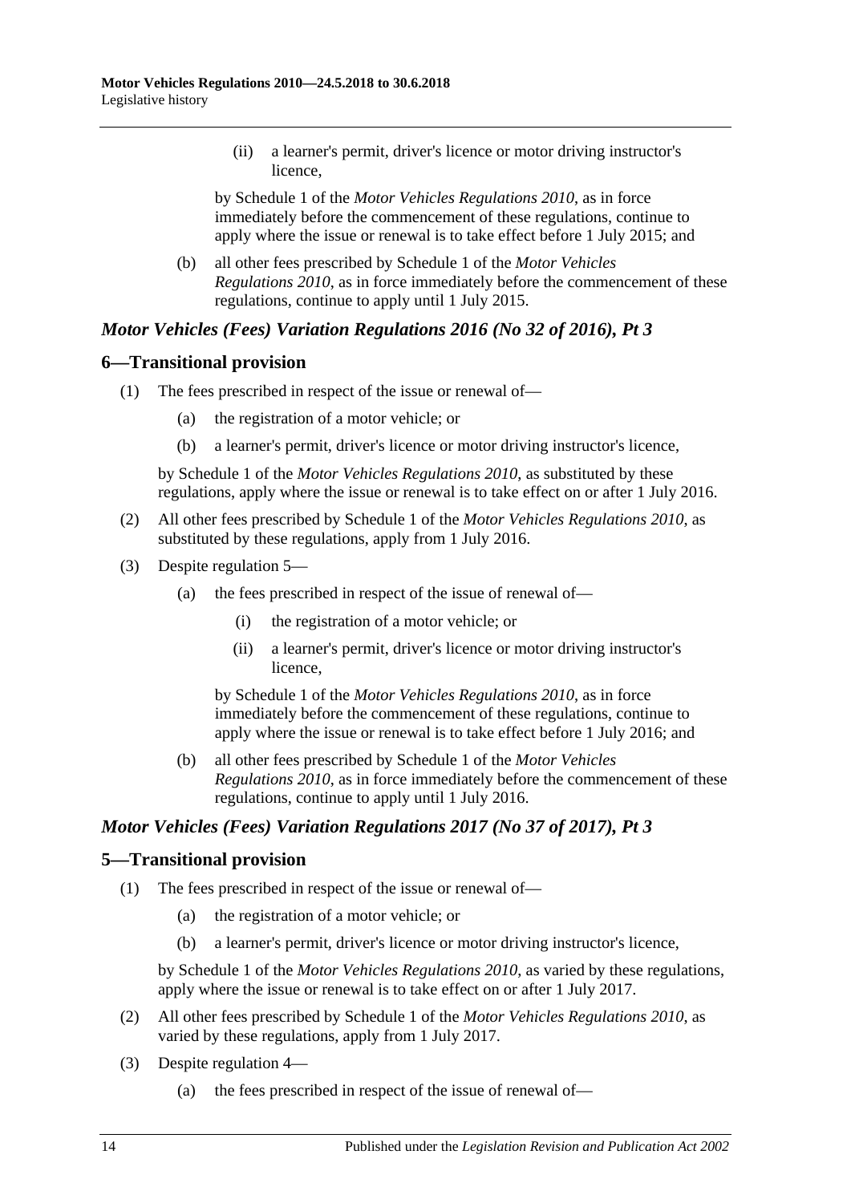(ii) a learner's permit, driver's licence or motor driving instructor's licence,

by Schedule 1 of the *Motor Vehicles Regulations 2010*, as in force immediately before the commencement of these regulations, continue to apply where the issue or renewal is to take effect before 1 July 2015; and

(b) all other fees prescribed by Schedule 1 of the *Motor Vehicles Regulations 2010*, as in force immediately before the commencement of these regulations, continue to apply until 1 July 2015.

### *Motor Vehicles (Fees) Variation Regulations 2016 (No 32 of 2016), Pt 3*

## 6—Transitional provision

(1) The fees prescribed in respect of the issue or renewal of—

(a) the registration of a motor vehicle; or

(b) a learner's permit, driver's licence or motor driving instructor's licence,

by Schedule 1 of the *Motor Vehicles Regulations 2010*, as substituted by these regulations, apply where the issue or renewal is to take effect on or after 1 July 2016.

(2) All other fees prescribed by Schedule 1 of the *Motor Vehicles Regulations 2010*, as substituted by these regulations, apply from 1 July 2016.

(3) Despite regulation 5—

(a) the fees prescribed in respect of the issue of renewal of—

(i) the registration of a motor vehicle; or

(ii) a learner's permit, driver's licence or motor driving instructor's licence,

by Schedule 1 of the *Motor Vehicles Regulations 2010*, as in force immediately before the commencement of these regulations, continue to apply where the issue or renewal is to take effect before 1 July 2016; and

(b) all other fees prescribed by Schedule 1 of the *Motor Vehicles Regulations 2010*, as in force immediately before the commencement of these regulations, continue to apply until 1 July 2016.

### *Motor Vehicles (Fees) Variation Regulations 2017 (No 37 of 2017), Pt 3*

## 5—Transitional provision

(1) The fees prescribed in respect of the issue or renewal of—

(a) the registration of a motor vehicle; or

(b) a learner's permit, driver's licence or motor driving instructor's licence,

by Schedule 1 of the *Motor Vehicles Regulations 2010*, as varied by these regulations, apply where the issue or renewal is to take effect on or after 1 July 2017.

(2) All other fees prescribed by Schedule 1 of the *Motor Vehicles Regulations 2010*, as varied by these regulations, apply from 1 July 2017.

(3) Despite regulation 4—

(a) the fees prescribed in respect of the issue of renewal of—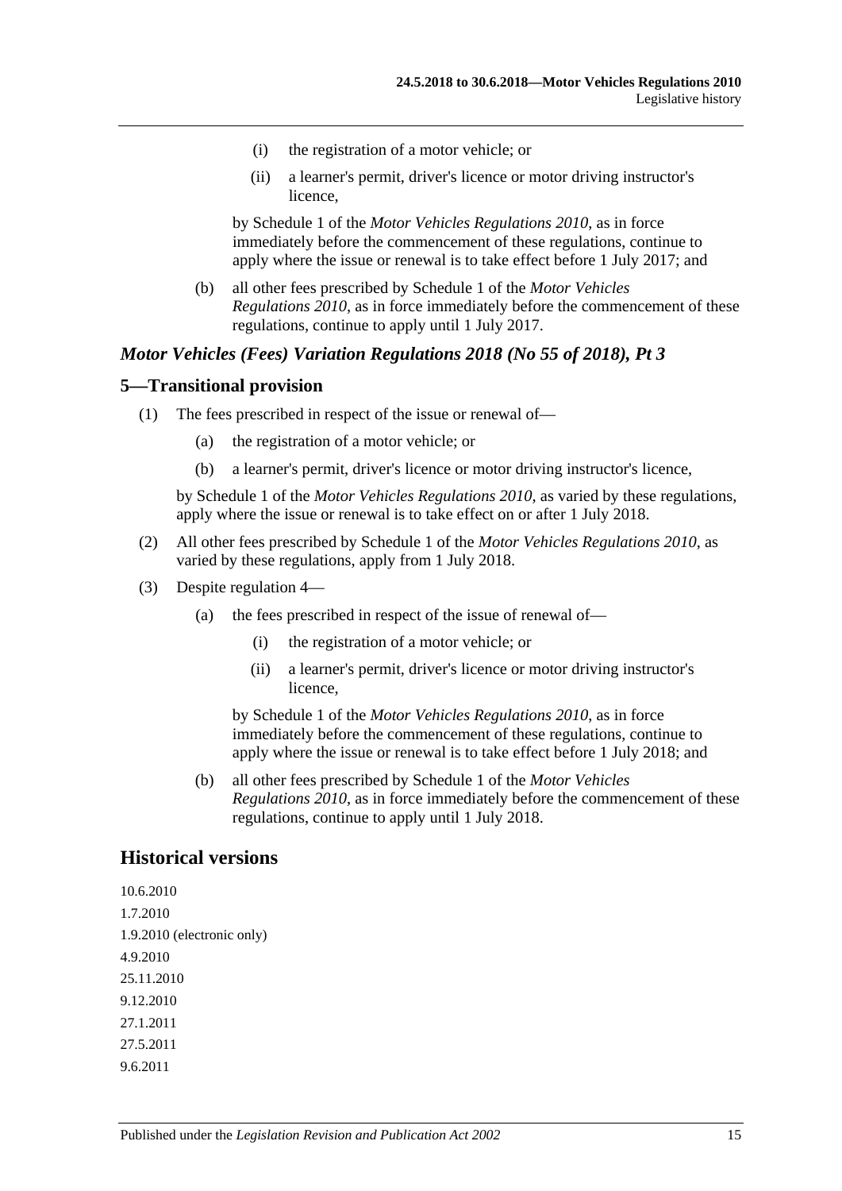(i) the registration of a motor vehicle; or

(ii) a learner's permit, driver's licence or motor driving instructor's licence,

by Schedule 1 of the *Motor Vehicles Regulations 2010*, as in force immediately before the commencement of these regulations, continue to apply where the issue or renewal is to take effect before 1 July 2017; and

(b) all other fees prescribed by Schedule 1 of the *Motor Vehicles Regulations 2010*, as in force immediately before the commencement of these regulations, continue to apply until 1 July 2017.

### *Motor Vehicles (Fees) Variation Regulations 2018 (No 55 of 2018), Pt 3*

### 5—Transitional provision

(1) The fees prescribed in respect of the issue or renewal of—

(a) the registration of a motor vehicle; or

(b) a learner's permit, driver's licence or motor driving instructor's licence,

by Schedule 1 of the *Motor Vehicles Regulations 2010*, as varied by these regulations, apply where the issue or renewal is to take effect on or after 1 July 2018.

(2) All other fees prescribed by Schedule 1 of the *Motor Vehicles Regulations 2010*, as varied by these regulations, apply from 1 July 2018.

(3) Despite regulation 4—

(a) the fees prescribed in respect of the issue of renewal of—

(i) the registration of a motor vehicle; or

(ii) a learner's permit, driver's licence or motor driving instructor's licence,

by Schedule 1 of the *Motor Vehicles Regulations 2010*, as in force immediately before the commencement of these regulations, continue to apply where the issue or renewal is to take effect before 1 July 2018; and

(b) all other fees prescribed by Schedule 1 of the *Motor Vehicles Regulations 2010*, as in force immediately before the commencement of these regulations, continue to apply until 1 July 2018.

## Historical versions

10.6.2010

1.7.2010

1.9.2010 (electronic only)

4.9.2010

25.11.2010

9.12.2010

27.1.2011

27.5.2011

9.6.2011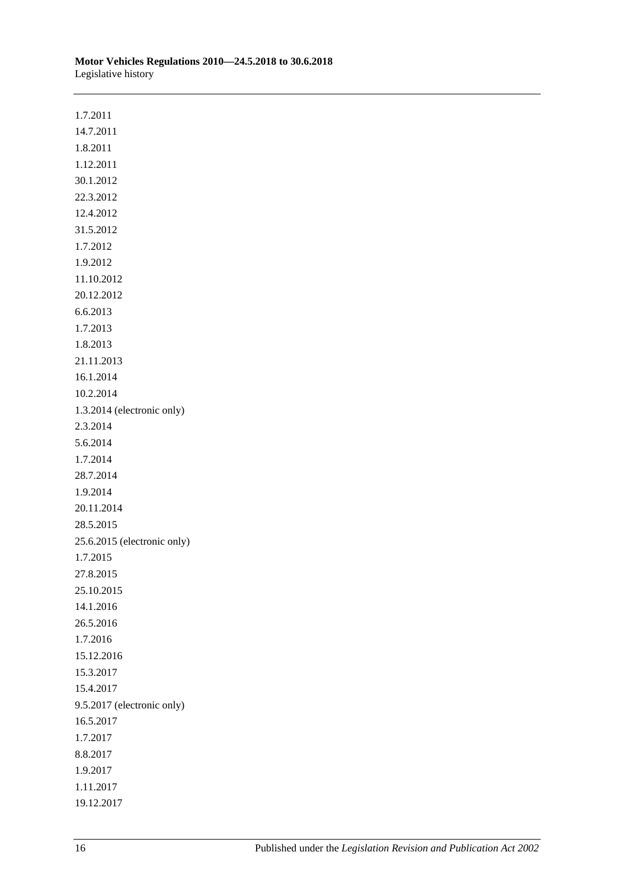1.7.2011

14.7.2011

1.8.2011

1.12.2011

30.1.2012

22.3.2012

12.4.2012

31.5.2012

1.7.2012

1.9.2012

11.10.2012

20.12.2012

6.6.2013

1.7.2013

1.8.2013

21.11.2013

16.1.2014

10.2.2014

1.3.2014 (electronic only)

2.3.2014

5.6.2014

1.7.2014

28.7.2014

1.9.2014

20.11.2014

28.5.2015

25.6.2015 (electronic only)

1.7.2015

27.8.2015

25.10.2015

14.1.2016

26.5.2016

1.7.2016

15.12.2016

15.3.2017

15.4.2017

9.5.2017 (electronic only)

16.5.2017

1.7.2017

8.8.2017

1.9.2017

1.11.2017

19.12.2017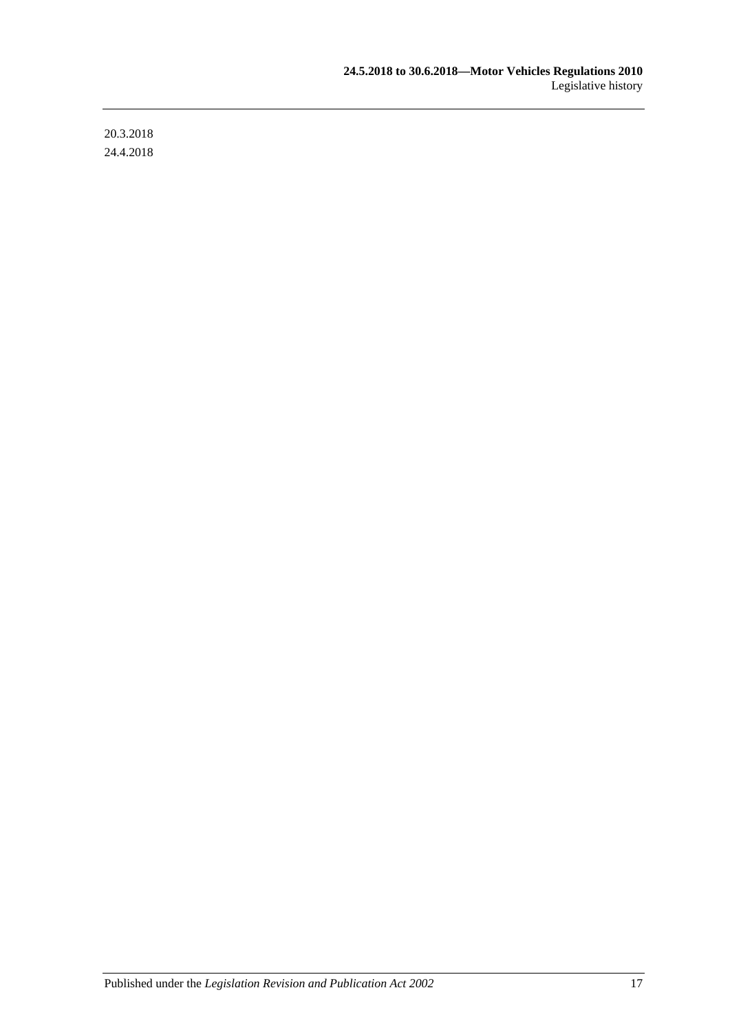20.3.2018

24.4.2018